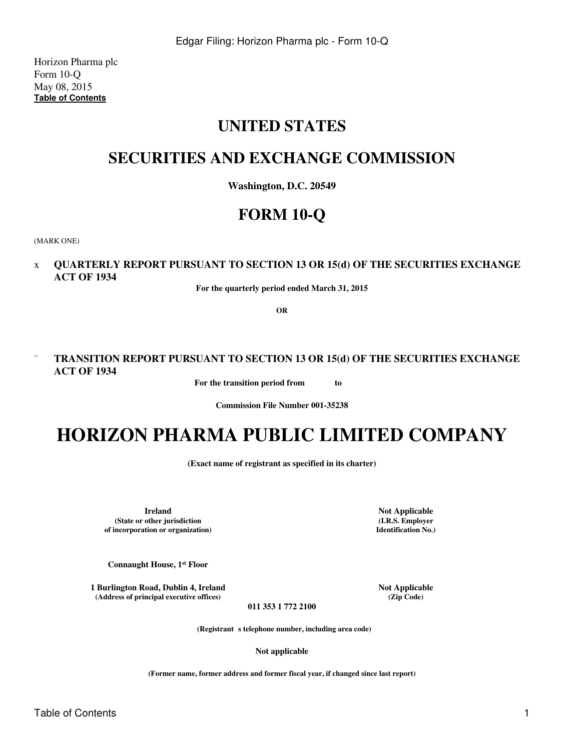Horizon Pharma plc
Form 10-Q
May 08, 2015
**Table of Contents**

# UNITED STATES

# SECURITIES AND EXCHANGE COMMISSION

**Washington, D.C. 20549**

# FORM 10-Q

(MARK ONE)

x **QUARTERLY REPORT PURSUANT TO SECTION 13 OR 15(d) OF THE SECURITIES EXCHANGE ACT OF 1934**

**For the quarterly period ended March 31, 2015**

**OR**

¨ **TRANSITION REPORT PURSUANT TO SECTION 13 OR 15(d) OF THE SECURITIES EXCHANGE ACT OF 1934**

**For the transition period from to**

**Commission File Number 001-35238**

# HORIZON PHARMA PUBLIC LIMITED COMPANY

**(Exact name of registrant as specified in its charter)**

| **Ireland** | **Not Applicable** |
|---|---|
| **(State or other jurisdiction of incorporation or organization)** | **(I.R.S. Employer Identification No.)** |

**Connaught House, 1st Floor**

| **1 Burlington Road, Dublin 4, Ireland** | **Not Applicable** |
|---|---|
| **(Address of principal executive offices)** | **(Zip Code)** |

**011 353 1 772 2100**

**(Registrant s telephone number, including area code)**

**Not applicable**

**(Former name, former address and former fiscal year, if changed since last report)**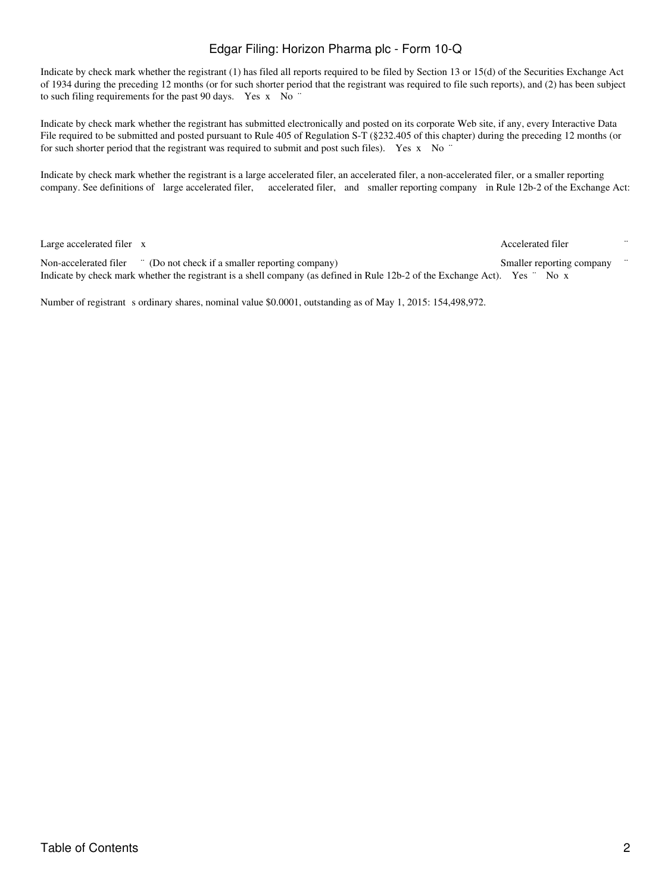Indicate by check mark whether the registrant (1) has filed all reports required to be filed by Section 13 or 15(d) of the Securities Exchange Act of 1934 during the preceding 12 months (or for such shorter period that the registrant was required to file such reports), and (2) has been subject to such filing requirements for the past 90 days. Yes x No ¨

Indicate by check mark whether the registrant has submitted electronically and posted on its corporate Web site, if any, every Interactive Data File required to be submitted and posted pursuant to Rule 405 of Regulation S-T (§232.405 of this chapter) during the preceding 12 months (or for such shorter period that the registrant was required to submit and post such files). Yes x No ¨

Indicate by check mark whether the registrant is a large accelerated filer, an accelerated filer, a non-accelerated filer, or a smaller reporting company. See definitions of large accelerated filer, accelerated filer, and smaller reporting company in Rule 12b-2 of the Exchange Act:

| | | | |
|---|---|---|---|
| Large accelerated filer | x | Accelerated filer | ¨ |
| Non-accelerated filer | ¨ (Do not check if a smaller reporting company) | Smaller reporting company | ¨ |

Indicate by check mark whether the registrant is a shell company (as defined in Rule 12b-2 of the Exchange Act). Yes ¨ No x

Number of registrant s ordinary shares, nominal value $0.0001, outstanding as of May 1, 2015: 154,498,972.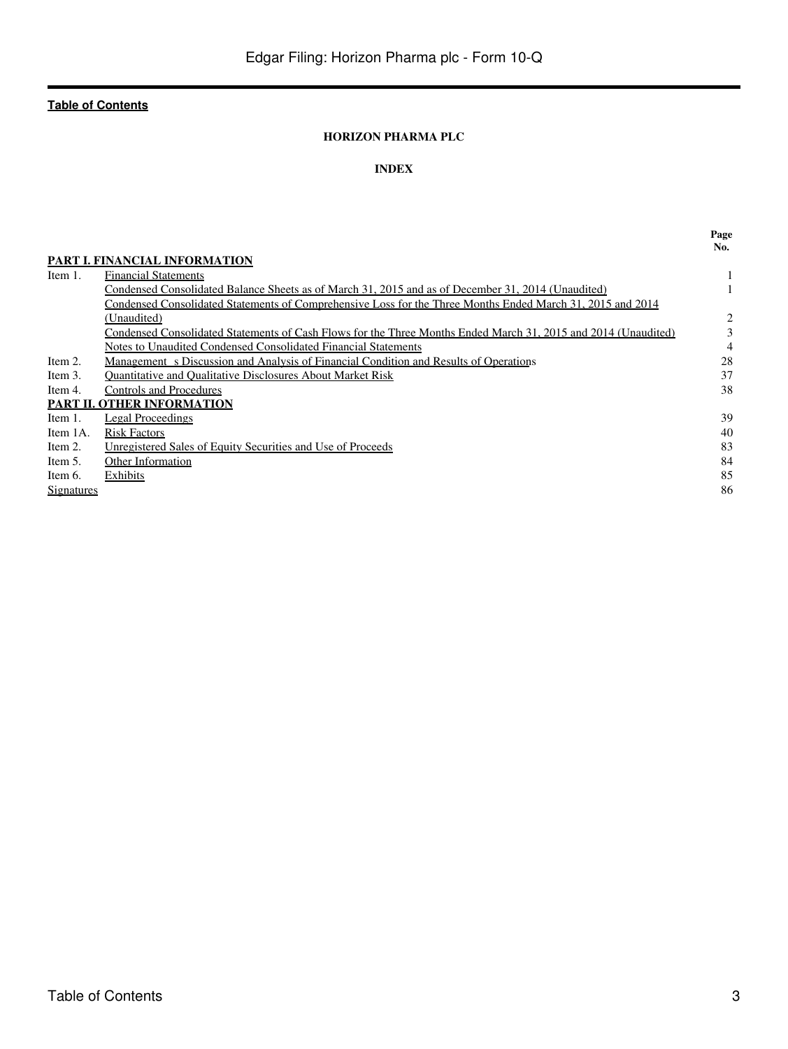**Table of Contents**

**HORIZON PHARMA PLC**

**INDEX**

| | | Page No. |
|---|---|---|
| **PART I. FINANCIAL INFORMATION** | | |
| Item 1. | Financial Statements | 1 |
| | Condensed Consolidated Balance Sheets as of March 31, 2015 and as of December 31, 2014 (Unaudited) | 1 |
| | Condensed Consolidated Statements of Comprehensive Loss for the Three Months Ended March 31, 2015 and 2014 (Unaudited) | 2 |
| | Condensed Consolidated Statements of Cash Flows for the Three Months Ended March 31, 2015 and 2014 (Unaudited) | 3 |
| | Notes to Unaudited Condensed Consolidated Financial Statements | 4 |
| Item 2. | Management s Discussion and Analysis of Financial Condition and Results of Operations | 28 |
| Item 3. | Quantitative and Qualitative Disclosures About Market Risk | 37 |
| Item 4. | Controls and Procedures | 38 |
| **PART II. OTHER INFORMATION** | | |
| Item 1. | Legal Proceedings | 39 |
| Item 1A. | Risk Factors | 40 |
| Item 2. | Unregistered Sales of Equity Securities and Use of Proceeds | 83 |
| Item 5. | Other Information | 84 |
| Item 6. | Exhibits | 85 |
| Signatures | | 86 |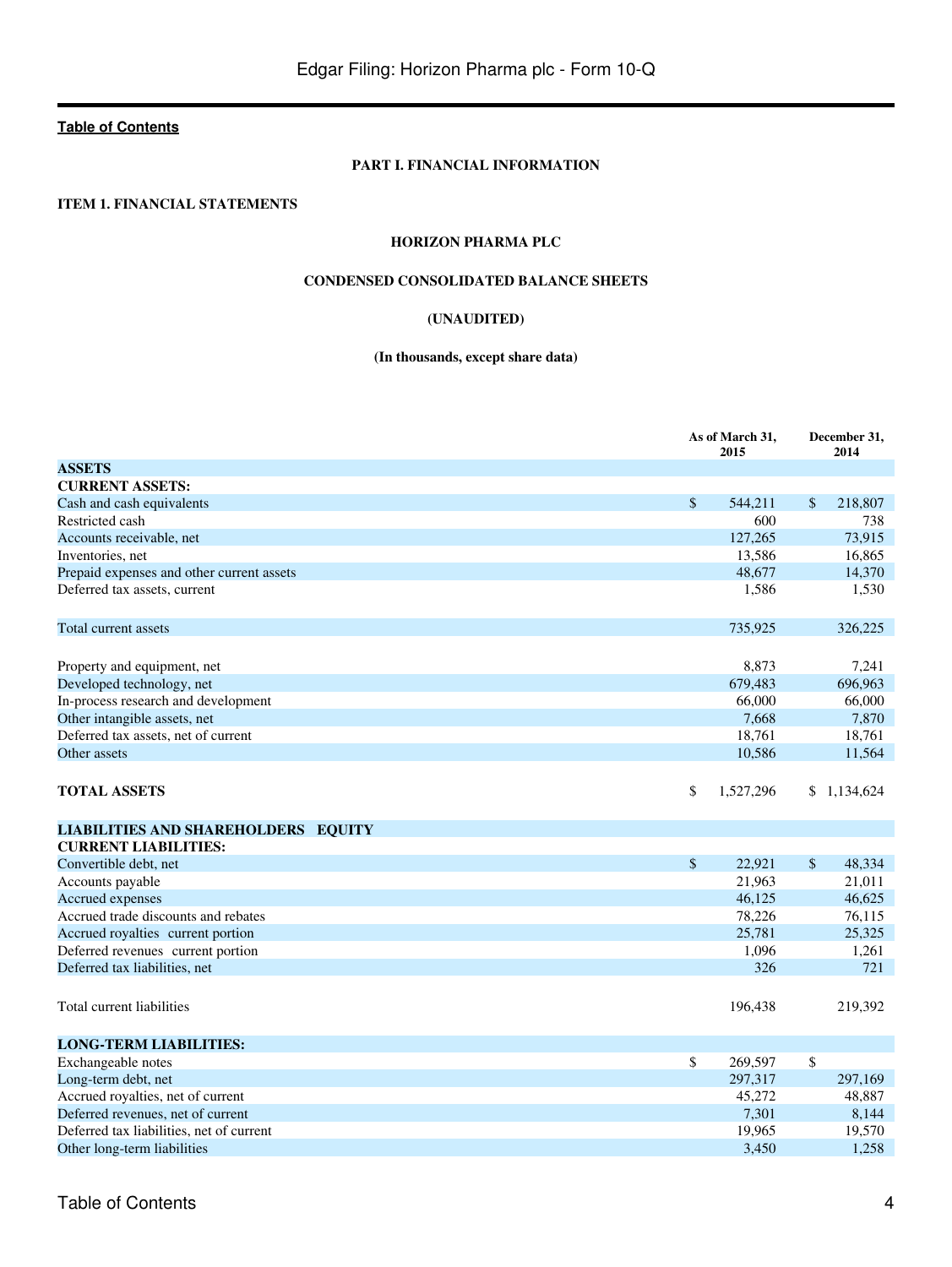[Table of Contents](#)

**PART I. FINANCIAL INFORMATION**

**ITEM 1. FINANCIAL STATEMENTS**

**HORIZON PHARMA PLC**

**CONDENSED CONSOLIDATED BALANCE SHEETS**

**(UNAUDITED)**

**(In thousands, except share data)**

| | As of March 31, 2015 | December 31, 2014 |
|---|---|---|
| **ASSETS** | | |
| **CURRENT ASSETS:** | | |
| Cash and cash equivalents | $ 544,211 | $ 218,807 |
| Restricted cash | 600 | 738 |
| Accounts receivable, net | 127,265 | 73,915 |
| Inventories, net | 13,586 | 16,865 |
| Prepaid expenses and other current assets | 48,677 | 14,370 |
| Deferred tax assets, current | 1,586 | 1,530 |
| Total current assets | 735,925 | 326,225 |
| Property and equipment, net | 8,873 | 7,241 |
| Developed technology, net | 679,483 | 696,963 |
| In-process research and development | 66,000 | 66,000 |
| Other intangible assets, net | 7,668 | 7,870 |
| Deferred tax assets, net of current | 18,761 | 18,761 |
| Other assets | 10,586 | 11,564 |
| **TOTAL ASSETS** | $ 1,527,296 | $ 1,134,624 |
| **LIABILITIES AND SHAREHOLDERS EQUITY** | | |
| **CURRENT LIABILITIES:** | | |
| Convertible debt, net | $ 22,921 | $ 48,334 |
| Accounts payable | 21,963 | 21,011 |
| Accrued expenses | 46,125 | 46,625 |
| Accrued trade discounts and rebates | 78,226 | 76,115 |
| Accrued royalties current portion | 25,781 | 25,325 |
| Deferred revenues current portion | 1,096 | 1,261 |
| Deferred tax liabilities, net | 326 | 721 |
| Total current liabilities | 196,438 | 219,392 |
| **LONG-TERM LIABILITIES:** | | |
| Exchangeable notes | $ 269,597 | $ |
| Long-term debt, net | 297,317 | 297,169 |
| Accrued royalties, net of current | 45,272 | 48,887 |
| Deferred revenues, net of current | 7,301 | 8,144 |
| Deferred tax liabilities, net of current | 19,965 | 19,570 |
| Other long-term liabilities | 3,450 | 1,258 |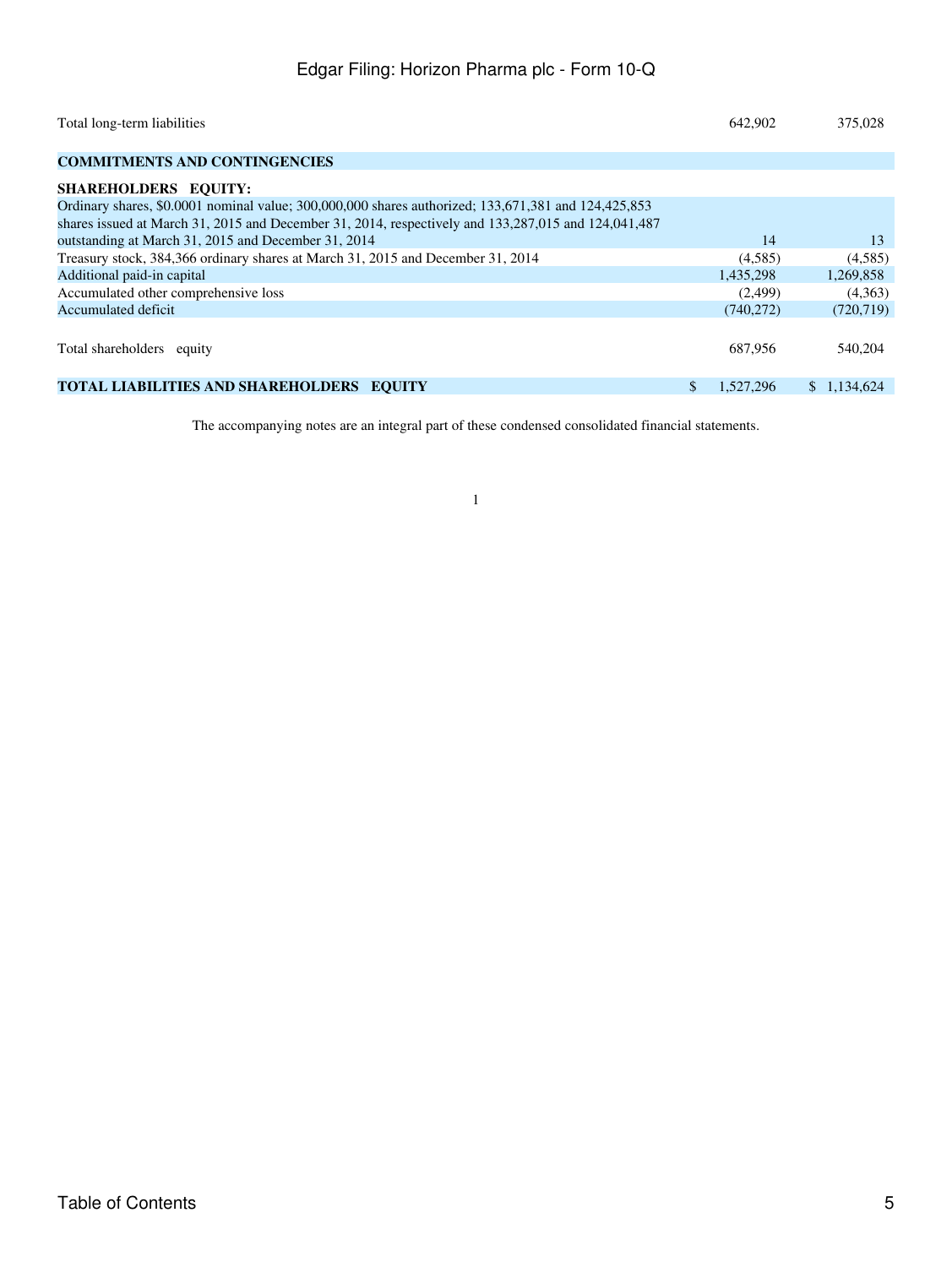| | | |
|---|---|---|
| Total long-term liabilities | 642,902 | 375,028 |
| **COMMITMENTS AND CONTINGENCIES** | | |
| **SHAREHOLDERS EQUITY:** | | |
| Ordinary shares, $0.0001 nominal value; 300,000,000 shares authorized; 133,671,381 and 124,425,853 shares issued at March 31, 2015 and December 31, 2014, respectively and 133,287,015 and 124,041,487 outstanding at March 31, 2015 and December 31, 2014 | 14 | 13 |
| Treasury stock, 384,366 ordinary shares at March 31, 2015 and December 31, 2014 | (4,585) | (4,585) |
| Additional paid-in capital | 1,435,298 | 1,269,858 |
| Accumulated other comprehensive loss | (2,499) | (4,363) |
| Accumulated deficit | (740,272) | (720,719) |
| Total shareholders equity | 687,956 | 540,204 |
| **TOTAL LIABILITIES AND SHAREHOLDERS EQUITY** | $ 1,527,296 | $ 1,134,624 |

The accompanying notes are an integral part of these condensed consolidated financial statements.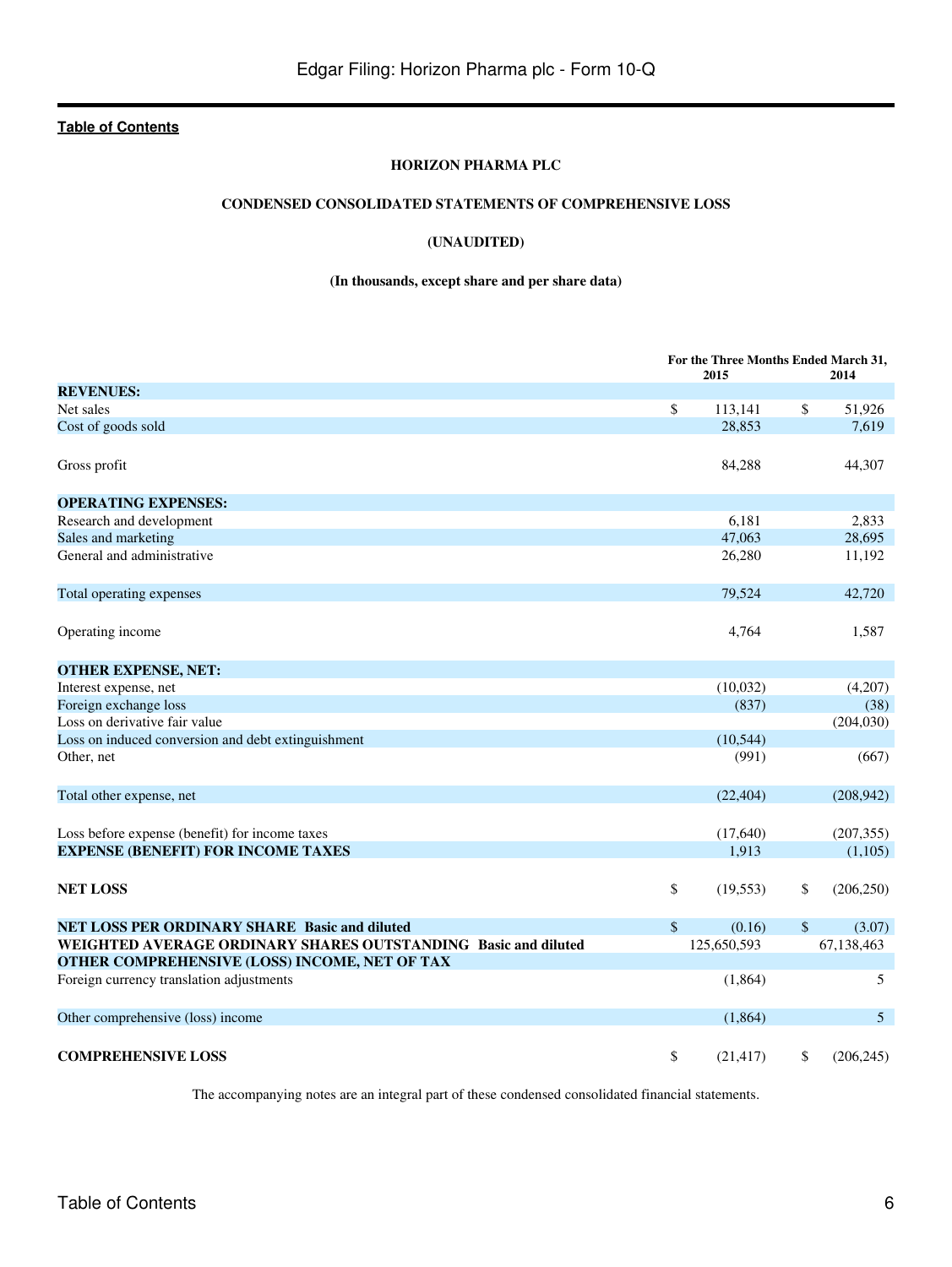**Table of Contents**

**HORIZON PHARMA PLC**

**CONDENSED CONSOLIDATED STATEMENTS OF COMPREHENSIVE LOSS**

**(UNAUDITED)**

**(In thousands, except share and per share data)**

| | For the Three Months Ended March 31, | |
|---|---|---|
| | 2015 | 2014 |
| **REVENUES:** | | |
| Net sales | $ 113,141 | $ 51,926 |
| Cost of goods sold | 28,853 | 7,619 |
| Gross profit | 84,288 | 44,307 |
| **OPERATING EXPENSES:** | | |
| Research and development | 6,181 | 2,833 |
| Sales and marketing | 47,063 | 28,695 |
| General and administrative | 26,280 | 11,192 |
| Total operating expenses | 79,524 | 42,720 |
| Operating income | 4,764 | 1,587 |
| **OTHER EXPENSE, NET:** | | |
| Interest expense, net | (10,032) | (4,207) |
| Foreign exchange loss | (837) | (38) |
| Loss on derivative fair value | | (204,030) |
| Loss on induced conversion and debt extinguishment | (10,544) | |
| Other, net | (991) | (667) |
| Total other expense, net | (22,404) | (208,942) |
| Loss before expense (benefit) for income taxes | (17,640) | (207,355) |
| **EXPENSE (BENEFIT) FOR INCOME TAXES** | 1,913 | (1,105) |
| **NET LOSS** | $ (19,553) | $ (206,250) |
| **NET LOSS PER ORDINARY SHARE Basic and diluted** | $ (0.16) | $ (3.07) |
| **WEIGHTED AVERAGE ORDINARY SHARES OUTSTANDING Basic and diluted** | 125,650,593 | 67,138,463 |
| **OTHER COMPREHENSIVE (LOSS) INCOME, NET OF TAX** | | |
| Foreign currency translation adjustments | (1,864) | 5 |
| Other comprehensive (loss) income | (1,864) | 5 |
| **COMPREHENSIVE LOSS** | $ (21,417) | $ (206,245) |

The accompanying notes are an integral part of these condensed consolidated financial statements.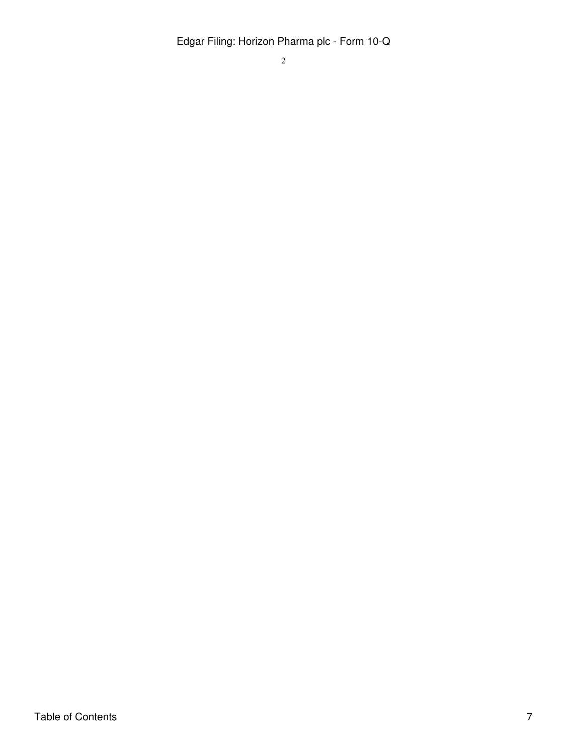Table of Contents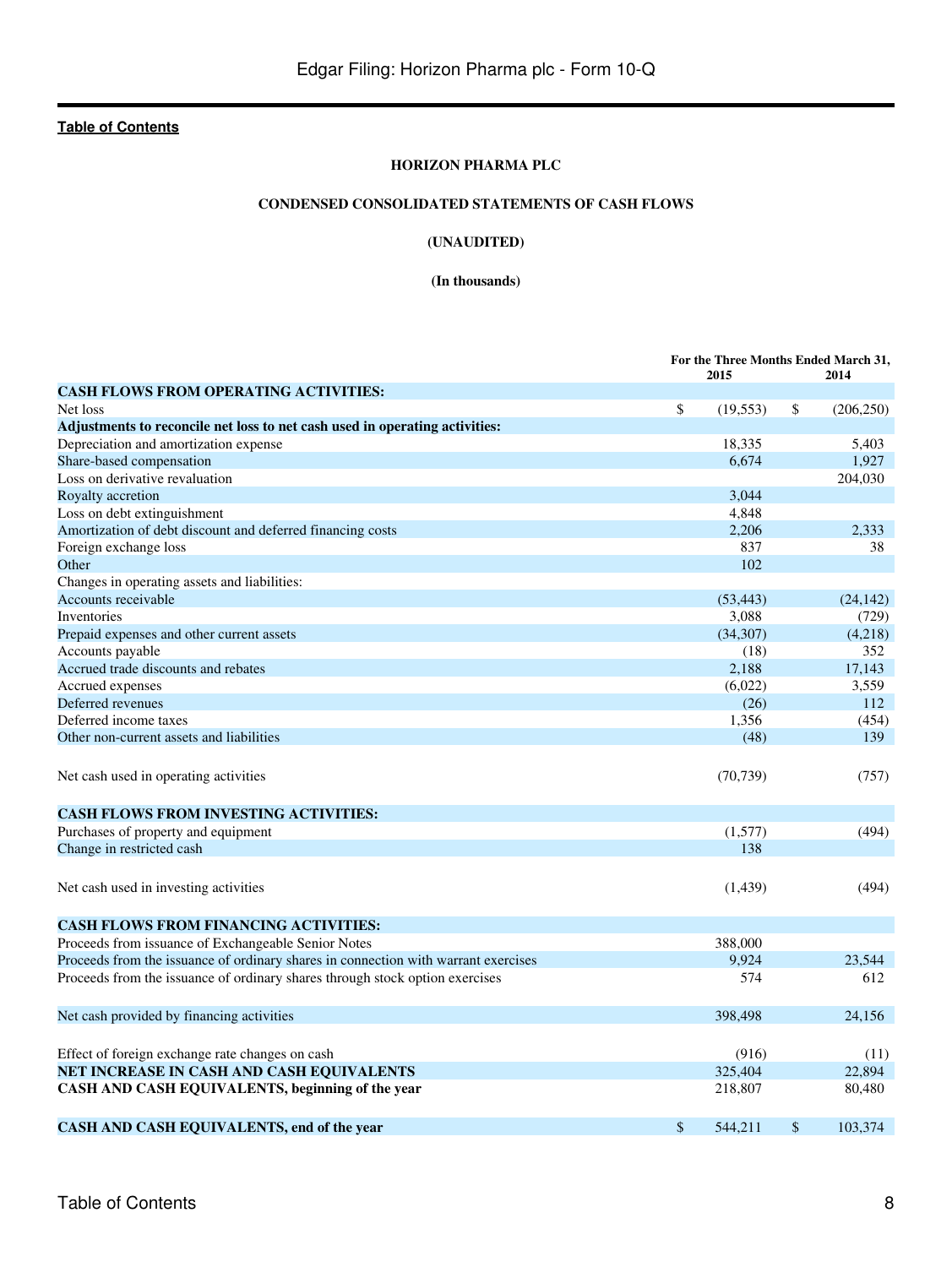**Table of Contents**

**HORIZON PHARMA PLC**

**CONDENSED CONSOLIDATED STATEMENTS OF CASH FLOWS**

**(UNAUDITED)**

**(In thousands)**

| | For the Three Months Ended March 31, | |
|---|---|---|
| | 2015 | 2014 |
| **CASH FLOWS FROM OPERATING ACTIVITIES:** | | |
| Net loss | $ (19,553) | $ (206,250) |
| **Adjustments to reconcile net loss to net cash used in operating activities:** | | |
| Depreciation and amortization expense | 18,335 | 5,403 |
| Share-based compensation | 6,674 | 1,927 |
| Loss on derivative revaluation | | 204,030 |
| Royalty accretion | 3,044 | |
| Loss on debt extinguishment | 4,848 | |
| Amortization of debt discount and deferred financing costs | 2,206 | 2,333 |
| Foreign exchange loss | 837 | 38 |
| Other | 102 | |
| Changes in operating assets and liabilities: | | |
| Accounts receivable | (53,443) | (24,142) |
| Inventories | 3,088 | (729) |
| Prepaid expenses and other current assets | (34,307) | (4,218) |
| Accounts payable | (18) | 352 |
| Accrued trade discounts and rebates | 2,188 | 17,143 |
| Accrued expenses | (6,022) | 3,559 |
| Deferred revenues | (26) | 112 |
| Deferred income taxes | 1,356 | (454) |
| Other non-current assets and liabilities | (48) | 139 |
| Net cash used in operating activities | (70,739) | (757) |
| **CASH FLOWS FROM INVESTING ACTIVITIES:** | | |
| Purchases of property and equipment | (1,577) | (494) |
| Change in restricted cash | 138 | |
| Net cash used in investing activities | (1,439) | (494) |
| **CASH FLOWS FROM FINANCING ACTIVITIES:** | | |
| Proceeds from issuance of Exchangeable Senior Notes | 388,000 | |
| Proceeds from the issuance of ordinary shares in connection with warrant exercises | 9,924 | 23,544 |
| Proceeds from the issuance of ordinary shares through stock option exercises | 574 | 612 |
| Net cash provided by financing activities | 398,498 | 24,156 |
| Effect of foreign exchange rate changes on cash | (916) | (11) |
| **NET INCREASE IN CASH AND CASH EQUIVALENTS** | 325,404 | 22,894 |
| **CASH AND CASH EQUIVALENTS, beginning of the year** | 218,807 | 80,480 |
| **CASH AND CASH EQUIVALENTS, end of the year** | $ 544,211 | $ 103,374 |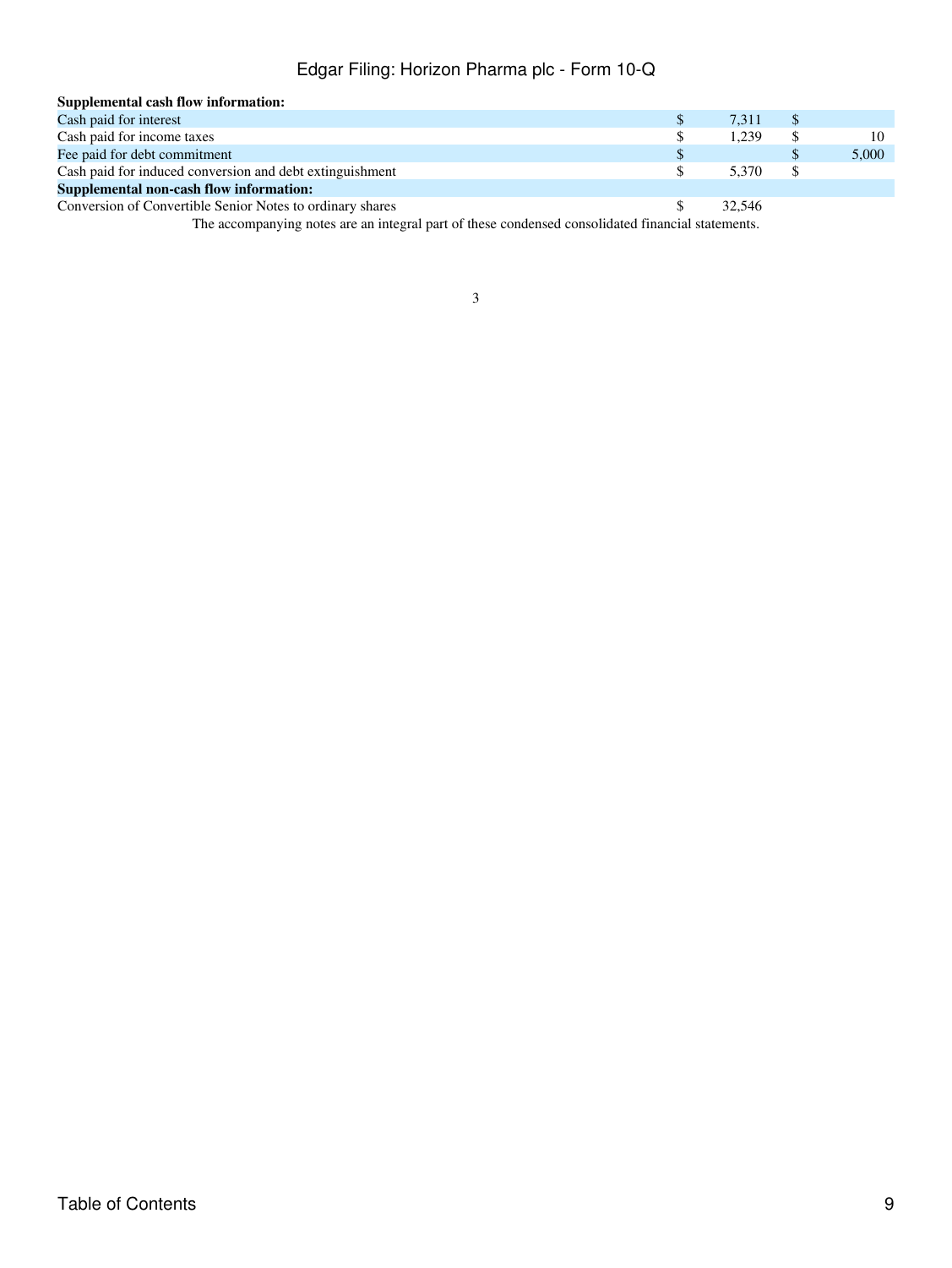| | | |
|---|---|---|
| **Supplemental cash flow information:** | | |
| Cash paid for interest | $ 7,311 | $ |
| Cash paid for income taxes | $ 1,239 | $ 10 |
| Fee paid for debt commitment | $ | $ 5,000 |
| Cash paid for induced conversion and debt extinguishment | $ 5,370 | $ |
| **Supplemental non-cash flow information:** | | |
| Conversion of Convertible Senior Notes to ordinary shares | $ 32,546 | |

The accompanying notes are an integral part of these condensed consolidated financial statements.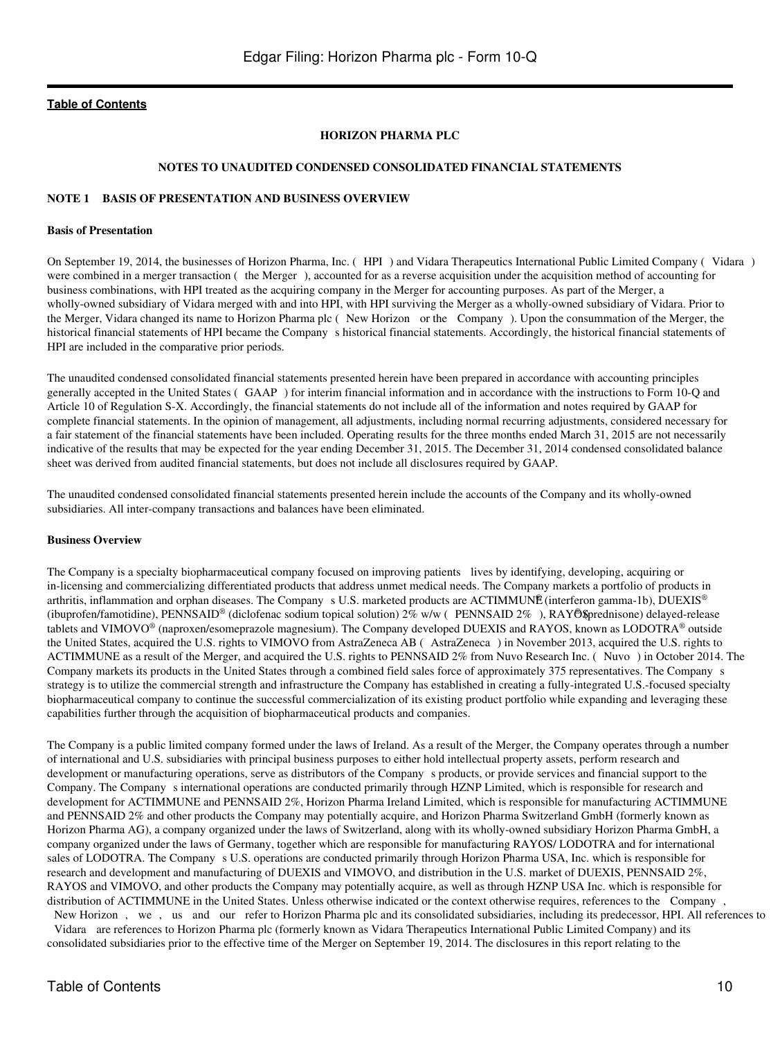[Table of Contents](#)

**HORIZON PHARMA PLC**

**NOTES TO UNAUDITED CONDENSED CONSOLIDATED FINANCIAL STATEMENTS**

**NOTE 1 BASIS OF PRESENTATION AND BUSINESS OVERVIEW**

**Basis of Presentation**

On September 19, 2014, the businesses of Horizon Pharma, Inc. ( HPI ) and Vidara Therapeutics International Public Limited Company ( Vidara ) were combined in a merger transaction ( the Merger ), accounted for as a reverse acquisition under the acquisition method of accounting for business combinations, with HPI treated as the acquiring company in the Merger for accounting purposes. As part of the Merger, a wholly-owned subsidiary of Vidara merged with and into HPI, with HPI surviving the Merger as a wholly-owned subsidiary of Vidara. Prior to the Merger, Vidara changed its name to Horizon Pharma plc ( New Horizon or the Company ). Upon the consummation of the Merger, the historical financial statements of HPI became the Company s historical financial statements. Accordingly, the historical financial statements of HPI are included in the comparative prior periods.

The unaudited condensed consolidated financial statements presented herein have been prepared in accordance with accounting principles generally accepted in the United States ( GAAP ) for interim financial information and in accordance with the instructions to Form 10-Q and Article 10 of Regulation S-X. Accordingly, the financial statements do not include all of the information and notes required by GAAP for complete financial statements. In the opinion of management, all adjustments, including normal recurring adjustments, considered necessary for a fair statement of the financial statements have been included. Operating results for the three months ended March 31, 2015 are not necessarily indicative of the results that may be expected for the year ending December 31, 2015. The December 31, 2014 condensed consolidated balance sheet was derived from audited financial statements, but does not include all disclosures required by GAAP.

The unaudited condensed consolidated financial statements presented herein include the accounts of the Company and its wholly-owned subsidiaries. All inter-company transactions and balances have been eliminated.

**Business Overview**

The Company is a specialty biopharmaceutical company focused on improving patients lives by identifying, developing, acquiring or in-licensing and commercializing differentiated products that address unmet medical needs. The Company markets a portfolio of products in arthritis, inflammation and orphan diseases. The Company s U.S. marketed products are ACTIMMUNE® (interferon gamma-1b), DUEXIS® (ibuprofen/famotidine), PENNSAID® (diclofenac sodium topical solution) 2% w/w ( PENNSAID 2% ), RAYOS® (prednisone) delayed-release tablets and VIMOVO® (naproxen/esomeprazole magnesium). The Company developed DUEXIS and RAYOS, known as LODOTRA® outside the United States, acquired the U.S. rights to VIMOVO from AstraZeneca AB ( AstraZeneca ) in November 2013, acquired the U.S. rights to ACTIMMUNE as a result of the Merger, and acquired the U.S. rights to PENNSAID 2% from Nuvo Research Inc. ( Nuvo ) in October 2014. The Company markets its products in the United States through a combined field sales force of approximately 375 representatives. The Company s strategy is to utilize the commercial strength and infrastructure the Company has established in creating a fully-integrated U.S.-focused specialty biopharmaceutical company to continue the successful commercialization of its existing product portfolio while expanding and leveraging these capabilities further through the acquisition of biopharmaceutical products and companies.

The Company is a public limited company formed under the laws of Ireland. As a result of the Merger, the Company operates through a number of international and U.S. subsidiaries with principal business purposes to either hold intellectual property assets, perform research and development or manufacturing operations, serve as distributors of the Company s products, or provide services and financial support to the Company. The Company s international operations are conducted primarily through HZNP Limited, which is responsible for research and development for ACTIMMUNE and PENNSAID 2%, Horizon Pharma Ireland Limited, which is responsible for manufacturing ACTIMMUNE and PENNSAID 2% and other products the Company may potentially acquire, and Horizon Pharma Switzerland GmbH (formerly known as Horizon Pharma AG), a company organized under the laws of Switzerland, along with its wholly-owned subsidiary Horizon Pharma GmbH, a company organized under the laws of Germany, together which are responsible for manufacturing RAYOS/ LODOTRA and for international sales of LODOTRA. The Company s U.S. operations are conducted primarily through Horizon Pharma USA, Inc. which is responsible for research and development and manufacturing of DUEXIS and VIMOVO, and distribution in the U.S. market of DUEXIS, PENNSAID 2%, RAYOS and VIMOVO, and other products the Company may potentially acquire, as well as through HZNP USA Inc. which is responsible for distribution of ACTIMMUNE in the United States. Unless otherwise indicated or the context otherwise requires, references to the Company , New Horizon , we , us and our refer to Horizon Pharma plc and its consolidated subsidiaries, including its predecessor, HPI. All references to Vidara are references to Horizon Pharma plc (formerly known as Vidara Therapeutics International Public Limited Company) and its consolidated subsidiaries prior to the effective time of the Merger on September 19, 2014. The disclosures in this report relating to the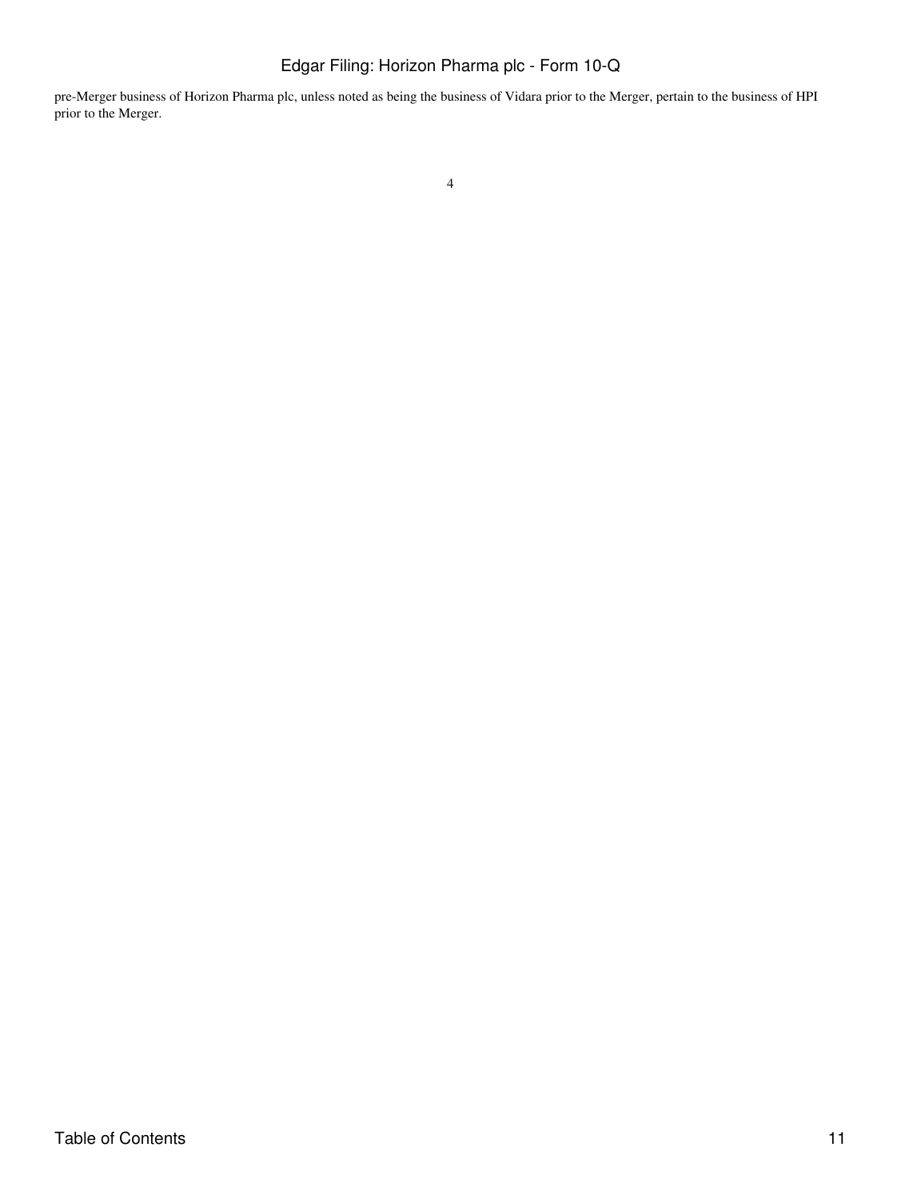pre-Merger business of Horizon Pharma plc, unless noted as being the business of Vidara prior to the Merger, pertain to the business of HPI prior to the Merger.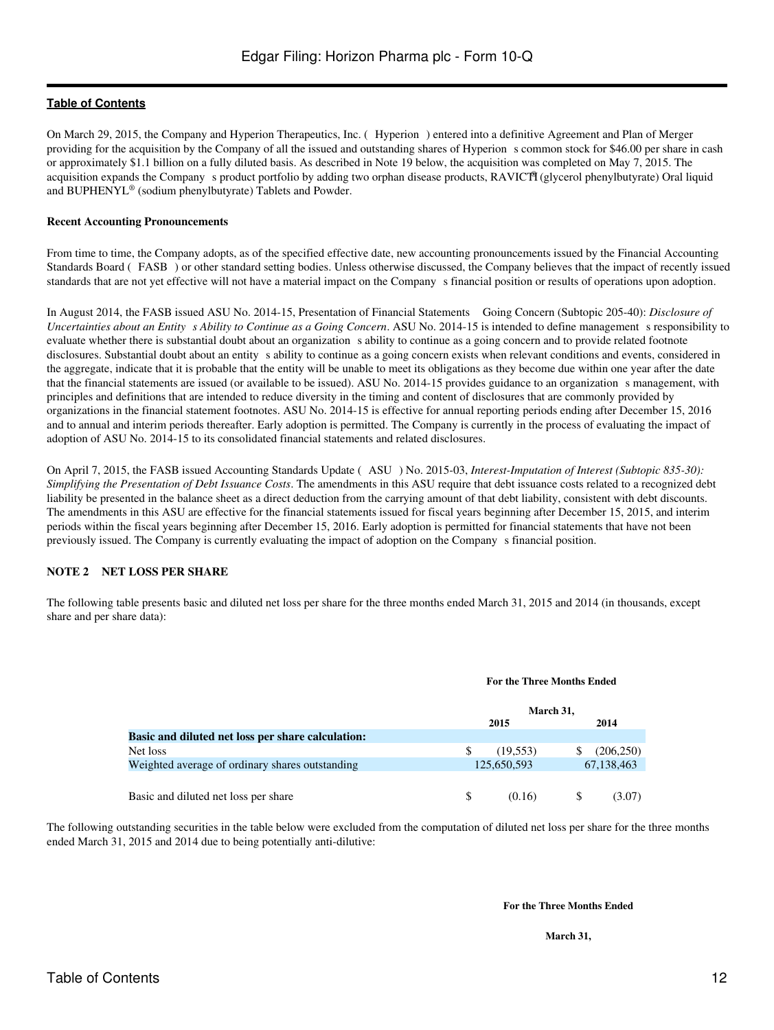On March 29, 2015, the Company and Hyperion Therapeutics, Inc. ( Hyperion ) entered into a definitive Agreement and Plan of Merger providing for the acquisition by the Company of all the issued and outstanding shares of Hyperion s common stock for $46.00 per share in cash or approximately $1.1 billion on a fully diluted basis. As described in Note 19 below, the acquisition was completed on May 7, 2015. The acquisition expands the Company s product portfolio by adding two orphan disease products, RAVICTI® (glycerol phenylbutyrate) Oral liquid and BUPHENYL® (sodium phenylbutyrate) Tablets and Powder.

**Recent Accounting Pronouncements**

From time to time, the Company adopts, as of the specified effective date, new accounting pronouncements issued by the Financial Accounting Standards Board ( FASB ) or other standard setting bodies. Unless otherwise discussed, the Company believes that the impact of recently issued standards that are not yet effective will not have a material impact on the Company s financial position or results of operations upon adoption.

In August 2014, the FASB issued ASU No. 2014-15, Presentation of Financial Statements Going Concern (Subtopic 205-40): *Disclosure of Uncertainties about an Entity s Ability to Continue as a Going Concern*. ASU No. 2014-15 is intended to define management s responsibility to evaluate whether there is substantial doubt about an organization s ability to continue as a going concern and to provide related footnote disclosures. Substantial doubt about an entity s ability to continue as a going concern exists when relevant conditions and events, considered in the aggregate, indicate that it is probable that the entity will be unable to meet its obligations as they become due within one year after the date that the financial statements are issued (or available to be issued). ASU No. 2014-15 provides guidance to an organization s management, with principles and definitions that are intended to reduce diversity in the timing and content of disclosures that are commonly provided by organizations in the financial statement footnotes. ASU No. 2014-15 is effective for annual reporting periods ending after December 15, 2016 and to annual and interim periods thereafter. Early adoption is permitted. The Company is currently in the process of evaluating the impact of adoption of ASU No. 2014-15 to its consolidated financial statements and related disclosures.

On April 7, 2015, the FASB issued Accounting Standards Update ( ASU ) No. 2015-03, *Interest-Imputation of Interest (Subtopic 835-30): Simplifying the Presentation of Debt Issuance Costs*. The amendments in this ASU require that debt issuance costs related to a recognized debt liability be presented in the balance sheet as a direct deduction from the carrying amount of that debt liability, consistent with debt discounts. The amendments in this ASU are effective for the financial statements issued for fiscal years beginning after December 15, 2015, and interim periods within the fiscal years beginning after December 15, 2016. Early adoption is permitted for financial statements that have not been previously issued. The Company is currently evaluating the impact of adoption on the Company s financial position.

**NOTE 2 NET LOSS PER SHARE**

The following table presents basic and diluted net loss per share for the three months ended March 31, 2015 and 2014 (in thousands, except share and per share data):

| | For the Three Months Ended March 31, | |
|---|---|---|
| | 2015 | 2014 |
| **Basic and diluted net loss per share calculation:** | | |
| Net loss | $ (19,553) | $ (206,250) |
| Weighted average of ordinary shares outstanding | 125,650,593 | 67,138,463 |
| Basic and diluted net loss per share | $ (0.16) | $ (3.07) |

The following outstanding securities in the table below were excluded from the computation of diluted net loss per share for the three months ended March 31, 2015 and 2014 due to being potentially anti-dilutive:

For the Three Months Ended

March 31,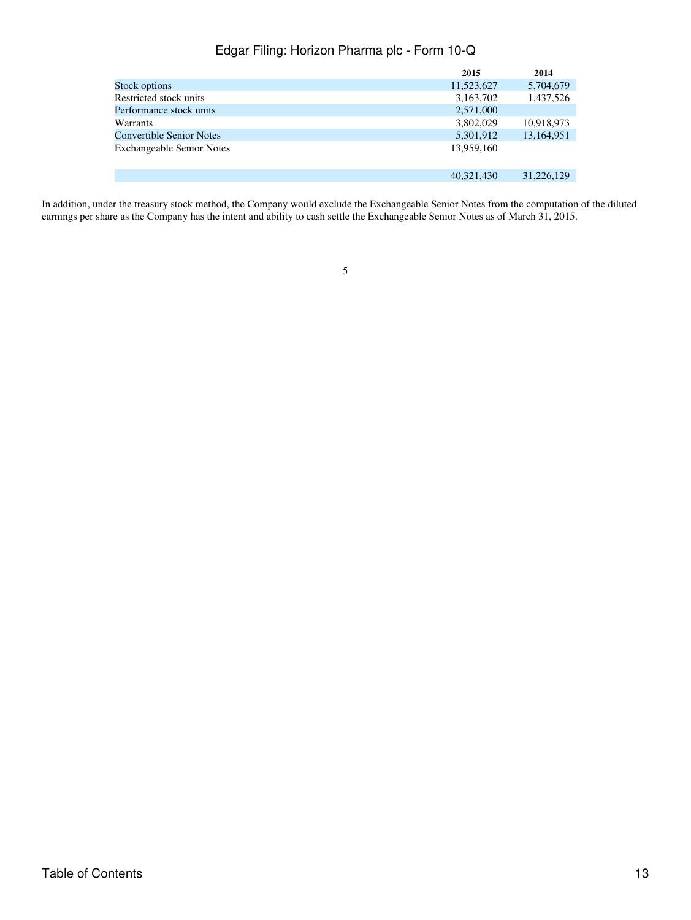| | 2015 | 2014 |
|---|---|---|
| Stock options | 11,523,627 | 5,704,679 |
| Restricted stock units | 3,163,702 | 1,437,526 |
| Performance stock units | 2,571,000 | |
| Warrants | 3,802,029 | 10,918,973 |
| Convertible Senior Notes | 5,301,912 | 13,164,951 |
| Exchangeable Senior Notes | 13,959,160 | |
| | 40,321,430 | 31,226,129 |

In addition, under the treasury stock method, the Company would exclude the Exchangeable Senior Notes from the computation of the diluted earnings per share as the Company has the intent and ability to cash settle the Exchangeable Senior Notes as of March 31, 2015.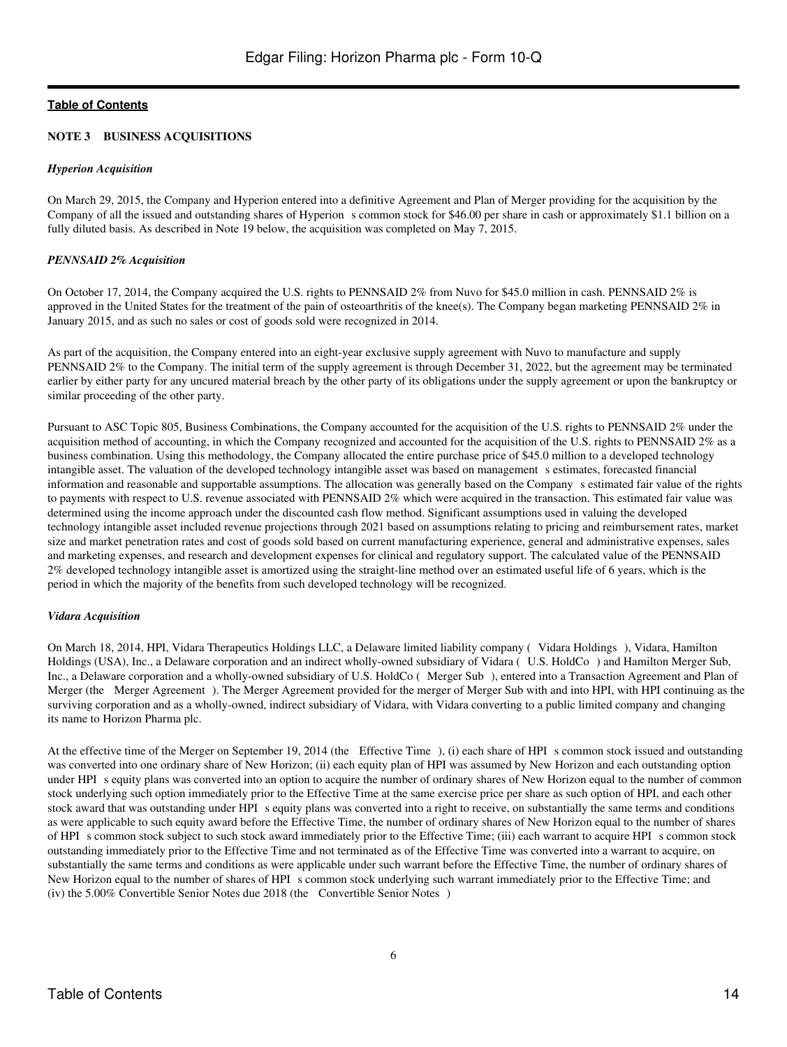**Table of Contents**

**NOTE 3 BUSINESS ACQUISITIONS**

***Hyperion Acquisition***

On March 29, 2015, the Company and Hyperion entered into a definitive Agreement and Plan of Merger providing for the acquisition by the Company of all the issued and outstanding shares of Hyperion s common stock for $46.00 per share in cash or approximately $1.1 billion on a fully diluted basis. As described in Note 19 below, the acquisition was completed on May 7, 2015.

***PENNSAID 2% Acquisition***

On October 17, 2014, the Company acquired the U.S. rights to PENNSAID 2% from Nuvo for $45.0 million in cash. PENNSAID 2% is approved in the United States for the treatment of the pain of osteoarthritis of the knee(s). The Company began marketing PENNSAID 2% in January 2015, and as such no sales or cost of goods sold were recognized in 2014.

As part of the acquisition, the Company entered into an eight-year exclusive supply agreement with Nuvo to manufacture and supply PENNSAID 2% to the Company. The initial term of the supply agreement is through December 31, 2022, but the agreement may be terminated earlier by either party for any uncured material breach by the other party of its obligations under the supply agreement or upon the bankruptcy or similar proceeding of the other party.

Pursuant to ASC Topic 805, Business Combinations, the Company accounted for the acquisition of the U.S. rights to PENNSAID 2% under the acquisition method of accounting, in which the Company recognized and accounted for the acquisition of the U.S. rights to PENNSAID 2% as a business combination. Using this methodology, the Company allocated the entire purchase price of $45.0 million to a developed technology intangible asset. The valuation of the developed technology intangible asset was based on management s estimates, forecasted financial information and reasonable and supportable assumptions. The allocation was generally based on the Company s estimated fair value of the rights to payments with respect to U.S. revenue associated with PENNSAID 2% which were acquired in the transaction. This estimated fair value was determined using the income approach under the discounted cash flow method. Significant assumptions used in valuing the developed technology intangible asset included revenue projections through 2021 based on assumptions relating to pricing and reimbursement rates, market size and market penetration rates and cost of goods sold based on current manufacturing experience, general and administrative expenses, sales and marketing expenses, and research and development expenses for clinical and regulatory support. The calculated value of the PENNSAID 2% developed technology intangible asset is amortized using the straight-line method over an estimated useful life of 6 years, which is the period in which the majority of the benefits from such developed technology will be recognized.

***Vidara Acquisition***

On March 18, 2014, HPI, Vidara Therapeutics Holdings LLC, a Delaware limited liability company ( Vidara Holdings ), Vidara, Hamilton Holdings (USA), Inc., a Delaware corporation and an indirect wholly-owned subsidiary of Vidara ( U.S. HoldCo ) and Hamilton Merger Sub, Inc., a Delaware corporation and a wholly-owned subsidiary of U.S. HoldCo ( Merger Sub ), entered into a Transaction Agreement and Plan of Merger (the Merger Agreement ). The Merger Agreement provided for the merger of Merger Sub with and into HPI, with HPI continuing as the surviving corporation and as a wholly-owned, indirect subsidiary of Vidara, with Vidara converting to a public limited company and changing its name to Horizon Pharma plc.

At the effective time of the Merger on September 19, 2014 (the Effective Time ), (i) each share of HPI s common stock issued and outstanding was converted into one ordinary share of New Horizon; (ii) each equity plan of HPI was assumed by New Horizon and each outstanding option under HPI s equity plans was converted into an option to acquire the number of ordinary shares of New Horizon equal to the number of common stock underlying such option immediately prior to the Effective Time at the same exercise price per share as such option of HPI, and each other stock award that was outstanding under HPI s equity plans was converted into a right to receive, on substantially the same terms and conditions as were applicable to such equity award before the Effective Time, the number of ordinary shares of New Horizon equal to the number of shares of HPI s common stock subject to such stock award immediately prior to the Effective Time; (iii) each warrant to acquire HPI s common stock outstanding immediately prior to the Effective Time and not terminated as of the Effective Time was converted into a warrant to acquire, on substantially the same terms and conditions as were applicable under such warrant before the Effective Time, the number of ordinary shares of New Horizon equal to the number of shares of HPI s common stock underlying such warrant immediately prior to the Effective Time; and (iv) the 5.00% Convertible Senior Notes due 2018 (the Convertible Senior Notes )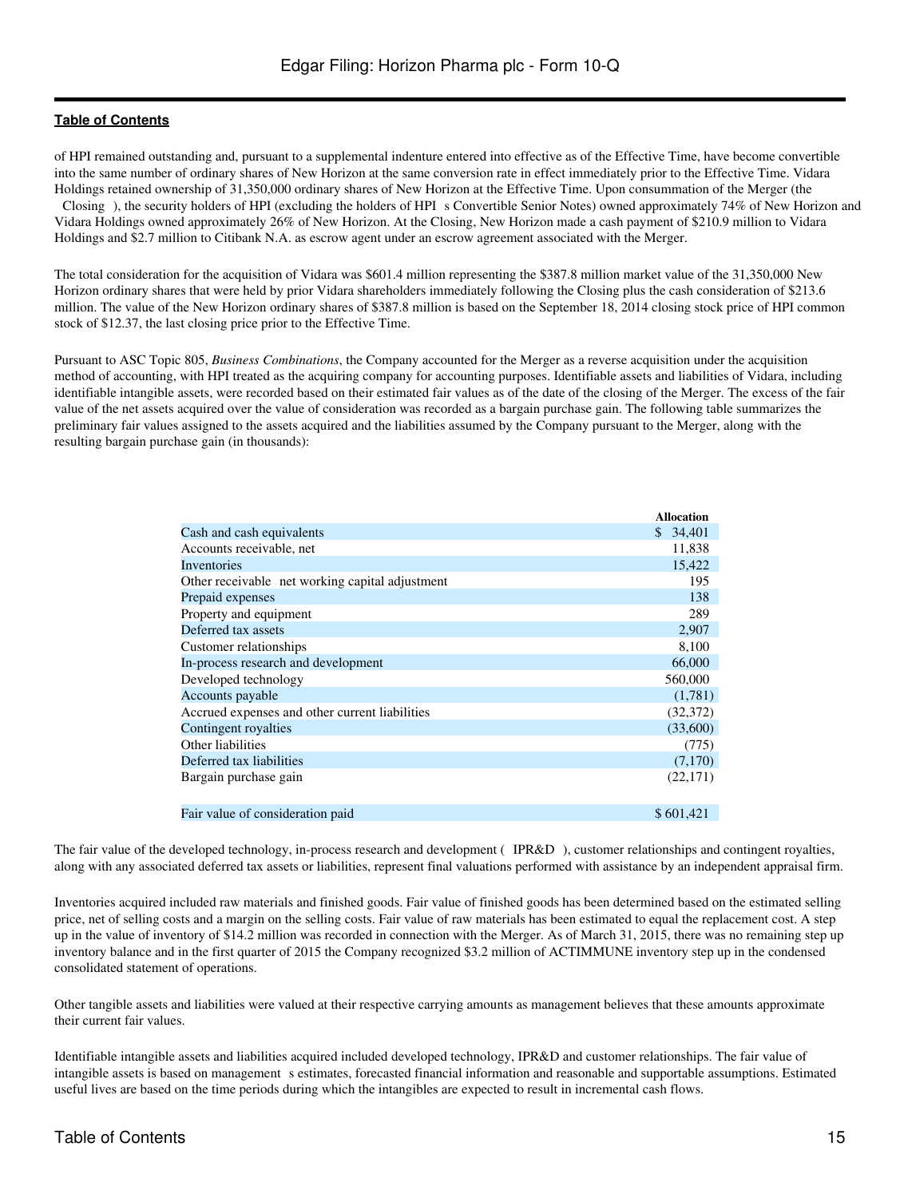of HPI remained outstanding and, pursuant to a supplemental indenture entered into effective as of the Effective Time, have become convertible into the same number of ordinary shares of New Horizon at the same conversion rate in effect immediately prior to the Effective Time. Vidara Holdings retained ownership of 31,350,000 ordinary shares of New Horizon at the Effective Time. Upon consummation of the Merger (the Closing ), the security holders of HPI (excluding the holders of HPI s Convertible Senior Notes) owned approximately 74% of New Horizon and Vidara Holdings owned approximately 26% of New Horizon. At the Closing, New Horizon made a cash payment of $210.9 million to Vidara Holdings and $2.7 million to Citibank N.A. as escrow agent under an escrow agreement associated with the Merger.

The total consideration for the acquisition of Vidara was $601.4 million representing the $387.8 million market value of the 31,350,000 New Horizon ordinary shares that were held by prior Vidara shareholders immediately following the Closing plus the cash consideration of $213.6 million. The value of the New Horizon ordinary shares of $387.8 million is based on the September 18, 2014 closing stock price of HPI common stock of $12.37, the last closing price prior to the Effective Time.

Pursuant to ASC Topic 805, *Business Combinations*, the Company accounted for the Merger as a reverse acquisition under the acquisition method of accounting, with HPI treated as the acquiring company for accounting purposes. Identifiable assets and liabilities of Vidara, including identifiable intangible assets, were recorded based on their estimated fair values as of the date of the closing of the Merger. The excess of the fair value of the net assets acquired over the value of consideration was recorded as a bargain purchase gain. The following table summarizes the preliminary fair values assigned to the assets acquired and the liabilities assumed by the Company pursuant to the Merger, along with the resulting bargain purchase gain (in thousands):

| | Allocation |
|---|---|
| Cash and cash equivalents | $ 34,401 |
| Accounts receivable, net | 11,838 |
| Inventories | 15,422 |
| Other receivable net working capital adjustment | 195 |
| Prepaid expenses | 138 |
| Property and equipment | 289 |
| Deferred tax assets | 2,907 |
| Customer relationships | 8,100 |
| In-process research and development | 66,000 |
| Developed technology | 560,000 |
| Accounts payable | (1,781) |
| Accrued expenses and other current liabilities | (32,372) |
| Contingent royalties | (33,600) |
| Other liabilities | (775) |
| Deferred tax liabilities | (7,170) |
| Bargain purchase gain | (22,171) |
| Fair value of consideration paid | $ 601,421 |

The fair value of the developed technology, in-process research and development ( IPR&D ), customer relationships and contingent royalties, along with any associated deferred tax assets or liabilities, represent final valuations performed with assistance by an independent appraisal firm.

Inventories acquired included raw materials and finished goods. Fair value of finished goods has been determined based on the estimated selling price, net of selling costs and a margin on the selling costs. Fair value of raw materials has been estimated to equal the replacement cost. A step up in the value of inventory of $14.2 million was recorded in connection with the Merger. As of March 31, 2015, there was no remaining step up inventory balance and in the first quarter of 2015 the Company recognized $3.2 million of ACTIMMUNE inventory step up in the condensed consolidated statement of operations.

Other tangible assets and liabilities were valued at their respective carrying amounts as management believes that these amounts approximate their current fair values.

Identifiable intangible assets and liabilities acquired included developed technology, IPR&D and customer relationships. The fair value of intangible assets is based on management s estimates, forecasted financial information and reasonable and supportable assumptions. Estimated useful lives are based on the time periods during which the intangibles are expected to result in incremental cash flows.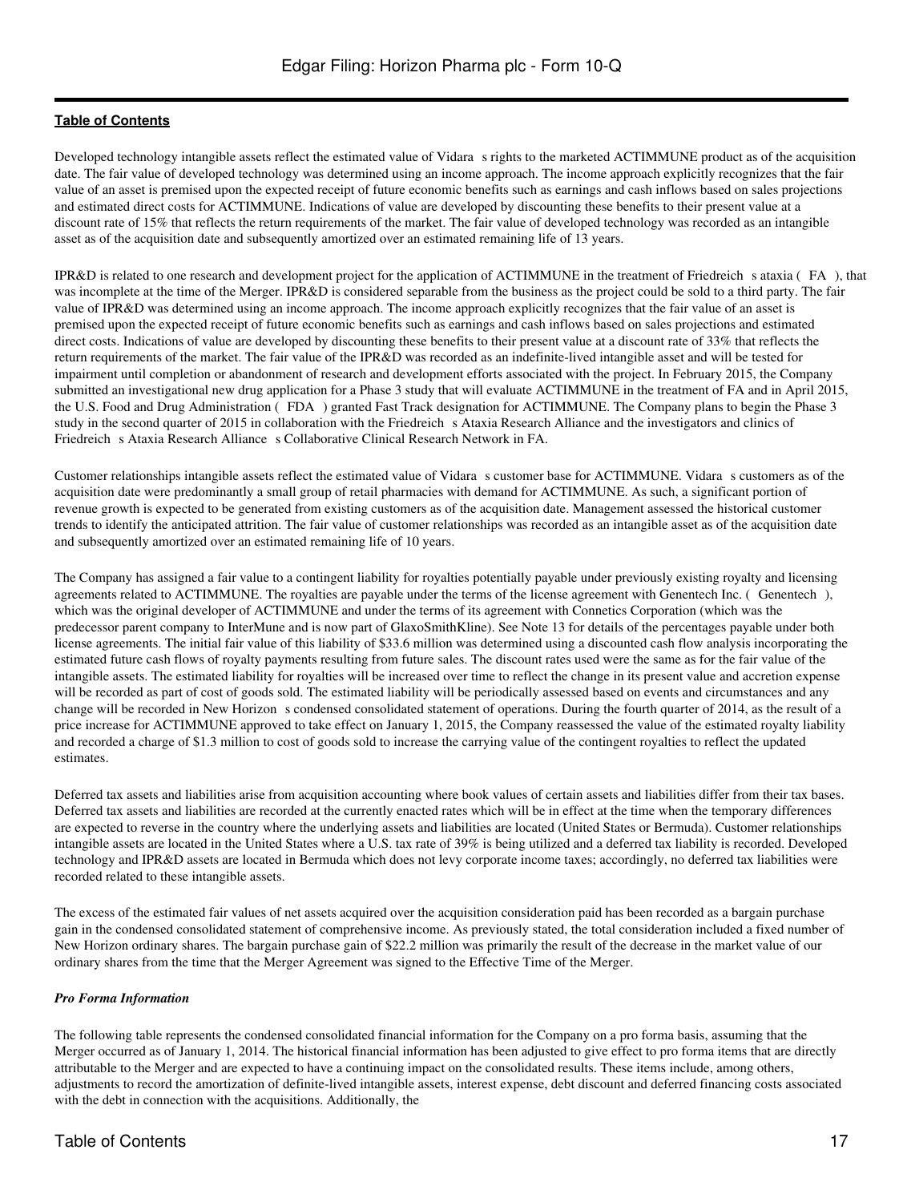Developed technology intangible assets reflect the estimated value of Vidara s rights to the marketed ACTIMMUNE product as of the acquisition date. The fair value of developed technology was determined using an income approach. The income approach explicitly recognizes that the fair value of an asset is premised upon the expected receipt of future economic benefits such as earnings and cash inflows based on sales projections and estimated direct costs for ACTIMMUNE. Indications of value are developed by discounting these benefits to their present value at a discount rate of 15% that reflects the return requirements of the market. The fair value of developed technology was recorded as an intangible asset as of the acquisition date and subsequently amortized over an estimated remaining life of 13 years.

IPR&D is related to one research and development project for the application of ACTIMMUNE in the treatment of Friedreich s ataxia ( FA ), that was incomplete at the time of the Merger. IPR&D is considered separable from the business as the project could be sold to a third party. The fair value of IPR&D was determined using an income approach. The income approach explicitly recognizes that the fair value of an asset is premised upon the expected receipt of future economic benefits such as earnings and cash inflows based on sales projections and estimated direct costs. Indications of value are developed by discounting these benefits to their present value at a discount rate of 33% that reflects the return requirements of the market. The fair value of the IPR&D was recorded as an indefinite-lived intangible asset and will be tested for impairment until completion or abandonment of research and development efforts associated with the project. In February 2015, the Company submitted an investigational new drug application for a Phase 3 study that will evaluate ACTIMMUNE in the treatment of FA and in April 2015, the U.S. Food and Drug Administration ( FDA ) granted Fast Track designation for ACTIMMUNE. The Company plans to begin the Phase 3 study in the second quarter of 2015 in collaboration with the Friedreich s Ataxia Research Alliance and the investigators and clinics of Friedreich s Ataxia Research Alliance s Collaborative Clinical Research Network in FA.

Customer relationships intangible assets reflect the estimated value of Vidara s customer base for ACTIMMUNE. Vidara s customers as of the acquisition date were predominantly a small group of retail pharmacies with demand for ACTIMMUNE. As such, a significant portion of revenue growth is expected to be generated from existing customers as of the acquisition date. Management assessed the historical customer trends to identify the anticipated attrition. The fair value of customer relationships was recorded as an intangible asset as of the acquisition date and subsequently amortized over an estimated remaining life of 10 years.

The Company has assigned a fair value to a contingent liability for royalties potentially payable under previously existing royalty and licensing agreements related to ACTIMMUNE. The royalties are payable under the terms of the license agreement with Genentech Inc. ( Genentech ), which was the original developer of ACTIMMUNE and under the terms of its agreement with Connetics Corporation (which was the predecessor parent company to InterMune and is now part of GlaxoSmithKline). See Note 13 for details of the percentages payable under both license agreements. The initial fair value of this liability of $33.6 million was determined using a discounted cash flow analysis incorporating the estimated future cash flows of royalty payments resulting from future sales. The discount rates used were the same as for the fair value of the intangible assets. The estimated liability for royalties will be increased over time to reflect the change in its present value and accretion expense will be recorded as part of cost of goods sold. The estimated liability will be periodically assessed based on events and circumstances and any change will be recorded in New Horizon s condensed consolidated statement of operations. During the fourth quarter of 2014, as the result of a price increase for ACTIMMUNE approved to take effect on January 1, 2015, the Company reassessed the value of the estimated royalty liability and recorded a charge of $1.3 million to cost of goods sold to increase the carrying value of the contingent royalties to reflect the updated estimates.

Deferred tax assets and liabilities arise from acquisition accounting where book values of certain assets and liabilities differ from their tax bases. Deferred tax assets and liabilities are recorded at the currently enacted rates which will be in effect at the time when the temporary differences are expected to reverse in the country where the underlying assets and liabilities are located (United States or Bermuda). Customer relationships intangible assets are located in the United States where a U.S. tax rate of 39% is being utilized and a deferred tax liability is recorded. Developed technology and IPR&D assets are located in Bermuda which does not levy corporate income taxes; accordingly, no deferred tax liabilities were recorded related to these intangible assets.

The excess of the estimated fair values of net assets acquired over the acquisition consideration paid has been recorded as a bargain purchase gain in the condensed consolidated statement of comprehensive income. As previously stated, the total consideration included a fixed number of New Horizon ordinary shares. The bargain purchase gain of $22.2 million was primarily the result of the decrease in the market value of our ordinary shares from the time that the Merger Agreement was signed to the Effective Time of the Merger.

***Pro Forma Information***

The following table represents the condensed consolidated financial information for the Company on a pro forma basis, assuming that the Merger occurred as of January 1, 2014. The historical financial information has been adjusted to give effect to pro forma items that are directly attributable to the Merger and are expected to have a continuing impact on the consolidated results. These items include, among others, adjustments to record the amortization of definite-lived intangible assets, interest expense, debt discount and deferred financing costs associated with the debt in connection with the acquisitions. Additionally, the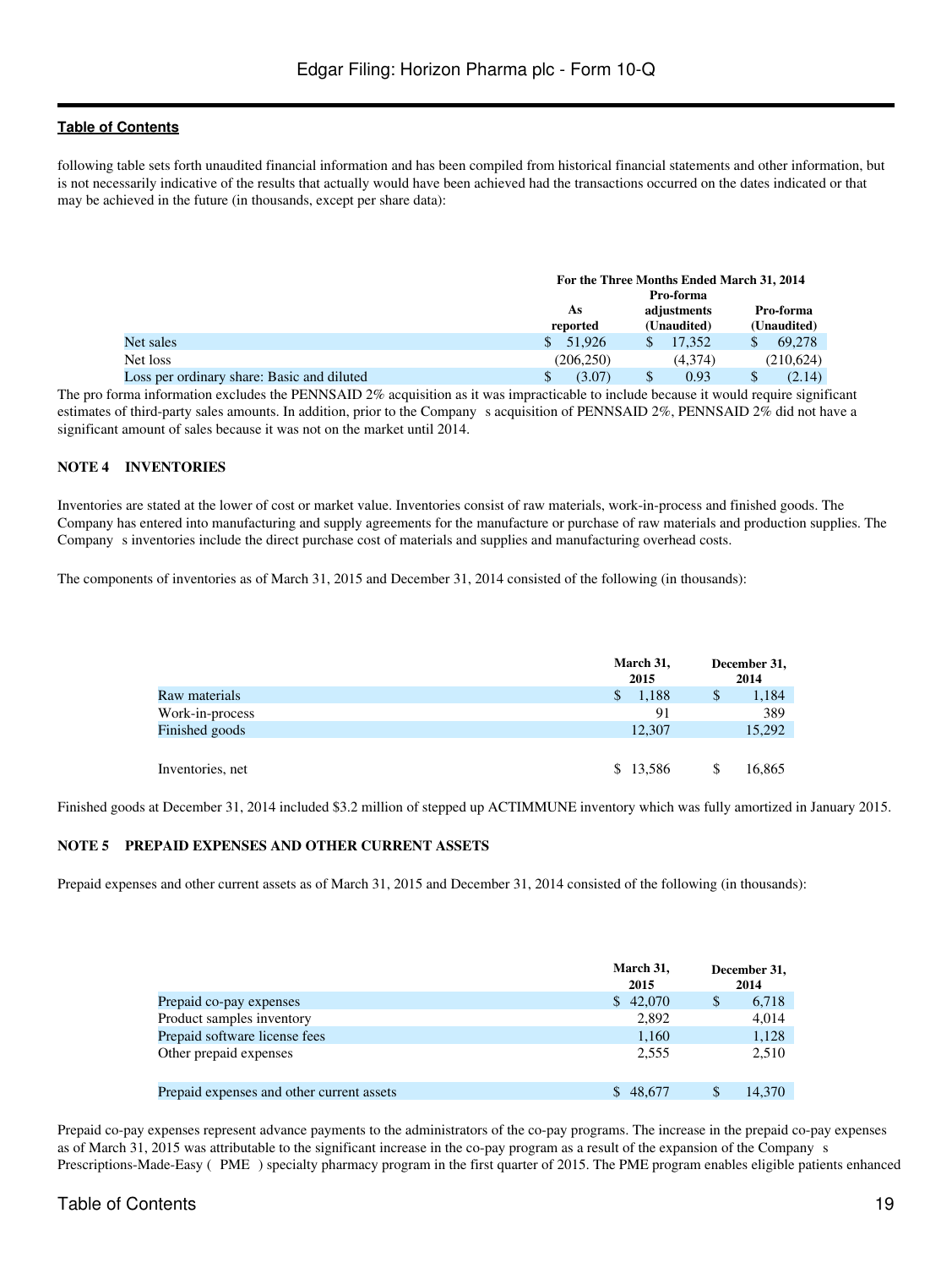following table sets forth unaudited financial information and has been compiled from historical financial statements and other information, but is not necessarily indicative of the results that actually would have been achieved had the transactions occurred on the dates indicated or that may be achieved in the future (in thousands, except per share data):

| | For the Three Months Ended March 31, 2014 | | |
|---|---|---|---|
| | As reported | Pro-forma adjustments (Unaudited) | Pro-forma (Unaudited) |
| Net sales | $ 51,926 | $ 17,352 | $ 69,278 |
| Net loss | (206,250) | (4,374) | (210,624) |
| Loss per ordinary share: Basic and diluted | $ (3.07) | $ 0.93 | $ (2.14) |

The pro forma information excludes the PENNSAID 2% acquisition as it was impracticable to include because it would require significant estimates of third-party sales amounts. In addition, prior to the Company s acquisition of PENNSAID 2%, PENNSAID 2% did not have a significant amount of sales because it was not on the market until 2014.

## NOTE 4 INVENTORIES

Inventories are stated at the lower of cost or market value. Inventories consist of raw materials, work-in-process and finished goods. The Company has entered into manufacturing and supply agreements for the manufacture or purchase of raw materials and production supplies. The Company s inventories include the direct purchase cost of materials and supplies and manufacturing overhead costs.

The components of inventories as of March 31, 2015 and December 31, 2014 consisted of the following (in thousands):

| | March 31, 2015 | December 31, 2014 |
|---|---|---|
| Raw materials | $ 1,188 | $ 1,184 |
| Work-in-process | 91 | 389 |
| Finished goods | 12,307 | 15,292 |
| Inventories, net | $ 13,586 | $ 16,865 |

Finished goods at December 31, 2014 included $3.2 million of stepped up ACTIMMUNE inventory which was fully amortized in January 2015.

## NOTE 5 PREPAID EXPENSES AND OTHER CURRENT ASSETS

Prepaid expenses and other current assets as of March 31, 2015 and December 31, 2014 consisted of the following (in thousands):

| | March 31, 2015 | December 31, 2014 |
|---|---|---|
| Prepaid co-pay expenses | $ 42,070 | $ 6,718 |
| Product samples inventory | 2,892 | 4,014 |
| Prepaid software license fees | 1,160 | 1,128 |
| Other prepaid expenses | 2,555 | 2,510 |
| Prepaid expenses and other current assets | $ 48,677 | $ 14,370 |

Prepaid co-pay expenses represent advance payments to the administrators of the co-pay programs. The increase in the prepaid co-pay expenses as of March 31, 2015 was attributable to the significant increase in the co-pay program as a result of the expansion of the Company s Prescriptions-Made-Easy ( PME ) specialty pharmacy program in the first quarter of 2015. The PME program enables eligible patients enhanced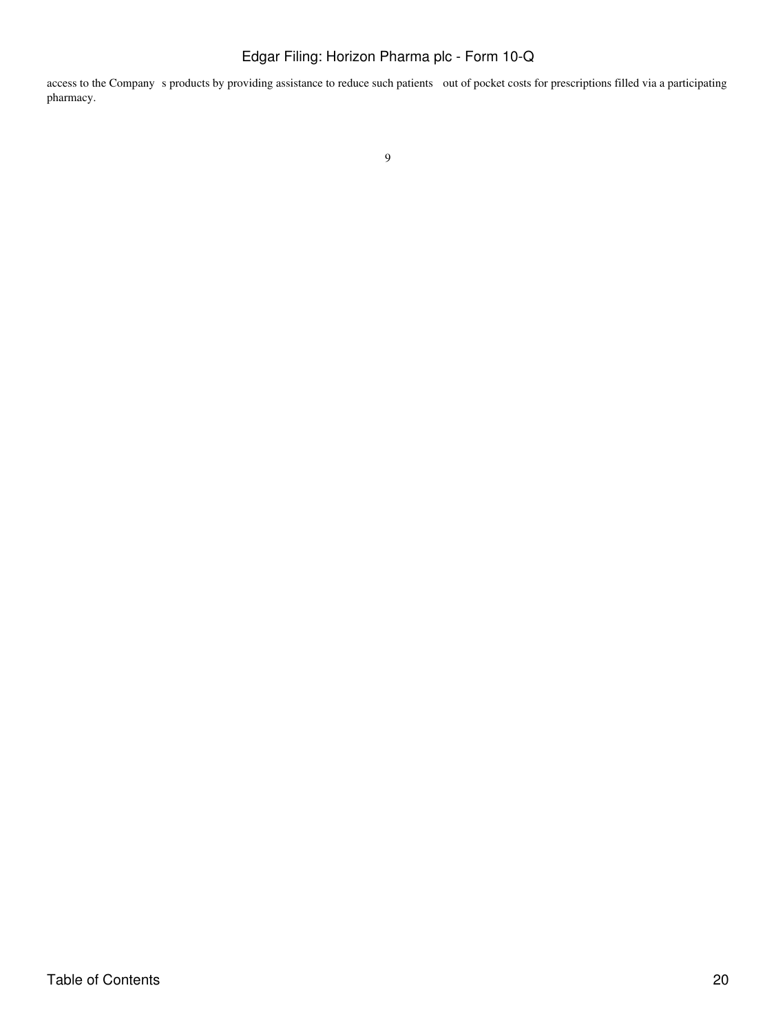access to the Company s products by providing assistance to reduce such patients out of pocket costs for prescriptions filled via a participating pharmacy.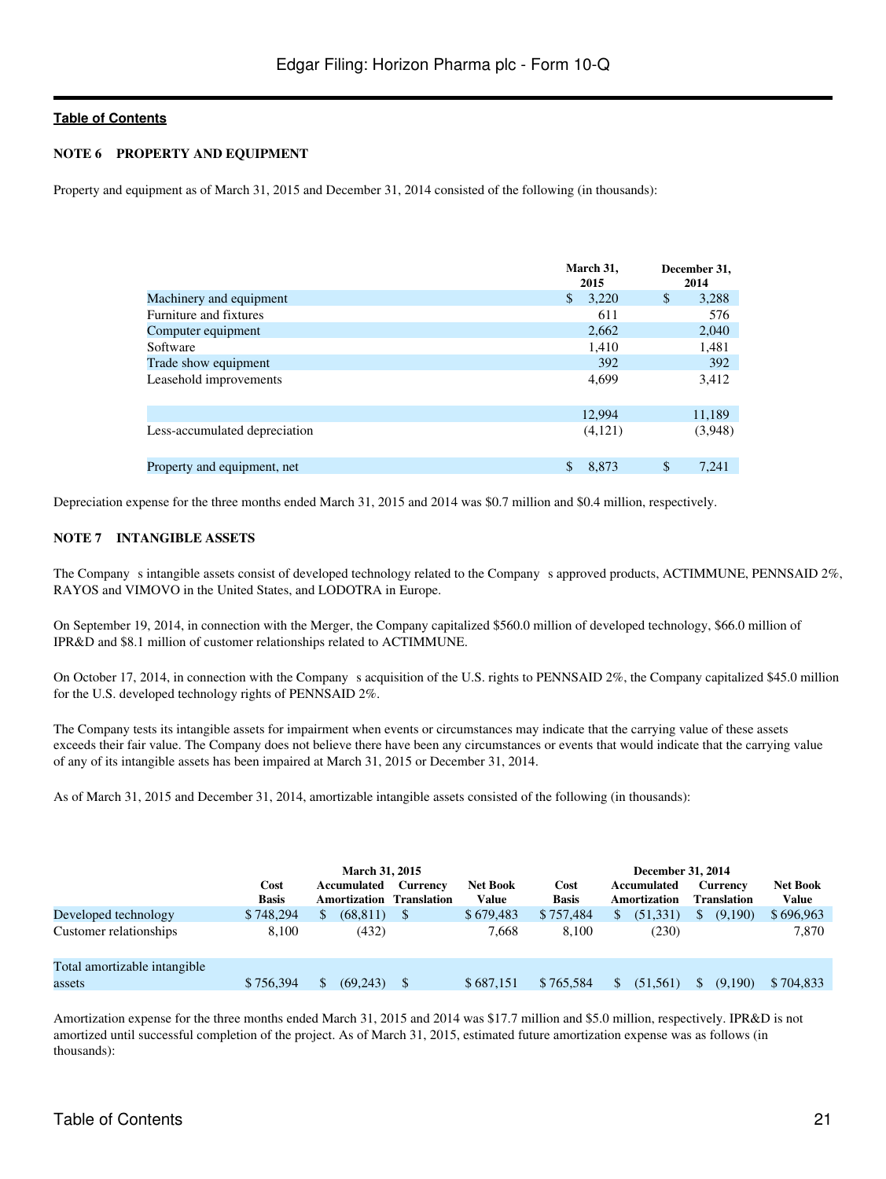[Table of Contents](#)

## NOTE 6 PROPERTY AND EQUIPMENT

Property and equipment as of March 31, 2015 and December 31, 2014 consisted of the following (in thousands):

| | March 31, 2015 | December 31, 2014 |
|---|---|---|
| Machinery and equipment | $ 3,220 | $ 3,288 |
| Furniture and fixtures | 611 | 576 |
| Computer equipment | 2,662 | 2,040 |
| Software | 1,410 | 1,481 |
| Trade show equipment | 392 | 392 |
| Leasehold improvements | 4,699 | 3,412 |
| | 12,994 | 11,189 |
| Less-accumulated depreciation | (4,121) | (3,948) |
| Property and equipment, net | $ 8,873 | $ 7,241 |

Depreciation expense for the three months ended March 31, 2015 and 2014 was $0.7 million and $0.4 million, respectively.

## NOTE 7 INTANGIBLE ASSETS

The Company s intangible assets consist of developed technology related to the Company s approved products, ACTIMMUNE, PENNSAID 2%, RAYOS and VIMOVO in the United States, and LODOTRA in Europe.

On September 19, 2014, in connection with the Merger, the Company capitalized $560.0 million of developed technology, $66.0 million of IPR&D and $8.1 million of customer relationships related to ACTIMMUNE.

On October 17, 2014, in connection with the Company s acquisition of the U.S. rights to PENNSAID 2%, the Company capitalized $45.0 million for the U.S. developed technology rights of PENNSAID 2%.

The Company tests its intangible assets for impairment when events or circumstances may indicate that the carrying value of these assets exceeds their fair value. The Company does not believe there have been any circumstances or events that would indicate that the carrying value of any of its intangible assets has been impaired at March 31, 2015 or December 31, 2014.

As of March 31, 2015 and December 31, 2014, amortizable intangible assets consisted of the following (in thousands):

| | March 31, 2015 | | | | December 31, 2014 | | | |
|---|---|---|---|---|---|---|---|---|
| | Cost Basis | Accumulated Amortization | Currency Translation | Net Book Value | Cost Basis | Accumulated Amortization | Currency Translation | Net Book Value |
| Developed technology | $ 748,294 | $ (68,811) | $ | $ 679,483 | $ 757,484 | $ (51,331) | $ (9,190) | $ 696,963 |
| Customer relationships | 8,100 | (432) | | 7,668 | 8,100 | (230) | | 7,870 |
| Total amortizable intangible assets | $ 756,394 | $ (69,243) | $ | $ 687,151 | $ 765,584 | $ (51,561) | $ (9,190) | $ 704,833 |

Amortization expense for the three months ended March 31, 2015 and 2014 was $17.7 million and $5.0 million, respectively. IPR&D is not amortized until successful completion of the project. As of March 31, 2015, estimated future amortization expense was as follows (in thousands):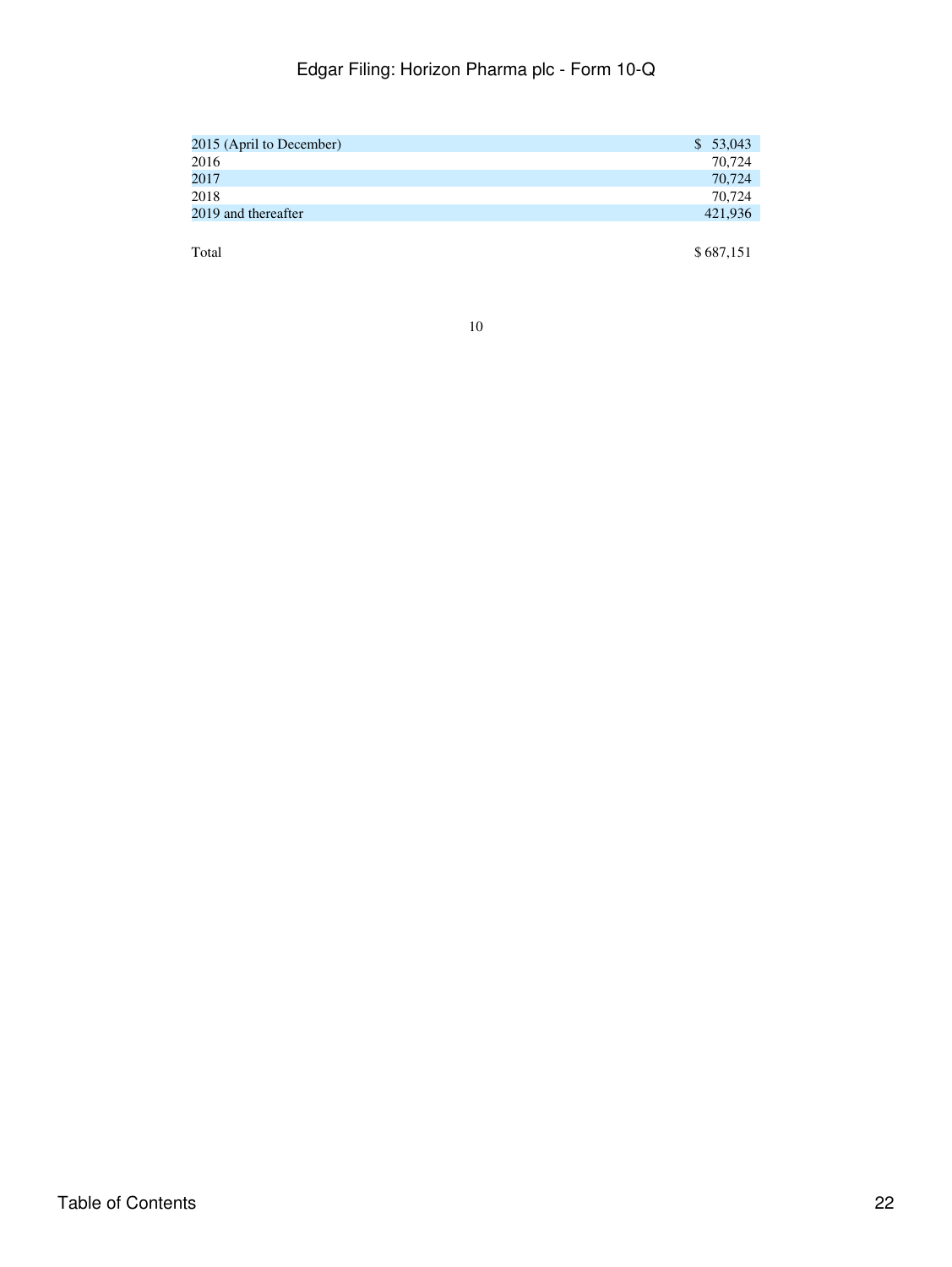| | |
|---|---|
| 2015 (April to December) | $ 53,043 |
| 2016 | 70,724 |
| 2017 | 70,724 |
| 2018 | 70,724 |
| 2019 and thereafter | 421,936 |
| Total | $ 687,151 |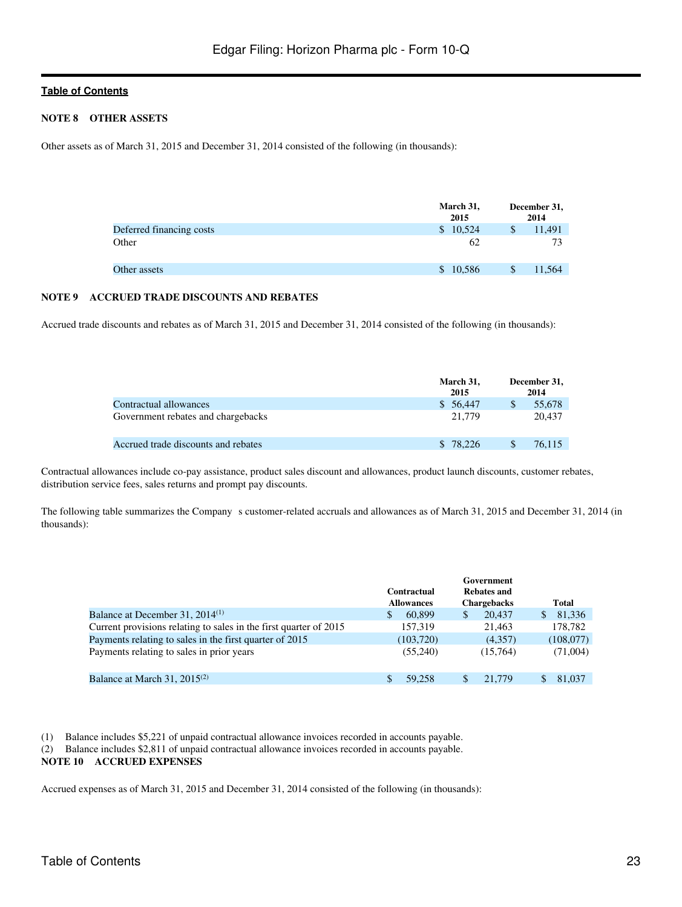**Table of Contents**

**NOTE 8 OTHER ASSETS**

Other assets as of March 31, 2015 and December 31, 2014 consisted of the following (in thousands):

| | March 31, 2015 | December 31, 2014 |
|---|---|---|
| Deferred financing costs | $ 10,524 | $ 11,491 |
| Other | 62 | 73 |
| Other assets | $ 10,586 | $ 11,564 |

**NOTE 9 ACCRUED TRADE DISCOUNTS AND REBATES**

Accrued trade discounts and rebates as of March 31, 2015 and December 31, 2014 consisted of the following (in thousands):

| | March 31, 2015 | December 31, 2014 |
|---|---|---|
| Contractual allowances | $ 56,447 | $ 55,678 |
| Government rebates and chargebacks | 21,779 | 20,437 |
| Accrued trade discounts and rebates | $ 78,226 | $ 76,115 |

Contractual allowances include co-pay assistance, product sales discount and allowances, product launch discounts, customer rebates, distribution service fees, sales returns and prompt pay discounts.

The following table summarizes the Company s customer-related accruals and allowances as of March 31, 2015 and December 31, 2014 (in thousands):

| | Contractual Allowances | Government Rebates and Chargebacks | Total |
|---|---|---|---|
| Balance at December 31, 2014[(1)] | $ 60,899 | $ 20,437 | $ 81,336 |
| Current provisions relating to sales in the first quarter of 2015 | 157,319 | 21,463 | 178,782 |
| Payments relating to sales in the first quarter of 2015 | (103,720) | (4,357) | (108,077) |
| Payments relating to sales in prior years | (55,240) | (15,764) | (71,004) |
| Balance at March 31, 2015[(2)] | $ 59,258 | $ 21,779 | $ 81,037 |

(1) Balance includes $5,221 of unpaid contractual allowance invoices recorded in accounts payable.

(2) Balance includes $2,811 of unpaid contractual allowance invoices recorded in accounts payable.

**NOTE 10 ACCRUED EXPENSES**

Accrued expenses as of March 31, 2015 and December 31, 2014 consisted of the following (in thousands):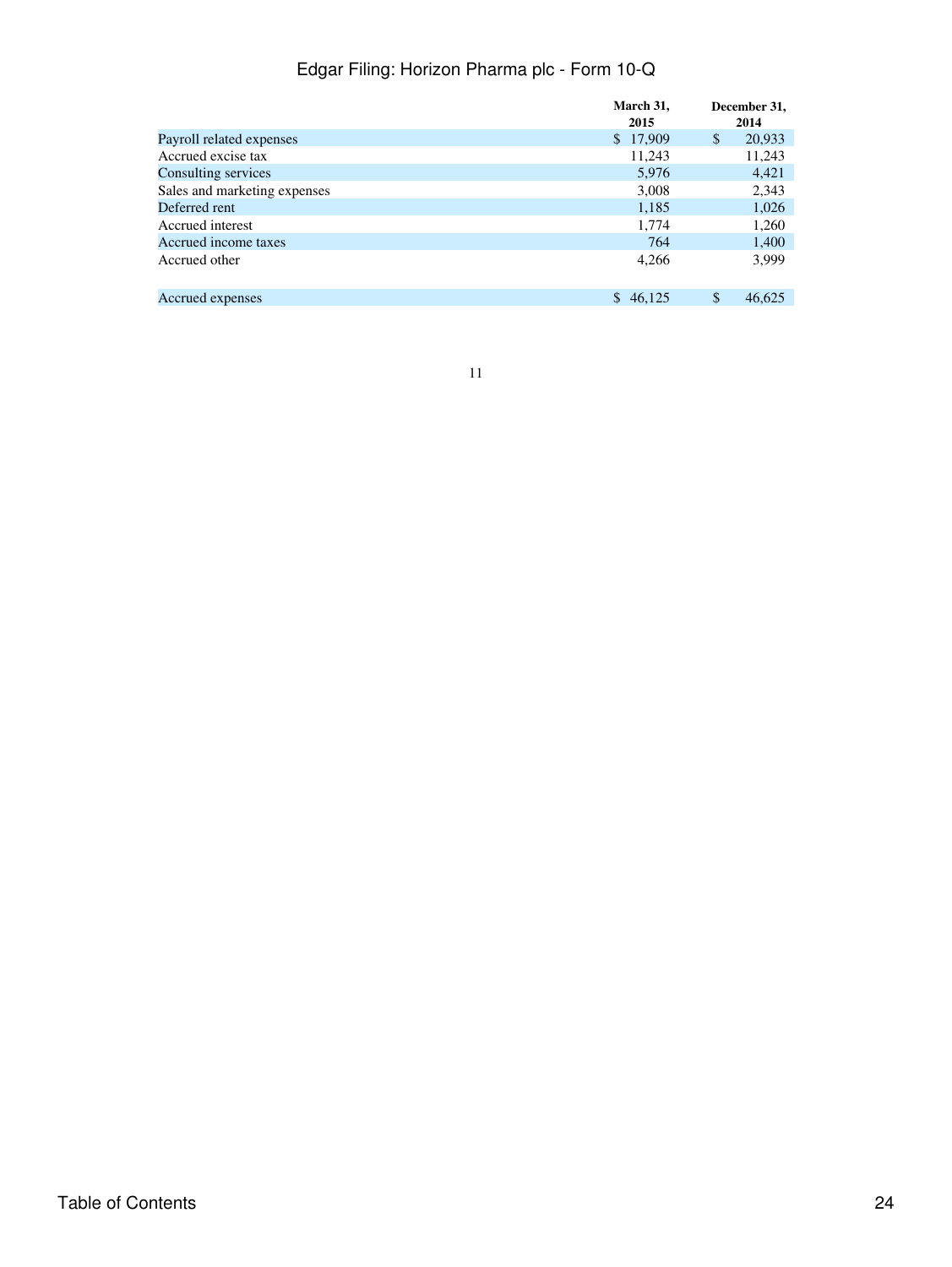|  | March 31, 2015 | December 31, 2014 |
|---|---|---|
| Payroll related expenses | $ 17,909 | $ 20,933 |
| Accrued excise tax | 11,243 | 11,243 |
| Consulting services | 5,976 | 4,421 |
| Sales and marketing expenses | 3,008 | 2,343 |
| Deferred rent | 1,185 | 1,026 |
| Accrued interest | 1,774 | 1,260 |
| Accrued income taxes | 764 | 1,400 |
| Accrued other | 4,266 | 3,999 |
| Accrued expenses | $ 46,125 | $ 46,625 |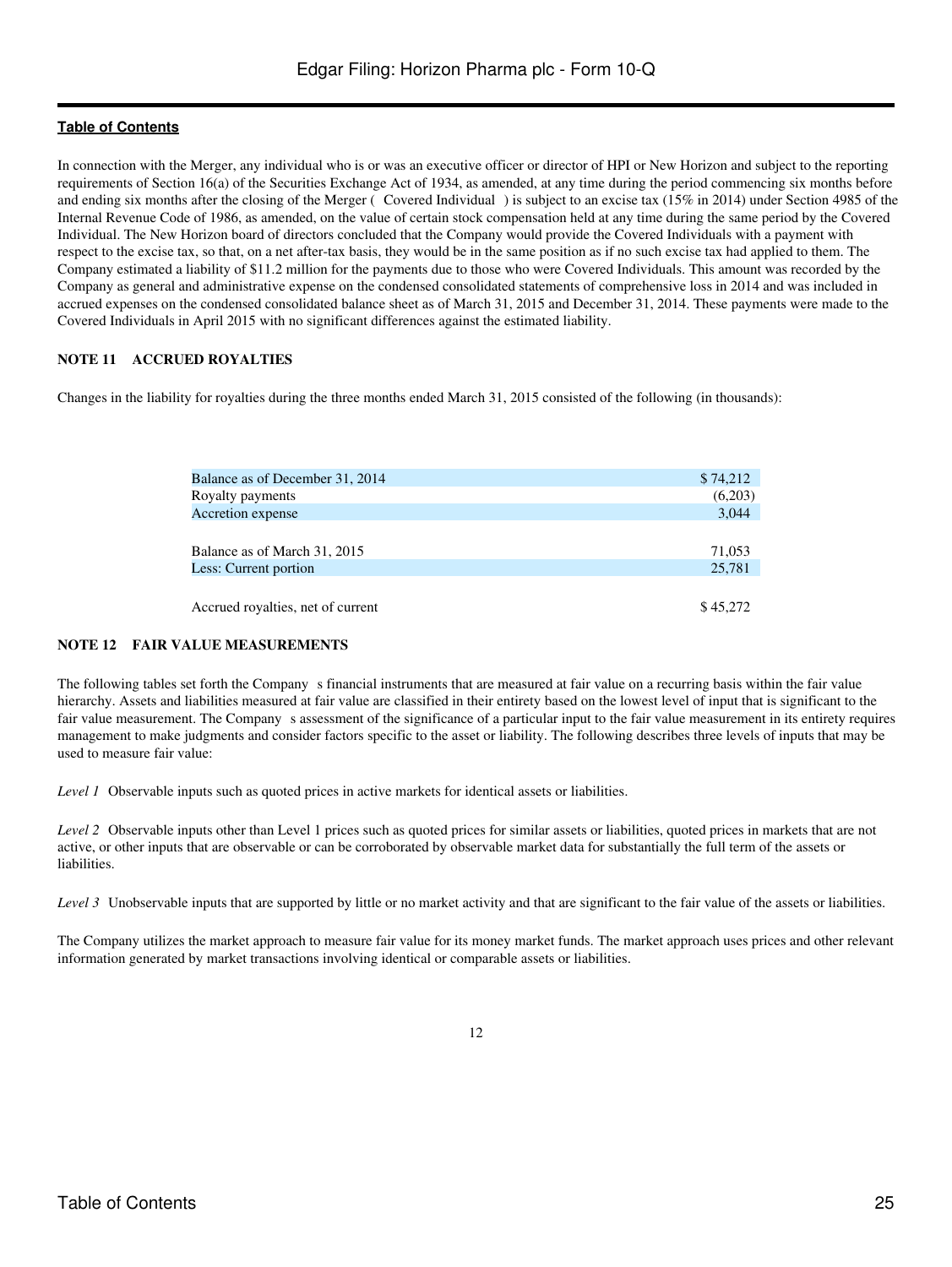In connection with the Merger, any individual who is or was an executive officer or director of HPI or New Horizon and subject to the reporting requirements of Section 16(a) of the Securities Exchange Act of 1934, as amended, at any time during the period commencing six months before and ending six months after the closing of the Merger ( Covered Individual ) is subject to an excise tax (15% in 2014) under Section 4985 of the Internal Revenue Code of 1986, as amended, on the value of certain stock compensation held at any time during the same period by the Covered Individual. The New Horizon board of directors concluded that the Company would provide the Covered Individuals with a payment with respect to the excise tax, so that, on a net after-tax basis, they would be in the same position as if no such excise tax had applied to them. The Company estimated a liability of $11.2 million for the payments due to those who were Covered Individuals. This amount was recorded by the Company as general and administrative expense on the condensed consolidated statements of comprehensive loss in 2014 and was included in accrued expenses on the condensed consolidated balance sheet as of March 31, 2015 and December 31, 2014. These payments were made to the Covered Individuals in April 2015 with no significant differences against the estimated liability.

## NOTE 11 ACCRUED ROYALTIES

Changes in the liability for royalties during the three months ended March 31, 2015 consisted of the following (in thousands):

| | |
|---|---|
| Balance as of December 31, 2014 | $ 74,212 |
| Royalty payments | (6,203) |
| Accretion expense | 3,044 |
| Balance as of March 31, 2015 | 71,053 |
| Less: Current portion | 25,781 |
| Accrued royalties, net of current | $ 45,272 |

## NOTE 12 FAIR VALUE MEASUREMENTS

The following tables set forth the Company s financial instruments that are measured at fair value on a recurring basis within the fair value hierarchy. Assets and liabilities measured at fair value are classified in their entirety based on the lowest level of input that is significant to the fair value measurement. The Company s assessment of the significance of a particular input to the fair value measurement in its entirety requires management to make judgments and consider factors specific to the asset or liability. The following describes three levels of inputs that may be used to measure fair value:

*Level 1* Observable inputs such as quoted prices in active markets for identical assets or liabilities.

*Level 2* Observable inputs other than Level 1 prices such as quoted prices for similar assets or liabilities, quoted prices in markets that are not active, or other inputs that are observable or can be corroborated by observable market data for substantially the full term of the assets or liabilities.

*Level 3* Unobservable inputs that are supported by little or no market activity and that are significant to the fair value of the assets or liabilities.

The Company utilizes the market approach to measure fair value for its money market funds. The market approach uses prices and other relevant information generated by market transactions involving identical or comparable assets or liabilities.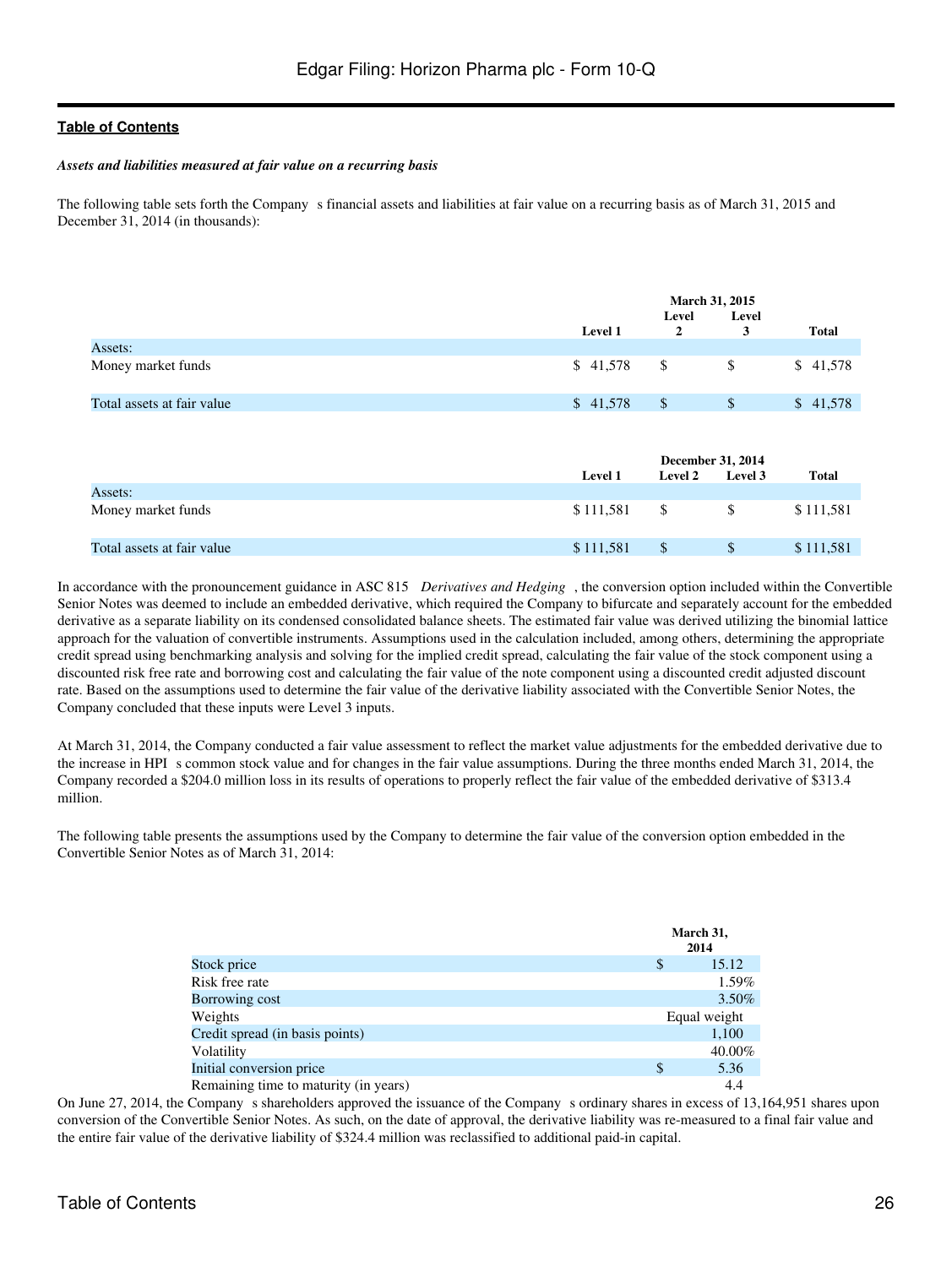*Assets and liabilities measured at fair value on a recurring basis*

The following table sets forth the Company s financial assets and liabilities at fair value on a recurring basis as of March 31, 2015 and December 31, 2014 (in thousands):

| | March 31, 2015 | | | |
|---|---|---|---|---|
| | Level 1 | Level 2 | Level 3 | Total |
| Assets: | | | | |
| Money market funds | $ 41,578 | $ | $ | $ 41,578 |
| Total assets at fair value | $ 41,578 | $ | $ | $ 41,578 |

| | December 31, 2014 | | | |
|---|---|---|---|---|
| | Level 1 | Level 2 | Level 3 | Total |
| Assets: | | | | |
| Money market funds | $ 111,581 | $ | $ | $ 111,581 |
| Total assets at fair value | $ 111,581 | $ | $ | $ 111,581 |

In accordance with the pronouncement guidance in ASC 815 *Derivatives and Hedging* , the conversion option included within the Convertible Senior Notes was deemed to include an embedded derivative, which required the Company to bifurcate and separately account for the embedded derivative as a separate liability on its condensed consolidated balance sheets. The estimated fair value was derived utilizing the binomial lattice approach for the valuation of convertible instruments. Assumptions used in the calculation included, among others, determining the appropriate credit spread using benchmarking analysis and solving for the implied credit spread, calculating the fair value of the stock component using a discounted risk free rate and borrowing cost and calculating the fair value of the note component using a discounted credit adjusted discount rate. Based on the assumptions used to determine the fair value of the derivative liability associated with the Convertible Senior Notes, the Company concluded that these inputs were Level 3 inputs.

At March 31, 2014, the Company conducted a fair value assessment to reflect the market value adjustments for the embedded derivative due to the increase in HPI s common stock value and for changes in the fair value assumptions. During the three months ended March 31, 2014, the Company recorded a $204.0 million loss in its results of operations to properly reflect the fair value of the embedded derivative of $313.4 million.

The following table presents the assumptions used by the Company to determine the fair value of the conversion option embedded in the Convertible Senior Notes as of March 31, 2014:

| | March 31, 2014 |
|---|---|
| Stock price | $ 15.12 |
| Risk free rate | 1.59% |
| Borrowing cost | 3.50% |
| Weights | Equal weight |
| Credit spread (in basis points) | 1,100 |
| Volatility | 40.00% |
| Initial conversion price | $ 5.36 |
| Remaining time to maturity (in years) | 4.4 |

On June 27, 2014, the Company s shareholders approved the issuance of the Company s ordinary shares in excess of 13,164,951 shares upon conversion of the Convertible Senior Notes. As such, on the date of approval, the derivative liability was re-measured to a final fair value and the entire fair value of the derivative liability of $324.4 million was reclassified to additional paid-in capital.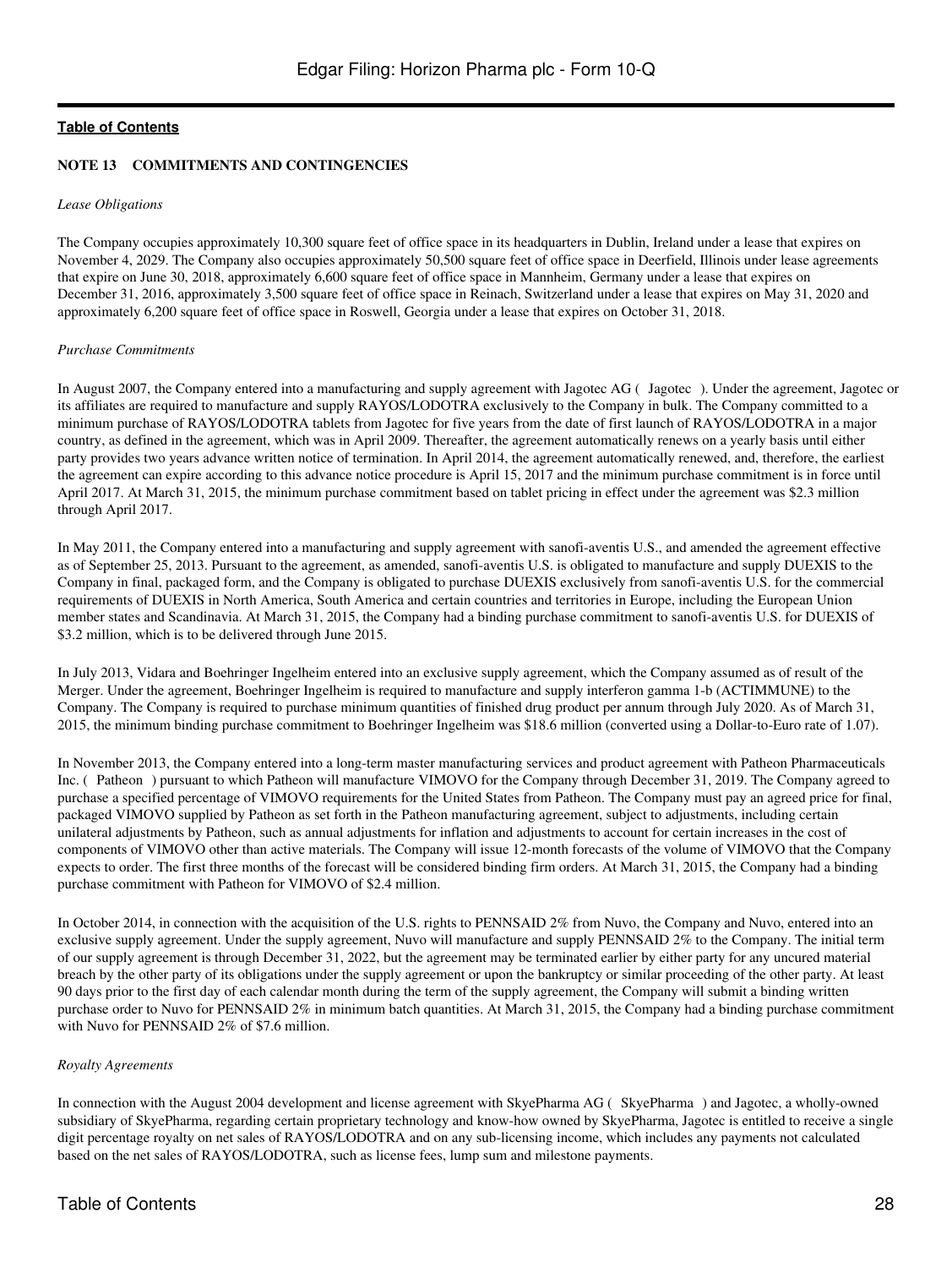**Table of Contents**

**NOTE 13 COMMITMENTS AND CONTINGENCIES**

*Lease Obligations*

The Company occupies approximately 10,300 square feet of office space in its headquarters in Dublin, Ireland under a lease that expires on November 4, 2029. The Company also occupies approximately 50,500 square feet of office space in Deerfield, Illinois under lease agreements that expire on June 30, 2018, approximately 6,600 square feet of office space in Mannheim, Germany under a lease that expires on December 31, 2016, approximately 3,500 square feet of office space in Reinach, Switzerland under a lease that expires on May 31, 2020 and approximately 6,200 square feet of office space in Roswell, Georgia under a lease that expires on October 31, 2018.

*Purchase Commitments*

In August 2007, the Company entered into a manufacturing and supply agreement with Jagotec AG ( Jagotec ). Under the agreement, Jagotec or its affiliates are required to manufacture and supply RAYOS/LODOTRA exclusively to the Company in bulk. The Company committed to a minimum purchase of RAYOS/LODOTRA tablets from Jagotec for five years from the date of first launch of RAYOS/LODOTRA in a major country, as defined in the agreement, which was in April 2009. Thereafter, the agreement automatically renews on a yearly basis until either party provides two years advance written notice of termination. In April 2014, the agreement automatically renewed, and, therefore, the earliest the agreement can expire according to this advance notice procedure is April 15, 2017 and the minimum purchase commitment is in force until April 2017. At March 31, 2015, the minimum purchase commitment based on tablet pricing in effect under the agreement was $2.3 million through April 2017.

In May 2011, the Company entered into a manufacturing and supply agreement with sanofi-aventis U.S., and amended the agreement effective as of September 25, 2013. Pursuant to the agreement, as amended, sanofi-aventis U.S. is obligated to manufacture and supply DUEXIS to the Company in final, packaged form, and the Company is obligated to purchase DUEXIS exclusively from sanofi-aventis U.S. for the commercial requirements of DUEXIS in North America, South America and certain countries and territories in Europe, including the European Union member states and Scandinavia. At March 31, 2015, the Company had a binding purchase commitment to sanofi-aventis U.S. for DUEXIS of $3.2 million, which is to be delivered through June 2015.

In July 2013, Vidara and Boehringer Ingelheim entered into an exclusive supply agreement, which the Company assumed as of result of the Merger. Under the agreement, Boehringer Ingelheim is required to manufacture and supply interferon gamma 1-b (ACTIMMUNE) to the Company. The Company is required to purchase minimum quantities of finished drug product per annum through July 2020. As of March 31, 2015, the minimum binding purchase commitment to Boehringer Ingelheim was $18.6 million (converted using a Dollar-to-Euro rate of 1.07).

In November 2013, the Company entered into a long-term master manufacturing services and product agreement with Patheon Pharmaceuticals Inc. ( Patheon ) pursuant to which Patheon will manufacture VIMOVO for the Company through December 31, 2019. The Company agreed to purchase a specified percentage of VIMOVO requirements for the United States from Patheon. The Company must pay an agreed price for final, packaged VIMOVO supplied by Patheon as set forth in the Patheon manufacturing agreement, subject to adjustments, including certain unilateral adjustments by Patheon, such as annual adjustments for inflation and adjustments to account for certain increases in the cost of components of VIMOVO other than active materials. The Company will issue 12-month forecasts of the volume of VIMOVO that the Company expects to order. The first three months of the forecast will be considered binding firm orders. At March 31, 2015, the Company had a binding purchase commitment with Patheon for VIMOVO of $2.4 million.

In October 2014, in connection with the acquisition of the U.S. rights to PENNSAID 2% from Nuvo, the Company and Nuvo, entered into an exclusive supply agreement. Under the supply agreement, Nuvo will manufacture and supply PENNSAID 2% to the Company. The initial term of our supply agreement is through December 31, 2022, but the agreement may be terminated earlier by either party for any uncured material breach by the other party of its obligations under the supply agreement or upon the bankruptcy or similar proceeding of the other party. At least 90 days prior to the first day of each calendar month during the term of the supply agreement, the Company will submit a binding written purchase order to Nuvo for PENNSAID 2% in minimum batch quantities. At March 31, 2015, the Company had a binding purchase commitment with Nuvo for PENNSAID 2% of $7.6 million.

*Royalty Agreements*

In connection with the August 2004 development and license agreement with SkyePharma AG ( SkyePharma ) and Jagotec, a wholly-owned subsidiary of SkyePharma, regarding certain proprietary technology and know-how owned by SkyePharma, Jagotec is entitled to receive a single digit percentage royalty on net sales of RAYOS/LODOTRA and on any sub-licensing income, which includes any payments not calculated based on the net sales of RAYOS/LODOTRA, such as license fees, lump sum and milestone payments.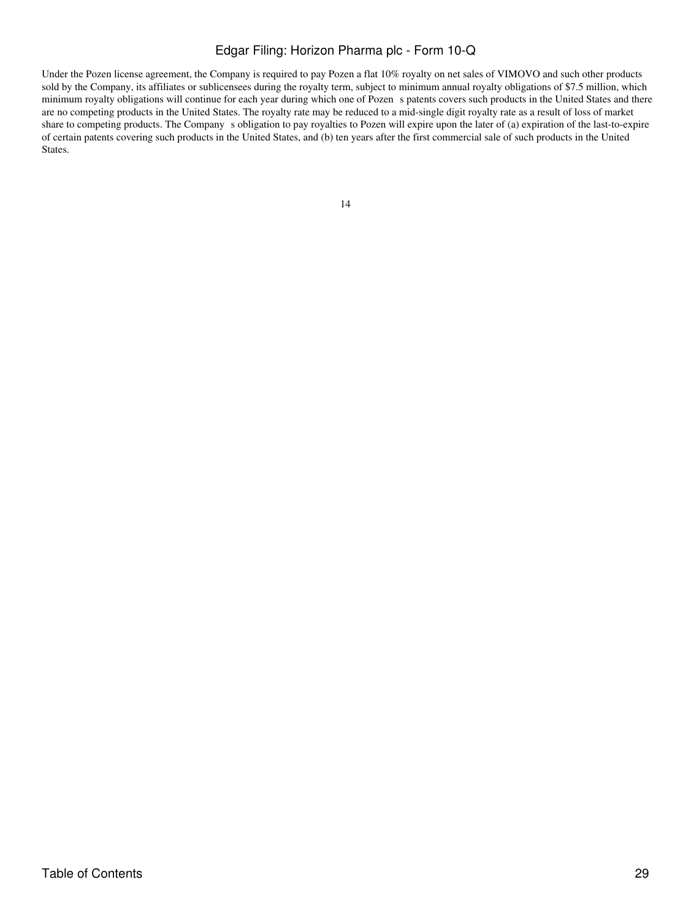Under the Pozen license agreement, the Company is required to pay Pozen a flat 10% royalty on net sales of VIMOVO and such other products sold by the Company, its affiliates or sublicensees during the royalty term, subject to minimum annual royalty obligations of $7.5 million, which minimum royalty obligations will continue for each year during which one of Pozen s patents covers such products in the United States and there are no competing products in the United States. The royalty rate may be reduced to a mid-single digit royalty rate as a result of loss of market share to competing products. The Company s obligation to pay royalties to Pozen will expire upon the later of (a) expiration of the last-to-expire of certain patents covering such products in the United States, and (b) ten years after the first commercial sale of such products in the United States.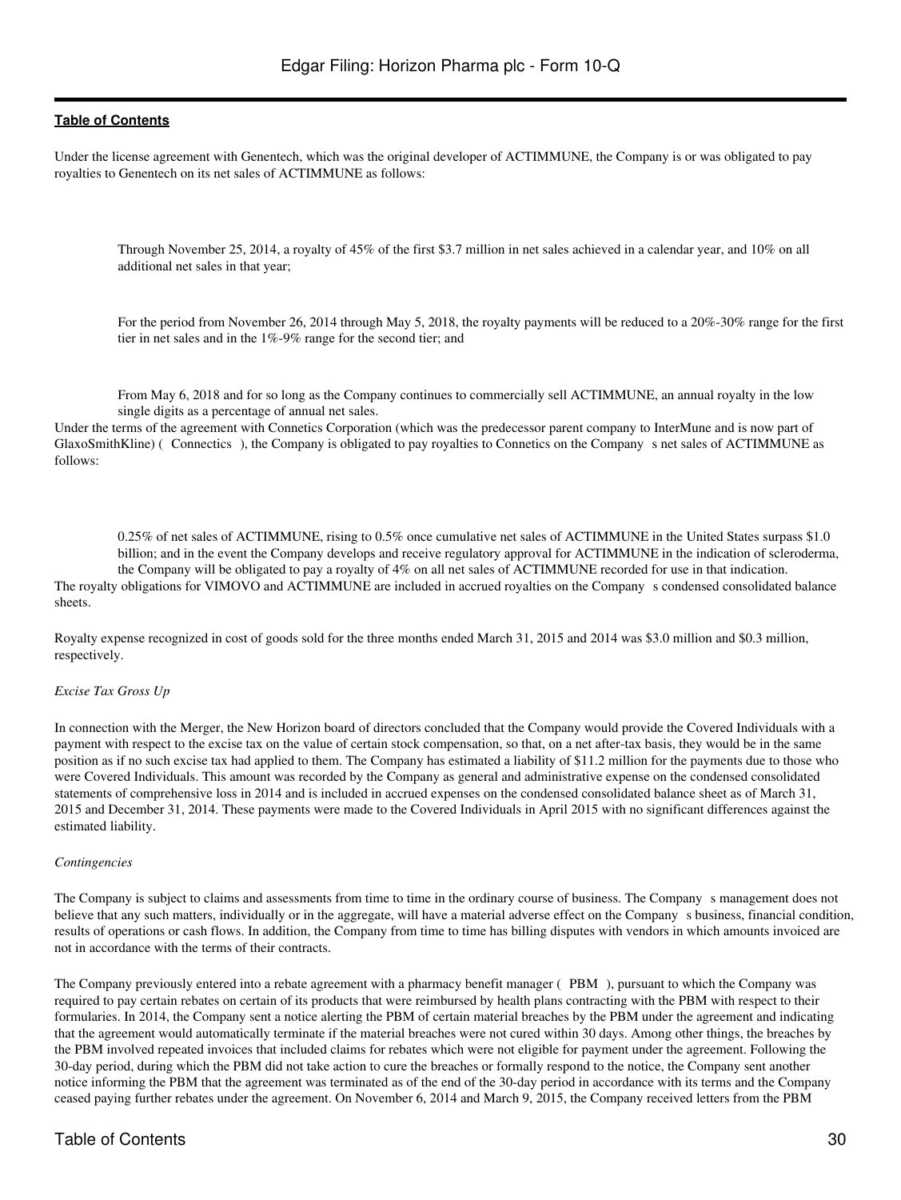Under the license agreement with Genentech, which was the original developer of ACTIMMUNE, the Company is or was obligated to pay royalties to Genentech on its net sales of ACTIMMUNE as follows:

- Through November 25, 2014, a royalty of 45% of the first $3.7 million in net sales achieved in a calendar year, and 10% on all additional net sales in that year;
- For the period from November 26, 2014 through May 5, 2018, the royalty payments will be reduced to a 20%-30% range for the first tier in net sales and in the 1%-9% range for the second tier; and
- From May 6, 2018 and for so long as the Company continues to commercially sell ACTIMMUNE, an annual royalty in the low single digits as a percentage of annual net sales.

Under the terms of the agreement with Connetics Corporation (which was the predecessor parent company to InterMune and is now part of GlaxoSmithKline) ( Connectics ), the Company is obligated to pay royalties to Connetics on the Company s net sales of ACTIMMUNE as follows:

- 0.25% of net sales of ACTIMMUNE, rising to 0.5% once cumulative net sales of ACTIMMUNE in the United States surpass $1.0 billion; and in the event the Company develops and receive regulatory approval for ACTIMMUNE in the indication of scleroderma, the Company will be obligated to pay a royalty of 4% on all net sales of ACTIMMUNE recorded for use in that indication.

The royalty obligations for VIMOVO and ACTIMMUNE are included in accrued royalties on the Company s condensed consolidated balance sheets.

Royalty expense recognized in cost of goods sold for the three months ended March 31, 2015 and 2014 was $3.0 million and $0.3 million, respectively.

*Excise Tax Gross Up*

In connection with the Merger, the New Horizon board of directors concluded that the Company would provide the Covered Individuals with a payment with respect to the excise tax on the value of certain stock compensation, so that, on a net after-tax basis, they would be in the same position as if no such excise tax had applied to them. The Company has estimated a liability of $11.2 million for the payments due to those who were Covered Individuals. This amount was recorded by the Company as general and administrative expense on the condensed consolidated statements of comprehensive loss in 2014 and is included in accrued expenses on the condensed consolidated balance sheet as of March 31, 2015 and December 31, 2014. These payments were made to the Covered Individuals in April 2015 with no significant differences against the estimated liability.

*Contingencies*

The Company is subject to claims and assessments from time to time in the ordinary course of business. The Company s management does not believe that any such matters, individually or in the aggregate, will have a material adverse effect on the Company s business, financial condition, results of operations or cash flows. In addition, the Company from time to time has billing disputes with vendors in which amounts invoiced are not in accordance with the terms of their contracts.

The Company previously entered into a rebate agreement with a pharmacy benefit manager ( PBM ), pursuant to which the Company was required to pay certain rebates on certain of its products that were reimbursed by health plans contracting with the PBM with respect to their formularies. In 2014, the Company sent a notice alerting the PBM of certain material breaches by the PBM under the agreement and indicating that the agreement would automatically terminate if the material breaches were not cured within 30 days. Among other things, the breaches by the PBM involved repeated invoices that included claims for rebates which were not eligible for payment under the agreement. Following the 30-day period, during which the PBM did not take action to cure the breaches or formally respond to the notice, the Company sent another notice informing the PBM that the agreement was terminated as of the end of the 30-day period in accordance with its terms and the Company ceased paying further rebates under the agreement. On November 6, 2014 and March 9, 2015, the Company received letters from the PBM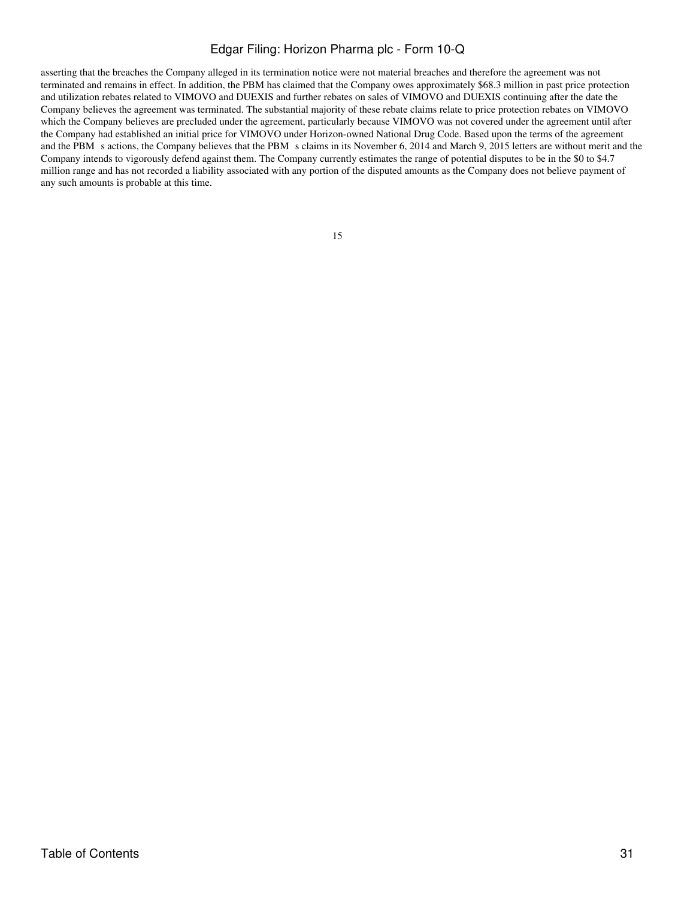asserting that the breaches the Company alleged in its termination notice were not material breaches and therefore the agreement was not terminated and remains in effect. In addition, the PBM has claimed that the Company owes approximately $68.3 million in past price protection and utilization rebates related to VIMOVO and DUEXIS and further rebates on sales of VIMOVO and DUEXIS continuing after the date the Company believes the agreement was terminated. The substantial majority of these rebate claims relate to price protection rebates on VIMOVO which the Company believes are precluded under the agreement, particularly because VIMOVO was not covered under the agreement until after the Company had established an initial price for VIMOVO under Horizon-owned National Drug Code. Based upon the terms of the agreement and the PBM s actions, the Company believes that the PBM s claims in its November 6, 2014 and March 9, 2015 letters are without merit and the Company intends to vigorously defend against them. The Company currently estimates the range of potential disputes to be in the $0 to $4.7 million range and has not recorded a liability associated with any portion of the disputed amounts as the Company does not believe payment of any such amounts is probable at this time.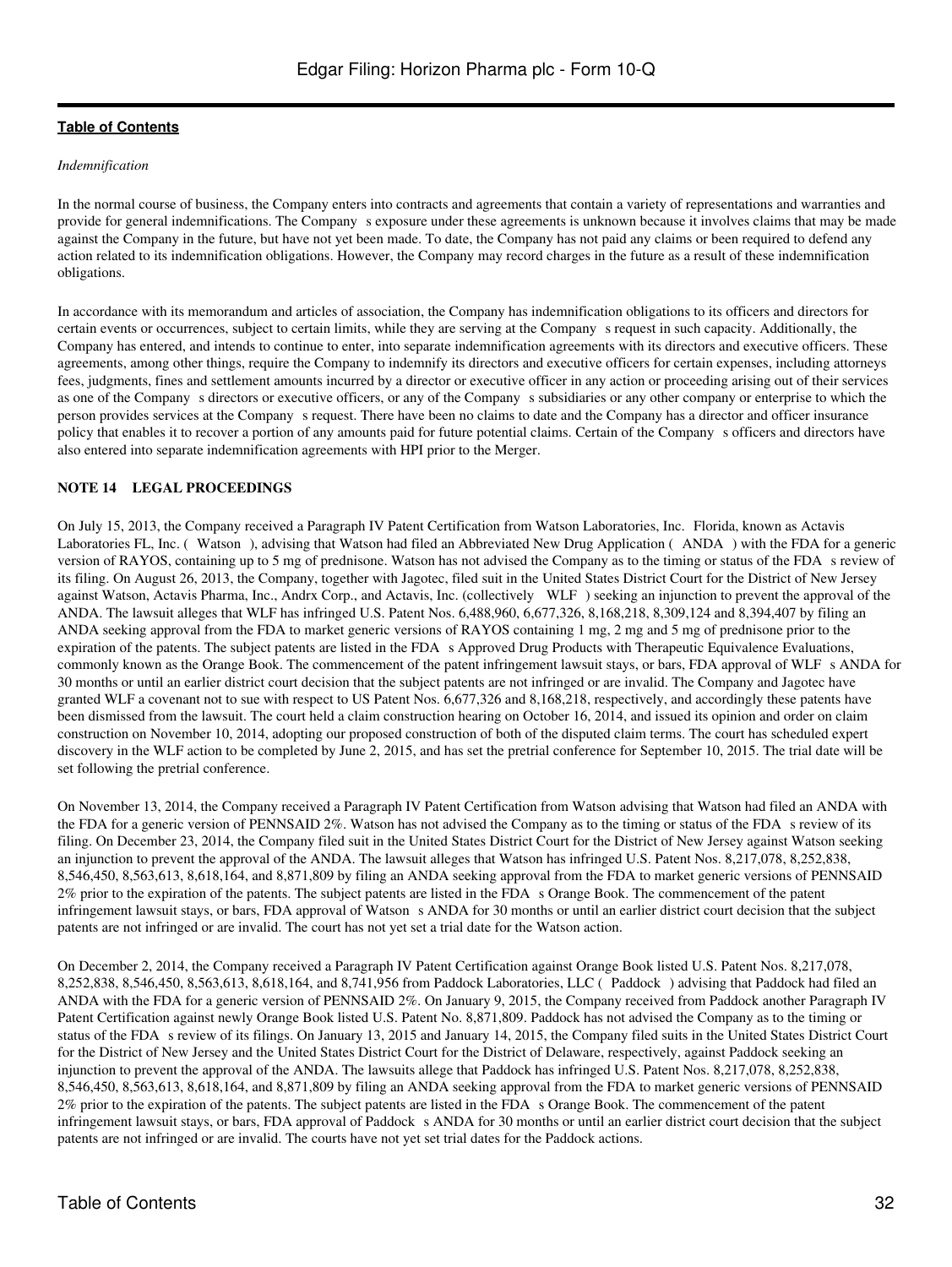[Table of Contents](#)

*Indemnification*

In the normal course of business, the Company enters into contracts and agreements that contain a variety of representations and warranties and provide for general indemnifications. The Company s exposure under these agreements is unknown because it involves claims that may be made against the Company in the future, but have not yet been made. To date, the Company has not paid any claims or been required to defend any action related to its indemnification obligations. However, the Company may record charges in the future as a result of these indemnification obligations.

In accordance with its memorandum and articles of association, the Company has indemnification obligations to its officers and directors for certain events or occurrences, subject to certain limits, while they are serving at the Company s request in such capacity. Additionally, the Company has entered, and intends to continue to enter, into separate indemnification agreements with its directors and executive officers. These agreements, among other things, require the Company to indemnify its directors and executive officers for certain expenses, including attorneys fees, judgments, fines and settlement amounts incurred by a director or executive officer in any action or proceeding arising out of their services as one of the Company s directors or executive officers, or any of the Company s subsidiaries or any other company or enterprise to which the person provides services at the Company s request. There have been no claims to date and the Company has a director and officer insurance policy that enables it to recover a portion of any amounts paid for future potential claims. Certain of the Company s officers and directors have also entered into separate indemnification agreements with HPI prior to the Merger.

**NOTE 14 LEGAL PROCEEDINGS**

On July 15, 2013, the Company received a Paragraph IV Patent Certification from Watson Laboratories, Inc. Florida, known as Actavis Laboratories FL, Inc. ( Watson ), advising that Watson had filed an Abbreviated New Drug Application ( ANDA ) with the FDA for a generic version of RAYOS, containing up to 5 mg of prednisone. Watson has not advised the Company as to the timing or status of the FDA s review of its filing. On August 26, 2013, the Company, together with Jagotec, filed suit in the United States District Court for the District of New Jersey against Watson, Actavis Pharma, Inc., Andrx Corp., and Actavis, Inc. (collectively WLF ) seeking an injunction to prevent the approval of the ANDA. The lawsuit alleges that WLF has infringed U.S. Patent Nos. 6,488,960, 6,677,326, 8,168,218, 8,309,124 and 8,394,407 by filing an ANDA seeking approval from the FDA to market generic versions of RAYOS containing 1 mg, 2 mg and 5 mg of prednisone prior to the expiration of the patents. The subject patents are listed in the FDA s Approved Drug Products with Therapeutic Equivalence Evaluations, commonly known as the Orange Book. The commencement of the patent infringement lawsuit stays, or bars, FDA approval of WLF s ANDA for 30 months or until an earlier district court decision that the subject patents are not infringed or are invalid. The Company and Jagotec have granted WLF a covenant not to sue with respect to US Patent Nos. 6,677,326 and 8,168,218, respectively, and accordingly these patents have been dismissed from the lawsuit. The court held a claim construction hearing on October 16, 2014, and issued its opinion and order on claim construction on November 10, 2014, adopting our proposed construction of both of the disputed claim terms. The court has scheduled expert discovery in the WLF action to be completed by June 2, 2015, and has set the pretrial conference for September 10, 2015. The trial date will be set following the pretrial conference.

On November 13, 2014, the Company received a Paragraph IV Patent Certification from Watson advising that Watson had filed an ANDA with the FDA for a generic version of PENNSAID 2%. Watson has not advised the Company as to the timing or status of the FDA s review of its filing. On December 23, 2014, the Company filed suit in the United States District Court for the District of New Jersey against Watson seeking an injunction to prevent the approval of the ANDA. The lawsuit alleges that Watson has infringed U.S. Patent Nos. 8,217,078, 8,252,838, 8,546,450, 8,563,613, 8,618,164, and 8,871,809 by filing an ANDA seeking approval from the FDA to market generic versions of PENNSAID 2% prior to the expiration of the patents. The subject patents are listed in the FDA s Orange Book. The commencement of the patent infringement lawsuit stays, or bars, FDA approval of Watson s ANDA for 30 months or until an earlier district court decision that the subject patents are not infringed or are invalid. The court has not yet set a trial date for the Watson action.

On December 2, 2014, the Company received a Paragraph IV Patent Certification against Orange Book listed U.S. Patent Nos. 8,217,078, 8,252,838, 8,546,450, 8,563,613, 8,618,164, and 8,741,956 from Paddock Laboratories, LLC ( Paddock ) advising that Paddock had filed an ANDA with the FDA for a generic version of PENNSAID 2%. On January 9, 2015, the Company received from Paddock another Paragraph IV Patent Certification against newly Orange Book listed U.S. Patent No. 8,871,809. Paddock has not advised the Company as to the timing or status of the FDA s review of its filings. On January 13, 2015 and January 14, 2015, the Company filed suits in the United States District Court for the District of New Jersey and the United States District Court for the District of Delaware, respectively, against Paddock seeking an injunction to prevent the approval of the ANDA. The lawsuits allege that Paddock has infringed U.S. Patent Nos. 8,217,078, 8,252,838, 8,546,450, 8,563,613, 8,618,164, and 8,871,809 by filing an ANDA seeking approval from the FDA to market generic versions of PENNSAID 2% prior to the expiration of the patents. The subject patents are listed in the FDA s Orange Book. The commencement of the patent infringement lawsuit stays, or bars, FDA approval of Paddock s ANDA for 30 months or until an earlier district court decision that the subject patents are not infringed or are invalid. The courts have not yet set trial dates for the Paddock actions.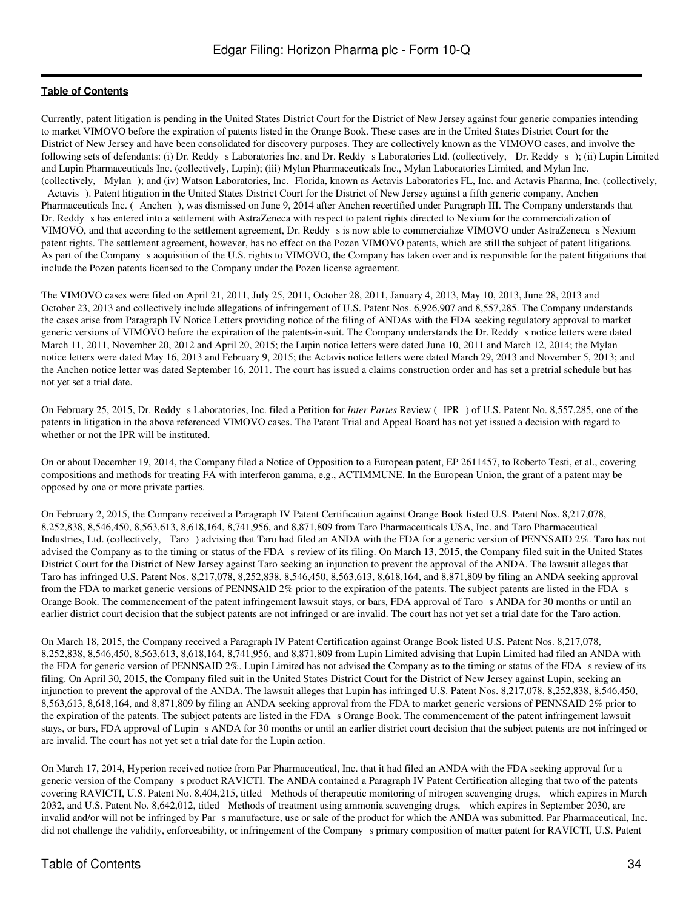**Table of Contents**

Currently, patent litigation is pending in the United States District Court for the District of New Jersey against four generic companies intending to market VIMOVO before the expiration of patents listed in the Orange Book. These cases are in the United States District Court for the District of New Jersey and have been consolidated for discovery purposes. They are collectively known as the VIMOVO cases, and involve the following sets of defendants: (i) Dr. Reddy s Laboratories Inc. and Dr. Reddy s Laboratories Ltd. (collectively, Dr. Reddy s); (ii) Lupin Limited and Lupin Pharmaceuticals Inc. (collectively, Lupin); (iii) Mylan Pharmaceuticals Inc., Mylan Laboratories Limited, and Mylan Inc. (collectively, Mylan); and (iv) Watson Laboratories, Inc. Florida, known as Actavis Laboratories FL, Inc. and Actavis Pharma, Inc. (collectively, Actavis). Patent litigation in the United States District Court for the District of New Jersey against a fifth generic company, Anchen Pharmaceuticals Inc. ( Anchen ), was dismissed on June 9, 2014 after Anchen recertified under Paragraph III. The Company understands that Dr. Reddy s has entered into a settlement with AstraZeneca with respect to patent rights directed to Nexium for the commercialization of VIMOVO, and that according to the settlement agreement, Dr. Reddy s is now able to commercialize VIMOVO under AstraZeneca s Nexium patent rights. The settlement agreement, however, has no effect on the Pozen VIMOVO patents, which are still the subject of patent litigations. As part of the Company s acquisition of the U.S. rights to VIMOVO, the Company has taken over and is responsible for the patent litigations that include the Pozen patents licensed to the Company under the Pozen license agreement.

The VIMOVO cases were filed on April 21, 2011, July 25, 2011, October 28, 2011, January 4, 2013, May 10, 2013, June 28, 2013 and October 23, 2013 and collectively include allegations of infringement of U.S. Patent Nos. 6,926,907 and 8,557,285. The Company understands the cases arise from Paragraph IV Notice Letters providing notice of the filing of ANDAs with the FDA seeking regulatory approval to market generic versions of VIMOVO before the expiration of the patents-in-suit. The Company understands the Dr. Reddy s notice letters were dated March 11, 2011, November 20, 2012 and April 20, 2015; the Lupin notice letters were dated June 10, 2011 and March 12, 2014; the Mylan notice letters were dated May 16, 2013 and February 9, 2015; the Actavis notice letters were dated March 29, 2013 and November 5, 2013; and the Anchen notice letter was dated September 16, 2011. The court has issued a claims construction order and has set a pretrial schedule but has not yet set a trial date.

On February 25, 2015, Dr. Reddy s Laboratories, Inc. filed a Petition for *Inter Partes* Review ( IPR ) of U.S. Patent No. 8,557,285, one of the patents in litigation in the above referenced VIMOVO cases. The Patent Trial and Appeal Board has not yet issued a decision with regard to whether or not the IPR will be instituted.

On or about December 19, 2014, the Company filed a Notice of Opposition to a European patent, EP 2611457, to Roberto Testi, et al., covering compositions and methods for treating FA with interferon gamma, e.g., ACTIMMUNE. In the European Union, the grant of a patent may be opposed by one or more private parties.

On February 2, 2015, the Company received a Paragraph IV Patent Certification against Orange Book listed U.S. Patent Nos. 8,217,078, 8,252,838, 8,546,450, 8,563,613, 8,618,164, 8,741,956, and 8,871,809 from Taro Pharmaceuticals USA, Inc. and Taro Pharmaceutical Industries, Ltd. (collectively, Taro ) advising that Taro had filed an ANDA with the FDA for a generic version of PENNSAID 2%. Taro has not advised the Company as to the timing or status of the FDA s review of its filing. On March 13, 2015, the Company filed suit in the United States District Court for the District of New Jersey against Taro seeking an injunction to prevent the approval of the ANDA. The lawsuit alleges that Taro has infringed U.S. Patent Nos. 8,217,078, 8,252,838, 8,546,450, 8,563,613, 8,618,164, and 8,871,809 by filing an ANDA seeking approval from the FDA to market generic versions of PENNSAID 2% prior to the expiration of the patents. The subject patents are listed in the FDA s Orange Book. The commencement of the patent infringement lawsuit stays, or bars, FDA approval of Taro s ANDA for 30 months or until an earlier district court decision that the subject patents are not infringed or are invalid. The court has not yet set a trial date for the Taro action.

On March 18, 2015, the Company received a Paragraph IV Patent Certification against Orange Book listed U.S. Patent Nos. 8,217,078, 8,252,838, 8,546,450, 8,563,613, 8,618,164, 8,741,956, and 8,871,809 from Lupin Limited advising that Lupin Limited had filed an ANDA with the FDA for generic version of PENNSAID 2%. Lupin Limited has not advised the Company as to the timing or status of the FDA s review of its filing. On April 30, 2015, the Company filed suit in the United States District Court for the District of New Jersey against Lupin, seeking an injunction to prevent the approval of the ANDA. The lawsuit alleges that Lupin has infringed U.S. Patent Nos. 8,217,078, 8,252,838, 8,546,450, 8,563,613, 8,618,164, and 8,871,809 by filing an ANDA seeking approval from the FDA to market generic versions of PENNSAID 2% prior to the expiration of the patents. The subject patents are listed in the FDA s Orange Book. The commencement of the patent infringement lawsuit stays, or bars, FDA approval of Lupin s ANDA for 30 months or until an earlier district court decision that the subject patents are not infringed or are invalid. The court has not yet set a trial date for the Lupin action.

On March 17, 2014, Hyperion received notice from Par Pharmaceutical, Inc. that it had filed an ANDA with the FDA seeking approval for a generic version of the Company s product RAVICTI. The ANDA contained a Paragraph IV Patent Certification alleging that two of the patents covering RAVICTI, U.S. Patent No. 8,404,215, titled Methods of therapeutic monitoring of nitrogen scavenging drugs, which expires in March 2032, and U.S. Patent No. 8,642,012, titled Methods of treatment using ammonia scavenging drugs, which expires in September 2030, are invalid and/or will not be infringed by Par s manufacture, use or sale of the product for which the ANDA was submitted. Par Pharmaceutical, Inc. did not challenge the validity, enforceability, or infringement of the Company s primary composition of matter patent for RAVICTI, U.S. Patent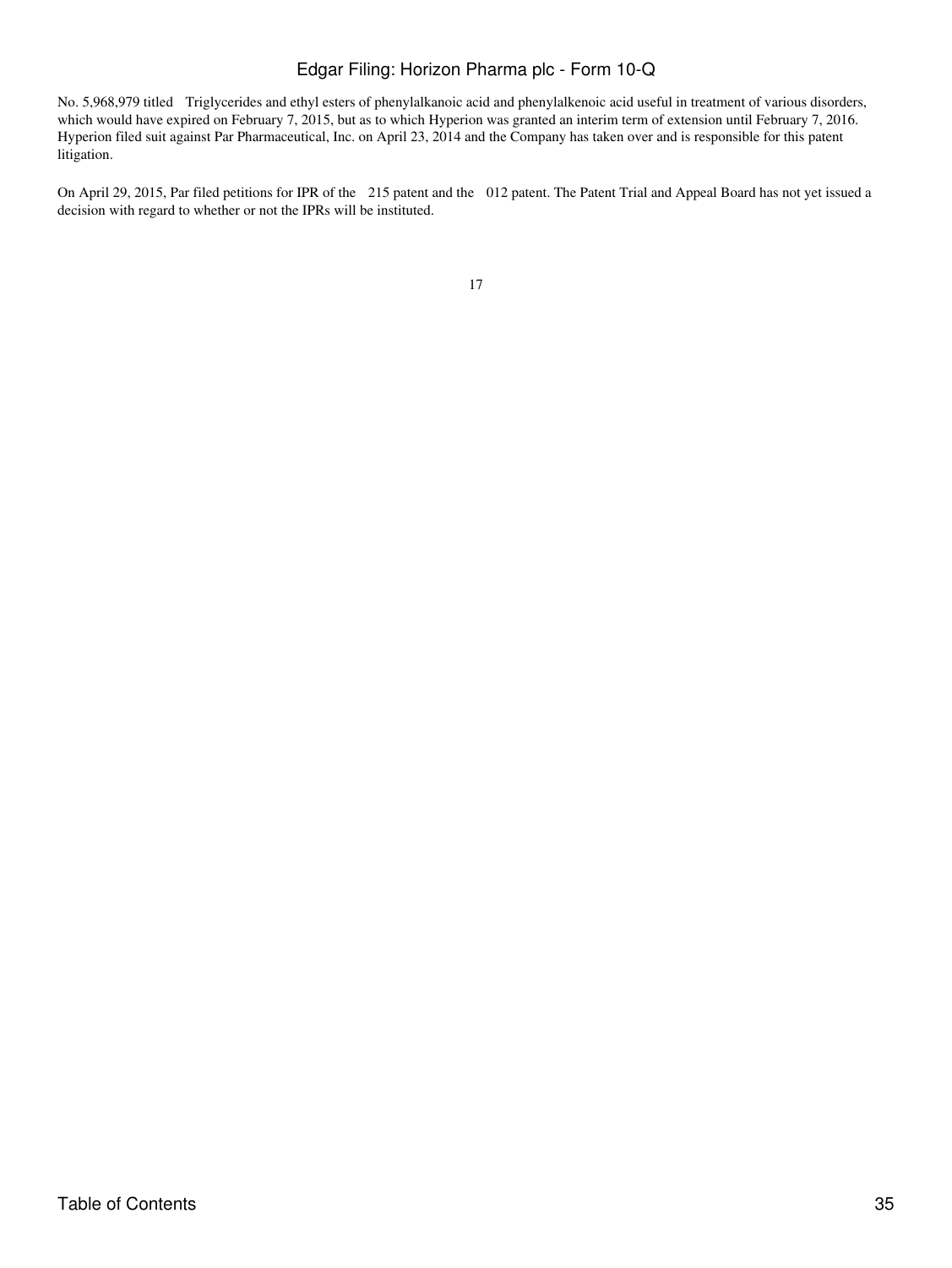No. 5,968,979 titled Triglycerides and ethyl esters of phenylalkanoic acid and phenylalkenoic acid useful in treatment of various disorders, which would have expired on February 7, 2015, but as to which Hyperion was granted an interim term of extension until February 7, 2016. Hyperion filed suit against Par Pharmaceutical, Inc. on April 23, 2014 and the Company has taken over and is responsible for this patent litigation.

On April 29, 2015, Par filed petitions for IPR of the 215 patent and the 012 patent. The Patent Trial and Appeal Board has not yet issued a decision with regard to whether or not the IPRs will be instituted.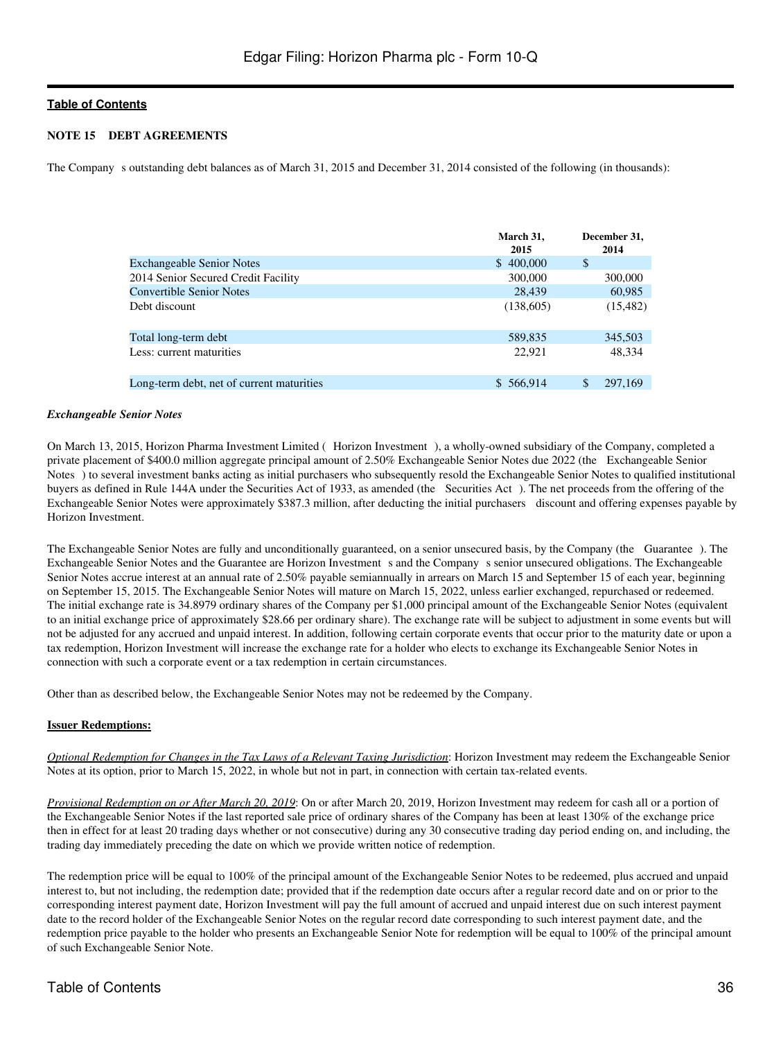Table of Contents

**NOTE 15 DEBT AGREEMENTS**

The Company s outstanding debt balances as of March 31, 2015 and December 31, 2014 consisted of the following (in thousands):

| | March 31, 2015 | December 31, 2014 |
|---|---|---|
| Exchangeable Senior Notes | $ 400,000 | $ |
| 2014 Senior Secured Credit Facility | 300,000 | 300,000 |
| Convertible Senior Notes | 28,439 | 60,985 |
| Debt discount | (138,605) | (15,482) |
| Total long-term debt | 589,835 | 345,503 |
| Less: current maturities | 22,921 | 48,334 |
| Long-term debt, net of current maturities | $ 566,914 | $ 297,169 |

***Exchangeable Senior Notes***

On March 13, 2015, Horizon Pharma Investment Limited ( Horizon Investment ), a wholly-owned subsidiary of the Company, completed a private placement of $400.0 million aggregate principal amount of 2.50% Exchangeable Senior Notes due 2022 (the Exchangeable Senior Notes ) to several investment banks acting as initial purchasers who subsequently resold the Exchangeable Senior Notes to qualified institutional buyers as defined in Rule 144A under the Securities Act of 1933, as amended (the Securities Act ). The net proceeds from the offering of the Exchangeable Senior Notes were approximately $387.3 million, after deducting the initial purchasers discount and offering expenses payable by Horizon Investment.

The Exchangeable Senior Notes are fully and unconditionally guaranteed, on a senior unsecured basis, by the Company (the Guarantee ). The Exchangeable Senior Notes and the Guarantee are Horizon Investment s and the Company s senior unsecured obligations. The Exchangeable Senior Notes accrue interest at an annual rate of 2.50% payable semiannually in arrears on March 15 and September 15 of each year, beginning on September 15, 2015. The Exchangeable Senior Notes will mature on March 15, 2022, unless earlier exchanged, repurchased or redeemed. The initial exchange rate is 34.8979 ordinary shares of the Company per $1,000 principal amount of the Exchangeable Senior Notes (equivalent to an initial exchange price of approximately $28.66 per ordinary share). The exchange rate will be subject to adjustment in some events but will not be adjusted for any accrued and unpaid interest. In addition, following certain corporate events that occur prior to the maturity date or upon a tax redemption, Horizon Investment will increase the exchange rate for a holder who elects to exchange its Exchangeable Senior Notes in connection with such a corporate event or a tax redemption in certain circumstances.

Other than as described below, the Exchangeable Senior Notes may not be redeemed by the Company.

**Issuer Redemptions:**

*Optional Redemption for Changes in the Tax Laws of a Relevant Taxing Jurisdiction*: Horizon Investment may redeem the Exchangeable Senior Notes at its option, prior to March 15, 2022, in whole but not in part, in connection with certain tax-related events.

*Provisional Redemption on or After March 20, 2019*: On or after March 20, 2019, Horizon Investment may redeem for cash all or a portion of the Exchangeable Senior Notes if the last reported sale price of ordinary shares of the Company has been at least 130% of the exchange price then in effect for at least 20 trading days whether or not consecutive) during any 30 consecutive trading day period ending on, and including, the trading day immediately preceding the date on which we provide written notice of redemption.

The redemption price will be equal to 100% of the principal amount of the Exchangeable Senior Notes to be redeemed, plus accrued and unpaid interest to, but not including, the redemption date; provided that if the redemption date occurs after a regular record date and on or prior to the corresponding interest payment date, Horizon Investment will pay the full amount of accrued and unpaid interest due on such interest payment date to the record holder of the Exchangeable Senior Notes on the regular record date corresponding to such interest payment date, and the redemption price payable to the holder who presents an Exchangeable Senior Note for redemption will be equal to 100% of the principal amount of such Exchangeable Senior Note.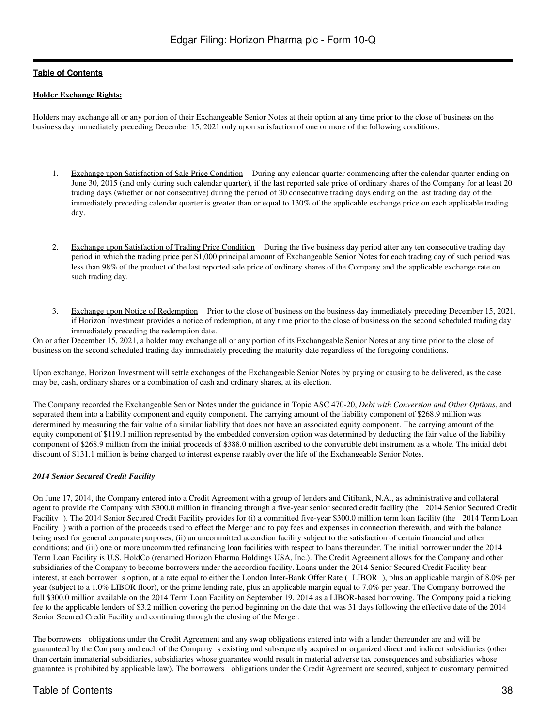**Holder Exchange Rights:**

Holders may exchange all or any portion of their Exchangeable Senior Notes at their option at any time prior to the close of business on the business day immediately preceding December 15, 2021 only upon satisfaction of one or more of the following conditions:

1. Exchange upon Satisfaction of Sale Price Condition During any calendar quarter commencing after the calendar quarter ending on June 30, 2015 (and only during such calendar quarter), if the last reported sale price of ordinary shares of the Company for at least 20 trading days (whether or not consecutive) during the period of 30 consecutive trading days ending on the last trading day of the immediately preceding calendar quarter is greater than or equal to 130% of the applicable exchange price on each applicable trading day.

2. Exchange upon Satisfaction of Trading Price Condition During the five business day period after any ten consecutive trading day period in which the trading price per $1,000 principal amount of Exchangeable Senior Notes for each trading day of such period was less than 98% of the product of the last reported sale price of ordinary shares of the Company and the applicable exchange rate on such trading day.

3. Exchange upon Notice of Redemption Prior to the close of business on the business day immediately preceding December 15, 2021, if Horizon Investment provides a notice of redemption, at any time prior to the close of business on the second scheduled trading day immediately preceding the redemption date.

On or after December 15, 2021, a holder may exchange all or any portion of its Exchangeable Senior Notes at any time prior to the close of business on the second scheduled trading day immediately preceding the maturity date regardless of the foregoing conditions.

Upon exchange, Horizon Investment will settle exchanges of the Exchangeable Senior Notes by paying or causing to be delivered, as the case may be, cash, ordinary shares or a combination of cash and ordinary shares, at its election.

The Company recorded the Exchangeable Senior Notes under the guidance in Topic ASC 470-20, *Debt with Conversion and Other Options*, and separated them into a liability component and equity component. The carrying amount of the liability component of $268.9 million was determined by measuring the fair value of a similar liability that does not have an associated equity component. The carrying amount of the equity component of $119.1 million represented by the embedded conversion option was determined by deducting the fair value of the liability component of $268.9 million from the initial proceeds of $388.0 million ascribed to the convertible debt instrument as a whole. The initial debt discount of $131.1 million is being charged to interest expense ratably over the life of the Exchangeable Senior Notes.

***2014 Senior Secured Credit Facility***

On June 17, 2014, the Company entered into a Credit Agreement with a group of lenders and Citibank, N.A., as administrative and collateral agent to provide the Company with $300.0 million in financing through a five-year senior secured credit facility (the 2014 Senior Secured Credit Facility ). The 2014 Senior Secured Credit Facility provides for (i) a committed five-year $300.0 million term loan facility (the 2014 Term Loan Facility ) with a portion of the proceeds used to effect the Merger and to pay fees and expenses in connection therewith, and with the balance being used for general corporate purposes; (ii) an uncommitted accordion facility subject to the satisfaction of certain financial and other conditions; and (iii) one or more uncommitted refinancing loan facilities with respect to loans thereunder. The initial borrower under the 2014 Term Loan Facility is U.S. HoldCo (renamed Horizon Pharma Holdings USA, Inc.). The Credit Agreement allows for the Company and other subsidiaries of the Company to become borrowers under the accordion facility. Loans under the 2014 Senior Secured Credit Facility bear interest, at each borrower s option, at a rate equal to either the London Inter-Bank Offer Rate ( LIBOR ), plus an applicable margin of 8.0% per year (subject to a 1.0% LIBOR floor), or the prime lending rate, plus an applicable margin equal to 7.0% per year. The Company borrowed the full $300.0 million available on the 2014 Term Loan Facility on September 19, 2014 as a LIBOR-based borrowing. The Company paid a ticking fee to the applicable lenders of $3.2 million covering the period beginning on the date that was 31 days following the effective date of the 2014 Senior Secured Credit Facility and continuing through the closing of the Merger.

The borrowers obligations under the Credit Agreement and any swap obligations entered into with a lender thereunder are and will be guaranteed by the Company and each of the Company s existing and subsequently acquired or organized direct and indirect subsidiaries (other than certain immaterial subsidiaries, subsidiaries whose guarantee would result in material adverse tax consequences and subsidiaries whose guarantee is prohibited by applicable law). The borrowers obligations under the Credit Agreement are secured, subject to customary permitted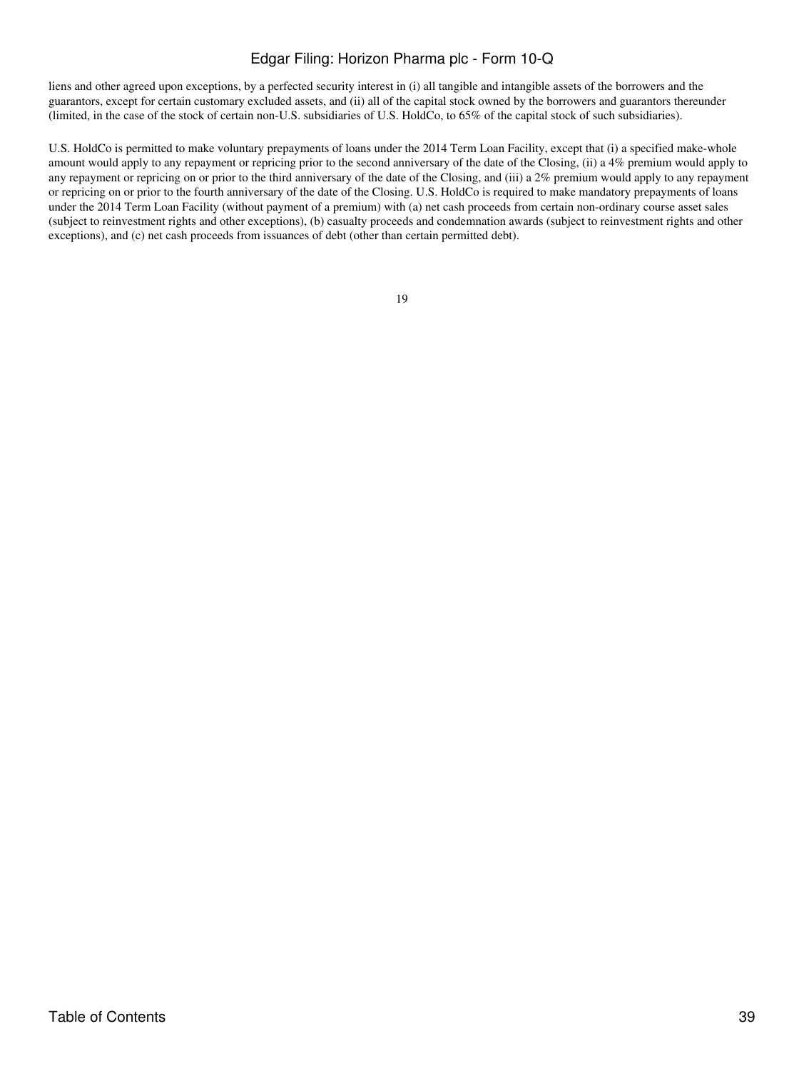liens and other agreed upon exceptions, by a perfected security interest in (i) all tangible and intangible assets of the borrowers and the guarantors, except for certain customary excluded assets, and (ii) all of the capital stock owned by the borrowers and guarantors thereunder (limited, in the case of the stock of certain non-U.S. subsidiaries of U.S. HoldCo, to 65% of the capital stock of such subsidiaries).

U.S. HoldCo is permitted to make voluntary prepayments of loans under the 2014 Term Loan Facility, except that (i) a specified make-whole amount would apply to any repayment or repricing prior to the second anniversary of the date of the Closing, (ii) a 4% premium would apply to any repayment or repricing on or prior to the third anniversary of the date of the Closing, and (iii) a 2% premium would apply to any repayment or repricing on or prior to the fourth anniversary of the date of the Closing. U.S. HoldCo is required to make mandatory prepayments of loans under the 2014 Term Loan Facility (without payment of a premium) with (a) net cash proceeds from certain non-ordinary course asset sales (subject to reinvestment rights and other exceptions), (b) casualty proceeds and condemnation awards (subject to reinvestment rights and other exceptions), and (c) net cash proceeds from issuances of debt (other than certain permitted debt).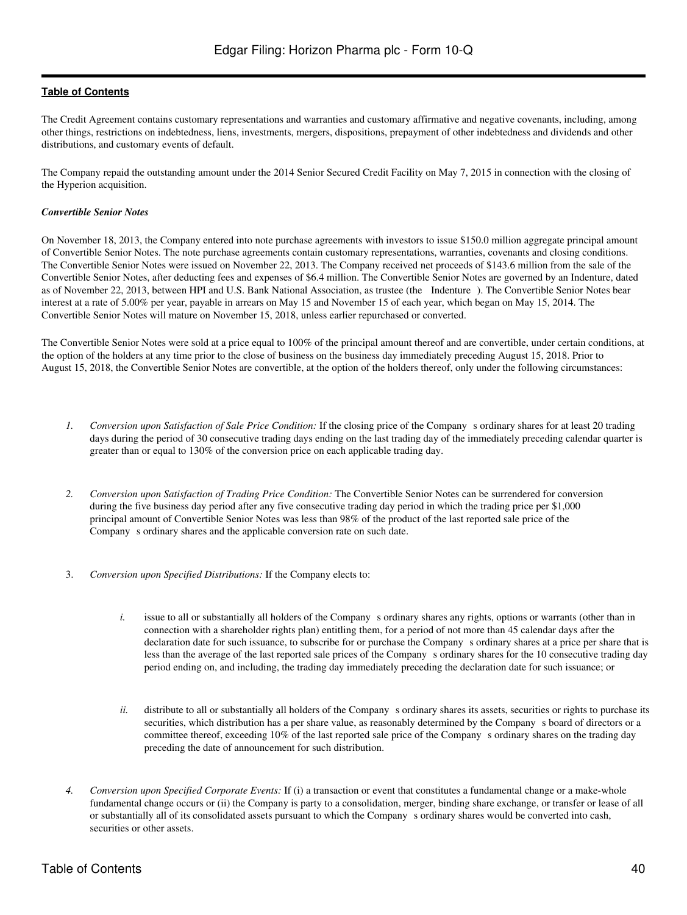The Credit Agreement contains customary representations and warranties and customary affirmative and negative covenants, including, among other things, restrictions on indebtedness, liens, investments, mergers, dispositions, prepayment of other indebtedness and dividends and other distributions, and customary events of default.

The Company repaid the outstanding amount under the 2014 Senior Secured Credit Facility on May 7, 2015 in connection with the closing of the Hyperion acquisition.

***Convertible Senior Notes***

On November 18, 2013, the Company entered into note purchase agreements with investors to issue $150.0 million aggregate principal amount of Convertible Senior Notes. The note purchase agreements contain customary representations, warranties, covenants and closing conditions. The Convertible Senior Notes were issued on November 22, 2013. The Company received net proceeds of $143.6 million from the sale of the Convertible Senior Notes, after deducting fees and expenses of $6.4 million. The Convertible Senior Notes are governed by an Indenture, dated as of November 22, 2013, between HPI and U.S. Bank National Association, as trustee (the Indenture). The Convertible Senior Notes bear interest at a rate of 5.00% per year, payable in arrears on May 15 and November 15 of each year, which began on May 15, 2014. The Convertible Senior Notes will mature on November 15, 2018, unless earlier repurchased or converted.

The Convertible Senior Notes were sold at a price equal to 100% of the principal amount thereof and are convertible, under certain conditions, at the option of the holders at any time prior to the close of business on the business day immediately preceding August 15, 2018. Prior to August 15, 2018, the Convertible Senior Notes are convertible, at the option of the holders thereof, only under the following circumstances:

1. *Conversion upon Satisfaction of Sale Price Condition:* If the closing price of the Company s ordinary shares for at least 20 trading days during the period of 30 consecutive trading days ending on the last trading day of the immediately preceding calendar quarter is greater than or equal to 130% of the conversion price on each applicable trading day.

2. *Conversion upon Satisfaction of Trading Price Condition:* The Convertible Senior Notes can be surrendered for conversion during the five business day period after any five consecutive trading day period in which the trading price per $1,000 principal amount of Convertible Senior Notes was less than 98% of the product of the last reported sale price of the Company s ordinary shares and the applicable conversion rate on such date.

3. *Conversion upon Specified Distributions:* If the Company elects to:

   i. issue to all or substantially all holders of the Company s ordinary shares any rights, options or warrants (other than in connection with a shareholder rights plan) entitling them, for a period of not more than 45 calendar days after the declaration date for such issuance, to subscribe for or purchase the Company s ordinary shares at a price per share that is less than the average of the last reported sale prices of the Company s ordinary shares for the 10 consecutive trading day period ending on, and including, the trading day immediately preceding the declaration date for such issuance; or

   ii. distribute to all or substantially all holders of the Company s ordinary shares its assets, securities or rights to purchase its securities, which distribution has a per share value, as reasonably determined by the Company s board of directors or a committee thereof, exceeding 10% of the last reported sale price of the Company s ordinary shares on the trading day preceding the date of announcement for such distribution.

4. *Conversion upon Specified Corporate Events:* If (i) a transaction or event that constitutes a fundamental change or a make-whole fundamental change occurs or (ii) the Company is party to a consolidation, merger, binding share exchange, or transfer or lease of all or substantially all of its consolidated assets pursuant to which the Company s ordinary shares would be converted into cash, securities or other assets.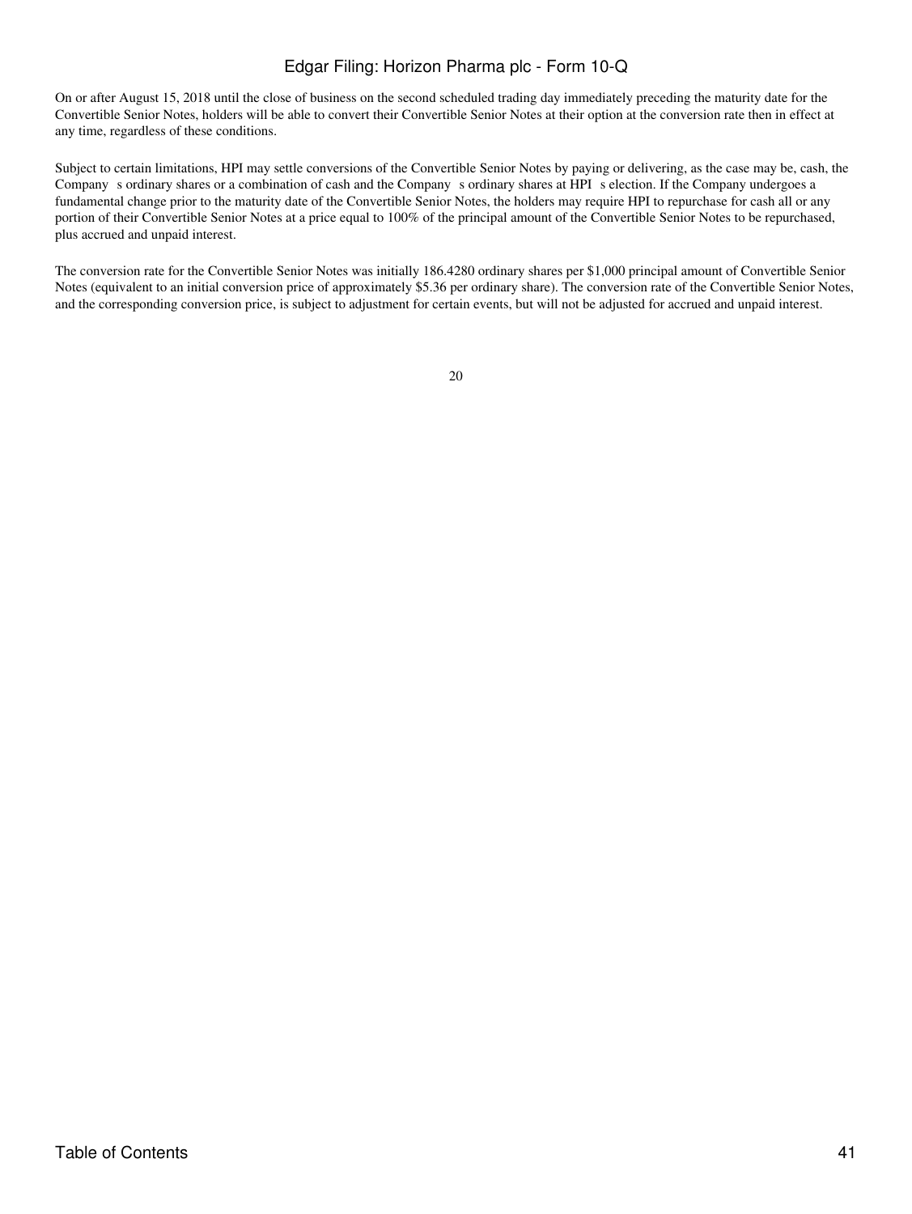On or after August 15, 2018 until the close of business on the second scheduled trading day immediately preceding the maturity date for the Convertible Senior Notes, holders will be able to convert their Convertible Senior Notes at their option at the conversion rate then in effect at any time, regardless of these conditions.

Subject to certain limitations, HPI may settle conversions of the Convertible Senior Notes by paying or delivering, as the case may be, cash, the Company s ordinary shares or a combination of cash and the Company s ordinary shares at HPI s election. If the Company undergoes a fundamental change prior to the maturity date of the Convertible Senior Notes, the holders may require HPI to repurchase for cash all or any portion of their Convertible Senior Notes at a price equal to 100% of the principal amount of the Convertible Senior Notes to be repurchased, plus accrued and unpaid interest.

The conversion rate for the Convertible Senior Notes was initially 186.4280 ordinary shares per $1,000 principal amount of Convertible Senior Notes (equivalent to an initial conversion price of approximately $5.36 per ordinary share). The conversion rate of the Convertible Senior Notes, and the corresponding conversion price, is subject to adjustment for certain events, but will not be adjusted for accrued and unpaid interest.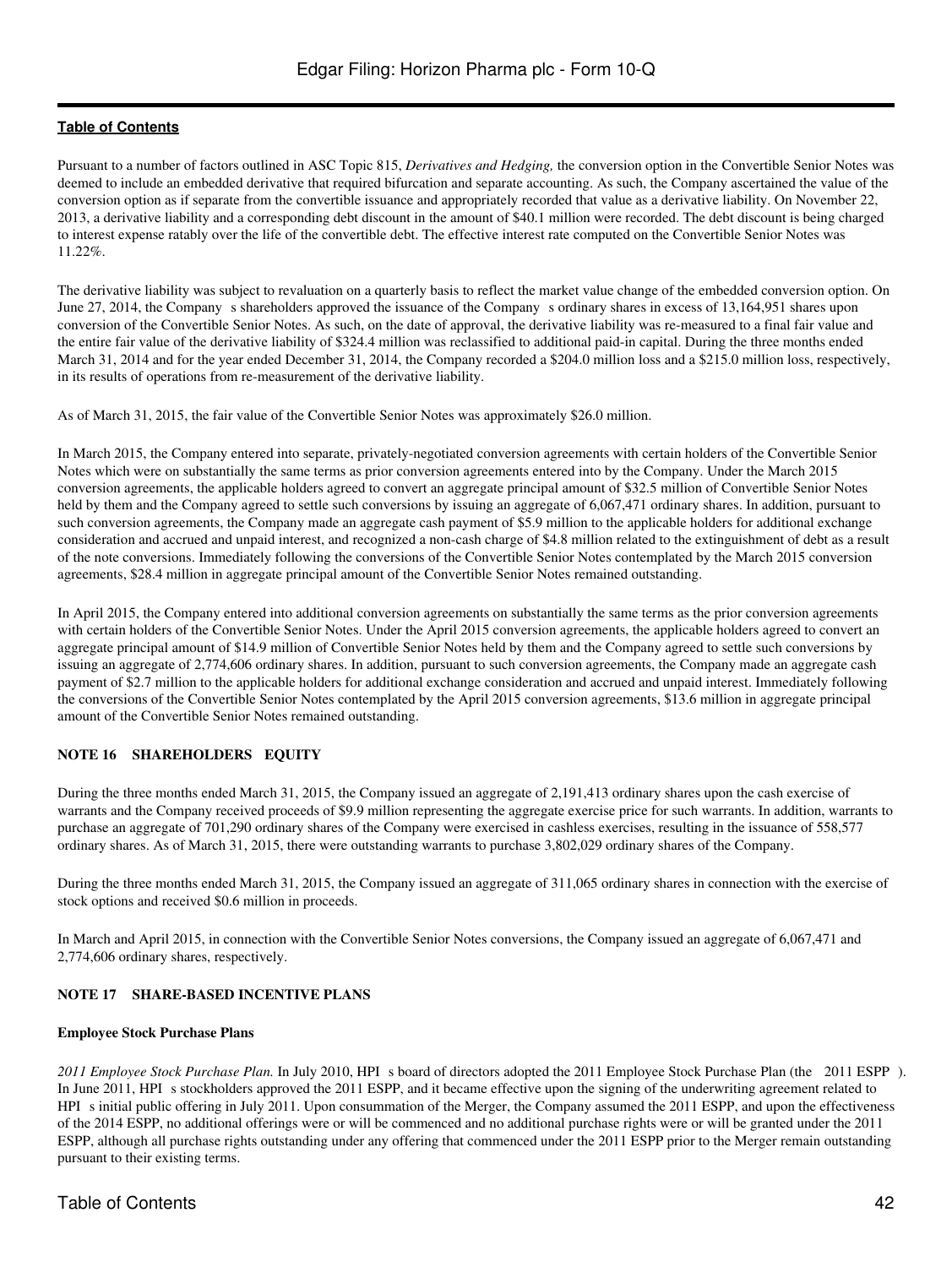Pursuant to a number of factors outlined in ASC Topic 815, *Derivatives and Hedging,* the conversion option in the Convertible Senior Notes was deemed to include an embedded derivative that required bifurcation and separate accounting. As such, the Company ascertained the value of the conversion option as if separate from the convertible issuance and appropriately recorded that value as a derivative liability. On November 22, 2013, a derivative liability and a corresponding debt discount in the amount of $40.1 million were recorded. The debt discount is being charged to interest expense ratably over the life of the convertible debt. The effective interest rate computed on the Convertible Senior Notes was 11.22%.

The derivative liability was subject to revaluation on a quarterly basis to reflect the market value change of the embedded conversion option. On June 27, 2014, the Company s shareholders approved the issuance of the Company s ordinary shares in excess of 13,164,951 shares upon conversion of the Convertible Senior Notes. As such, on the date of approval, the derivative liability was re-measured to a final fair value and the entire fair value of the derivative liability of $324.4 million was reclassified to additional paid-in capital. During the three months ended March 31, 2014 and for the year ended December 31, 2014, the Company recorded a $204.0 million loss and a $215.0 million loss, respectively, in its results of operations from re-measurement of the derivative liability.

As of March 31, 2015, the fair value of the Convertible Senior Notes was approximately $26.0 million.

In March 2015, the Company entered into separate, privately-negotiated conversion agreements with certain holders of the Convertible Senior Notes which were on substantially the same terms as prior conversion agreements entered into by the Company. Under the March 2015 conversion agreements, the applicable holders agreed to convert an aggregate principal amount of $32.5 million of Convertible Senior Notes held by them and the Company agreed to settle such conversions by issuing an aggregate of 6,067,471 ordinary shares. In addition, pursuant to such conversion agreements, the Company made an aggregate cash payment of $5.9 million to the applicable holders for additional exchange consideration and accrued and unpaid interest, and recognized a non-cash charge of $4.8 million related to the extinguishment of debt as a result of the note conversions. Immediately following the conversions of the Convertible Senior Notes contemplated by the March 2015 conversion agreements, $28.4 million in aggregate principal amount of the Convertible Senior Notes remained outstanding.

In April 2015, the Company entered into additional conversion agreements on substantially the same terms as the prior conversion agreements with certain holders of the Convertible Senior Notes. Under the April 2015 conversion agreements, the applicable holders agreed to convert an aggregate principal amount of $14.9 million of Convertible Senior Notes held by them and the Company agreed to settle such conversions by issuing an aggregate of 2,774,606 ordinary shares. In addition, pursuant to such conversion agreements, the Company made an aggregate cash payment of $2.7 million to the applicable holders for additional exchange consideration and accrued and unpaid interest. Immediately following the conversions of the Convertible Senior Notes contemplated by the April 2015 conversion agreements, $13.6 million in aggregate principal amount of the Convertible Senior Notes remained outstanding.

**NOTE 16 SHAREHOLDERS EQUITY**

During the three months ended March 31, 2015, the Company issued an aggregate of 2,191,413 ordinary shares upon the cash exercise of warrants and the Company received proceeds of $9.9 million representing the aggregate exercise price for such warrants. In addition, warrants to purchase an aggregate of 701,290 ordinary shares of the Company were exercised in cashless exercises, resulting in the issuance of 558,577 ordinary shares. As of March 31, 2015, there were outstanding warrants to purchase 3,802,029 ordinary shares of the Company.

During the three months ended March 31, 2015, the Company issued an aggregate of 311,065 ordinary shares in connection with the exercise of stock options and received $0.6 million in proceeds.

In March and April 2015, in connection with the Convertible Senior Notes conversions, the Company issued an aggregate of 6,067,471 and 2,774,606 ordinary shares, respectively.

**NOTE 17 SHARE-BASED INCENTIVE PLANS**

**Employee Stock Purchase Plans**

*2011 Employee Stock Purchase Plan.* In July 2010, HPI s board of directors adopted the 2011 Employee Stock Purchase Plan (the 2011 ESPP ). In June 2011, HPI s stockholders approved the 2011 ESPP, and it became effective upon the signing of the underwriting agreement related to HPI s initial public offering in July 2011. Upon consummation of the Merger, the Company assumed the 2011 ESPP, and upon the effectiveness of the 2014 ESPP, no additional offerings were or will be commenced and no additional purchase rights were or will be granted under the 2011 ESPP, although all purchase rights outstanding under any offering that commenced under the 2011 ESPP prior to the Merger remain outstanding pursuant to their existing terms.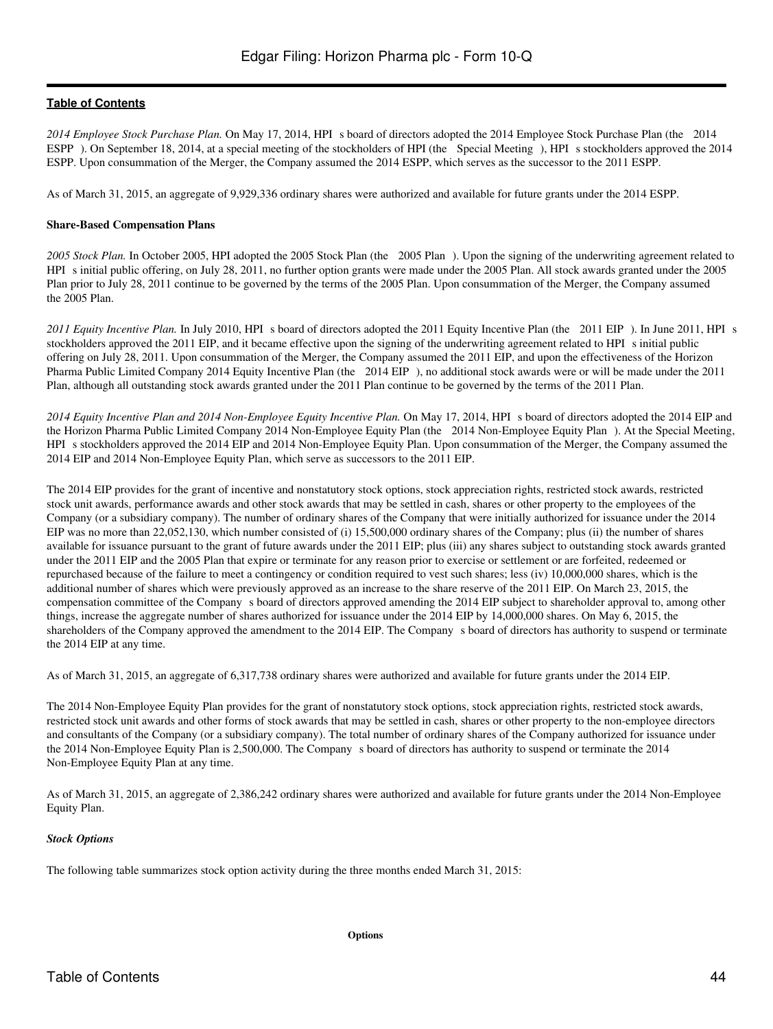*2014 Employee Stock Purchase Plan.* On May 17, 2014, HPI s board of directors adopted the 2014 Employee Stock Purchase Plan (the 2014 ESPP ). On September 18, 2014, at a special meeting of the stockholders of HPI (the Special Meeting ), HPI s stockholders approved the 2014 ESPP. Upon consummation of the Merger, the Company assumed the 2014 ESPP, which serves as the successor to the 2011 ESPP.

As of March 31, 2015, an aggregate of 9,929,336 ordinary shares were authorized and available for future grants under the 2014 ESPP.

**Share-Based Compensation Plans**

*2005 Stock Plan.* In October 2005, HPI adopted the 2005 Stock Plan (the 2005 Plan ). Upon the signing of the underwriting agreement related to HPI s initial public offering, on July 28, 2011, no further option grants were made under the 2005 Plan. All stock awards granted under the 2005 Plan prior to July 28, 2011 continue to be governed by the terms of the 2005 Plan. Upon consummation of the Merger, the Company assumed the 2005 Plan.

*2011 Equity Incentive Plan.* In July 2010, HPI s board of directors adopted the 2011 Equity Incentive Plan (the 2011 EIP ). In June 2011, HPI s stockholders approved the 2011 EIP, and it became effective upon the signing of the underwriting agreement related to HPI s initial public offering on July 28, 2011. Upon consummation of the Merger, the Company assumed the 2011 EIP, and upon the effectiveness of the Horizon Pharma Public Limited Company 2014 Equity Incentive Plan (the 2014 EIP ), no additional stock awards were or will be made under the 2011 Plan, although all outstanding stock awards granted under the 2011 Plan continue to be governed by the terms of the 2011 Plan.

*2014 Equity Incentive Plan and 2014 Non-Employee Equity Incentive Plan.* On May 17, 2014, HPI s board of directors adopted the 2014 EIP and the Horizon Pharma Public Limited Company 2014 Non-Employee Equity Plan (the 2014 Non-Employee Equity Plan ). At the Special Meeting, HPI s stockholders approved the 2014 EIP and 2014 Non-Employee Equity Plan. Upon consummation of the Merger, the Company assumed the 2014 EIP and 2014 Non-Employee Equity Plan, which serve as successors to the 2011 EIP.

The 2014 EIP provides for the grant of incentive and nonstatutory stock options, stock appreciation rights, restricted stock awards, restricted stock unit awards, performance awards and other stock awards that may be settled in cash, shares or other property to the employees of the Company (or a subsidiary company). The number of ordinary shares of the Company that were initially authorized for issuance under the 2014 EIP was no more than 22,052,130, which number consisted of (i) 15,500,000 ordinary shares of the Company; plus (ii) the number of shares available for issuance pursuant to the grant of future awards under the 2011 EIP; plus (iii) any shares subject to outstanding stock awards granted under the 2011 EIP and the 2005 Plan that expire or terminate for any reason prior to exercise or settlement or are forfeited, redeemed or repurchased because of the failure to meet a contingency or condition required to vest such shares; less (iv) 10,000,000 shares, which is the additional number of shares which were previously approved as an increase to the share reserve of the 2011 EIP. On March 23, 2015, the compensation committee of the Company s board of directors approved amending the 2014 EIP subject to shareholder approval to, among other things, increase the aggregate number of shares authorized for issuance under the 2014 EIP by 14,000,000 shares. On May 6, 2015, the shareholders of the Company approved the amendment to the 2014 EIP. The Company s board of directors has authority to suspend or terminate the 2014 EIP at any time.

As of March 31, 2015, an aggregate of 6,317,738 ordinary shares were authorized and available for future grants under the 2014 EIP.

The 2014 Non-Employee Equity Plan provides for the grant of nonstatutory stock options, stock appreciation rights, restricted stock awards, restricted stock unit awards and other forms of stock awards that may be settled in cash, shares or other property to the non-employee directors and consultants of the Company (or a subsidiary company). The total number of ordinary shares of the Company authorized for issuance under the 2014 Non-Employee Equity Plan is 2,500,000. The Company s board of directors has authority to suspend or terminate the 2014 Non-Employee Equity Plan at any time.

As of March 31, 2015, an aggregate of 2,386,242 ordinary shares were authorized and available for future grants under the 2014 Non-Employee Equity Plan.

***Stock Options***

The following table summarizes stock option activity during the three months ended March 31, 2015:

**Options**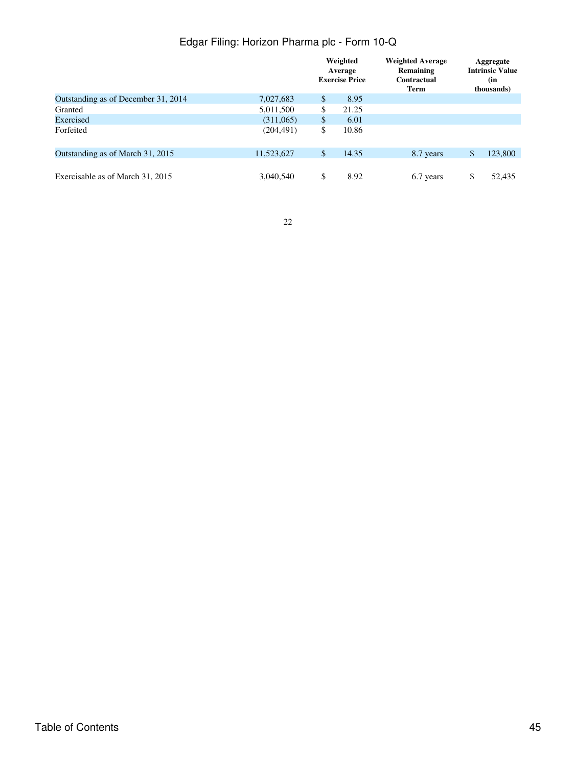| | | Weighted Average Exercise Price | Weighted Average Remaining Contractual Term | Aggregate Intrinsic Value (in thousands) |
|---|---|---|---|---|
| Outstanding as of December 31, 2014 | 7,027,683 | $ 8.95 | | |
| Granted | 5,011,500 | $ 21.25 | | |
| Exercised | (311,065) | $ 6.01 | | |
| Forfeited | (204,491) | $ 10.86 | | |
| Outstanding as of March 31, 2015 | 11,523,627 | $ 14.35 | 8.7 years | $ 123,800 |
| Exercisable as of March 31, 2015 | 3,040,540 | $ 8.92 | 6.7 years | $ 52,435 |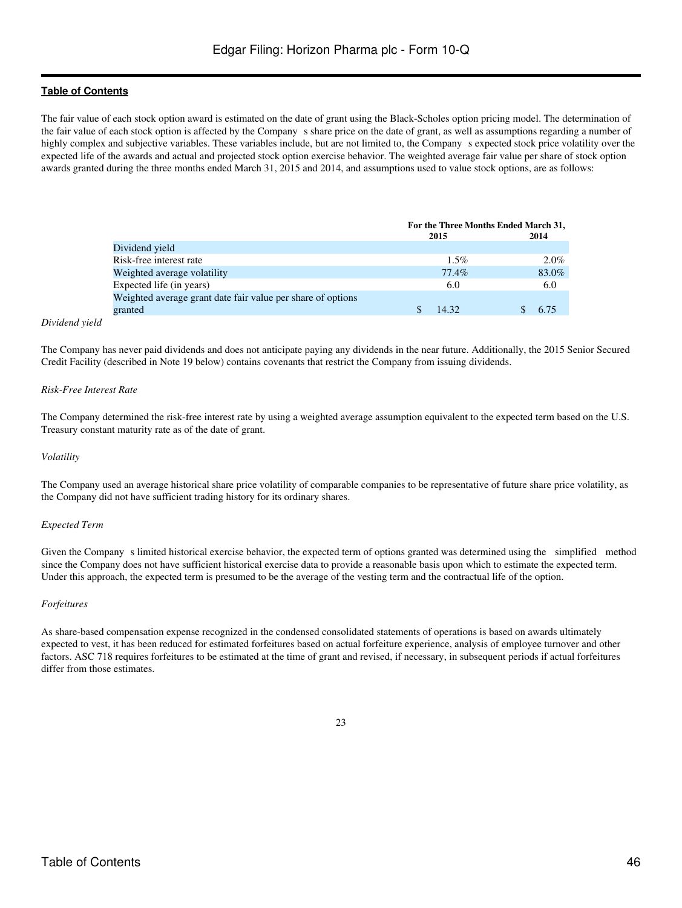The fair value of each stock option award is estimated on the date of grant using the Black-Scholes option pricing model. The determination of the fair value of each stock option is affected by the Company s share price on the date of grant, as well as assumptions regarding a number of highly complex and subjective variables. These variables include, but are not limited to, the Company s expected stock price volatility over the expected life of the awards and actual and projected stock option exercise behavior. The weighted average fair value per share of stock option awards granted during the three months ended March 31, 2015 and 2014, and assumptions used to value stock options, are as follows:

| | For the Three Months Ended March 31, | |
|---|---|---|
| | 2015 | 2014 |
| Dividend yield | | |
| Risk-free interest rate | 1.5% | 2.0% |
| Weighted average volatility | 77.4% | 83.0% |
| Expected life (in years) | 6.0 | 6.0 |
| Weighted average grant date fair value per share of options granted | $ 14.32 | $ 6.75 |

*Dividend yield*

The Company has never paid dividends and does not anticipate paying any dividends in the near future. Additionally, the 2015 Senior Secured Credit Facility (described in Note 19 below) contains covenants that restrict the Company from issuing dividends.

*Risk-Free Interest Rate*

The Company determined the risk-free interest rate by using a weighted average assumption equivalent to the expected term based on the U.S. Treasury constant maturity rate as of the date of grant.

*Volatility*

The Company used an average historical share price volatility of comparable companies to be representative of future share price volatility, as the Company did not have sufficient trading history for its ordinary shares.

*Expected Term*

Given the Company s limited historical exercise behavior, the expected term of options granted was determined using the simplified method since the Company does not have sufficient historical exercise data to provide a reasonable basis upon which to estimate the expected term. Under this approach, the expected term is presumed to be the average of the vesting term and the contractual life of the option.

*Forfeitures*

As share-based compensation expense recognized in the condensed consolidated statements of operations is based on awards ultimately expected to vest, it has been reduced for estimated forfeitures based on actual forfeiture experience, analysis of employee turnover and other factors. ASC 718 requires forfeitures to be estimated at the time of grant and revised, if necessary, in subsequent periods if actual forfeitures differ from those estimates.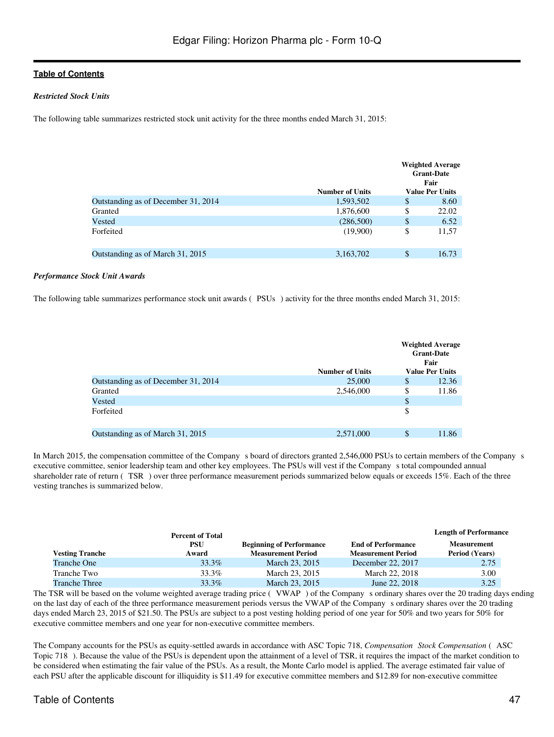*Restricted Stock Units*

The following table summarizes restricted stock unit activity for the three months ended March 31, 2015:

| | Number of Units | Weighted Average Grant-Date Fair Value Per Units |
|---|---|---|
| Outstanding as of December 31, 2014 | 1,593,502 | $ 8.60 |
| Granted | 1,876,600 | $ 22.02 |
| Vested | (286,500) | $ 6.52 |
| Forfeited | (19,900) | $ 11,57 |
| Outstanding as of March 31, 2015 | 3,163,702 | $ 16.73 |

*Performance Stock Unit Awards*

The following table summarizes performance stock unit awards ( PSUs ) activity for the three months ended March 31, 2015:

| | Number of Units | Weighted Average Grant-Date Fair Value Per Units |
|---|---|---|
| Outstanding as of December 31, 2014 | 25,000 | $ 12.36 |
| Granted | 2,546,000 | $ 11.86 |
| Vested | | $ |
| Forfeited | | $ |
| Outstanding as of March 31, 2015 | 2,571,000 | $ 11.86 |

In March 2015, the compensation committee of the Company s board of directors granted 2,546,000 PSUs to certain members of the Company s executive committee, senior leadership team and other key employees. The PSUs will vest if the Company s total compounded annual shareholder rate of return ( TSR ) over three performance measurement periods summarized below equals or exceeds 15%. Each of the three vesting tranches is summarized below.

| Vesting Tranche | Percent of Total PSU Award | Beginning of Performance Measurement Period | End of Performance Measurement Period | Length of Performance Measurement Period (Years) |
|---|---|---|---|---|
| Tranche One | 33.3% | March 23, 2015 | December 22, 2017 | 2.75 |
| Tranche Two | 33.3% | March 23, 2015 | March 22, 2018 | 3.00 |
| Tranche Three | 33.3% | March 23, 2015 | June 22, 2018 | 3.25 |

The TSR will be based on the volume weighted average trading price ( VWAP ) of the Company s ordinary shares over the 20 trading days ending on the last day of each of the three performance measurement periods versus the VWAP of the Company s ordinary shares over the 20 trading days ended March 23, 2015 of $21.50. The PSUs are subject to a post vesting holding period of one year for 50% and two years for 50% for executive committee members and one year for non-executive committee members.

The Company accounts for the PSUs as equity-settled awards in accordance with ASC Topic 718, *Compensation Stock Compensation* ( ASC Topic 718 ). Because the value of the PSUs is dependent upon the attainment of a level of TSR, it requires the impact of the market condition to be considered when estimating the fair value of the PSUs. As a result, the Monte Carlo model is applied. The average estimated fair value of each PSU after the applicable discount for illiquidity is $11.49 for executive committee members and $12.89 for non-executive committee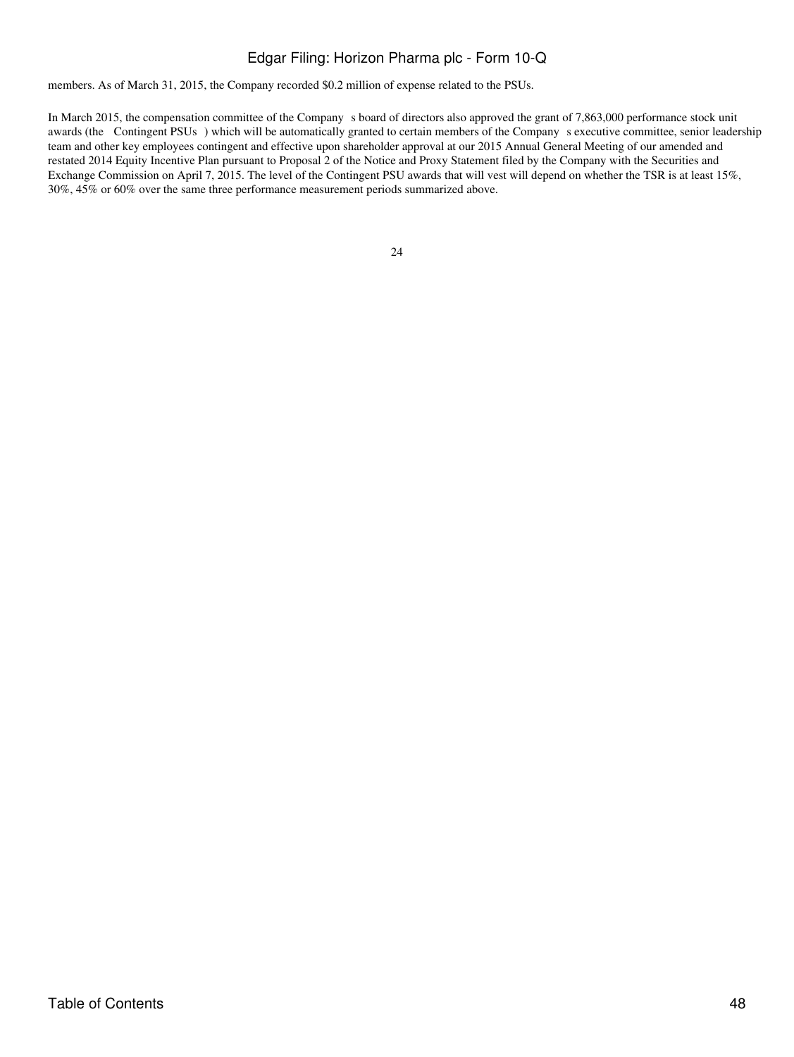members. As of March 31, 2015, the Company recorded $0.2 million of expense related to the PSUs.

In March 2015, the compensation committee of the Company s board of directors also approved the grant of 7,863,000 performance stock unit awards (the Contingent PSUs ) which will be automatically granted to certain members of the Company s executive committee, senior leadership team and other key employees contingent and effective upon shareholder approval at our 2015 Annual General Meeting of our amended and restated 2014 Equity Incentive Plan pursuant to Proposal 2 of the Notice and Proxy Statement filed by the Company with the Securities and Exchange Commission on April 7, 2015. The level of the Contingent PSU awards that will vest will depend on whether the TSR is at least 15%, 30%, 45% or 60% over the same three performance measurement periods summarized above.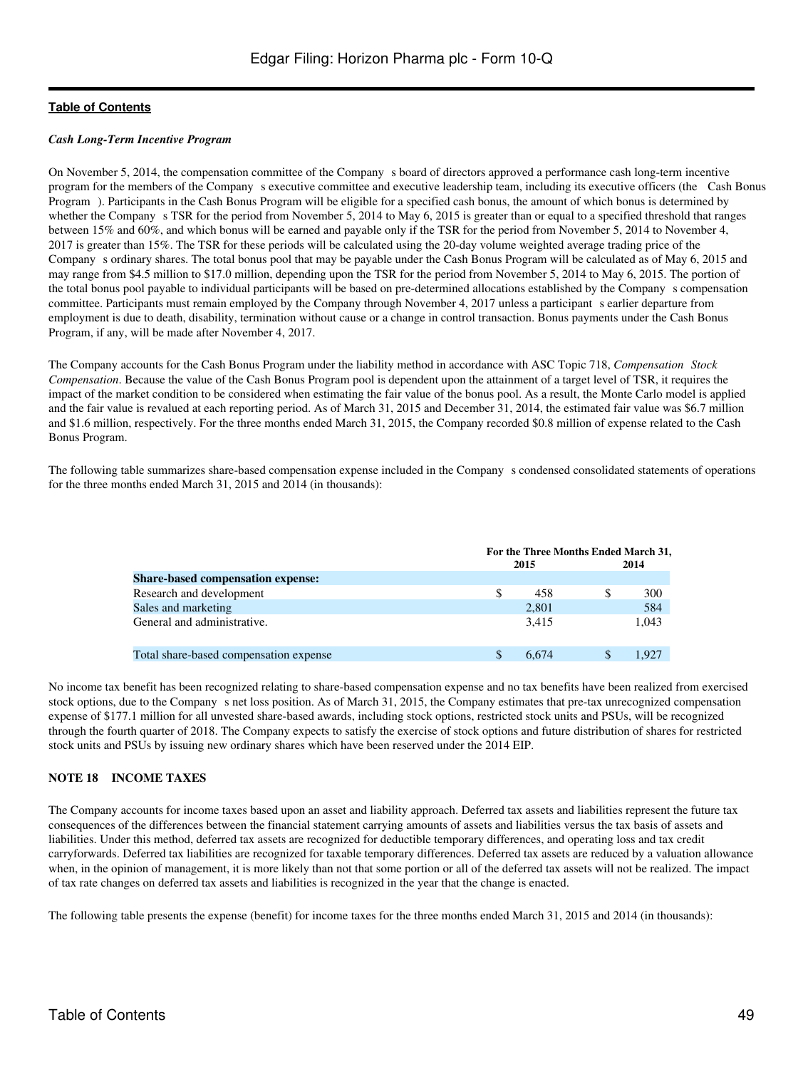*Cash Long-Term Incentive Program*

On November 5, 2014, the compensation committee of the Company s board of directors approved a performance cash long-term incentive program for the members of the Company s executive committee and executive leadership team, including its executive officers (the Cash Bonus Program ). Participants in the Cash Bonus Program will be eligible for a specified cash bonus, the amount of which bonus is determined by whether the Company s TSR for the period from November 5, 2014 to May 6, 2015 is greater than or equal to a specified threshold that ranges between 15% and 60%, and which bonus will be earned and payable only if the TSR for the period from November 5, 2014 to November 4, 2017 is greater than 15%. The TSR for these periods will be calculated using the 20-day volume weighted average trading price of the Company s ordinary shares. The total bonus pool that may be payable under the Cash Bonus Program will be calculated as of May 6, 2015 and may range from $4.5 million to $17.0 million, depending upon the TSR for the period from November 5, 2014 to May 6, 2015. The portion of the total bonus pool payable to individual participants will be based on pre-determined allocations established by the Company s compensation committee. Participants must remain employed by the Company through November 4, 2017 unless a participant s earlier departure from employment is due to death, disability, termination without cause or a change in control transaction. Bonus payments under the Cash Bonus Program, if any, will be made after November 4, 2017.

The Company accounts for the Cash Bonus Program under the liability method in accordance with ASC Topic 718, *Compensation Stock Compensation*. Because the value of the Cash Bonus Program pool is dependent upon the attainment of a target level of TSR, it requires the impact of the market condition to be considered when estimating the fair value of the bonus pool. As a result, the Monte Carlo model is applied and the fair value is revalued at each reporting period. As of March 31, 2015 and December 31, 2014, the estimated fair value was $6.7 million and $1.6 million, respectively. For the three months ended March 31, 2015, the Company recorded $0.8 million of expense related to the Cash Bonus Program.

The following table summarizes share-based compensation expense included in the Company s condensed consolidated statements of operations for the three months ended March 31, 2015 and 2014 (in thousands):

| | For the Three Months Ended March 31, | |
|---|---|---|
| | 2015 | 2014 |
| **Share-based compensation expense:** | | |
| Research and development | $ 458 | $ 300 |
| Sales and marketing | 2,801 | 584 |
| General and administrative. | 3,415 | 1,043 |
| Total share-based compensation expense | $ 6,674 | $ 1,927 |

No income tax benefit has been recognized relating to share-based compensation expense and no tax benefits have been realized from exercised stock options, due to the Company s net loss position. As of March 31, 2015, the Company estimates that pre-tax unrecognized compensation expense of $177.1 million for all unvested share-based awards, including stock options, restricted stock units and PSUs, will be recognized through the fourth quarter of 2018. The Company expects to satisfy the exercise of stock options and future distribution of shares for restricted stock units and PSUs by issuing new ordinary shares which have been reserved under the 2014 EIP.

**NOTE 18 INCOME TAXES**

The Company accounts for income taxes based upon an asset and liability approach. Deferred tax assets and liabilities represent the future tax consequences of the differences between the financial statement carrying amounts of assets and liabilities versus the tax basis of assets and liabilities. Under this method, deferred tax assets are recognized for deductible temporary differences, and operating loss and tax credit carryforwards. Deferred tax liabilities are recognized for taxable temporary differences. Deferred tax assets are reduced by a valuation allowance when, in the opinion of management, it is more likely than not that some portion or all of the deferred tax assets will not be realized. The impact of tax rate changes on deferred tax assets and liabilities is recognized in the year that the change is enacted.

The following table presents the expense (benefit) for income taxes for the three months ended March 31, 2015 and 2014 (in thousands):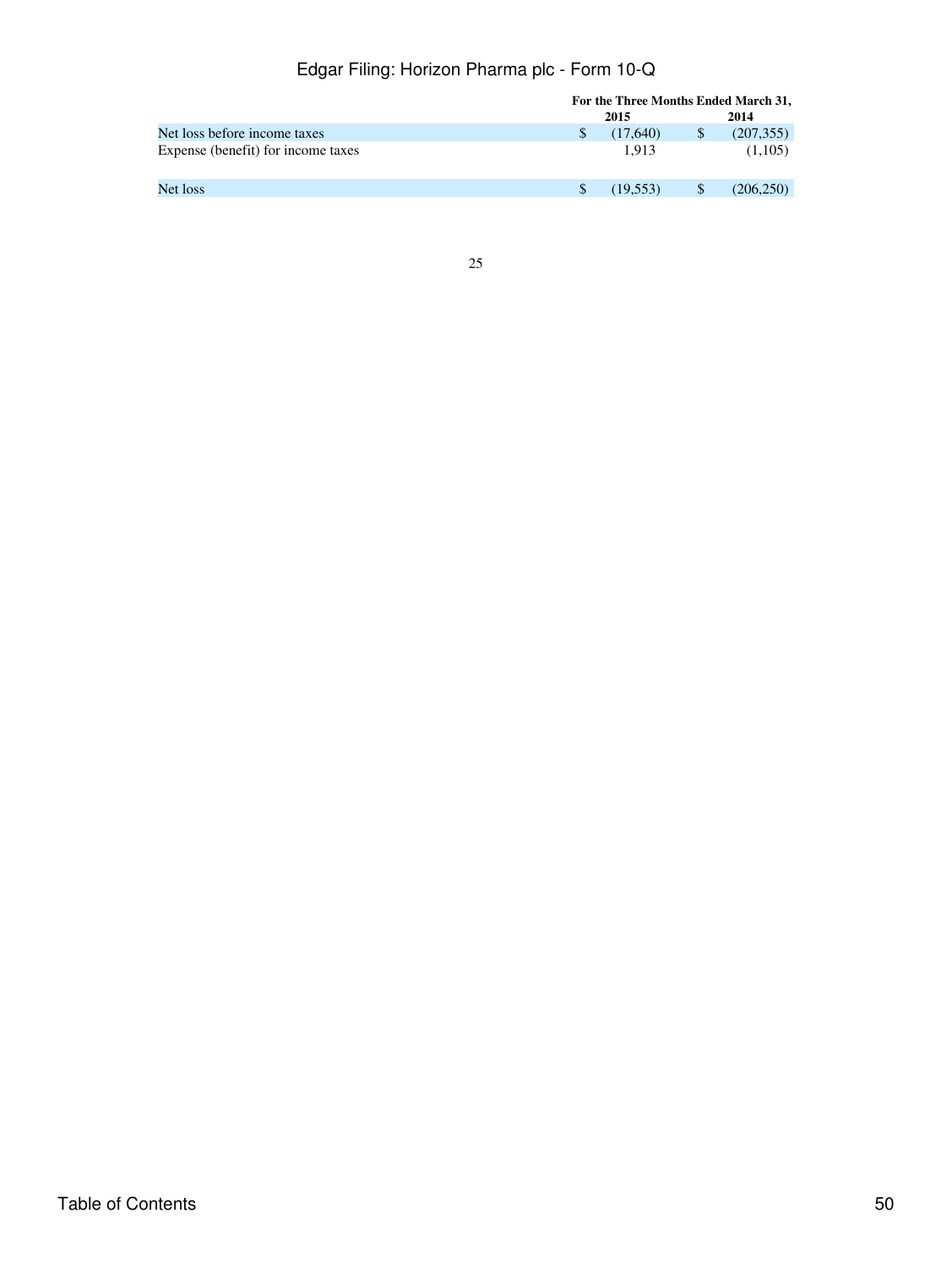| | For the Three Months Ended March 31, | |
|---|---|---|
| | 2015 | 2014 |
| Net loss before income taxes | $ (17,640) | $ (207,355) |
| Expense (benefit) for income taxes | 1,913 | (1,105) |
| Net loss | $ (19,553) | $ (206,250) |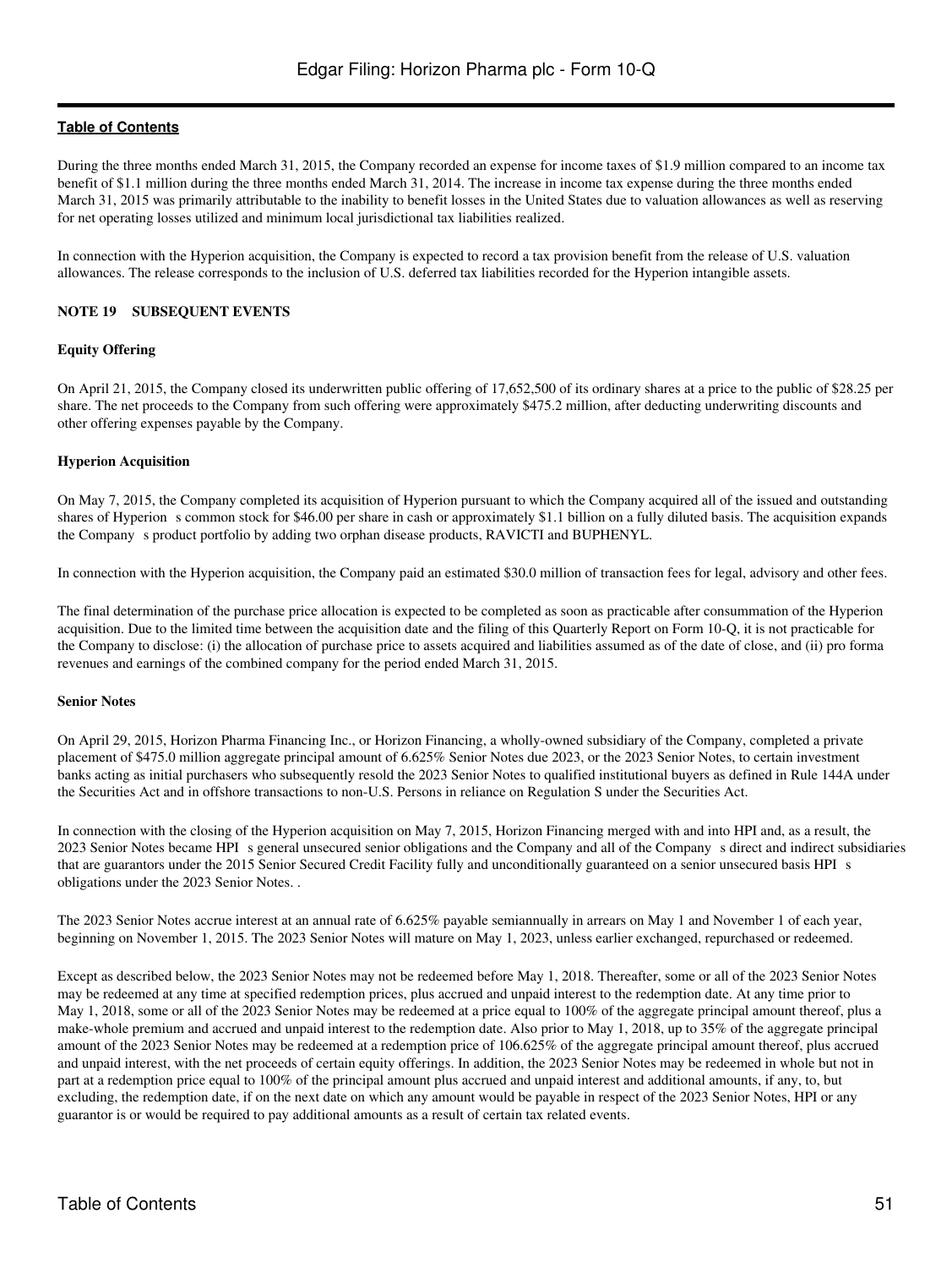During the three months ended March 31, 2015, the Company recorded an expense for income taxes of $1.9 million compared to an income tax benefit of $1.1 million during the three months ended March 31, 2014. The increase in income tax expense during the three months ended March 31, 2015 was primarily attributable to the inability to benefit losses in the United States due to valuation allowances as well as reserving for net operating losses utilized and minimum local jurisdictional tax liabilities realized.

In connection with the Hyperion acquisition, the Company is expected to record a tax provision benefit from the release of U.S. valuation allowances. The release corresponds to the inclusion of U.S. deferred tax liabilities recorded for the Hyperion intangible assets.

**NOTE 19 SUBSEQUENT EVENTS**

**Equity Offering**

On April 21, 2015, the Company closed its underwritten public offering of 17,652,500 of its ordinary shares at a price to the public of $28.25 per share. The net proceeds to the Company from such offering were approximately $475.2 million, after deducting underwriting discounts and other offering expenses payable by the Company.

**Hyperion Acquisition**

On May 7, 2015, the Company completed its acquisition of Hyperion pursuant to which the Company acquired all of the issued and outstanding shares of Hyperion s common stock for $46.00 per share in cash or approximately $1.1 billion on a fully diluted basis. The acquisition expands the Company s product portfolio by adding two orphan disease products, RAVICTI and BUPHENYL.

In connection with the Hyperion acquisition, the Company paid an estimated $30.0 million of transaction fees for legal, advisory and other fees.

The final determination of the purchase price allocation is expected to be completed as soon as practicable after consummation of the Hyperion acquisition. Due to the limited time between the acquisition date and the filing of this Quarterly Report on Form 10-Q, it is not practicable for the Company to disclose: (i) the allocation of purchase price to assets acquired and liabilities assumed as of the date of close, and (ii) pro forma revenues and earnings of the combined company for the period ended March 31, 2015.

**Senior Notes**

On April 29, 2015, Horizon Pharma Financing Inc., or Horizon Financing, a wholly-owned subsidiary of the Company, completed a private placement of $475.0 million aggregate principal amount of 6.625% Senior Notes due 2023, or the 2023 Senior Notes, to certain investment banks acting as initial purchasers who subsequently resold the 2023 Senior Notes to qualified institutional buyers as defined in Rule 144A under the Securities Act and in offshore transactions to non-U.S. Persons in reliance on Regulation S under the Securities Act.

In connection with the closing of the Hyperion acquisition on May 7, 2015, Horizon Financing merged with and into HPI and, as a result, the 2023 Senior Notes became HPI s general unsecured senior obligations and the Company and all of the Company s direct and indirect subsidiaries that are guarantors under the 2015 Senior Secured Credit Facility fully and unconditionally guaranteed on a senior unsecured basis HPI s obligations under the 2023 Senior Notes. .

The 2023 Senior Notes accrue interest at an annual rate of 6.625% payable semiannually in arrears on May 1 and November 1 of each year, beginning on November 1, 2015. The 2023 Senior Notes will mature on May 1, 2023, unless earlier exchanged, repurchased or redeemed.

Except as described below, the 2023 Senior Notes may not be redeemed before May 1, 2018. Thereafter, some or all of the 2023 Senior Notes may be redeemed at any time at specified redemption prices, plus accrued and unpaid interest to the redemption date. At any time prior to May 1, 2018, some or all of the 2023 Senior Notes may be redeemed at a price equal to 100% of the aggregate principal amount thereof, plus a make-whole premium and accrued and unpaid interest to the redemption date. Also prior to May 1, 2018, up to 35% of the aggregate principal amount of the 2023 Senior Notes may be redeemed at a redemption price of 106.625% of the aggregate principal amount thereof, plus accrued and unpaid interest, with the net proceeds of certain equity offerings. In addition, the 2023 Senior Notes may be redeemed in whole but not in part at a redemption price equal to 100% of the principal amount plus accrued and unpaid interest and additional amounts, if any, to, but excluding, the redemption date, if on the next date on which any amount would be payable in respect of the 2023 Senior Notes, HPI or any guarantor is or would be required to pay additional amounts as a result of certain tax related events.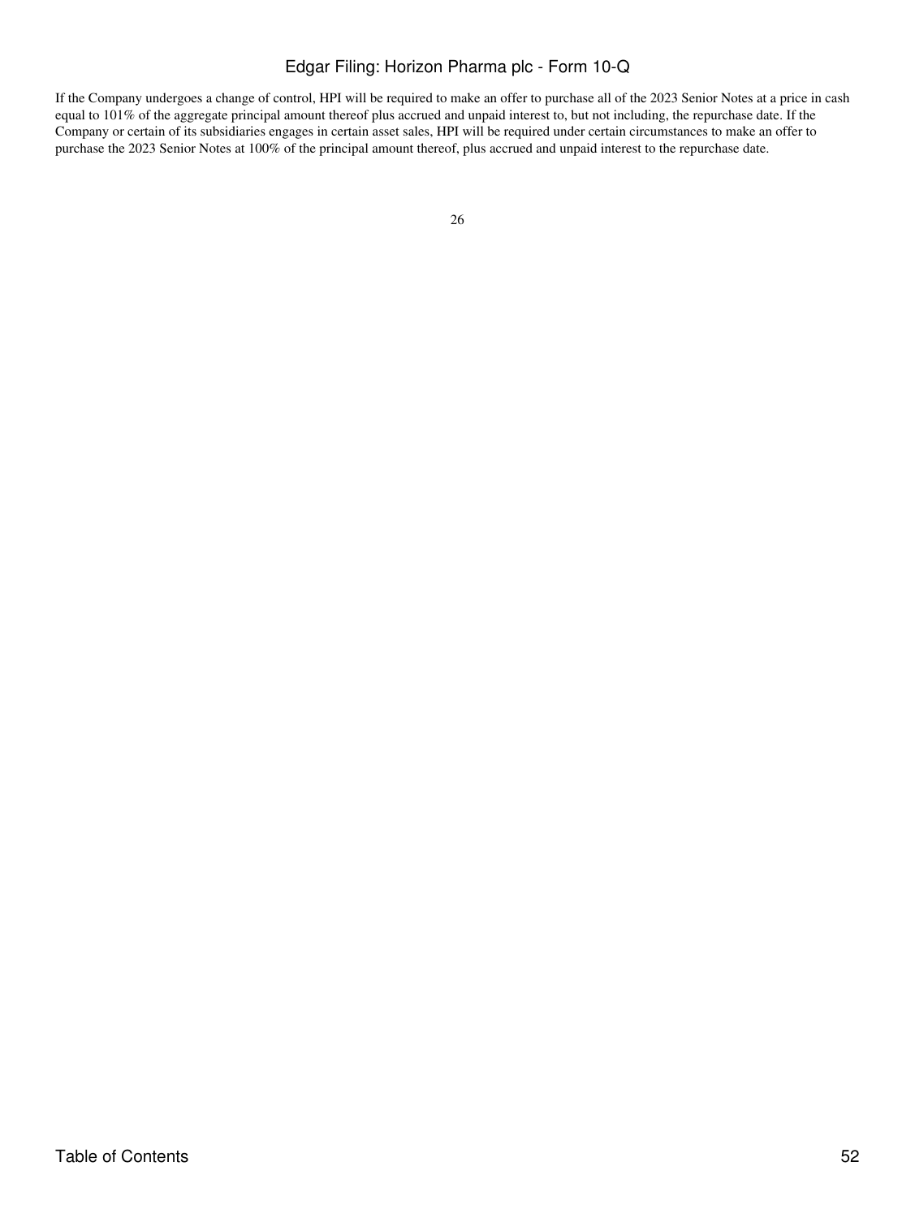If the Company undergoes a change of control, HPI will be required to make an offer to purchase all of the 2023 Senior Notes at a price in cash equal to 101% of the aggregate principal amount thereof plus accrued and unpaid interest to, but not including, the repurchase date. If the Company or certain of its subsidiaries engages in certain asset sales, HPI will be required under certain circumstances to make an offer to purchase the 2023 Senior Notes at 100% of the principal amount thereof, plus accrued and unpaid interest to the repurchase date.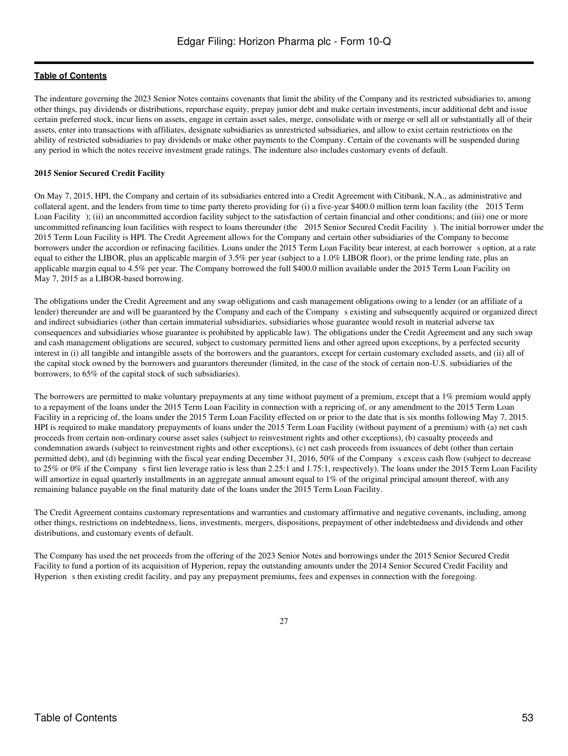The indenture governing the 2023 Senior Notes contains covenants that limit the ability of the Company and its restricted subsidiaries to, among other things, pay dividends or distributions, repurchase equity, prepay junior debt and make certain investments, incur additional debt and issue certain preferred stock, incur liens on assets, engage in certain asset sales, merge, consolidate with or merge or sell all or substantially all of their assets, enter into transactions with affiliates, designate subsidiaries as unrestricted subsidiaries, and allow to exist certain restrictions on the ability of restricted subsidiaries to pay dividends or make other payments to the Company. Certain of the covenants will be suspended during any period in which the notes receive investment grade ratings. The indenture also includes customary events of default.

**2015 Senior Secured Credit Facility**

On May 7, 2015, HPI, the Company and certain of its subsidiaries entered into a Credit Agreement with Citibank, N.A., as administrative and collateral agent, and the lenders from time to time party thereto providing for (i) a five-year $400.0 million term loan facility (the 2015 Term Loan Facility ); (ii) an uncommitted accordion facility subject to the satisfaction of certain financial and other conditions; and (iii) one or more uncommitted refinancing loan facilities with respect to loans thereunder (the 2015 Senior Secured Credit Facility ). The initial borrower under the 2015 Term Loan Facility is HPI. The Credit Agreement allows for the Company and certain other subsidiaries of the Company to become borrowers under the accordion or refinacing facilities. Loans under the 2015 Term Loan Facility bear interest, at each borrower s option, at a rate equal to either the LIBOR, plus an applicable margin of 3.5% per year (subject to a 1.0% LIBOR floor), or the prime lending rate, plus an applicable margin equal to 4.5% per year. The Company borrowed the full $400.0 million available under the 2015 Term Loan Facility on May 7, 2015 as a LIBOR-based borrowing.

The obligations under the Credit Agreement and any swap obligations and cash management obligations owing to a lender (or an affiliate of a lender) thereunder are and will be guaranteed by the Company and each of the Company s existing and subsequently acquired or organized direct and indirect subsidiaries (other than certain immaterial subsidiaries, subsidiaries whose guarantee would result in material adverse tax consequences and subsidiaries whose guarantee is prohibited by applicable law). The obligations under the Credit Agreement and any such swap and cash management obligations are secured, subject to customary permitted liens and other agreed upon exceptions, by a perfected security interest in (i) all tangible and intangible assets of the borrowers and the guarantors, except for certain customary excluded assets, and (ii) all of the capital stock owned by the borrowers and guarantors thereunder (limited, in the case of the stock of certain non-U.S. subsidiaries of the borrowers, to 65% of the capital stock of such subsidiaries).

The borrowers are permitted to make voluntary prepayments at any time without payment of a premium, except that a 1% premium would apply to a repayment of the loans under the 2015 Term Loan Facility in connection with a repricing of, or any amendment to the 2015 Term Loan Facility in a repricing of, the loans under the 2015 Term Loan Facility effected on or prior to the date that is six months following May 7, 2015. HPI is required to make mandatory prepayments of loans under the 2015 Term Loan Facility (without payment of a premium) with (a) net cash proceeds from certain non-ordinary course asset sales (subject to reinvestment rights and other exceptions), (b) casualty proceeds and condemnation awards (subject to reinvestment rights and other exceptions), (c) net cash proceeds from issuances of debt (other than certain permitted debt), and (d) beginning with the fiscal year ending December 31, 2016, 50% of the Company s excess cash flow (subject to decrease to 25% or 0% if the Company s first lien leverage ratio is less than 2.25:1 and 1.75:1, respectively). The loans under the 2015 Term Loan Facility will amortize in equal quarterly installments in an aggregate annual amount equal to 1% of the original principal amount thereof, with any remaining balance payable on the final maturity date of the loans under the 2015 Term Loan Facility.

The Credit Agreement contains customary representations and warranties and customary affirmative and negative covenants, including, among other things, restrictions on indebtedness, liens, investments, mergers, dispositions, prepayment of other indebtedness and dividends and other distributions, and customary events of default.

The Company has used the net proceeds from the offering of the 2023 Senior Notes and borrowings under the 2015 Senior Secured Credit Facility to fund a portion of its acquisition of Hyperion, repay the outstanding amounts under the 2014 Senior Secured Credit Facility and Hyperion s then existing credit facility, and pay any prepayment premiums, fees and expenses in connection with the foregoing.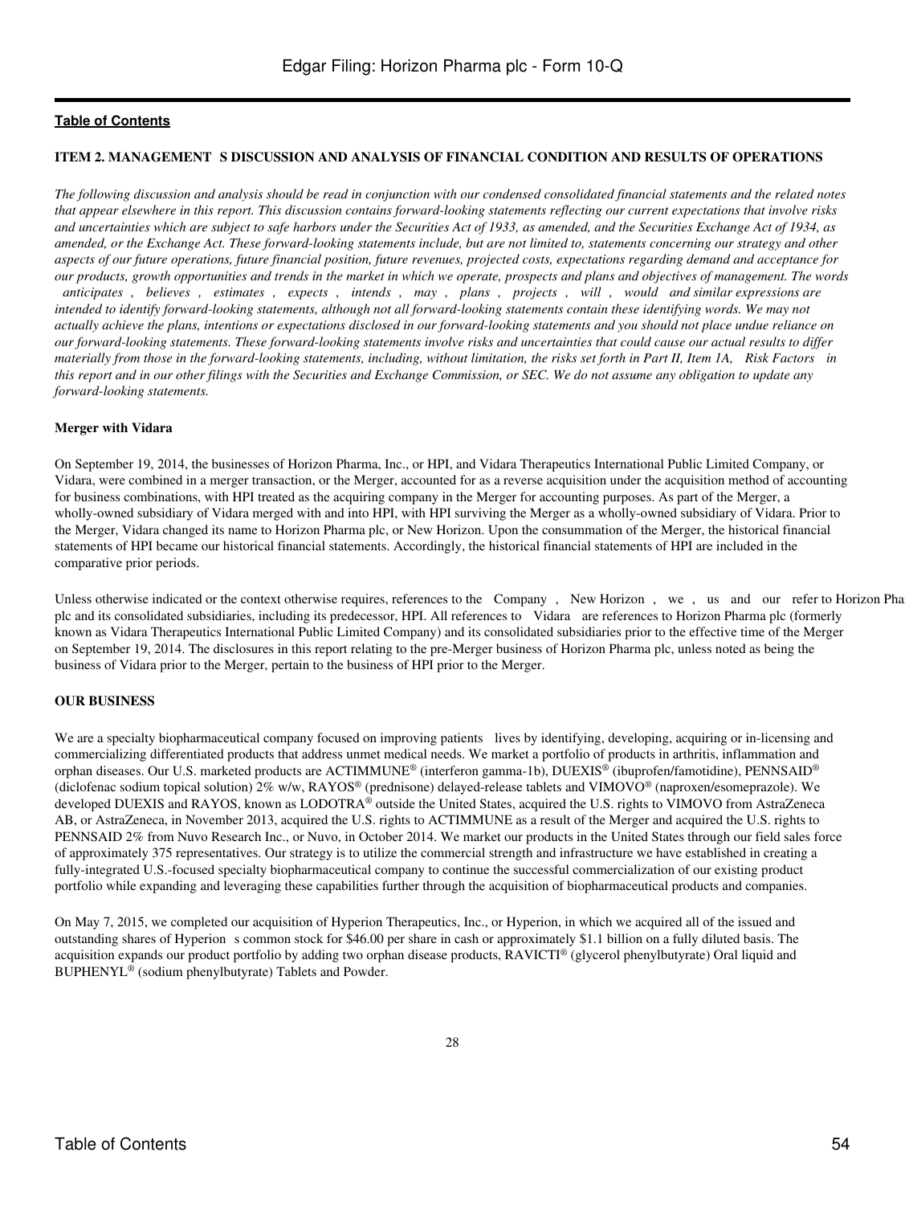[Table of Contents](#)

## ITEM 2. MANAGEMENT S DISCUSSION AND ANALYSIS OF FINANCIAL CONDITION AND RESULTS OF OPERATIONS

*The following discussion and analysis should be read in conjunction with our condensed consolidated financial statements and the related notes that appear elsewhere in this report. This discussion contains forward-looking statements reflecting our current expectations that involve risks and uncertainties which are subject to safe harbors under the Securities Act of 1933, as amended, and the Securities Exchange Act of 1934, as amended, or the Exchange Act. These forward-looking statements include, but are not limited to, statements concerning our strategy and other aspects of our future operations, future financial position, future revenues, projected costs, expectations regarding demand and acceptance for our products, growth opportunities and trends in the market in which we operate, prospects and plans and objectives of management. The words anticipates , believes , estimates , expects , intends , may , plans , projects , will , would and similar expressions are intended to identify forward-looking statements, although not all forward-looking statements contain these identifying words. We may not actually achieve the plans, intentions or expectations disclosed in our forward-looking statements and you should not place undue reliance on our forward-looking statements. These forward-looking statements involve risks and uncertainties that could cause our actual results to differ materially from those in the forward-looking statements, including, without limitation, the risks set forth in Part II, Item 1A, Risk Factors in this report and in our other filings with the Securities and Exchange Commission, or SEC. We do not assume any obligation to update any forward-looking statements.*

**Merger with Vidara**

On September 19, 2014, the businesses of Horizon Pharma, Inc., or HPI, and Vidara Therapeutics International Public Limited Company, or Vidara, were combined in a merger transaction, or the Merger, accounted for as a reverse acquisition under the acquisition method of accounting for business combinations, with HPI treated as the acquiring company in the Merger for accounting purposes. As part of the Merger, a wholly-owned subsidiary of Vidara merged with and into HPI, with HPI surviving the Merger as a wholly-owned subsidiary of Vidara. Prior to the Merger, Vidara changed its name to Horizon Pharma plc, or New Horizon. Upon the consummation of the Merger, the historical financial statements of HPI became our historical financial statements. Accordingly, the historical financial statements of HPI are included in the comparative prior periods.

Unless otherwise indicated or the context otherwise requires, references to the Company , New Horizon , we , us and our refer to Horizon Pha plc and its consolidated subsidiaries, including its predecessor, HPI. All references to Vidara are references to Horizon Pharma plc (formerly known as Vidara Therapeutics International Public Limited Company) and its consolidated subsidiaries prior to the effective time of the Merger on September 19, 2014. The disclosures in this report relating to the pre-Merger business of Horizon Pharma plc, unless noted as being the business of Vidara prior to the Merger, pertain to the business of HPI prior to the Merger.

**OUR BUSINESS**

We are a specialty biopharmaceutical company focused on improving patients lives by identifying, developing, acquiring or in-licensing and commercializing differentiated products that address unmet medical needs. We market a portfolio of products in arthritis, inflammation and orphan diseases. Our U.S. marketed products are ACTIMMUNE® (interferon gamma-1b), DUEXIS® (ibuprofen/famotidine), PENNSAID® (diclofenac sodium topical solution) 2% w/w, RAYOS® (prednisone) delayed-release tablets and VIMOVO® (naproxen/esomeprazole). We developed DUEXIS and RAYOS, known as LODOTRA® outside the United States, acquired the U.S. rights to VIMOVO from AstraZeneca AB, or AstraZeneca, in November 2013, acquired the U.S. rights to ACTIMMUNE as a result of the Merger and acquired the U.S. rights to PENNSAID 2% from Nuvo Research Inc., or Nuvo, in October 2014. We market our products in the United States through our field sales force of approximately 375 representatives. Our strategy is to utilize the commercial strength and infrastructure we have established in creating a fully-integrated U.S.-focused specialty biopharmaceutical company to continue the successful commercialization of our existing product portfolio while expanding and leveraging these capabilities further through the acquisition of biopharmaceutical products and companies.

On May 7, 2015, we completed our acquisition of Hyperion Therapeutics, Inc., or Hyperion, in which we acquired all of the issued and outstanding shares of Hyperion s common stock for $46.00 per share in cash or approximately $1.1 billion on a fully diluted basis. The acquisition expands our product portfolio by adding two orphan disease products, RAVICTI® (glycerol phenylbutyrate) Oral liquid and BUPHENYL® (sodium phenylbutyrate) Tablets and Powder.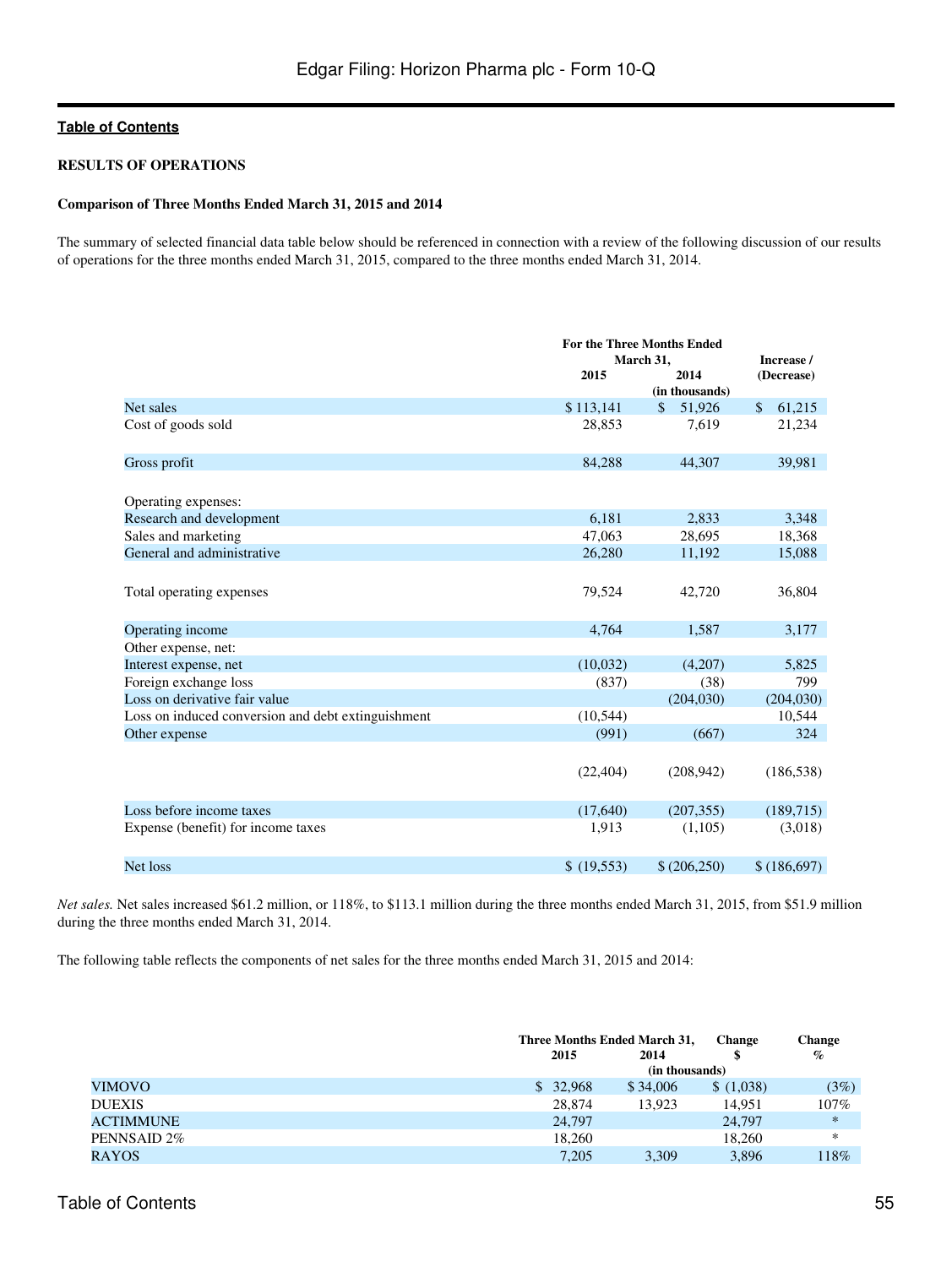**Table of Contents**

**RESULTS OF OPERATIONS**

**Comparison of Three Months Ended March 31, 2015 and 2014**

The summary of selected financial data table below should be referenced in connection with a review of the following discussion of our results of operations for the three months ended March 31, 2015, compared to the three months ended March 31, 2014.

| | For the Three Months Ended March 31, | | Increase / (Decrease) |
|---|---|---|---|
| | 2015 | 2014 | |
| | (in thousands) | | |
| Net sales | $ 113,141 | $ 51,926 | $ 61,215 |
| Cost of goods sold | 28,853 | 7,619 | 21,234 |
| Gross profit | 84,288 | 44,307 | 39,981 |
| Operating expenses: | | | |
| Research and development | 6,181 | 2,833 | 3,348 |
| Sales and marketing | 47,063 | 28,695 | 18,368 |
| General and administrative | 26,280 | 11,192 | 15,088 |
| Total operating expenses | 79,524 | 42,720 | 36,804 |
| Operating income | 4,764 | 1,587 | 3,177 |
| Other expense, net: | | | |
| Interest expense, net | (10,032) | (4,207) | 5,825 |
| Foreign exchange loss | (837) | (38) | 799 |
| Loss on derivative fair value | | (204,030) | (204,030) |
| Loss on induced conversion and debt extinguishment | (10,544) | | 10,544 |
| Other expense | (991) | (667) | 324 |
| | (22,404) | (208,942) | (186,538) |
| Loss before income taxes | (17,640) | (207,355) | (189,715) |
| Expense (benefit) for income taxes | 1,913 | (1,105) | (3,018) |
| Net loss | $ (19,553) | $ (206,250) | $ (186,697) |

*Net sales.* Net sales increased $61.2 million, or 118%, to $113.1 million during the three months ended March 31, 2015, from $51.9 million during the three months ended March 31, 2014.

The following table reflects the components of net sales for the three months ended March 31, 2015 and 2014:

| | Three Months Ended March 31, | | Change | Change |
|---|---|---|---|---|
| | 2015 | 2014 | $ | % |
| | (in thousands) | | | |
| VIMOVO | $ 32,968 | $ 34,006 | $ (1,038) | (3%) |
| DUEXIS | 28,874 | 13,923 | 14,951 | 107% |
| ACTIMMUNE | 24,797 | | 24,797 | * |
| PENNSAID 2% | 18,260 | | 18,260 | * |
| RAYOS | 7,205 | 3,309 | 3,896 | 118% |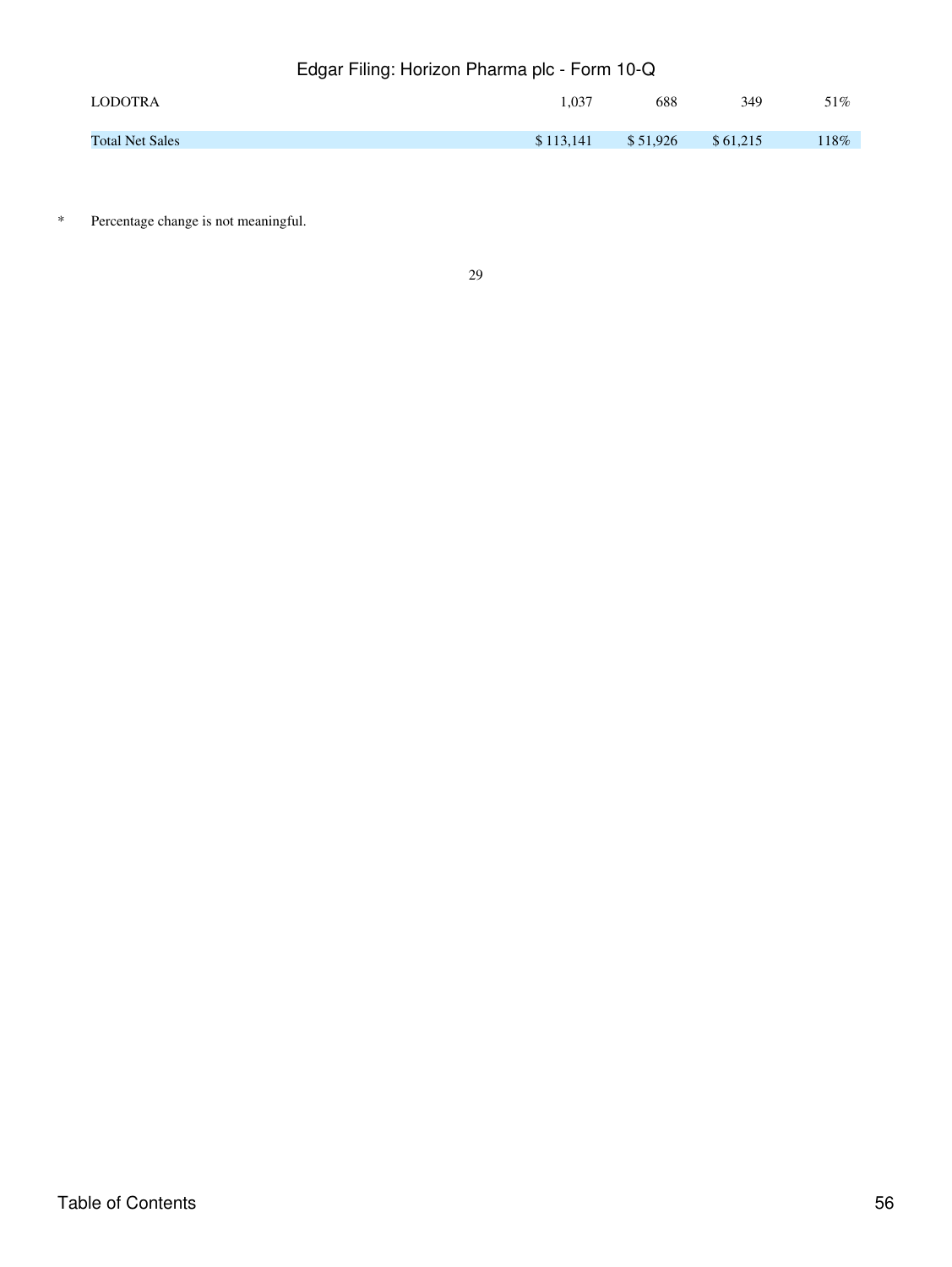| | | | | |
|---|---|---|---|---|
| LODOTRA | 1,037 | 688 | 349 | 51% |
| Total Net Sales | $ 113,141 | $ 51,926 | $ 61,215 | 118% |

* Percentage change is not meaningful.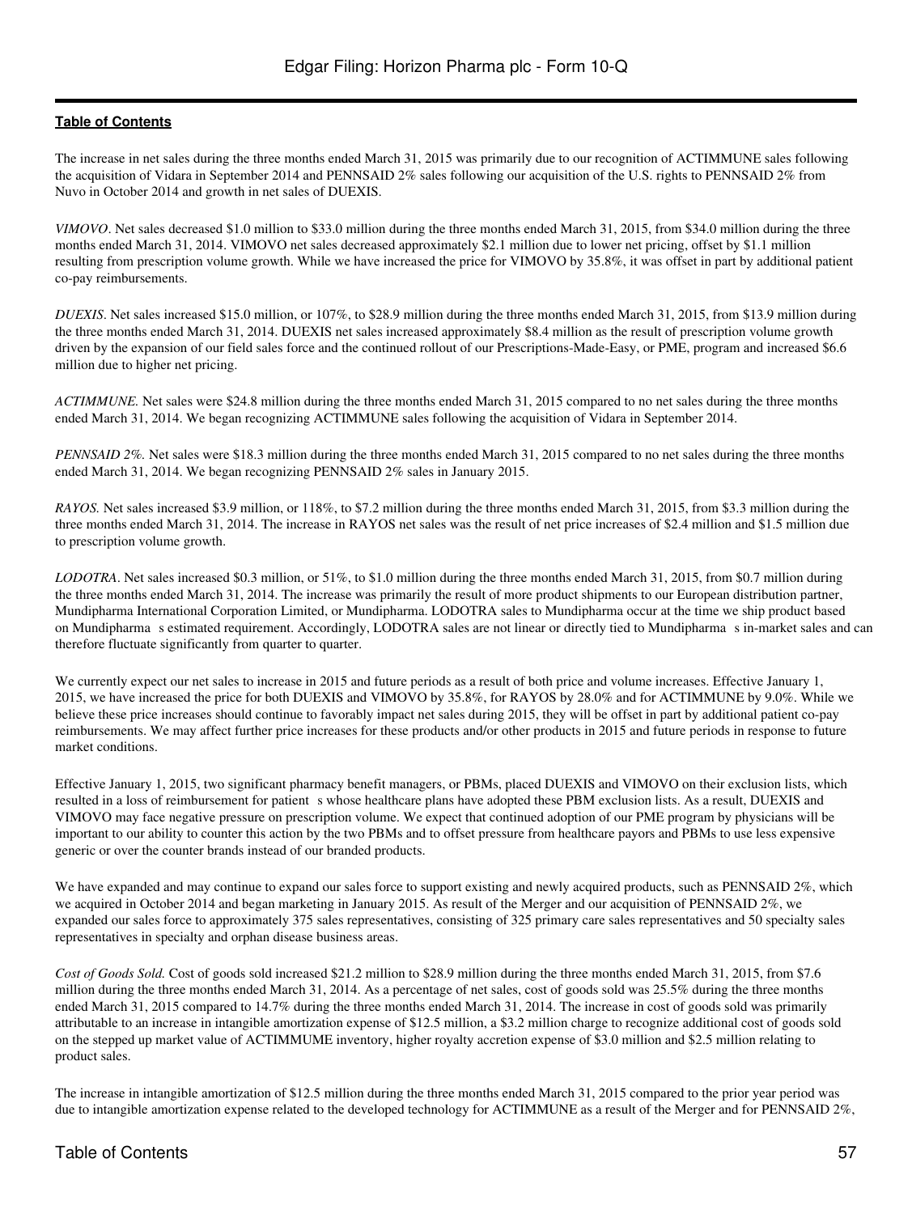The increase in net sales during the three months ended March 31, 2015 was primarily due to our recognition of ACTIMMUNE sales following the acquisition of Vidara in September 2014 and PENNSAID 2% sales following our acquisition of the U.S. rights to PENNSAID 2% from Nuvo in October 2014 and growth in net sales of DUEXIS.

*VIMOVO*. Net sales decreased $1.0 million to $33.0 million during the three months ended March 31, 2015, from $34.0 million during the three months ended March 31, 2014. VIMOVO net sales decreased approximately $2.1 million due to lower net pricing, offset by $1.1 million resulting from prescription volume growth. While we have increased the price for VIMOVO by 35.8%, it was offset in part by additional patient co-pay reimbursements.

*DUEXIS*. Net sales increased $15.0 million, or 107%, to $28.9 million during the three months ended March 31, 2015, from $13.9 million during the three months ended March 31, 2014. DUEXIS net sales increased approximately $8.4 million as the result of prescription volume growth driven by the expansion of our field sales force and the continued rollout of our Prescriptions-Made-Easy, or PME, program and increased $6.6 million due to higher net pricing.

*ACTIMMUNE.* Net sales were $24.8 million during the three months ended March 31, 2015 compared to no net sales during the three months ended March 31, 2014. We began recognizing ACTIMMUNE sales following the acquisition of Vidara in September 2014.

*PENNSAID 2%.* Net sales were $18.3 million during the three months ended March 31, 2015 compared to no net sales during the three months ended March 31, 2014. We began recognizing PENNSAID 2% sales in January 2015.

*RAYOS.* Net sales increased $3.9 million, or 118%, to $7.2 million during the three months ended March 31, 2015, from $3.3 million during the three months ended March 31, 2014. The increase in RAYOS net sales was the result of net price increases of $2.4 million and $1.5 million due to prescription volume growth.

*LODOTRA*. Net sales increased $0.3 million, or 51%, to $1.0 million during the three months ended March 31, 2015, from $0.7 million during the three months ended March 31, 2014. The increase was primarily the result of more product shipments to our European distribution partner, Mundipharma International Corporation Limited, or Mundipharma. LODOTRA sales to Mundipharma occur at the time we ship product based on Mundipharma s estimated requirement. Accordingly, LODOTRA sales are not linear or directly tied to Mundipharma s in-market sales and can therefore fluctuate significantly from quarter to quarter.

We currently expect our net sales to increase in 2015 and future periods as a result of both price and volume increases. Effective January 1, 2015, we have increased the price for both DUEXIS and VIMOVO by 35.8%, for RAYOS by 28.0% and for ACTIMMUNE by 9.0%. While we believe these price increases should continue to favorably impact net sales during 2015, they will be offset in part by additional patient co-pay reimbursements. We may affect further price increases for these products and/or other products in 2015 and future periods in response to future market conditions.

Effective January 1, 2015, two significant pharmacy benefit managers, or PBMs, placed DUEXIS and VIMOVO on their exclusion lists, which resulted in a loss of reimbursement for patient s whose healthcare plans have adopted these PBM exclusion lists. As a result, DUEXIS and VIMOVO may face negative pressure on prescription volume. We expect that continued adoption of our PME program by physicians will be important to our ability to counter this action by the two PBMs and to offset pressure from healthcare payors and PBMs to use less expensive generic or over the counter brands instead of our branded products.

We have expanded and may continue to expand our sales force to support existing and newly acquired products, such as PENNSAID 2%, which we acquired in October 2014 and began marketing in January 2015. As result of the Merger and our acquisition of PENNSAID 2%, we expanded our sales force to approximately 375 sales representatives, consisting of 325 primary care sales representatives and 50 specialty sales representatives in specialty and orphan disease business areas.

*Cost of Goods Sold.* Cost of goods sold increased $21.2 million to $28.9 million during the three months ended March 31, 2015, from $7.6 million during the three months ended March 31, 2014. As a percentage of net sales, cost of goods sold was 25.5% during the three months ended March 31, 2015 compared to 14.7% during the three months ended March 31, 2014. The increase in cost of goods sold was primarily attributable to an increase in intangible amortization expense of $12.5 million, a $3.2 million charge to recognize additional cost of goods sold on the stepped up market value of ACTIMMUME inventory, higher royalty accretion expense of $3.0 million and $2.5 million relating to product sales.

The increase in intangible amortization of $12.5 million during the three months ended March 31, 2015 compared to the prior year period was due to intangible amortization expense related to the developed technology for ACTIMMUNE as a result of the Merger and for PENNSAID 2%,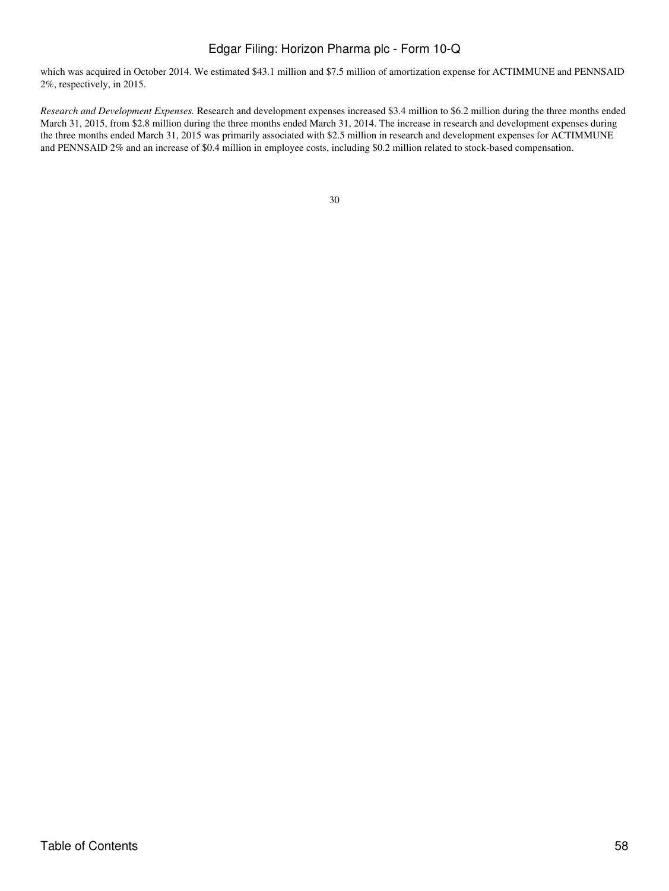which was acquired in October 2014. We estimated $43.1 million and $7.5 million of amortization expense for ACTIMMUNE and PENNSAID 2%, respectively, in 2015.

*Research and Development Expenses.* Research and development expenses increased $3.4 million to $6.2 million during the three months ended March 31, 2015, from $2.8 million during the three months ended March 31, 2014. The increase in research and development expenses during the three months ended March 31, 2015 was primarily associated with $2.5 million in research and development expenses for ACTIMMUNE and PENNSAID 2% and an increase of $0.4 million in employee costs, including $0.2 million related to stock-based compensation.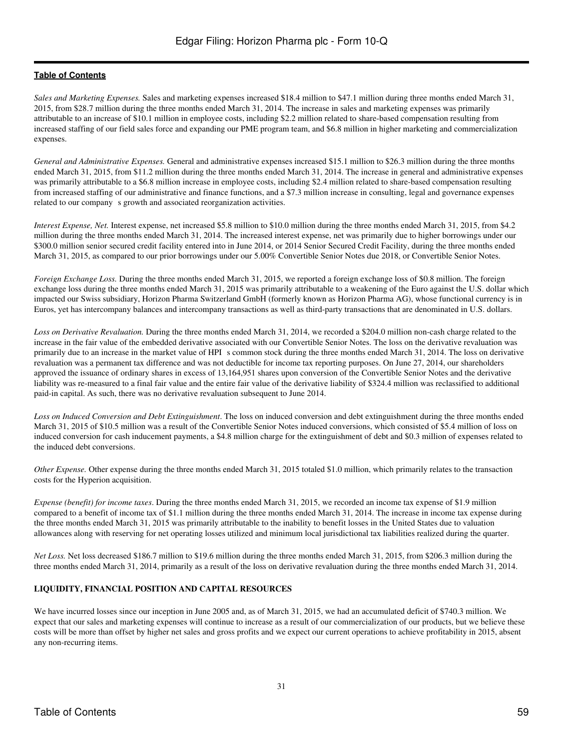*Sales and Marketing Expenses.* Sales and marketing expenses increased $18.4 million to $47.1 million during three months ended March 31, 2015, from $28.7 million during the three months ended March 31, 2014. The increase in sales and marketing expenses was primarily attributable to an increase of $10.1 million in employee costs, including $2.2 million related to share-based compensation resulting from increased staffing of our field sales force and expanding our PME program team, and $6.8 million in higher marketing and commercialization expenses.

*General and Administrative Expenses.* General and administrative expenses increased $15.1 million to $26.3 million during the three months ended March 31, 2015, from $11.2 million during the three months ended March 31, 2014. The increase in general and administrative expenses was primarily attributable to a $6.8 million increase in employee costs, including $2.4 million related to share-based compensation resulting from increased staffing of our administrative and finance functions, and a $7.3 million increase in consulting, legal and governance expenses related to our company s growth and associated reorganization activities.

*Interest Expense, Net.* Interest expense, net increased $5.8 million to $10.0 million during the three months ended March 31, 2015, from $4.2 million during the three months ended March 31, 2014. The increased interest expense, net was primarily due to higher borrowings under our $300.0 million senior secured credit facility entered into in June 2014, or 2014 Senior Secured Credit Facility, during the three months ended March 31, 2015, as compared to our prior borrowings under our 5.00% Convertible Senior Notes due 2018, or Convertible Senior Notes.

*Foreign Exchange Loss.* During the three months ended March 31, 2015, we reported a foreign exchange loss of $0.8 million. The foreign exchange loss during the three months ended March 31, 2015 was primarily attributable to a weakening of the Euro against the U.S. dollar which impacted our Swiss subsidiary, Horizon Pharma Switzerland GmbH (formerly known as Horizon Pharma AG), whose functional currency is in Euros, yet has intercompany balances and intercompany transactions as well as third-party transactions that are denominated in U.S. dollars.

*Loss on Derivative Revaluation.* During the three months ended March 31, 2014, we recorded a $204.0 million non-cash charge related to the increase in the fair value of the embedded derivative associated with our Convertible Senior Notes. The loss on the derivative revaluation was primarily due to an increase in the market value of HPI s common stock during the three months ended March 31, 2014. The loss on derivative revaluation was a permanent tax difference and was not deductible for income tax reporting purposes. On June 27, 2014, our shareholders approved the issuance of ordinary shares in excess of 13,164,951 shares upon conversion of the Convertible Senior Notes and the derivative liability was re-measured to a final fair value and the entire fair value of the derivative liability of $324.4 million was reclassified to additional paid-in capital. As such, there was no derivative revaluation subsequent to June 2014.

*Loss on Induced Conversion and Debt Extinguishment*. The loss on induced conversion and debt extinguishment during the three months ended March 31, 2015 of $10.5 million was a result of the Convertible Senior Notes induced conversions, which consisted of $5.4 million of loss on induced conversion for cash inducement payments, a $4.8 million charge for the extinguishment of debt and $0.3 million of expenses related to the induced debt conversions.

*Other Expense.* Other expense during the three months ended March 31, 2015 totaled $1.0 million, which primarily relates to the transaction costs for the Hyperion acquisition.

*Expense (benefit) for income taxes*. During the three months ended March 31, 2015, we recorded an income tax expense of $1.9 million compared to a benefit of income tax of $1.1 million during the three months ended March 31, 2014. The increase in income tax expense during the three months ended March 31, 2015 was primarily attributable to the inability to benefit losses in the United States due to valuation allowances along with reserving for net operating losses utilized and minimum local jurisdictional tax liabilities realized during the quarter.

*Net Loss.* Net loss decreased $186.7 million to $19.6 million during the three months ended March 31, 2015, from $206.3 million during the three months ended March 31, 2014, primarily as a result of the loss on derivative revaluation during the three months ended March 31, 2014.

**LIQUIDITY, FINANCIAL POSITION AND CAPITAL RESOURCES**

We have incurred losses since our inception in June 2005 and, as of March 31, 2015, we had an accumulated deficit of $740.3 million. We expect that our sales and marketing expenses will continue to increase as a result of our commercialization of our products, but we believe these costs will be more than offset by higher net sales and gross profits and we expect our current operations to achieve profitability in 2015, absent any non-recurring items.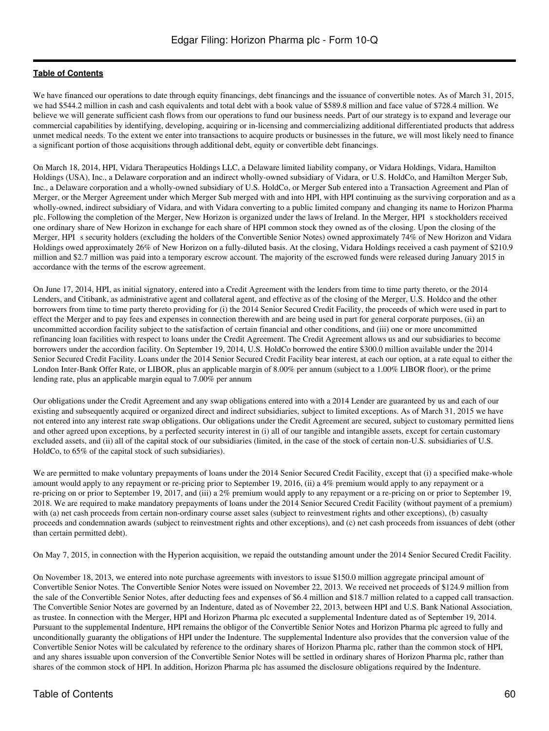We have financed our operations to date through equity financings, debt financings and the issuance of convertible notes. As of March 31, 2015, we had $544.2 million in cash and cash equivalents and total debt with a book value of $589.8 million and face value of $728.4 million. We believe we will generate sufficient cash flows from our operations to fund our business needs. Part of our strategy is to expand and leverage our commercial capabilities by identifying, developing, acquiring or in-licensing and commercializing additional differentiated products that address unmet medical needs. To the extent we enter into transactions to acquire products or businesses in the future, we will most likely need to finance a significant portion of those acquisitions through additional debt, equity or convertible debt financings.

On March 18, 2014, HPI, Vidara Therapeutics Holdings LLC, a Delaware limited liability company, or Vidara Holdings, Vidara, Hamilton Holdings (USA), Inc., a Delaware corporation and an indirect wholly-owned subsidiary of Vidara, or U.S. HoldCo, and Hamilton Merger Sub, Inc., a Delaware corporation and a wholly-owned subsidiary of U.S. HoldCo, or Merger Sub entered into a Transaction Agreement and Plan of Merger, or the Merger Agreement under which Merger Sub merged with and into HPI, with HPI continuing as the surviving corporation and as a wholly-owned, indirect subsidiary of Vidara, and with Vidara converting to a public limited company and changing its name to Horizon Pharma plc. Following the completion of the Merger, New Horizon is organized under the laws of Ireland. In the Merger, HPI s stockholders received one ordinary share of New Horizon in exchange for each share of HPI common stock they owned as of the closing. Upon the closing of the Merger, HPI s security holders (excluding the holders of the Convertible Senior Notes) owned approximately 74% of New Horizon and Vidara Holdings owed approximately 26% of New Horizon on a fully-diluted basis. At the closing, Vidara Holdings received a cash payment of $210.9 million and $2.7 million was paid into a temporary escrow account. The majority of the escrowed funds were released during January 2015 in accordance with the terms of the escrow agreement.

On June 17, 2014, HPI, as initial signatory, entered into a Credit Agreement with the lenders from time to time party thereto, or the 2014 Lenders, and Citibank, as administrative agent and collateral agent, and effective as of the closing of the Merger, U.S. Holdco and the other borrowers from time to time party thereto providing for (i) the 2014 Senior Secured Credit Facility, the proceeds of which were used in part to effect the Merger and to pay fees and expenses in connection therewith and are being used in part for general corporate purposes, (ii) an uncommitted accordion facility subject to the satisfaction of certain financial and other conditions, and (iii) one or more uncommitted refinancing loan facilities with respect to loans under the Credit Agreement. The Credit Agreement allows us and our subsidiaries to become borrowers under the accordion facility. On September 19, 2014, U.S. HoldCo borrowed the entire $300.0 million available under the 2014 Senior Secured Credit Facility. Loans under the 2014 Senior Secured Credit Facility bear interest, at each our option, at a rate equal to either the London Inter-Bank Offer Rate, or LIBOR, plus an applicable margin of 8.00% per annum (subject to a 1.00% LIBOR floor), or the prime lending rate, plus an applicable margin equal to 7.00% per annum

Our obligations under the Credit Agreement and any swap obligations entered into with a 2014 Lender are guaranteed by us and each of our existing and subsequently acquired or organized direct and indirect subsidiaries, subject to limited exceptions. As of March 31, 2015 we have not entered into any interest rate swap obligations. Our obligations under the Credit Agreement are secured, subject to customary permitted liens and other agreed upon exceptions, by a perfected security interest in (i) all of our tangible and intangible assets, except for certain customary excluded assets, and (ii) all of the capital stock of our subsidiaries (limited, in the case of the stock of certain non-U.S. subsidiaries of U.S. HoldCo, to 65% of the capital stock of such subsidiaries).

We are permitted to make voluntary prepayments of loans under the 2014 Senior Secured Credit Facility, except that (i) a specified make-whole amount would apply to any repayment or re-pricing prior to September 19, 2016, (ii) a 4% premium would apply to any repayment or a re-pricing on or prior to September 19, 2017, and (iii) a 2% premium would apply to any repayment or a re-pricing on or prior to September 19, 2018. We are required to make mandatory prepayments of loans under the 2014 Senior Secured Credit Facility (without payment of a premium) with (a) net cash proceeds from certain non-ordinary course asset sales (subject to reinvestment rights and other exceptions), (b) casualty proceeds and condemnation awards (subject to reinvestment rights and other exceptions), and (c) net cash proceeds from issuances of debt (other than certain permitted debt).

On May 7, 2015, in connection with the Hyperion acquisition, we repaid the outstanding amount under the 2014 Senior Secured Credit Facility.

On November 18, 2013, we entered into note purchase agreements with investors to issue $150.0 million aggregate principal amount of Convertible Senior Notes. The Convertible Senior Notes were issued on November 22, 2013. We received net proceeds of $124.9 million from the sale of the Convertible Senior Notes, after deducting fees and expenses of $6.4 million and $18.7 million related to a capped call transaction. The Convertible Senior Notes are governed by an Indenture, dated as of November 22, 2013, between HPI and U.S. Bank National Association, as trustee. In connection with the Merger, HPI and Horizon Pharma plc executed a supplemental Indenture dated as of September 19, 2014. Pursuant to the supplemental Indenture, HPI remains the obligor of the Convertible Senior Notes and Horizon Pharma plc agreed to fully and unconditionally guaranty the obligations of HPI under the Indenture. The supplemental Indenture also provides that the conversion value of the Convertible Senior Notes will be calculated by reference to the ordinary shares of Horizon Pharma plc, rather than the common stock of HPI, and any shares issuable upon conversion of the Convertible Senior Notes will be settled in ordinary shares of Horizon Pharma plc, rather than shares of the common stock of HPI. In addition, Horizon Pharma plc has assumed the disclosure obligations required by the Indenture.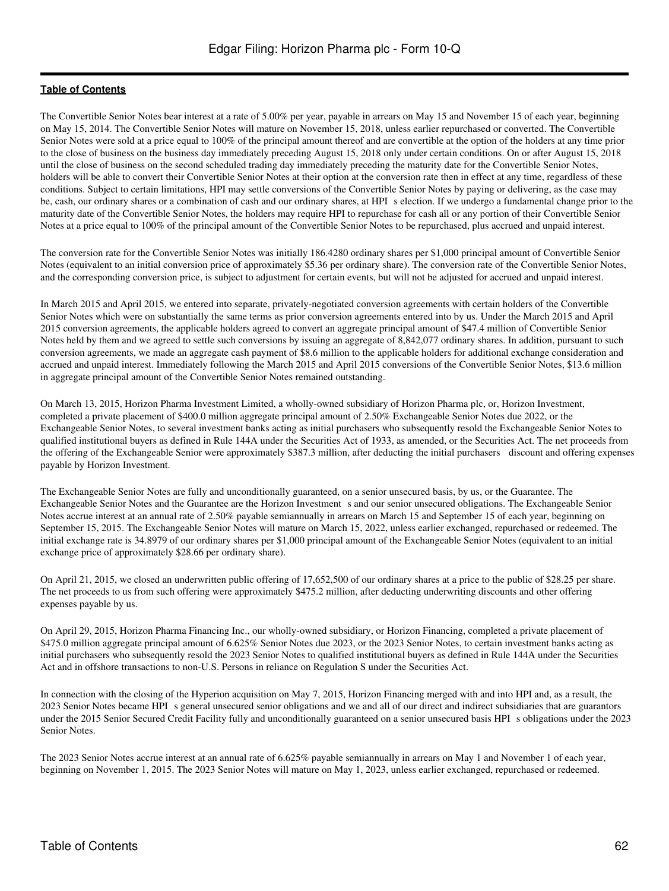The Convertible Senior Notes bear interest at a rate of 5.00% per year, payable in arrears on May 15 and November 15 of each year, beginning on May 15, 2014. The Convertible Senior Notes will mature on November 15, 2018, unless earlier repurchased or converted. The Convertible Senior Notes were sold at a price equal to 100% of the principal amount thereof and are convertible at the option of the holders at any time prior to the close of business on the business day immediately preceding August 15, 2018 only under certain conditions. On or after August 15, 2018 until the close of business on the second scheduled trading day immediately preceding the maturity date for the Convertible Senior Notes, holders will be able to convert their Convertible Senior Notes at their option at the conversion rate then in effect at any time, regardless of these conditions. Subject to certain limitations, HPI may settle conversions of the Convertible Senior Notes by paying or delivering, as the case may be, cash, our ordinary shares or a combination of cash and our ordinary shares, at HPI s election. If we undergo a fundamental change prior to the maturity date of the Convertible Senior Notes, the holders may require HPI to repurchase for cash all or any portion of their Convertible Senior Notes at a price equal to 100% of the principal amount of the Convertible Senior Notes to be repurchased, plus accrued and unpaid interest.

The conversion rate for the Convertible Senior Notes was initially 186.4280 ordinary shares per $1,000 principal amount of Convertible Senior Notes (equivalent to an initial conversion price of approximately $5.36 per ordinary share). The conversion rate of the Convertible Senior Notes, and the corresponding conversion price, is subject to adjustment for certain events, but will not be adjusted for accrued and unpaid interest.

In March 2015 and April 2015, we entered into separate, privately-negotiated conversion agreements with certain holders of the Convertible Senior Notes which were on substantially the same terms as prior conversion agreements entered into by us. Under the March 2015 and April 2015 conversion agreements, the applicable holders agreed to convert an aggregate principal amount of $47.4 million of Convertible Senior Notes held by them and we agreed to settle such conversions by issuing an aggregate of 8,842,077 ordinary shares. In addition, pursuant to such conversion agreements, we made an aggregate cash payment of $8.6 million to the applicable holders for additional exchange consideration and accrued and unpaid interest. Immediately following the March 2015 and April 2015 conversions of the Convertible Senior Notes, $13.6 million in aggregate principal amount of the Convertible Senior Notes remained outstanding.

On March 13, 2015, Horizon Pharma Investment Limited, a wholly-owned subsidiary of Horizon Pharma plc, or, Horizon Investment, completed a private placement of $400.0 million aggregate principal amount of 2.50% Exchangeable Senior Notes due 2022, or the Exchangeable Senior Notes, to several investment banks acting as initial purchasers who subsequently resold the Exchangeable Senior Notes to qualified institutional buyers as defined in Rule 144A under the Securities Act of 1933, as amended, or the Securities Act. The net proceeds from the offering of the Exchangeable Senior were approximately $387.3 million, after deducting the initial purchasers discount and offering expenses payable by Horizon Investment.

The Exchangeable Senior Notes are fully and unconditionally guaranteed, on a senior unsecured basis, by us, or the Guarantee. The Exchangeable Senior Notes and the Guarantee are the Horizon Investment s and our senior unsecured obligations. The Exchangeable Senior Notes accrue interest at an annual rate of 2.50% payable semiannually in arrears on March 15 and September 15 of each year, beginning on September 15, 2015. The Exchangeable Senior Notes will mature on March 15, 2022, unless earlier exchanged, repurchased or redeemed. The initial exchange rate is 34.8979 of our ordinary shares per $1,000 principal amount of the Exchangeable Senior Notes (equivalent to an initial exchange price of approximately $28.66 per ordinary share).

On April 21, 2015, we closed an underwritten public offering of 17,652,500 of our ordinary shares at a price to the public of $28.25 per share. The net proceeds to us from such offering were approximately $475.2 million, after deducting underwriting discounts and other offering expenses payable by us.

On April 29, 2015, Horizon Pharma Financing Inc., our wholly-owned subsidiary, or Horizon Financing, completed a private placement of $475.0 million aggregate principal amount of 6.625% Senior Notes due 2023, or the 2023 Senior Notes, to certain investment banks acting as initial purchasers who subsequently resold the 2023 Senior Notes to qualified institutional buyers as defined in Rule 144A under the Securities Act and in offshore transactions to non-U.S. Persons in reliance on Regulation S under the Securities Act.

In connection with the closing of the Hyperion acquisition on May 7, 2015, Horizon Financing merged with and into HPI and, as a result, the 2023 Senior Notes became HPI s general unsecured senior obligations and we and all of our direct and indirect subsidiaries that are guarantors under the 2015 Senior Secured Credit Facility fully and unconditionally guaranteed on a senior unsecured basis HPI s obligations under the 2023 Senior Notes.

The 2023 Senior Notes accrue interest at an annual rate of 6.625% payable semiannually in arrears on May 1 and November 1 of each year, beginning on November 1, 2015. The 2023 Senior Notes will mature on May 1, 2023, unless earlier exchanged, repurchased or redeemed.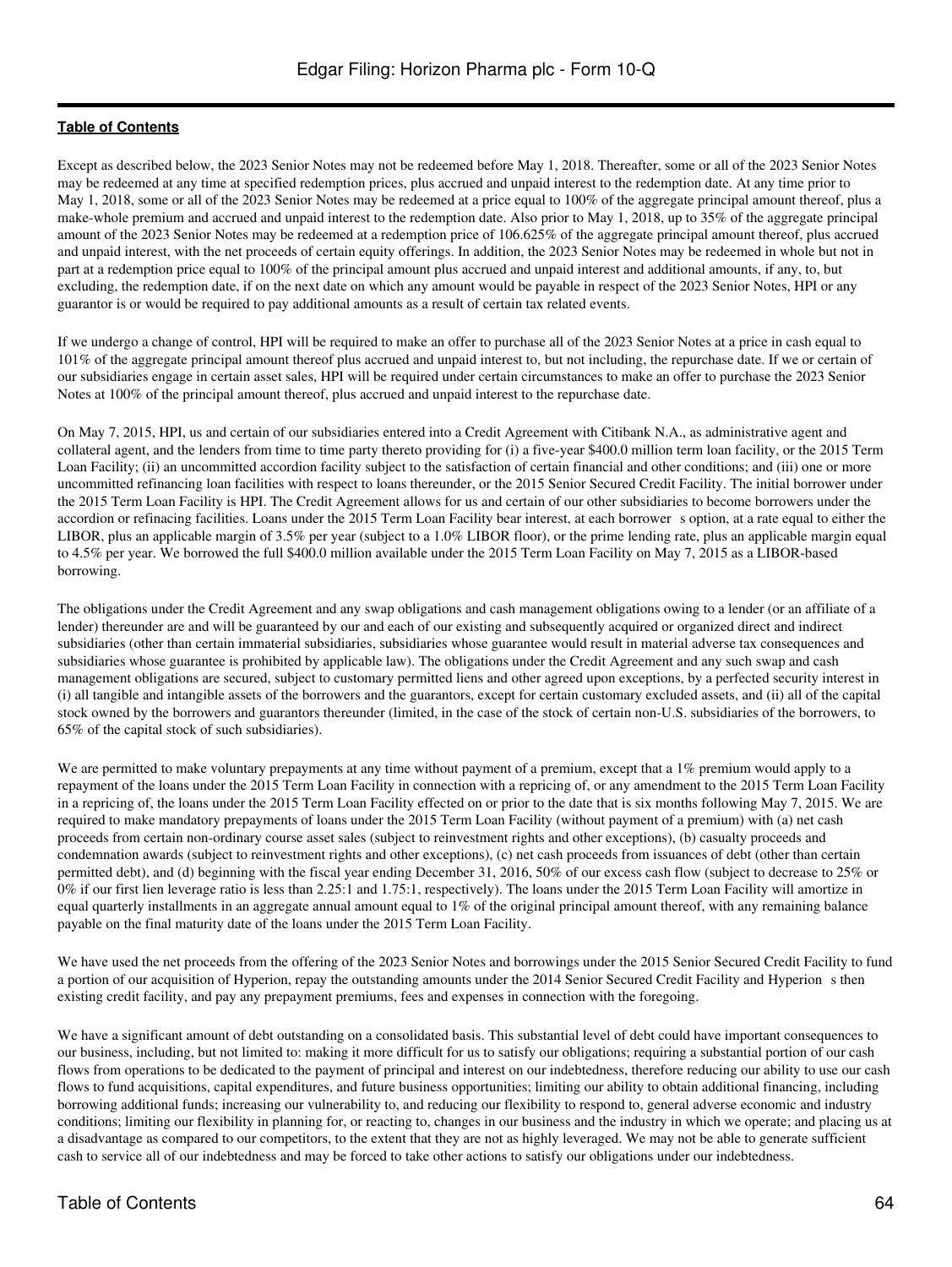Except as described below, the 2023 Senior Notes may not be redeemed before May 1, 2018. Thereafter, some or all of the 2023 Senior Notes may be redeemed at any time at specified redemption prices, plus accrued and unpaid interest to the redemption date. At any time prior to May 1, 2018, some or all of the 2023 Senior Notes may be redeemed at a price equal to 100% of the aggregate principal amount thereof, plus a make-whole premium and accrued and unpaid interest to the redemption date. Also prior to May 1, 2018, up to 35% of the aggregate principal amount of the 2023 Senior Notes may be redeemed at a redemption price of 106.625% of the aggregate principal amount thereof, plus accrued and unpaid interest, with the net proceeds of certain equity offerings. In addition, the 2023 Senior Notes may be redeemed in whole but not in part at a redemption price equal to 100% of the principal amount plus accrued and unpaid interest and additional amounts, if any, to, but excluding, the redemption date, if on the next date on which any amount would be payable in respect of the 2023 Senior Notes, HPI or any guarantor is or would be required to pay additional amounts as a result of certain tax related events.

If we undergo a change of control, HPI will be required to make an offer to purchase all of the 2023 Senior Notes at a price in cash equal to 101% of the aggregate principal amount thereof plus accrued and unpaid interest to, but not including, the repurchase date. If we or certain of our subsidiaries engage in certain asset sales, HPI will be required under certain circumstances to make an offer to purchase the 2023 Senior Notes at 100% of the principal amount thereof, plus accrued and unpaid interest to the repurchase date.

On May 7, 2015, HPI, us and certain of our subsidiaries entered into a Credit Agreement with Citibank N.A., as administrative agent and collateral agent, and the lenders from time to time party thereto providing for (i) a five-year $400.0 million term loan facility, or the 2015 Term Loan Facility; (ii) an uncommitted accordion facility subject to the satisfaction of certain financial and other conditions; and (iii) one or more uncommitted refinancing loan facilities with respect to loans thereunder, or the 2015 Senior Secured Credit Facility. The initial borrower under the 2015 Term Loan Facility is HPI. The Credit Agreement allows for us and certain of our other subsidiaries to become borrowers under the accordion or refinacing facilities. Loans under the 2015 Term Loan Facility bear interest, at each borrower s option, at a rate equal to either the LIBOR, plus an applicable margin of 3.5% per year (subject to a 1.0% LIBOR floor), or the prime lending rate, plus an applicable margin equal to 4.5% per year. We borrowed the full $400.0 million available under the 2015 Term Loan Facility on May 7, 2015 as a LIBOR-based borrowing.

The obligations under the Credit Agreement and any swap obligations and cash management obligations owing to a lender (or an affiliate of a lender) thereunder are and will be guaranteed by our and each of our existing and subsequently acquired or organized direct and indirect subsidiaries (other than certain immaterial subsidiaries, subsidiaries whose guarantee would result in material adverse tax consequences and subsidiaries whose guarantee is prohibited by applicable law). The obligations under the Credit Agreement and any such swap and cash management obligations are secured, subject to customary permitted liens and other agreed upon exceptions, by a perfected security interest in (i) all tangible and intangible assets of the borrowers and the guarantors, except for certain customary excluded assets, and (ii) all of the capital stock owned by the borrowers and guarantors thereunder (limited, in the case of the stock of certain non-U.S. subsidiaries of the borrowers, to 65% of the capital stock of such subsidiaries).

We are permitted to make voluntary prepayments at any time without payment of a premium, except that a 1% premium would apply to a repayment of the loans under the 2015 Term Loan Facility in connection with a repricing of, or any amendment to the 2015 Term Loan Facility in a repricing of, the loans under the 2015 Term Loan Facility effected on or prior to the date that is six months following May 7, 2015. We are required to make mandatory prepayments of loans under the 2015 Term Loan Facility (without payment of a premium) with (a) net cash proceeds from certain non-ordinary course asset sales (subject to reinvestment rights and other exceptions), (b) casualty proceeds and condemnation awards (subject to reinvestment rights and other exceptions), (c) net cash proceeds from issuances of debt (other than certain permitted debt), and (d) beginning with the fiscal year ending December 31, 2016, 50% of our excess cash flow (subject to decrease to 25% or 0% if our first lien leverage ratio is less than 2.25:1 and 1.75:1, respectively). The loans under the 2015 Term Loan Facility will amortize in equal quarterly installments in an aggregate annual amount equal to 1% of the original principal amount thereof, with any remaining balance payable on the final maturity date of the loans under the 2015 Term Loan Facility.

We have used the net proceeds from the offering of the 2023 Senior Notes and borrowings under the 2015 Senior Secured Credit Facility to fund a portion of our acquisition of Hyperion, repay the outstanding amounts under the 2014 Senior Secured Credit Facility and Hyperion s then existing credit facility, and pay any prepayment premiums, fees and expenses in connection with the foregoing.

We have a significant amount of debt outstanding on a consolidated basis. This substantial level of debt could have important consequences to our business, including, but not limited to: making it more difficult for us to satisfy our obligations; requiring a substantial portion of our cash flows from operations to be dedicated to the payment of principal and interest on our indebtedness, therefore reducing our ability to use our cash flows to fund acquisitions, capital expenditures, and future business opportunities; limiting our ability to obtain additional financing, including borrowing additional funds; increasing our vulnerability to, and reducing our flexibility to respond to, general adverse economic and industry conditions; limiting our flexibility in planning for, or reacting to, changes in our business and the industry in which we operate; and placing us at a disadvantage as compared to our competitors, to the extent that they are not as highly leveraged. We may not be able to generate sufficient cash to service all of our indebtedness and may be forced to take other actions to satisfy our obligations under our indebtedness.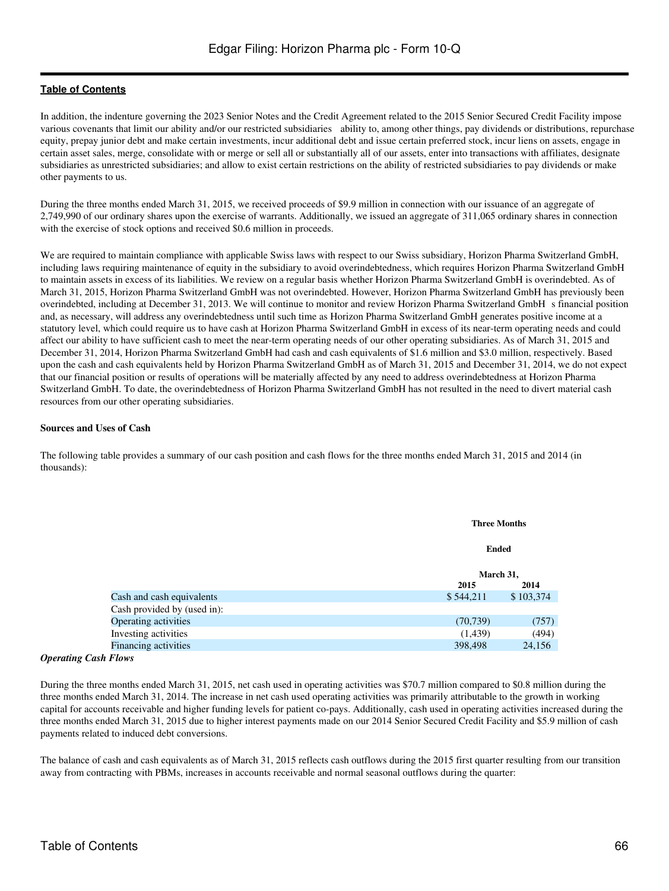In addition, the indenture governing the 2023 Senior Notes and the Credit Agreement related to the 2015 Senior Secured Credit Facility impose various covenants that limit our ability and/or our restricted subsidiaries ability to, among other things, pay dividends or distributions, repurchase equity, prepay junior debt and make certain investments, incur additional debt and issue certain preferred stock, incur liens on assets, engage in certain asset sales, merge, consolidate with or merge or sell all or substantially all of our assets, enter into transactions with affiliates, designate subsidiaries as unrestricted subsidiaries; and allow to exist certain restrictions on the ability of restricted subsidiaries to pay dividends or make other payments to us.

During the three months ended March 31, 2015, we received proceeds of $9.9 million in connection with our issuance of an aggregate of 2,749,990 of our ordinary shares upon the exercise of warrants. Additionally, we issued an aggregate of 311,065 ordinary shares in connection with the exercise of stock options and received $0.6 million in proceeds.

We are required to maintain compliance with applicable Swiss laws with respect to our Swiss subsidiary, Horizon Pharma Switzerland GmbH, including laws requiring maintenance of equity in the subsidiary to avoid overindebtedness, which requires Horizon Pharma Switzerland GmbH to maintain assets in excess of its liabilities. We review on a regular basis whether Horizon Pharma Switzerland GmbH is overindebted. As of March 31, 2015, Horizon Pharma Switzerland GmbH was not overindebted. However, Horizon Pharma Switzerland GmbH has previously been overindebted, including at December 31, 2013. We will continue to monitor and review Horizon Pharma Switzerland GmbH s financial position and, as necessary, will address any overindebtedness until such time as Horizon Pharma Switzerland GmbH generates positive income at a statutory level, which could require us to have cash at Horizon Pharma Switzerland GmbH in excess of its near-term operating needs and could affect our ability to have sufficient cash to meet the near-term operating needs of our other operating subsidiaries. As of March 31, 2015 and December 31, 2014, Horizon Pharma Switzerland GmbH had cash and cash equivalents of $1.6 million and $3.0 million, respectively. Based upon the cash and cash equivalents held by Horizon Pharma Switzerland GmbH as of March 31, 2015 and December 31, 2014, we do not expect that our financial position or results of operations will be materially affected by any need to address overindebtedness at Horizon Pharma Switzerland GmbH. To date, the overindebtedness of Horizon Pharma Switzerland GmbH has not resulted in the need to divert material cash resources from our other operating subsidiaries.

**Sources and Uses of Cash**

The following table provides a summary of our cash position and cash flows for the three months ended March 31, 2015 and 2014 (in thousands):

| | Three Months Ended March 31, | |
|---|---|---|
| | 2015 | 2014 |
| Cash and cash equivalents | $ 544,211 | $ 103,374 |
| Cash provided by (used in): | | |
| Operating activities | (70,739) | (757) |
| Investing activities | (1,439) | (494) |
| Financing activities | 398,498 | 24,156 |

***Operating Cash Flows***

During the three months ended March 31, 2015, net cash used in operating activities was $70.7 million compared to $0.8 million during the three months ended March 31, 2014. The increase in net cash used operating activities was primarily attributable to the growth in working capital for accounts receivable and higher funding levels for patient co-pays. Additionally, cash used in operating activities increased during the three months ended March 31, 2015 due to higher interest payments made on our 2014 Senior Secured Credit Facility and $5.9 million of cash payments related to induced debt conversions.

The balance of cash and cash equivalents as of March 31, 2015 reflects cash outflows during the 2015 first quarter resulting from our transition away from contracting with PBMs, increases in accounts receivable and normal seasonal outflows during the quarter: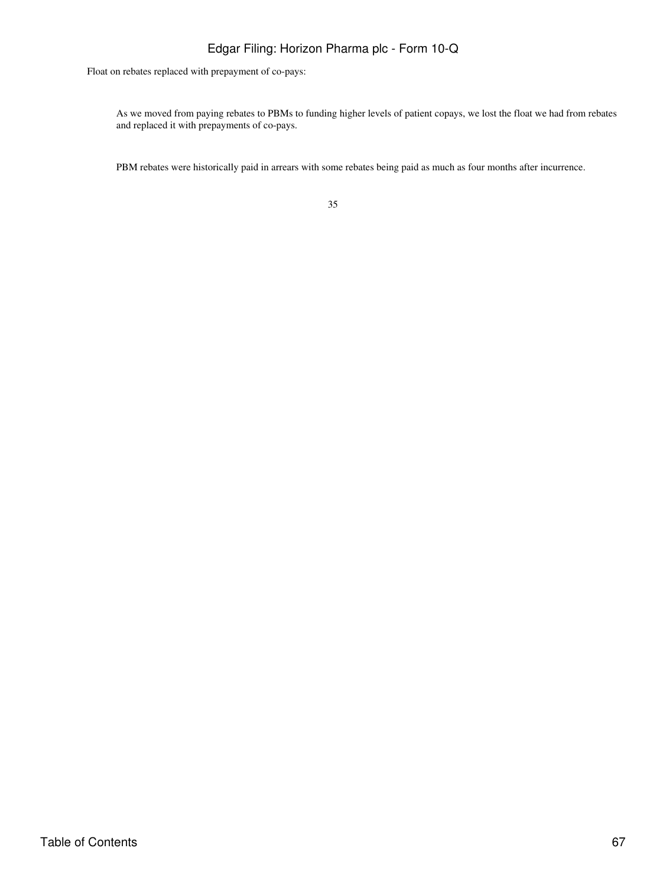Float on rebates replaced with prepayment of co-pays:

- As we moved from paying rebates to PBMs to funding higher levels of patient copays, we lost the float we had from rebates and replaced it with prepayments of co-pays.

- PBM rebates were historically paid in arrears with some rebates being paid as much as four months after incurrence.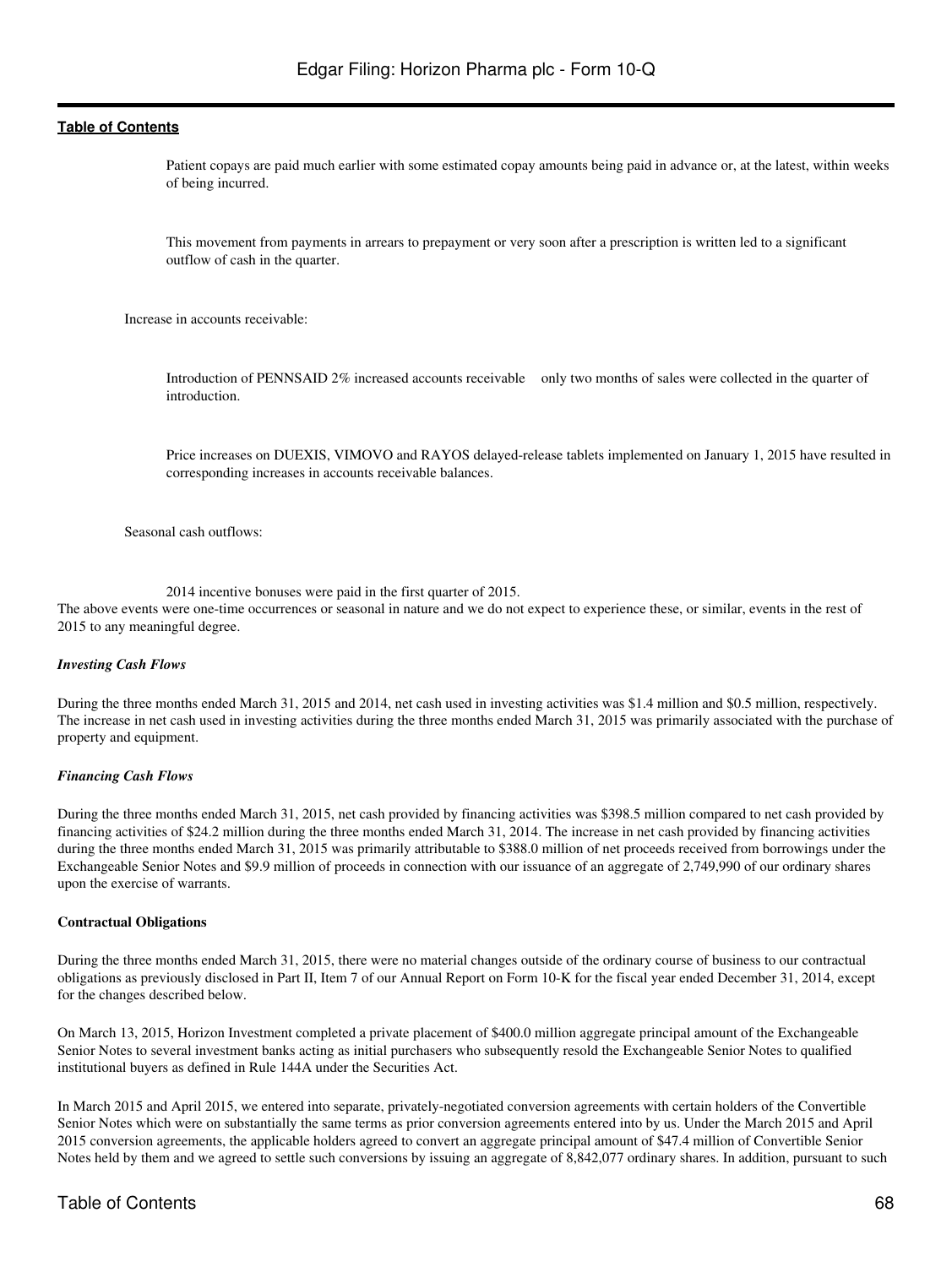Patient copays are paid much earlier with some estimated copay amounts being paid in advance or, at the latest, within weeks of being incurred.

This movement from payments in arrears to prepayment or very soon after a prescription is written led to a significant outflow of cash in the quarter.

Increase in accounts receivable:

Introduction of PENNSAID 2% increased accounts receivable only two months of sales were collected in the quarter of introduction.

Price increases on DUEXIS, VIMOVO and RAYOS delayed-release tablets implemented on January 1, 2015 have resulted in corresponding increases in accounts receivable balances.

Seasonal cash outflows:

2014 incentive bonuses were paid in the first quarter of 2015.

The above events were one-time occurrences or seasonal in nature and we do not expect to experience these, or similar, events in the rest of 2015 to any meaningful degree.

*Investing Cash Flows*

During the three months ended March 31, 2015 and 2014, net cash used in investing activities was $1.4 million and $0.5 million, respectively. The increase in net cash used in investing activities during the three months ended March 31, 2015 was primarily associated with the purchase of property and equipment.

*Financing Cash Flows*

During the three months ended March 31, 2015, net cash provided by financing activities was $398.5 million compared to net cash provided by financing activities of $24.2 million during the three months ended March 31, 2014. The increase in net cash provided by financing activities during the three months ended March 31, 2015 was primarily attributable to $388.0 million of net proceeds received from borrowings under the Exchangeable Senior Notes and $9.9 million of proceeds in connection with our issuance of an aggregate of 2,749,990 of our ordinary shares upon the exercise of warrants.

**Contractual Obligations**

During the three months ended March 31, 2015, there were no material changes outside of the ordinary course of business to our contractual obligations as previously disclosed in Part II, Item 7 of our Annual Report on Form 10-K for the fiscal year ended December 31, 2014, except for the changes described below.

On March 13, 2015, Horizon Investment completed a private placement of $400.0 million aggregate principal amount of the Exchangeable Senior Notes to several investment banks acting as initial purchasers who subsequently resold the Exchangeable Senior Notes to qualified institutional buyers as defined in Rule 144A under the Securities Act.

In March 2015 and April 2015, we entered into separate, privately-negotiated conversion agreements with certain holders of the Convertible Senior Notes which were on substantially the same terms as prior conversion agreements entered into by us. Under the March 2015 and April 2015 conversion agreements, the applicable holders agreed to convert an aggregate principal amount of $47.4 million of Convertible Senior Notes held by them and we agreed to settle such conversions by issuing an aggregate of 8,842,077 ordinary shares. In addition, pursuant to such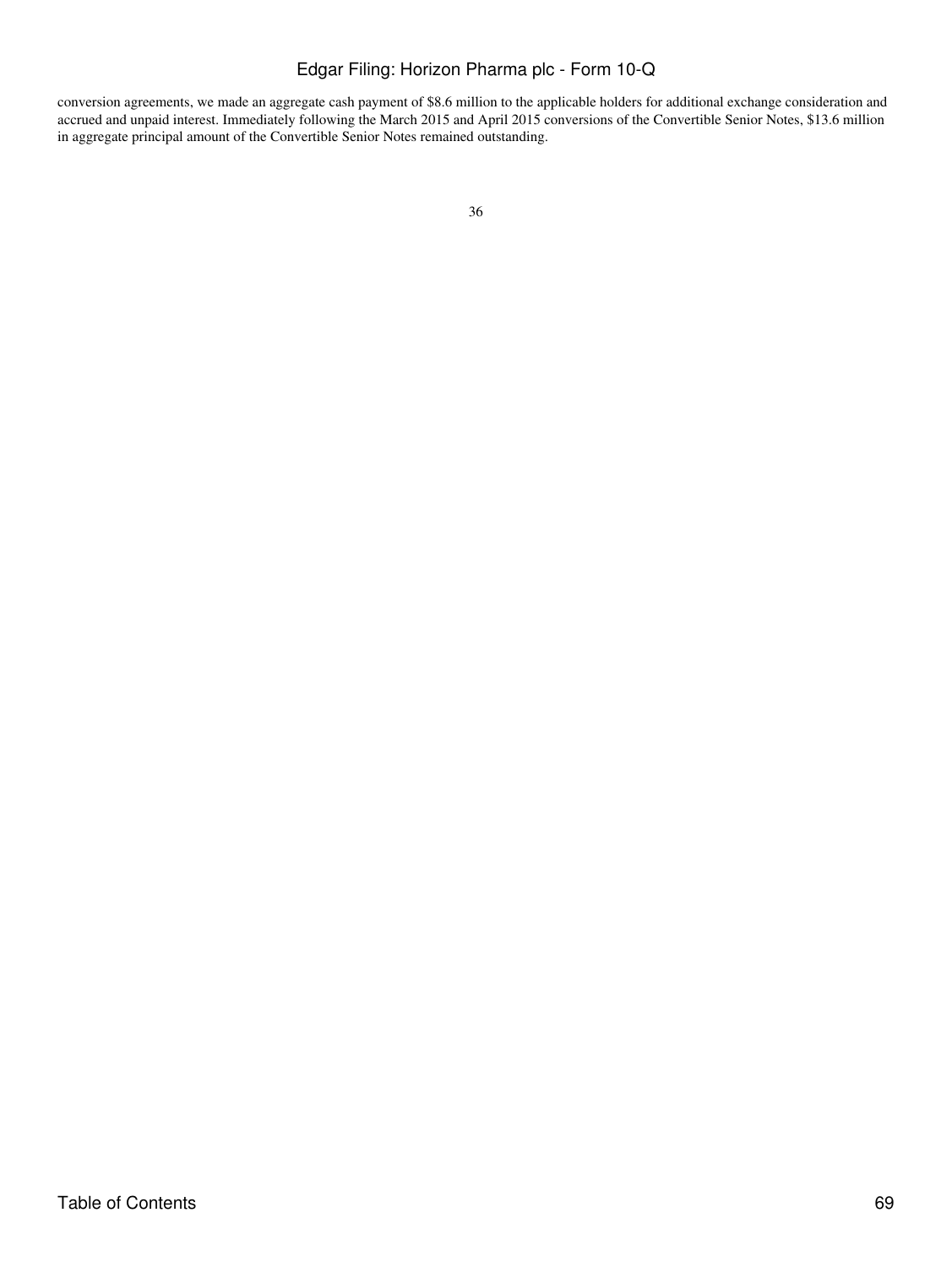conversion agreements, we made an aggregate cash payment of $8.6 million to the applicable holders for additional exchange consideration and accrued and unpaid interest. Immediately following the March 2015 and April 2015 conversions of the Convertible Senior Notes, $13.6 million in aggregate principal amount of the Convertible Senior Notes remained outstanding.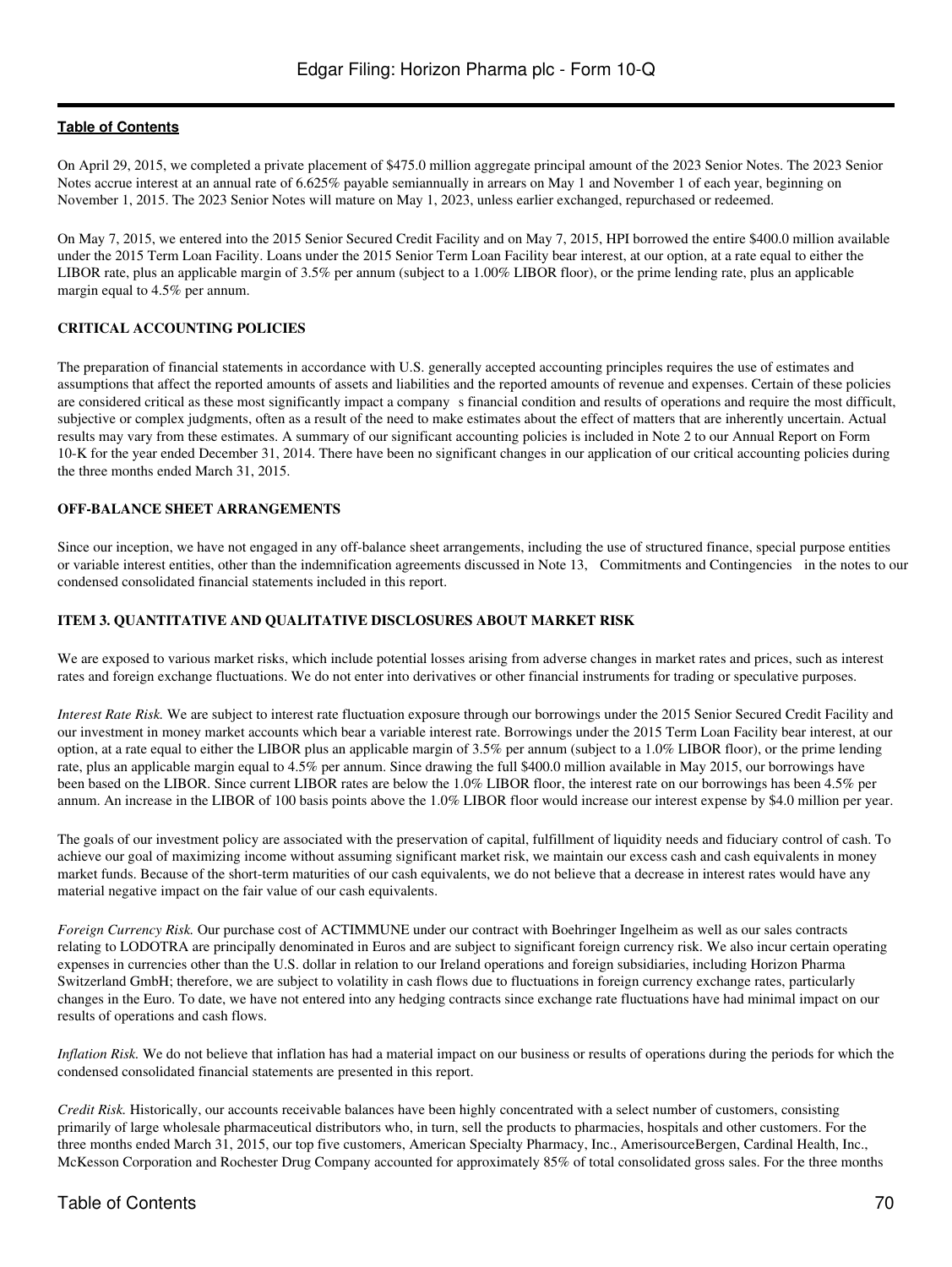On April 29, 2015, we completed a private placement of $475.0 million aggregate principal amount of the 2023 Senior Notes. The 2023 Senior Notes accrue interest at an annual rate of 6.625% payable semiannually in arrears on May 1 and November 1 of each year, beginning on November 1, 2015. The 2023 Senior Notes will mature on May 1, 2023, unless earlier exchanged, repurchased or redeemed.

On May 7, 2015, we entered into the 2015 Senior Secured Credit Facility and on May 7, 2015, HPI borrowed the entire $400.0 million available under the 2015 Term Loan Facility. Loans under the 2015 Senior Term Loan Facility bear interest, at our option, at a rate equal to either the LIBOR rate, plus an applicable margin of 3.5% per annum (subject to a 1.00% LIBOR floor), or the prime lending rate, plus an applicable margin equal to 4.5% per annum.

**CRITICAL ACCOUNTING POLICIES**

The preparation of financial statements in accordance with U.S. generally accepted accounting principles requires the use of estimates and assumptions that affect the reported amounts of assets and liabilities and the reported amounts of revenue and expenses. Certain of these policies are considered critical as these most significantly impact a company s financial condition and results of operations and require the most difficult, subjective or complex judgments, often as a result of the need to make estimates about the effect of matters that are inherently uncertain. Actual results may vary from these estimates. A summary of our significant accounting policies is included in Note 2 to our Annual Report on Form 10-K for the year ended December 31, 2014. There have been no significant changes in our application of our critical accounting policies during the three months ended March 31, 2015.

**OFF-BALANCE SHEET ARRANGEMENTS**

Since our inception, we have not engaged in any off-balance sheet arrangements, including the use of structured finance, special purpose entities or variable interest entities, other than the indemnification agreements discussed in Note 13, Commitments and Contingencies in the notes to our condensed consolidated financial statements included in this report.

**ITEM 3. QUANTITATIVE AND QUALITATIVE DISCLOSURES ABOUT MARKET RISK**

We are exposed to various market risks, which include potential losses arising from adverse changes in market rates and prices, such as interest rates and foreign exchange fluctuations. We do not enter into derivatives or other financial instruments for trading or speculative purposes.

*Interest Rate Risk.* We are subject to interest rate fluctuation exposure through our borrowings under the 2015 Senior Secured Credit Facility and our investment in money market accounts which bear a variable interest rate. Borrowings under the 2015 Term Loan Facility bear interest, at our option, at a rate equal to either the LIBOR plus an applicable margin of 3.5% per annum (subject to a 1.0% LIBOR floor), or the prime lending rate, plus an applicable margin equal to 4.5% per annum. Since drawing the full $400.0 million available in May 2015, our borrowings have been based on the LIBOR. Since current LIBOR rates are below the 1.0% LIBOR floor, the interest rate on our borrowings has been 4.5% per annum. An increase in the LIBOR of 100 basis points above the 1.0% LIBOR floor would increase our interest expense by $4.0 million per year.

The goals of our investment policy are associated with the preservation of capital, fulfillment of liquidity needs and fiduciary control of cash. To achieve our goal of maximizing income without assuming significant market risk, we maintain our excess cash and cash equivalents in money market funds. Because of the short-term maturities of our cash equivalents, we do not believe that a decrease in interest rates would have any material negative impact on the fair value of our cash equivalents.

*Foreign Currency Risk.* Our purchase cost of ACTIMMUNE under our contract with Boehringer Ingelheim as well as our sales contracts relating to LODOTRA are principally denominated in Euros and are subject to significant foreign currency risk. We also incur certain operating expenses in currencies other than the U.S. dollar in relation to our Ireland operations and foreign subsidiaries, including Horizon Pharma Switzerland GmbH; therefore, we are subject to volatility in cash flows due to fluctuations in foreign currency exchange rates, particularly changes in the Euro. To date, we have not entered into any hedging contracts since exchange rate fluctuations have had minimal impact on our results of operations and cash flows.

*Inflation Risk.* We do not believe that inflation has had a material impact on our business or results of operations during the periods for which the condensed consolidated financial statements are presented in this report.

*Credit Risk.* Historically, our accounts receivable balances have been highly concentrated with a select number of customers, consisting primarily of large wholesale pharmaceutical distributors who, in turn, sell the products to pharmacies, hospitals and other customers. For the three months ended March 31, 2015, our top five customers, American Specialty Pharmacy, Inc., AmerisourceBergen, Cardinal Health, Inc., McKesson Corporation and Rochester Drug Company accounted for approximately 85% of total consolidated gross sales. For the three months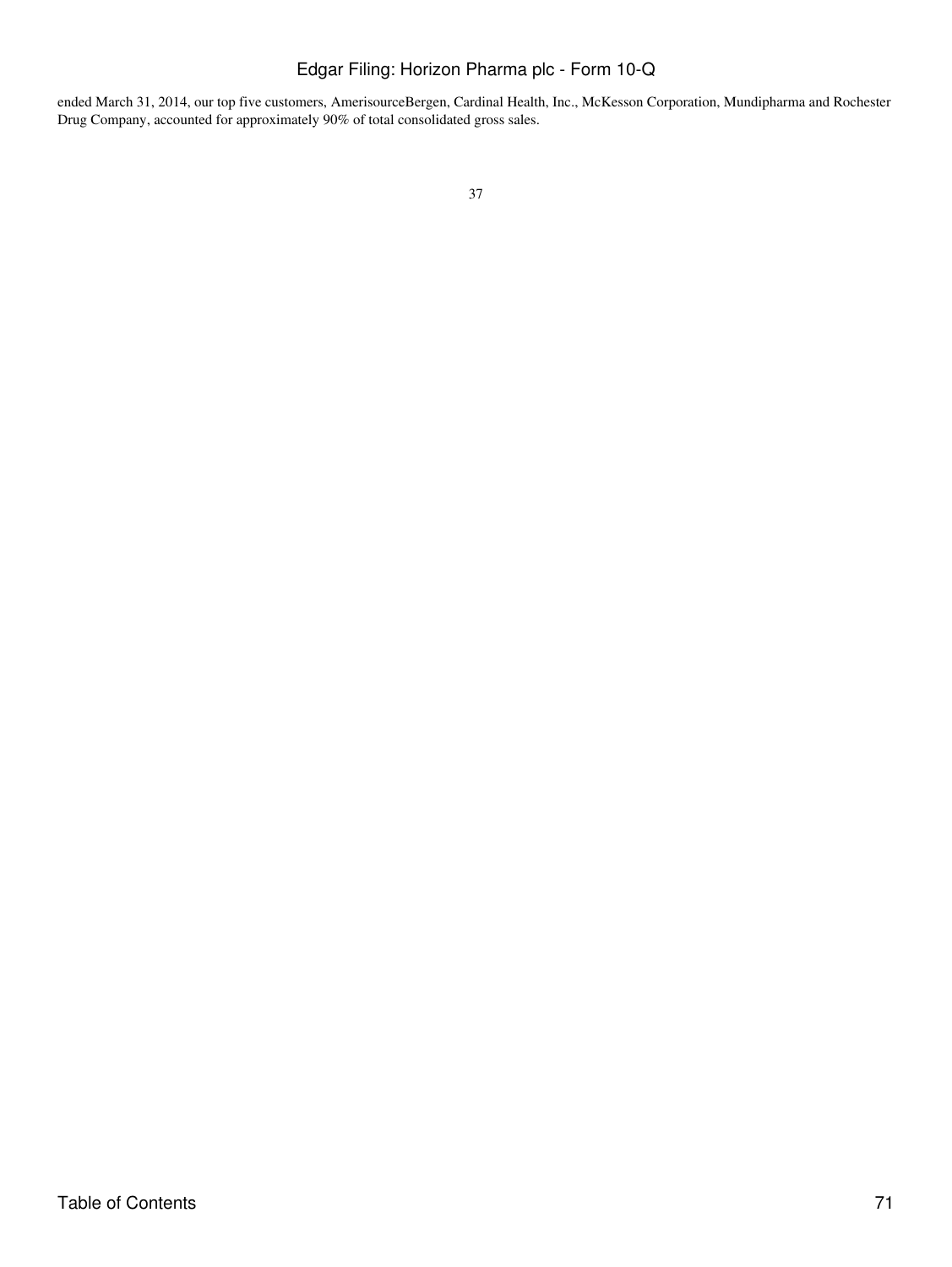ended March 31, 2014, our top five customers, AmerisourceBergen, Cardinal Health, Inc., McKesson Corporation, Mundipharma and Rochester Drug Company, accounted for approximately 90% of total consolidated gross sales.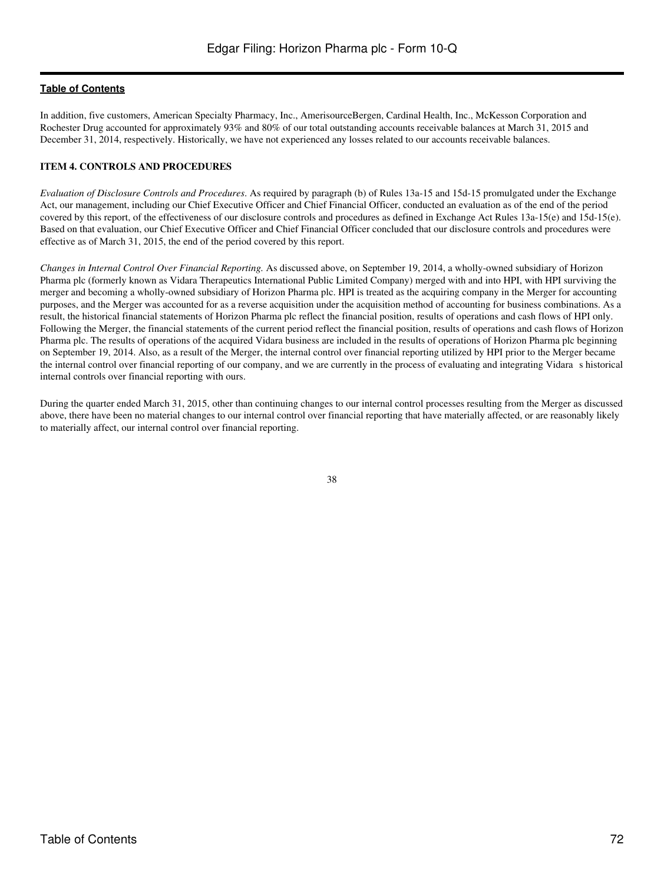In addition, five customers, American Specialty Pharmacy, Inc., AmerisourceBergen, Cardinal Health, Inc., McKesson Corporation and Rochester Drug accounted for approximately 93% and 80% of our total outstanding accounts receivable balances at March 31, 2015 and December 31, 2014, respectively. Historically, we have not experienced any losses related to our accounts receivable balances.

## ITEM 4. CONTROLS AND PROCEDURES

*Evaluation of Disclosure Controls and Procedures*. As required by paragraph (b) of Rules 13a-15 and 15d-15 promulgated under the Exchange Act, our management, including our Chief Executive Officer and Chief Financial Officer, conducted an evaluation as of the end of the period covered by this report, of the effectiveness of our disclosure controls and procedures as defined in Exchange Act Rules 13a-15(e) and 15d-15(e). Based on that evaluation, our Chief Executive Officer and Chief Financial Officer concluded that our disclosure controls and procedures were effective as of March 31, 2015, the end of the period covered by this report.

*Changes in Internal Control Over Financial Reporting.* As discussed above, on September 19, 2014, a wholly-owned subsidiary of Horizon Pharma plc (formerly known as Vidara Therapeutics International Public Limited Company) merged with and into HPI, with HPI surviving the merger and becoming a wholly-owned subsidiary of Horizon Pharma plc. HPI is treated as the acquiring company in the Merger for accounting purposes, and the Merger was accounted for as a reverse acquisition under the acquisition method of accounting for business combinations. As a result, the historical financial statements of Horizon Pharma plc reflect the financial position, results of operations and cash flows of HPI only. Following the Merger, the financial statements of the current period reflect the financial position, results of operations and cash flows of Horizon Pharma plc. The results of operations of the acquired Vidara business are included in the results of operations of Horizon Pharma plc beginning on September 19, 2014. Also, as a result of the Merger, the internal control over financial reporting utilized by HPI prior to the Merger became the internal control over financial reporting of our company, and we are currently in the process of evaluating and integrating Vidara s historical internal controls over financial reporting with ours.

During the quarter ended March 31, 2015, other than continuing changes to our internal control processes resulting from the Merger as discussed above, there have been no material changes to our internal control over financial reporting that have materially affected, or are reasonably likely to materially affect, our internal control over financial reporting.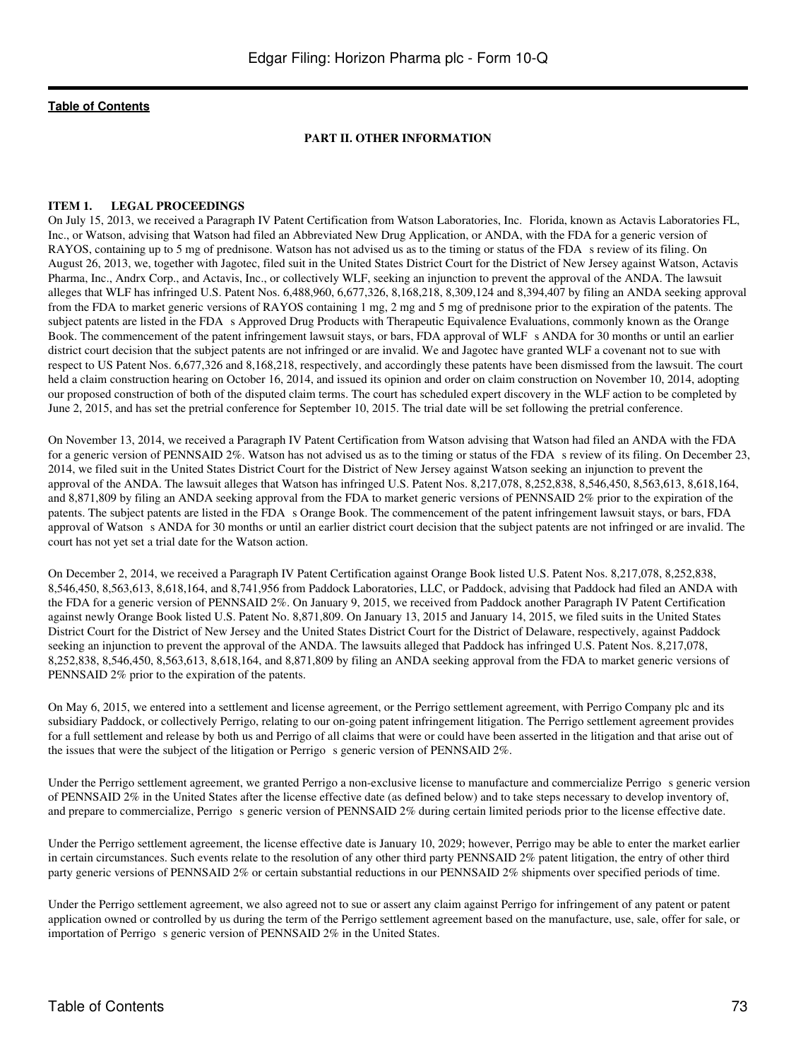[Table of Contents](#)

**PART II. OTHER INFORMATION**

**ITEM 1. LEGAL PROCEEDINGS**

On July 15, 2013, we received a Paragraph IV Patent Certification from Watson Laboratories, Inc. Florida, known as Actavis Laboratories FL, Inc., or Watson, advising that Watson had filed an Abbreviated New Drug Application, or ANDA, with the FDA for a generic version of RAYOS, containing up to 5 mg of prednisone. Watson has not advised us as to the timing or status of the FDA s review of its filing. On August 26, 2013, we, together with Jagotec, filed suit in the United States District Court for the District of New Jersey against Watson, Actavis Pharma, Inc., Andrx Corp., and Actavis, Inc., or collectively WLF, seeking an injunction to prevent the approval of the ANDA. The lawsuit alleges that WLF has infringed U.S. Patent Nos. 6,488,960, 6,677,326, 8,168,218, 8,309,124 and 8,394,407 by filing an ANDA seeking approval from the FDA to market generic versions of RAYOS containing 1 mg, 2 mg and 5 mg of prednisone prior to the expiration of the patents. The subject patents are listed in the FDA s Approved Drug Products with Therapeutic Equivalence Evaluations, commonly known as the Orange Book. The commencement of the patent infringement lawsuit stays, or bars, FDA approval of WLF s ANDA for 30 months or until an earlier district court decision that the subject patents are not infringed or are invalid. We and Jagotec have granted WLF a covenant not to sue with respect to US Patent Nos. 6,677,326 and 8,168,218, respectively, and accordingly these patents have been dismissed from the lawsuit. The court held a claim construction hearing on October 16, 2014, and issued its opinion and order on claim construction on November 10, 2014, adopting our proposed construction of both of the disputed claim terms. The court has scheduled expert discovery in the WLF action to be completed by June 2, 2015, and has set the pretrial conference for September 10, 2015. The trial date will be set following the pretrial conference.

On November 13, 2014, we received a Paragraph IV Patent Certification from Watson advising that Watson had filed an ANDA with the FDA for a generic version of PENNSAID 2%. Watson has not advised us as to the timing or status of the FDA s review of its filing. On December 23, 2014, we filed suit in the United States District Court for the District of New Jersey against Watson seeking an injunction to prevent the approval of the ANDA. The lawsuit alleges that Watson has infringed U.S. Patent Nos. 8,217,078, 8,252,838, 8,546,450, 8,563,613, 8,618,164, and 8,871,809 by filing an ANDA seeking approval from the FDA to market generic versions of PENNSAID 2% prior to the expiration of the patents. The subject patents are listed in the FDA s Orange Book. The commencement of the patent infringement lawsuit stays, or bars, FDA approval of Watson s ANDA for 30 months or until an earlier district court decision that the subject patents are not infringed or are invalid. The court has not yet set a trial date for the Watson action.

On December 2, 2014, we received a Paragraph IV Patent Certification against Orange Book listed U.S. Patent Nos. 8,217,078, 8,252,838, 8,546,450, 8,563,613, 8,618,164, and 8,741,956 from Paddock Laboratories, LLC, or Paddock, advising that Paddock had filed an ANDA with the FDA for a generic version of PENNSAID 2%. On January 9, 2015, we received from Paddock another Paragraph IV Patent Certification against newly Orange Book listed U.S. Patent No. 8,871,809. On January 13, 2015 and January 14, 2015, we filed suits in the United States District Court for the District of New Jersey and the United States District Court for the District of Delaware, respectively, against Paddock seeking an injunction to prevent the approval of the ANDA. The lawsuits alleged that Paddock has infringed U.S. Patent Nos. 8,217,078, 8,252,838, 8,546,450, 8,563,613, 8,618,164, and 8,871,809 by filing an ANDA seeking approval from the FDA to market generic versions of PENNSAID 2% prior to the expiration of the patents.

On May 6, 2015, we entered into a settlement and license agreement, or the Perrigo settlement agreement, with Perrigo Company plc and its subsidiary Paddock, or collectively Perrigo, relating to our on-going patent infringement litigation. The Perrigo settlement agreement provides for a full settlement and release by both us and Perrigo of all claims that were or could have been asserted in the litigation and that arise out of the issues that were the subject of the litigation or Perrigo s generic version of PENNSAID 2%.

Under the Perrigo settlement agreement, we granted Perrigo a non-exclusive license to manufacture and commercialize Perrigo s generic version of PENNSAID 2% in the United States after the license effective date (as defined below) and to take steps necessary to develop inventory of, and prepare to commercialize, Perrigo s generic version of PENNSAID 2% during certain limited periods prior to the license effective date.

Under the Perrigo settlement agreement, the license effective date is January 10, 2029; however, Perrigo may be able to enter the market earlier in certain circumstances. Such events relate to the resolution of any other third party PENNSAID 2% patent litigation, the entry of other third party generic versions of PENNSAID 2% or certain substantial reductions in our PENNSAID 2% shipments over specified periods of time.

Under the Perrigo settlement agreement, we also agreed not to sue or assert any claim against Perrigo for infringement of any patent or patent application owned or controlled by us during the term of the Perrigo settlement agreement based on the manufacture, use, sale, offer for sale, or importation of Perrigo s generic version of PENNSAID 2% in the United States.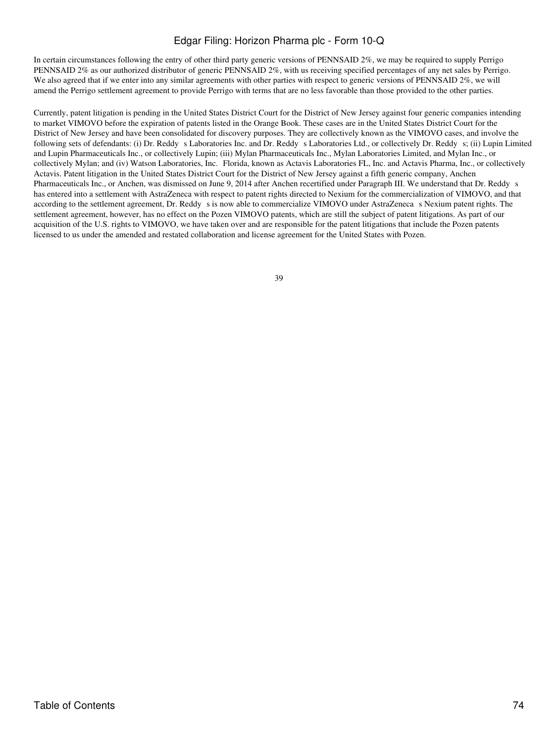In certain circumstances following the entry of other third party generic versions of PENNSAID 2%, we may be required to supply Perrigo PENNSAID 2% as our authorized distributor of generic PENNSAID 2%, with us receiving specified percentages of any net sales by Perrigo. We also agreed that if we enter into any similar agreements with other parties with respect to generic versions of PENNSAID 2%, we will amend the Perrigo settlement agreement to provide Perrigo with terms that are no less favorable than those provided to the other parties.

Currently, patent litigation is pending in the United States District Court for the District of New Jersey against four generic companies intending to market VIMOVO before the expiration of patents listed in the Orange Book. These cases are in the United States District Court for the District of New Jersey and have been consolidated for discovery purposes. They are collectively known as the VIMOVO cases, and involve the following sets of defendants: (i) Dr. Reddy s Laboratories Inc. and Dr. Reddy s Laboratories Ltd., or collectively Dr. Reddy s; (ii) Lupin Limited and Lupin Pharmaceuticals Inc., or collectively Lupin; (iii) Mylan Pharmaceuticals Inc., Mylan Laboratories Limited, and Mylan Inc., or collectively Mylan; and (iv) Watson Laboratories, Inc. Florida, known as Actavis Laboratories FL, Inc. and Actavis Pharma, Inc., or collectively Actavis. Patent litigation in the United States District Court for the District of New Jersey against a fifth generic company, Anchen Pharmaceuticals Inc., or Anchen, was dismissed on June 9, 2014 after Anchen recertified under Paragraph III. We understand that Dr. Reddy s has entered into a settlement with AstraZeneca with respect to patent rights directed to Nexium for the commercialization of VIMOVO, and that according to the settlement agreement, Dr. Reddy s is now able to commercialize VIMOVO under AstraZeneca s Nexium patent rights. The settlement agreement, however, has no effect on the Pozen VIMOVO patents, which are still the subject of patent litigations. As part of our acquisition of the U.S. rights to VIMOVO, we have taken over and are responsible for the patent litigations that include the Pozen patents licensed to us under the amended and restated collaboration and license agreement for the United States with Pozen.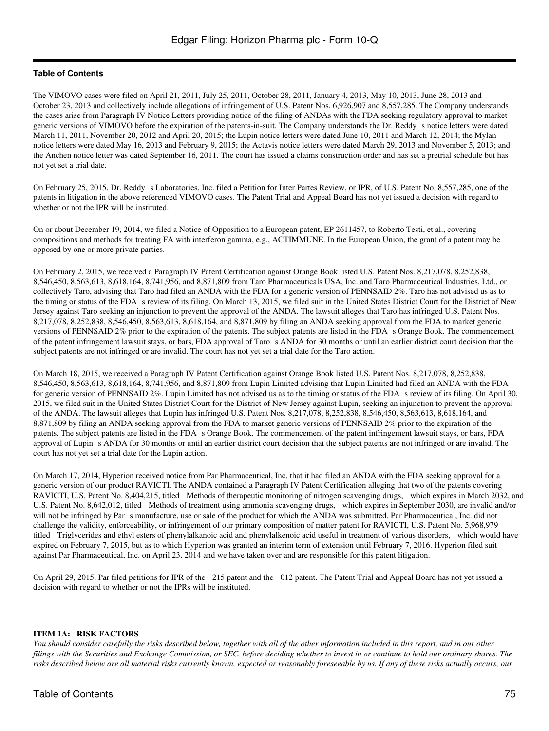The VIMOVO cases were filed on April 21, 2011, July 25, 2011, October 28, 2011, January 4, 2013, May 10, 2013, June 28, 2013 and October 23, 2013 and collectively include allegations of infringement of U.S. Patent Nos. 6,926,907 and 8,557,285. The Company understands the cases arise from Paragraph IV Notice Letters providing notice of the filing of ANDAs with the FDA seeking regulatory approval to market generic versions of VIMOVO before the expiration of the patents-in-suit. The Company understands the Dr. Reddy s notice letters were dated March 11, 2011, November 20, 2012 and April 20, 2015; the Lupin notice letters were dated June 10, 2011 and March 12, 2014; the Mylan notice letters were dated May 16, 2013 and February 9, 2015; the Actavis notice letters were dated March 29, 2013 and November 5, 2013; and the Anchen notice letter was dated September 16, 2011. The court has issued a claims construction order and has set a pretrial schedule but has not yet set a trial date.

On February 25, 2015, Dr. Reddy s Laboratories, Inc. filed a Petition for Inter Partes Review, or IPR, of U.S. Patent No. 8,557,285, one of the patents in litigation in the above referenced VIMOVO cases. The Patent Trial and Appeal Board has not yet issued a decision with regard to whether or not the IPR will be instituted.

On or about December 19, 2014, we filed a Notice of Opposition to a European patent, EP 2611457, to Roberto Testi, et al., covering compositions and methods for treating FA with interferon gamma, e.g., ACTIMMUNE. In the European Union, the grant of a patent may be opposed by one or more private parties.

On February 2, 2015, we received a Paragraph IV Patent Certification against Orange Book listed U.S. Patent Nos. 8,217,078, 8,252,838, 8,546,450, 8,563,613, 8,618,164, 8,741,956, and 8,871,809 from Taro Pharmaceuticals USA, Inc. and Taro Pharmaceutical Industries, Ltd., or collectively Taro, advising that Taro had filed an ANDA with the FDA for a generic version of PENNSAID 2%. Taro has not advised us as to the timing or status of the FDA s review of its filing. On March 13, 2015, we filed suit in the United States District Court for the District of New Jersey against Taro seeking an injunction to prevent the approval of the ANDA. The lawsuit alleges that Taro has infringed U.S. Patent Nos. 8,217,078, 8,252,838, 8,546,450, 8,563,613, 8,618,164, and 8,871,809 by filing an ANDA seeking approval from the FDA to market generic versions of PENNSAID 2% prior to the expiration of the patents. The subject patents are listed in the FDA s Orange Book. The commencement of the patent infringement lawsuit stays, or bars, FDA approval of Taro s ANDA for 30 months or until an earlier district court decision that the subject patents are not infringed or are invalid. The court has not yet set a trial date for the Taro action.

On March 18, 2015, we received a Paragraph IV Patent Certification against Orange Book listed U.S. Patent Nos. 8,217,078, 8,252,838, 8,546,450, 8,563,613, 8,618,164, 8,741,956, and 8,871,809 from Lupin Limited advising that Lupin Limited had filed an ANDA with the FDA for generic version of PENNSAID 2%. Lupin Limited has not advised us as to the timing or status of the FDA s review of its filing. On April 30, 2015, we filed suit in the United States District Court for the District of New Jersey against Lupin, seeking an injunction to prevent the approval of the ANDA. The lawsuit alleges that Lupin has infringed U.S. Patent Nos. 8,217,078, 8,252,838, 8,546,450, 8,563,613, 8,618,164, and 8,871,809 by filing an ANDA seeking approval from the FDA to market generic versions of PENNSAID 2% prior to the expiration of the patents. The subject patents are listed in the FDA s Orange Book. The commencement of the patent infringement lawsuit stays, or bars, FDA approval of Lupin s ANDA for 30 months or until an earlier district court decision that the subject patents are not infringed or are invalid. The court has not yet set a trial date for the Lupin action.

On March 17, 2014, Hyperion received notice from Par Pharmaceutical, Inc. that it had filed an ANDA with the FDA seeking approval for a generic version of our product RAVICTI. The ANDA contained a Paragraph IV Patent Certification alleging that two of the patents covering RAVICTI, U.S. Patent No. 8,404,215, titled Methods of therapeutic monitoring of nitrogen scavenging drugs, which expires in March 2032, and U.S. Patent No. 8,642,012, titled Methods of treatment using ammonia scavenging drugs, which expires in September 2030, are invalid and/or will not be infringed by Par s manufacture, use or sale of the product for which the ANDA was submitted. Par Pharmaceutical, Inc. did not challenge the validity, enforceability, or infringement of our primary composition of matter patent for RAVICTI, U.S. Patent No. 5,968,979 titled Triglycerides and ethyl esters of phenylalkanoic acid and phenylalkenoic acid useful in treatment of various disorders, which would have expired on February 7, 2015, but as to which Hyperion was granted an interim term of extension until February 7, 2016. Hyperion filed suit against Par Pharmaceutical, Inc. on April 23, 2014 and we have taken over and are responsible for this patent litigation.

On April 29, 2015, Par filed petitions for IPR of the 215 patent and the 012 patent. The Patent Trial and Appeal Board has not yet issued a decision with regard to whether or not the IPRs will be instituted.

## ITEM 1A: RISK FACTORS

*You should consider carefully the risks described below, together with all of the other information included in this report, and in our other filings with the Securities and Exchange Commission, or SEC, before deciding whether to invest in or continue to hold our ordinary shares. The risks described below are all material risks currently known, expected or reasonably foreseeable by us. If any of these risks actually occurs, our*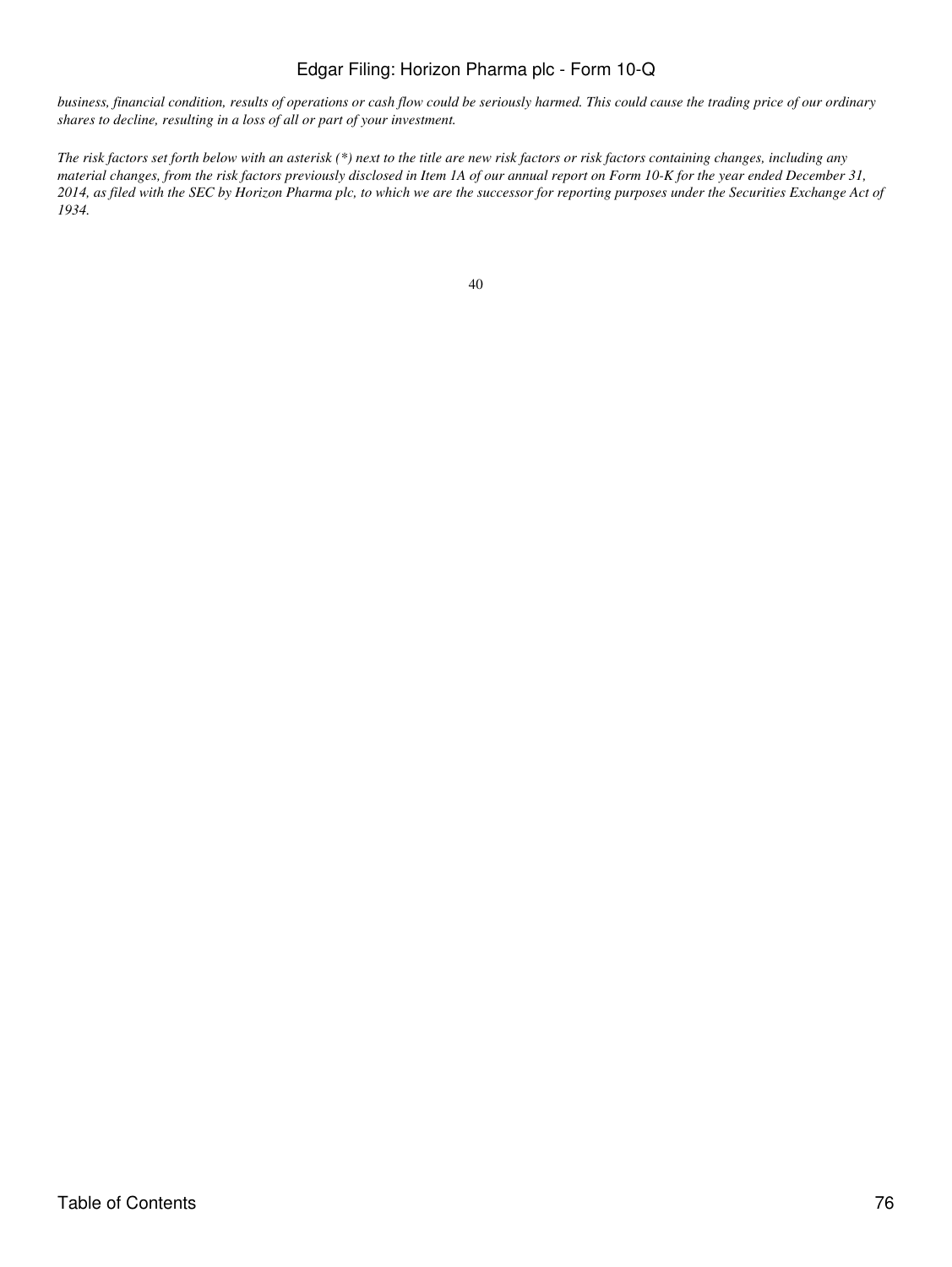*business, financial condition, results of operations or cash flow could be seriously harmed. This could cause the trading price of our ordinary shares to decline, resulting in a loss of all or part of your investment.*

*The risk factors set forth below with an asterisk (*) next to the title are new risk factors or risk factors containing changes, including any material changes, from the risk factors previously disclosed in Item 1A of our annual report on Form 10-K for the year ended December 31, 2014, as filed with the SEC by Horizon Pharma plc, to which we are the successor for reporting purposes under the Securities Exchange Act of 1934.*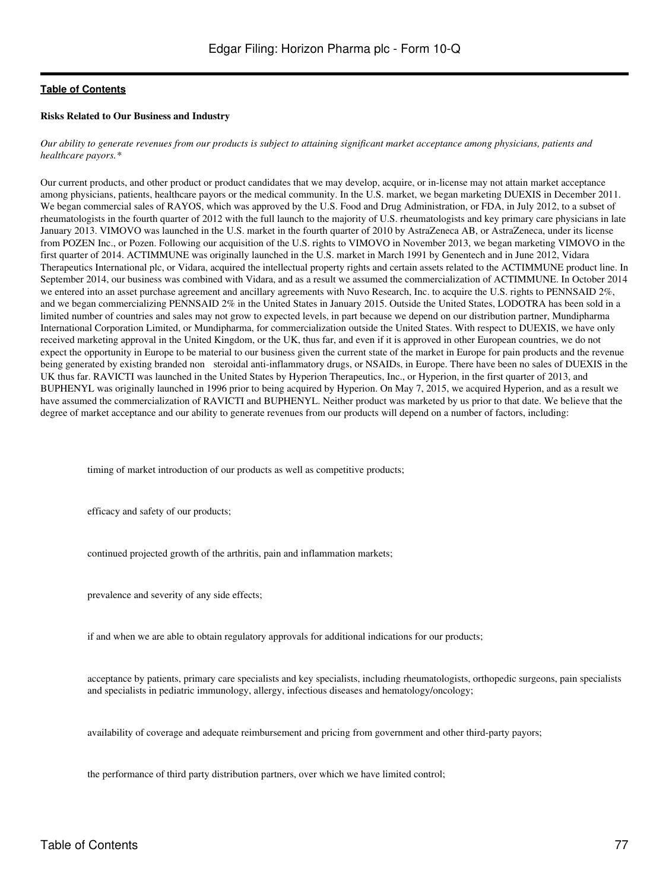**Risks Related to Our Business and Industry**

*Our ability to generate revenues from our products is subject to attaining significant market acceptance among physicians, patients and healthcare payors.**

Our current products, and other product or product candidates that we may develop, acquire, or in-license may not attain market acceptance among physicians, patients, healthcare payors or the medical community. In the U.S. market, we began marketing DUEXIS in December 2011. We began commercial sales of RAYOS, which was approved by the U.S. Food and Drug Administration, or FDA, in July 2012, to a subset of rheumatologists in the fourth quarter of 2012 with the full launch to the majority of U.S. rheumatologists and key primary care physicians in late January 2013. VIMOVO was launched in the U.S. market in the fourth quarter of 2010 by AstraZeneca AB, or AstraZeneca, under its license from POZEN Inc., or Pozen. Following our acquisition of the U.S. rights to VIMOVO in November 2013, we began marketing VIMOVO in the first quarter of 2014. ACTIMMUNE was originally launched in the U.S. market in March 1991 by Genentech and in June 2012, Vidara Therapeutics International plc, or Vidara, acquired the intellectual property rights and certain assets related to the ACTIMMUNE product line. In September 2014, our business was combined with Vidara, and as a result we assumed the commercialization of ACTIMMUNE. In October 2014 we entered into an asset purchase agreement and ancillary agreements with Nuvo Research, Inc. to acquire the U.S. rights to PENNSAID 2%, and we began commercializing PENNSAID 2% in the United States in January 2015. Outside the United States, LODOTRA has been sold in a limited number of countries and sales may not grow to expected levels, in part because we depend on our distribution partner, Mundipharma International Corporation Limited, or Mundipharma, for commercialization outside the United States. With respect to DUEXIS, we have only received marketing approval in the United Kingdom, or the UK, thus far, and even if it is approved in other European countries, we do not expect the opportunity in Europe to be material to our business given the current state of the market in Europe for pain products and the revenue being generated by existing branded non steroidal anti-inflammatory drugs, or NSAIDs, in Europe. There have been no sales of DUEXIS in the UK thus far. RAVICTI was launched in the United States by Hyperion Therapeutics, Inc., or Hyperion, in the first quarter of 2013, and BUPHENYL was originally launched in 1996 prior to being acquired by Hyperion. On May 7, 2015, we acquired Hyperion, and as a result we have assumed the commercialization of RAVICTI and BUPHENYL. Neither product was marketed by us prior to that date. We believe that the degree of market acceptance and our ability to generate revenues from our products will depend on a number of factors, including:

- timing of market introduction of our products as well as competitive products;
- efficacy and safety of our products;
- continued projected growth of the arthritis, pain and inflammation markets;
- prevalence and severity of any side effects;
- if and when we are able to obtain regulatory approvals for additional indications for our products;
- acceptance by patients, primary care specialists and key specialists, including rheumatologists, orthopedic surgeons, pain specialists and specialists in pediatric immunology, allergy, infectious diseases and hematology/oncology;
- availability of coverage and adequate reimbursement and pricing from government and other third-party payors;
- the performance of third party distribution partners, over which we have limited control;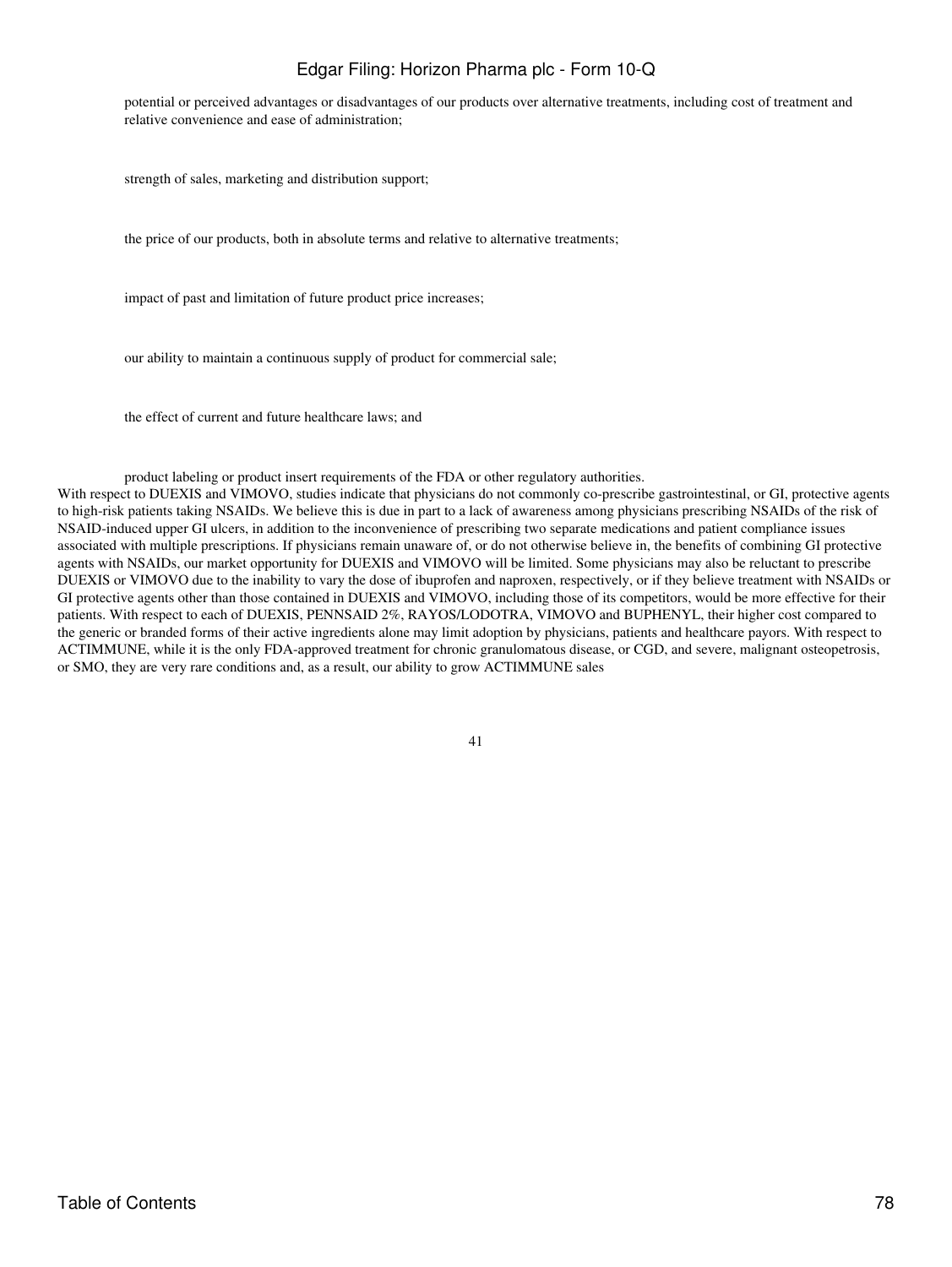- potential or perceived advantages or disadvantages of our products over alternative treatments, including cost of treatment and relative convenience and ease of administration;
- strength of sales, marketing and distribution support;
- the price of our products, both in absolute terms and relative to alternative treatments;
- impact of past and limitation of future product price increases;
- our ability to maintain a continuous supply of product for commercial sale;
- the effect of current and future healthcare laws; and
- product labeling or product insert requirements of the FDA or other regulatory authorities.

With respect to DUEXIS and VIMOVO, studies indicate that physicians do not commonly co-prescribe gastrointestinal, or GI, protective agents to high-risk patients taking NSAIDs. We believe this is due in part to a lack of awareness among physicians prescribing NSAIDs of the risk of NSAID-induced upper GI ulcers, in addition to the inconvenience of prescribing two separate medications and patient compliance issues associated with multiple prescriptions. If physicians remain unaware of, or do not otherwise believe in, the benefits of combining GI protective agents with NSAIDs, our market opportunity for DUEXIS and VIMOVO will be limited. Some physicians may also be reluctant to prescribe DUEXIS or VIMOVO due to the inability to vary the dose of ibuprofen and naproxen, respectively, or if they believe treatment with NSAIDs or GI protective agents other than those contained in DUEXIS and VIMOVO, including those of its competitors, would be more effective for their patients. With respect to each of DUEXIS, PENNSAID 2%, RAYOS/LODOTRA, VIMOVO and BUPHENYL, their higher cost compared to the generic or branded forms of their active ingredients alone may limit adoption by physicians, patients and healthcare payors. With respect to ACTIMMUNE, while it is the only FDA-approved treatment for chronic granulomatous disease, or CGD, and severe, malignant osteopetrosis, or SMO, they are very rare conditions and, as a result, our ability to grow ACTIMMUNE sales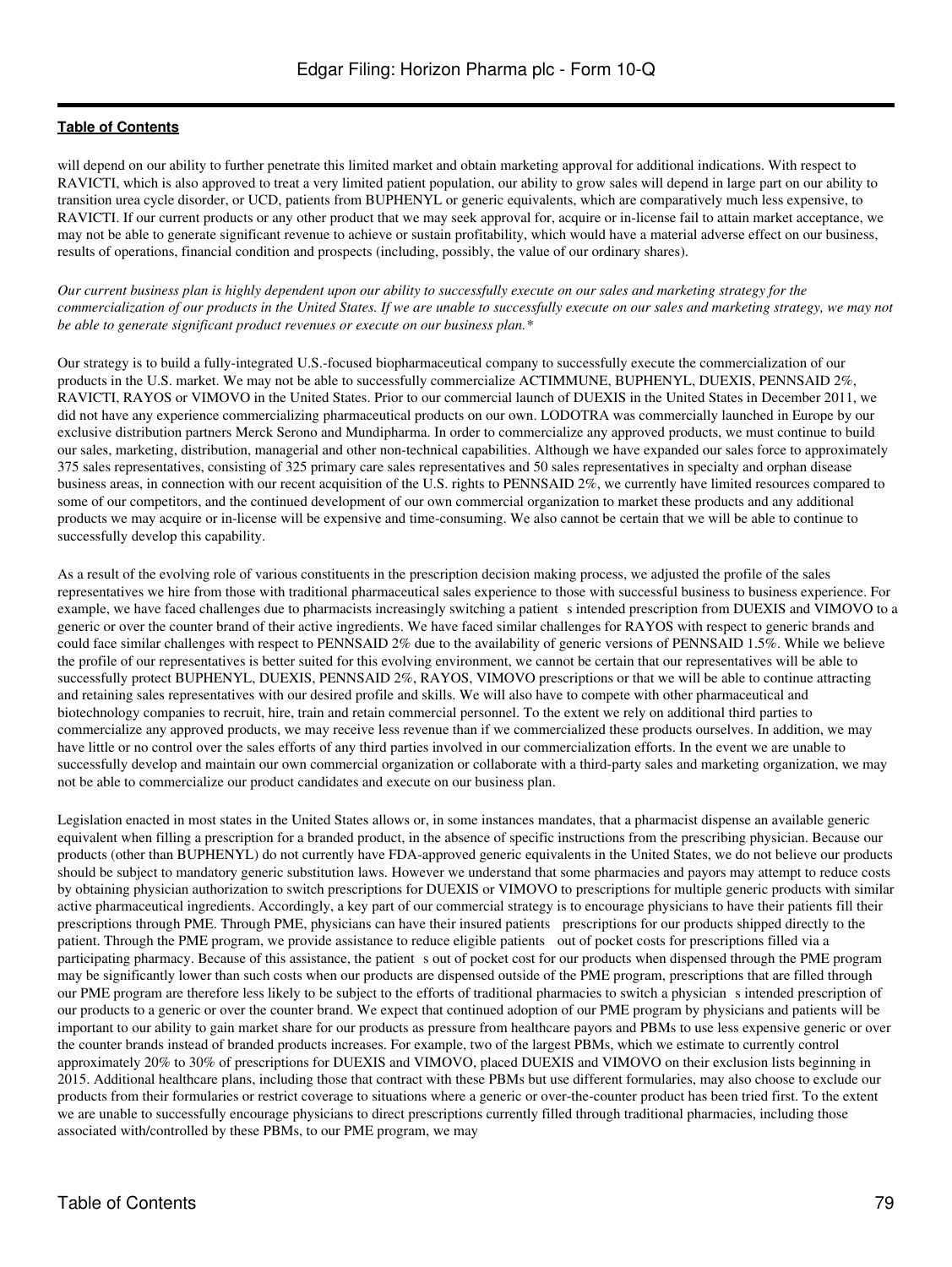will depend on our ability to further penetrate this limited market and obtain marketing approval for additional indications. With respect to RAVICTI, which is also approved to treat a very limited patient population, our ability to grow sales will depend in large part on our ability to transition urea cycle disorder, or UCD, patients from BUPHENYL or generic equivalents, which are comparatively much less expensive, to RAVICTI. If our current products or any other product that we may seek approval for, acquire or in-license fail to attain market acceptance, we may not be able to generate significant revenue to achieve or sustain profitability, which would have a material adverse effect on our business, results of operations, financial condition and prospects (including, possibly, the value of our ordinary shares).

*Our current business plan is highly dependent upon our ability to successfully execute on our sales and marketing strategy for the commercialization of our products in the United States. If we are unable to successfully execute on our sales and marketing strategy, we may not be able to generate significant product revenues or execute on our business plan.**

Our strategy is to build a fully-integrated U.S.-focused biopharmaceutical company to successfully execute the commercialization of our products in the U.S. market. We may not be able to successfully commercialize ACTIMMUNE, BUPHENYL, DUEXIS, PENNSAID 2%, RAVICTI, RAYOS or VIMOVO in the United States. Prior to our commercial launch of DUEXIS in the United States in December 2011, we did not have any experience commercializing pharmaceutical products on our own. LODOTRA was commercially launched in Europe by our exclusive distribution partners Merck Serono and Mundipharma. In order to commercialize any approved products, we must continue to build our sales, marketing, distribution, managerial and other non-technical capabilities. Although we have expanded our sales force to approximately 375 sales representatives, consisting of 325 primary care sales representatives and 50 sales representatives in specialty and orphan disease business areas, in connection with our recent acquisition of the U.S. rights to PENNSAID 2%, we currently have limited resources compared to some of our competitors, and the continued development of our own commercial organization to market these products and any additional products we may acquire or in-license will be expensive and time-consuming. We also cannot be certain that we will be able to continue to successfully develop this capability.

As a result of the evolving role of various constituents in the prescription decision making process, we adjusted the profile of the sales representatives we hire from those with traditional pharmaceutical sales experience to those with successful business to business experience. For example, we have faced challenges due to pharmacists increasingly switching a patient s intended prescription from DUEXIS and VIMOVO to a generic or over the counter brand of their active ingredients. We have faced similar challenges for RAYOS with respect to generic brands and could face similar challenges with respect to PENNSAID 2% due to the availability of generic versions of PENNSAID 1.5%. While we believe the profile of our representatives is better suited for this evolving environment, we cannot be certain that our representatives will be able to successfully protect BUPHENYL, DUEXIS, PENNSAID 2%, RAYOS, VIMOVO prescriptions or that we will be able to continue attracting and retaining sales representatives with our desired profile and skills. We will also have to compete with other pharmaceutical and biotechnology companies to recruit, hire, train and retain commercial personnel. To the extent we rely on additional third parties to commercialize any approved products, we may receive less revenue than if we commercialized these products ourselves. In addition, we may have little or no control over the sales efforts of any third parties involved in our commercialization efforts. In the event we are unable to successfully develop and maintain our own commercial organization or collaborate with a third-party sales and marketing organization, we may not be able to commercialize our product candidates and execute on our business plan.

Legislation enacted in most states in the United States allows or, in some instances mandates, that a pharmacist dispense an available generic equivalent when filling a prescription for a branded product, in the absence of specific instructions from the prescribing physician. Because our products (other than BUPHENYL) do not currently have FDA-approved generic equivalents in the United States, we do not believe our products should be subject to mandatory generic substitution laws. However we understand that some pharmacies and payors may attempt to reduce costs by obtaining physician authorization to switch prescriptions for DUEXIS or VIMOVO to prescriptions for multiple generic products with similar active pharmaceutical ingredients. Accordingly, a key part of our commercial strategy is to encourage physicians to have their patients fill their prescriptions through PME. Through PME, physicians can have their insured patients prescriptions for our products shipped directly to the patient. Through the PME program, we provide assistance to reduce eligible patients out of pocket costs for prescriptions filled via a participating pharmacy. Because of this assistance, the patient s out of pocket cost for our products when dispensed through the PME program may be significantly lower than such costs when our products are dispensed outside of the PME program, prescriptions that are filled through our PME program are therefore less likely to be subject to the efforts of traditional pharmacies to switch a physician s intended prescription of our products to a generic or over the counter brand. We expect that continued adoption of our PME program by physicians and patients will be important to our ability to gain market share for our products as pressure from healthcare payors and PBMs to use less expensive generic or over the counter brands instead of branded products increases. For example, two of the largest PBMs, which we estimate to currently control approximately 20% to 30% of prescriptions for DUEXIS and VIMOVO, placed DUEXIS and VIMOVO on their exclusion lists beginning in 2015. Additional healthcare plans, including those that contract with these PBMs but use different formularies, may also choose to exclude our products from their formularies or restrict coverage to situations where a generic or over-the-counter product has been tried first. To the extent we are unable to successfully encourage physicians to direct prescriptions currently filled through traditional pharmacies, including those associated with/controlled by these PBMs, to our PME program, we may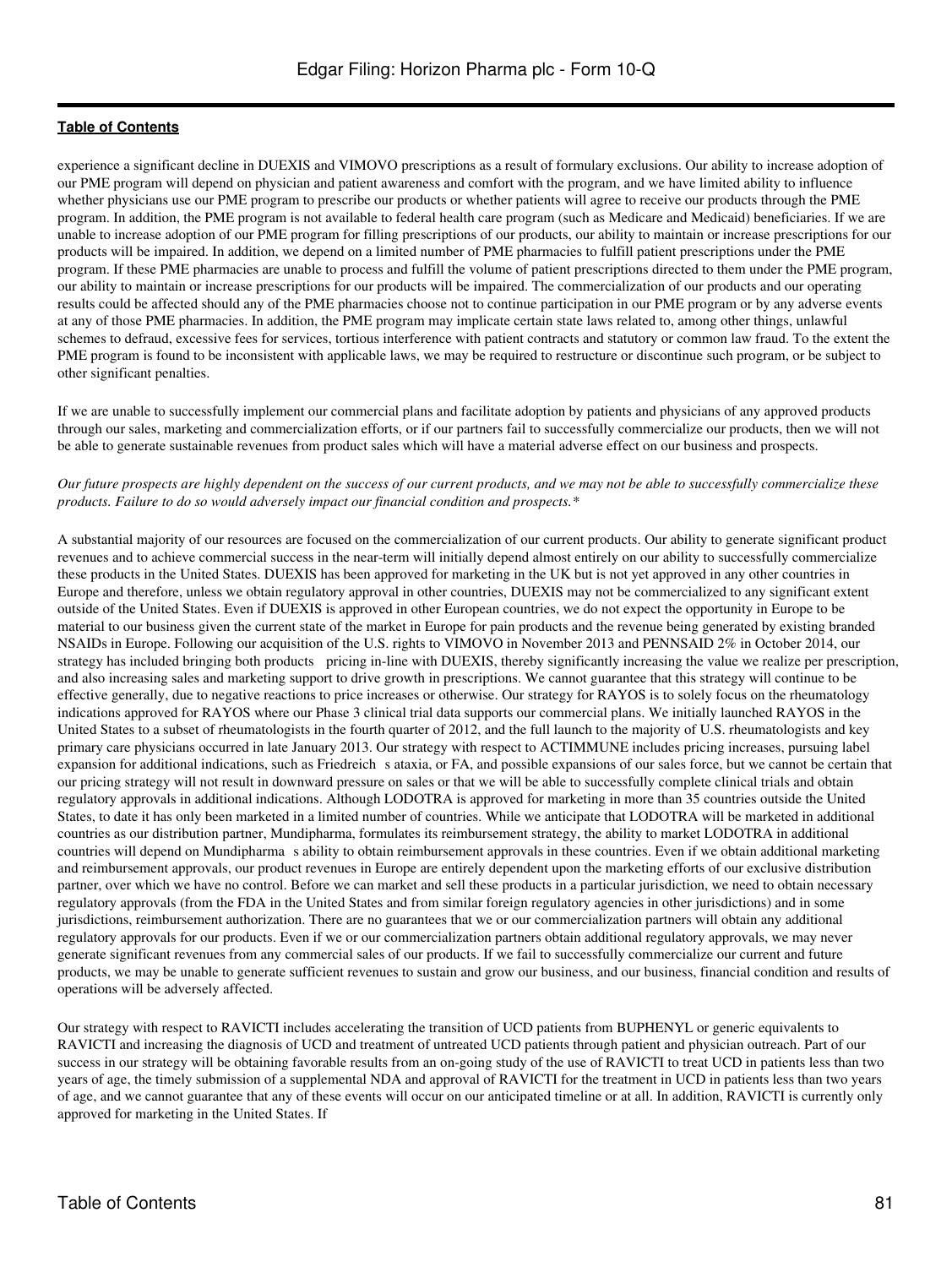experience a significant decline in DUEXIS and VIMOVO prescriptions as a result of formulary exclusions. Our ability to increase adoption of our PME program will depend on physician and patient awareness and comfort with the program, and we have limited ability to influence whether physicians use our PME program to prescribe our products or whether patients will agree to receive our products through the PME program. In addition, the PME program is not available to federal health care program (such as Medicare and Medicaid) beneficiaries. If we are unable to increase adoption of our PME program for filling prescriptions of our products, our ability to maintain or increase prescriptions for our products will be impaired. In addition, we depend on a limited number of PME pharmacies to fulfill patient prescriptions under the PME program. If these PME pharmacies are unable to process and fulfill the volume of patient prescriptions directed to them under the PME program, our ability to maintain or increase prescriptions for our products will be impaired. The commercialization of our products and our operating results could be affected should any of the PME pharmacies choose not to continue participation in our PME program or by any adverse events at any of those PME pharmacies. In addition, the PME program may implicate certain state laws related to, among other things, unlawful schemes to defraud, excessive fees for services, tortious interference with patient contracts and statutory or common law fraud. To the extent the PME program is found to be inconsistent with applicable laws, we may be required to restructure or discontinue such program, or be subject to other significant penalties.

If we are unable to successfully implement our commercial plans and facilitate adoption by patients and physicians of any approved products through our sales, marketing and commercialization efforts, or if our partners fail to successfully commercialize our products, then we will not be able to generate sustainable revenues from product sales which will have a material adverse effect on our business and prospects.

*Our future prospects are highly dependent on the success of our current products, and we may not be able to successfully commercialize these products. Failure to do so would adversely impact our financial condition and prospects.**

A substantial majority of our resources are focused on the commercialization of our current products. Our ability to generate significant product revenues and to achieve commercial success in the near-term will initially depend almost entirely on our ability to successfully commercialize these products in the United States. DUEXIS has been approved for marketing in the UK but is not yet approved in any other countries in Europe and therefore, unless we obtain regulatory approval in other countries, DUEXIS may not be commercialized to any significant extent outside of the United States. Even if DUEXIS is approved in other European countries, we do not expect the opportunity in Europe to be material to our business given the current state of the market in Europe for pain products and the revenue being generated by existing branded NSAIDs in Europe. Following our acquisition of the U.S. rights to VIMOVO in November 2013 and PENNSAID 2% in October 2014, our strategy has included bringing both products pricing in-line with DUEXIS, thereby significantly increasing the value we realize per prescription, and also increasing sales and marketing support to drive growth in prescriptions. We cannot guarantee that this strategy will continue to be effective generally, due to negative reactions to price increases or otherwise. Our strategy for RAYOS is to solely focus on the rheumatology indications approved for RAYOS where our Phase 3 clinical trial data supports our commercial plans. We initially launched RAYOS in the United States to a subset of rheumatologists in the fourth quarter of 2012, and the full launch to the majority of U.S. rheumatologists and key primary care physicians occurred in late January 2013. Our strategy with respect to ACTIMMUNE includes pricing increases, pursuing label expansion for additional indications, such as Friedreich s ataxia, or FA, and possible expansions of our sales force, but we cannot be certain that our pricing strategy will not result in downward pressure on sales or that we will be able to successfully complete clinical trials and obtain regulatory approvals in additional indications. Although LODOTRA is approved for marketing in more than 35 countries outside the United States, to date it has only been marketed in a limited number of countries. While we anticipate that LODOTRA will be marketed in additional countries as our distribution partner, Mundipharma, formulates its reimbursement strategy, the ability to market LODOTRA in additional countries will depend on Mundipharma s ability to obtain reimbursement approvals in these countries. Even if we obtain additional marketing and reimbursement approvals, our product revenues in Europe are entirely dependent upon the marketing efforts of our exclusive distribution partner, over which we have no control. Before we can market and sell these products in a particular jurisdiction, we need to obtain necessary regulatory approvals (from the FDA in the United States and from similar foreign regulatory agencies in other jurisdictions) and in some jurisdictions, reimbursement authorization. There are no guarantees that we or our commercialization partners will obtain any additional regulatory approvals for our products. Even if we or our commercialization partners obtain additional regulatory approvals, we may never generate significant revenues from any commercial sales of our products. If we fail to successfully commercialize our current and future products, we may be unable to generate sufficient revenues to sustain and grow our business, and our business, financial condition and results of operations will be adversely affected.

Our strategy with respect to RAVICTI includes accelerating the transition of UCD patients from BUPHENYL or generic equivalents to RAVICTI and increasing the diagnosis of UCD and treatment of untreated UCD patients through patient and physician outreach. Part of our success in our strategy will be obtaining favorable results from an on-going study of the use of RAVICTI to treat UCD in patients less than two years of age, the timely submission of a supplemental NDA and approval of RAVICTI for the treatment in UCD in patients less than two years of age, and we cannot guarantee that any of these events will occur on our anticipated timeline or at all. In addition, RAVICTI is currently only approved for marketing in the United States. If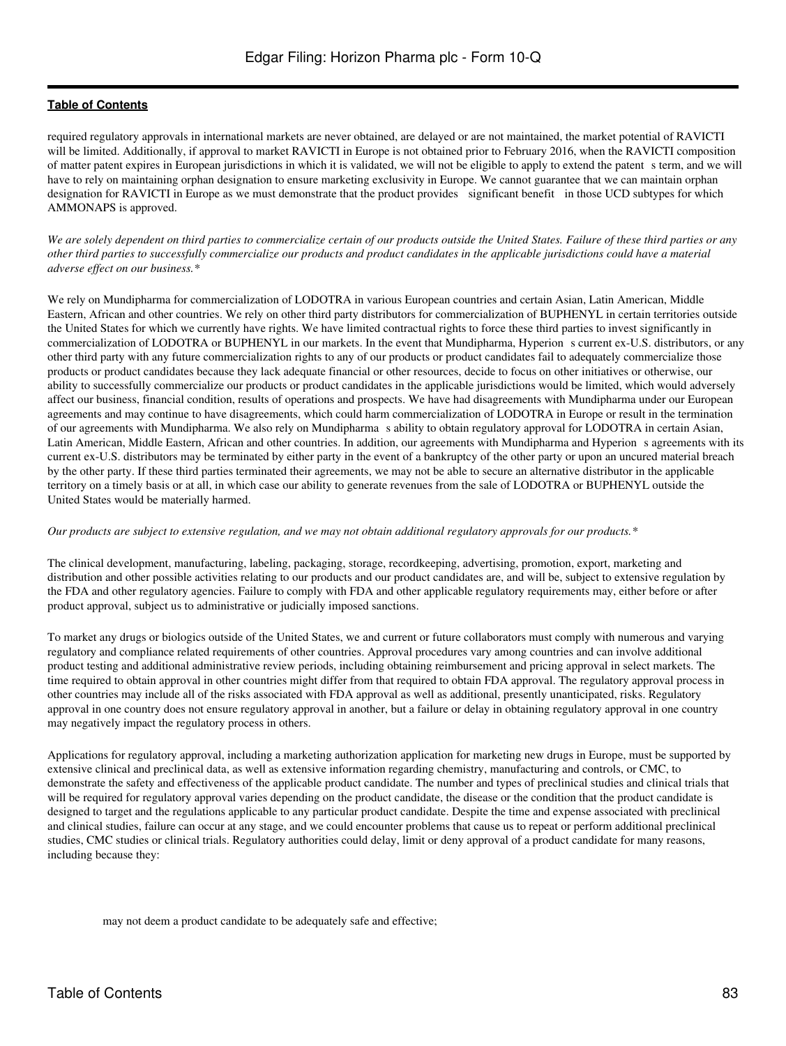required regulatory approvals in international markets are never obtained, are delayed or are not maintained, the market potential of RAVICTI will be limited. Additionally, if approval to market RAVICTI in Europe is not obtained prior to February 2016, when the RAVICTI composition of matter patent expires in European jurisdictions in which it is validated, we will not be eligible to apply to extend the patent s term, and we will have to rely on maintaining orphan designation to ensure marketing exclusivity in Europe. We cannot guarantee that we can maintain orphan designation for RAVICTI in Europe as we must demonstrate that the product provides significant benefit in those UCD subtypes for which AMMONAPS is approved.

*We are solely dependent on third parties to commercialize certain of our products outside the United States. Failure of these third parties or any other third parties to successfully commercialize our products and product candidates in the applicable jurisdictions could have a material adverse effect on our business.**

We rely on Mundipharma for commercialization of LODOTRA in various European countries and certain Asian, Latin American, Middle Eastern, African and other countries. We rely on other third party distributors for commercialization of BUPHENYL in certain territories outside the United States for which we currently have rights. We have limited contractual rights to force these third parties to invest significantly in commercialization of LODOTRA or BUPHENYL in our markets. In the event that Mundipharma, Hyperion s current ex-U.S. distributors, or any other third party with any future commercialization rights to any of our products or product candidates fail to adequately commercialize those products or product candidates because they lack adequate financial or other resources, decide to focus on other initiatives or otherwise, our ability to successfully commercialize our products or product candidates in the applicable jurisdictions would be limited, which would adversely affect our business, financial condition, results of operations and prospects. We have had disagreements with Mundipharma under our European agreements and may continue to have disagreements, which could harm commercialization of LODOTRA in Europe or result in the termination of our agreements with Mundipharma. We also rely on Mundipharma s ability to obtain regulatory approval for LODOTRA in certain Asian, Latin American, Middle Eastern, African and other countries. In addition, our agreements with Mundipharma and Hyperion s agreements with its current ex-U.S. distributors may be terminated by either party in the event of a bankruptcy of the other party or upon an uncured material breach by the other party. If these third parties terminated their agreements, we may not be able to secure an alternative distributor in the applicable territory on a timely basis or at all, in which case our ability to generate revenues from the sale of LODOTRA or BUPHENYL outside the United States would be materially harmed.

*Our products are subject to extensive regulation, and we may not obtain additional regulatory approvals for our products.**

The clinical development, manufacturing, labeling, packaging, storage, recordkeeping, advertising, promotion, export, marketing and distribution and other possible activities relating to our products and our product candidates are, and will be, subject to extensive regulation by the FDA and other regulatory agencies. Failure to comply with FDA and other applicable regulatory requirements may, either before or after product approval, subject us to administrative or judicially imposed sanctions.

To market any drugs or biologics outside of the United States, we and current or future collaborators must comply with numerous and varying regulatory and compliance related requirements of other countries. Approval procedures vary among countries and can involve additional product testing and additional administrative review periods, including obtaining reimbursement and pricing approval in select markets. The time required to obtain approval in other countries might differ from that required to obtain FDA approval. The regulatory approval process in other countries may include all of the risks associated with FDA approval as well as additional, presently unanticipated, risks. Regulatory approval in one country does not ensure regulatory approval in another, but a failure or delay in obtaining regulatory approval in one country may negatively impact the regulatory process in others.

Applications for regulatory approval, including a marketing authorization application for marketing new drugs in Europe, must be supported by extensive clinical and preclinical data, as well as extensive information regarding chemistry, manufacturing and controls, or CMC, to demonstrate the safety and effectiveness of the applicable product candidate. The number and types of preclinical studies and clinical trials that will be required for regulatory approval varies depending on the product candidate, the disease or the condition that the product candidate is designed to target and the regulations applicable to any particular product candidate. Despite the time and expense associated with preclinical and clinical studies, failure can occur at any stage, and we could encounter problems that cause us to repeat or perform additional preclinical studies, CMC studies or clinical trials. Regulatory authorities could delay, limit or deny approval of a product candidate for many reasons, including because they:

- may not deem a product candidate to be adequately safe and effective;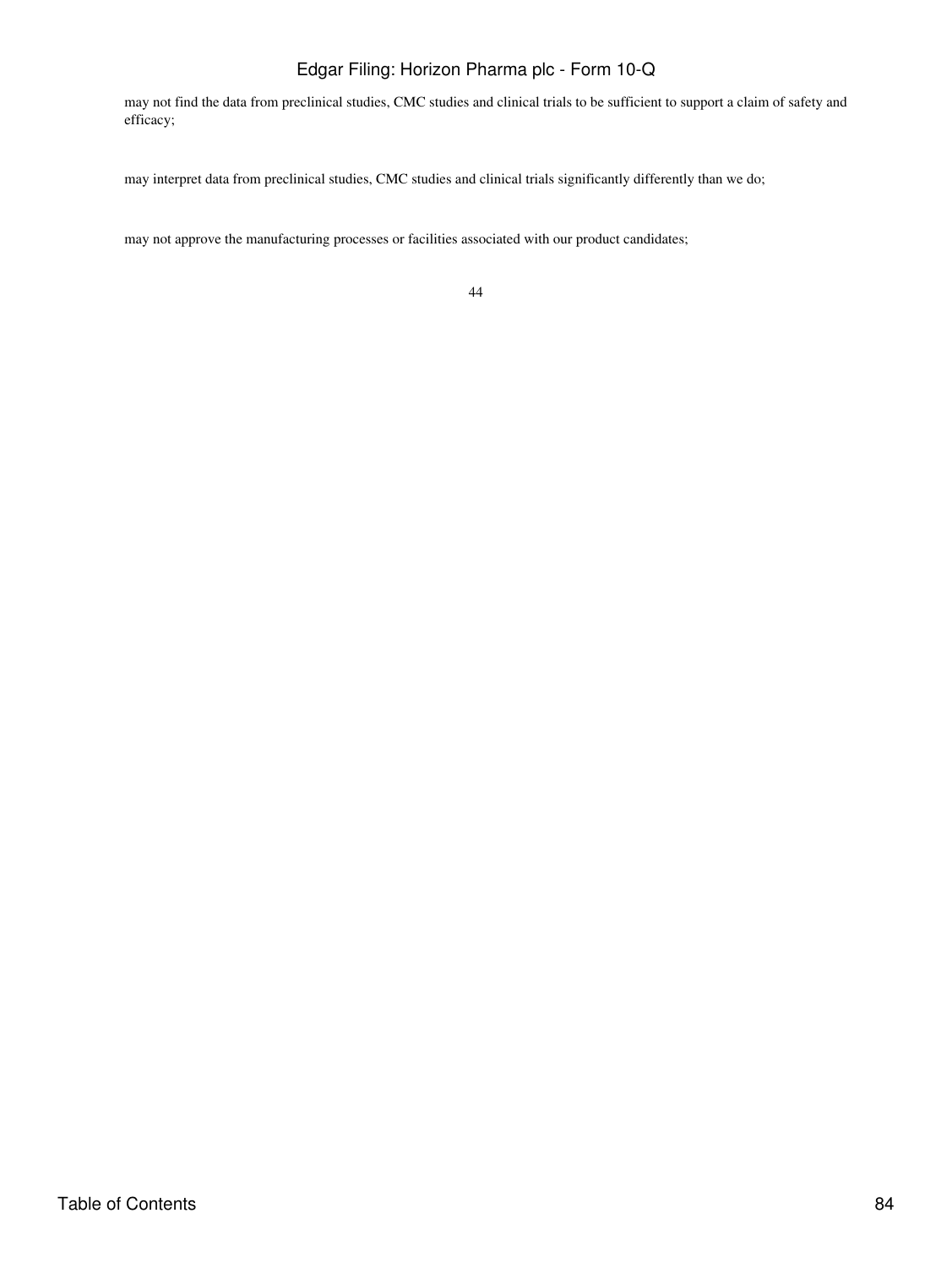may not find the data from preclinical studies, CMC studies and clinical trials to be sufficient to support a claim of safety and efficacy;

may interpret data from preclinical studies, CMC studies and clinical trials significantly differently than we do;

may not approve the manufacturing processes or facilities associated with our product candidates;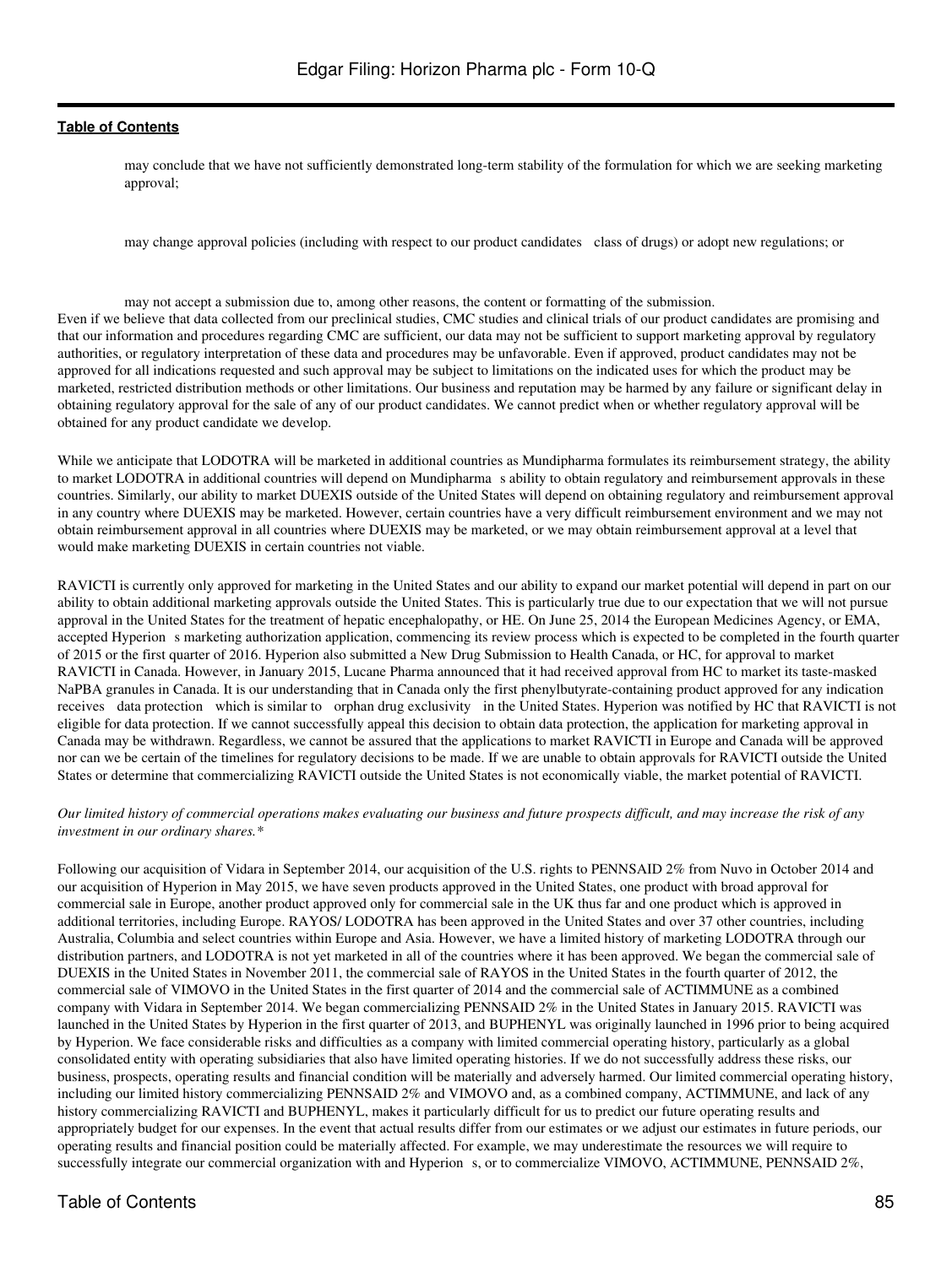- may conclude that we have not sufficiently demonstrated long-term stability of the formulation for which we are seeking marketing approval;
- may change approval policies (including with respect to our product candidates class of drugs) or adopt new regulations; or
- may not accept a submission due to, among other reasons, the content or formatting of the submission.

Even if we believe that data collected from our preclinical studies, CMC studies and clinical trials of our product candidates are promising and that our information and procedures regarding CMC are sufficient, our data may not be sufficient to support marketing approval by regulatory authorities, or regulatory interpretation of these data and procedures may be unfavorable. Even if approved, product candidates may not be approved for all indications requested and such approval may be subject to limitations on the indicated uses for which the product may be marketed, restricted distribution methods or other limitations. Our business and reputation may be harmed by any failure or significant delay in obtaining regulatory approval for the sale of any of our product candidates. We cannot predict when or whether regulatory approval will be obtained for any product candidate we develop.

While we anticipate that LODOTRA will be marketed in additional countries as Mundipharma formulates its reimbursement strategy, the ability to market LODOTRA in additional countries will depend on Mundipharma s ability to obtain regulatory and reimbursement approvals in these countries. Similarly, our ability to market DUEXIS outside of the United States will depend on obtaining regulatory and reimbursement approval in any country where DUEXIS may be marketed. However, certain countries have a very difficult reimbursement environment and we may not obtain reimbursement approval in all countries where DUEXIS may be marketed, or we may obtain reimbursement approval at a level that would make marketing DUEXIS in certain countries not viable.

RAVICTI is currently only approved for marketing in the United States and our ability to expand our market potential will depend in part on our ability to obtain additional marketing approvals outside the United States. This is particularly true due to our expectation that we will not pursue approval in the United States for the treatment of hepatic encephalopathy, or HE. On June 25, 2014 the European Medicines Agency, or EMA, accepted Hyperion s marketing authorization application, commencing its review process which is expected to be completed in the fourth quarter of 2015 or the first quarter of 2016. Hyperion also submitted a New Drug Submission to Health Canada, or HC, for approval to market RAVICTI in Canada. However, in January 2015, Lucane Pharma announced that it had received approval from HC to market its taste-masked NaPBA granules in Canada. It is our understanding that in Canada only the first phenylbutyrate-containing product approved for any indication receives data protection which is similar to orphan drug exclusivity in the United States. Hyperion was notified by HC that RAVICTI is not eligible for data protection. If we cannot successfully appeal this decision to obtain data protection, the application for marketing approval in Canada may be withdrawn. Regardless, we cannot be assured that the applications to market RAVICTI in Europe and Canada will be approved nor can we be certain of the timelines for regulatory decisions to be made. If we are unable to obtain approvals for RAVICTI outside the United States or determine that commercializing RAVICTI outside the United States is not economically viable, the market potential of RAVICTI.

*Our limited history of commercial operations makes evaluating our business and future prospects difficult, and may increase the risk of any investment in our ordinary shares.**

Following our acquisition of Vidara in September 2014, our acquisition of the U.S. rights to PENNSAID 2% from Nuvo in October 2014 and our acquisition of Hyperion in May 2015, we have seven products approved in the United States, one product with broad approval for commercial sale in Europe, another product approved only for commercial sale in the UK thus far and one product which is approved in additional territories, including Europe. RAYOS/ LODOTRA has been approved in the United States and over 37 other countries, including Australia, Columbia and select countries within Europe and Asia. However, we have a limited history of marketing LODOTRA through our distribution partners, and LODOTRA is not yet marketed in all of the countries where it has been approved. We began the commercial sale of DUEXIS in the United States in November 2011, the commercial sale of RAYOS in the United States in the fourth quarter of 2012, the commercial sale of VIMOVO in the United States in the first quarter of 2014 and the commercial sale of ACTIMMUNE as a combined company with Vidara in September 2014. We began commercializing PENNSAID 2% in the United States in January 2015. RAVICTI was launched in the United States by Hyperion in the first quarter of 2013, and BUPHENYL was originally launched in 1996 prior to being acquired by Hyperion. We face considerable risks and difficulties as a company with limited commercial operating history, particularly as a global consolidated entity with operating subsidiaries that also have limited operating histories. If we do not successfully address these risks, our business, prospects, operating results and financial condition will be materially and adversely harmed. Our limited commercial operating history, including our limited history commercializing PENNSAID 2% and VIMOVO and, as a combined company, ACTIMMUNE, and lack of any history commercializing RAVICTI and BUPHENYL, makes it particularly difficult for us to predict our future operating results and appropriately budget for our expenses. In the event that actual results differ from our estimates or we adjust our estimates in future periods, our operating results and financial position could be materially affected. For example, we may underestimate the resources we will require to successfully integrate our commercial organization with and Hyperion s, or to commercialize VIMOVO, ACTIMMUNE, PENNSAID 2%,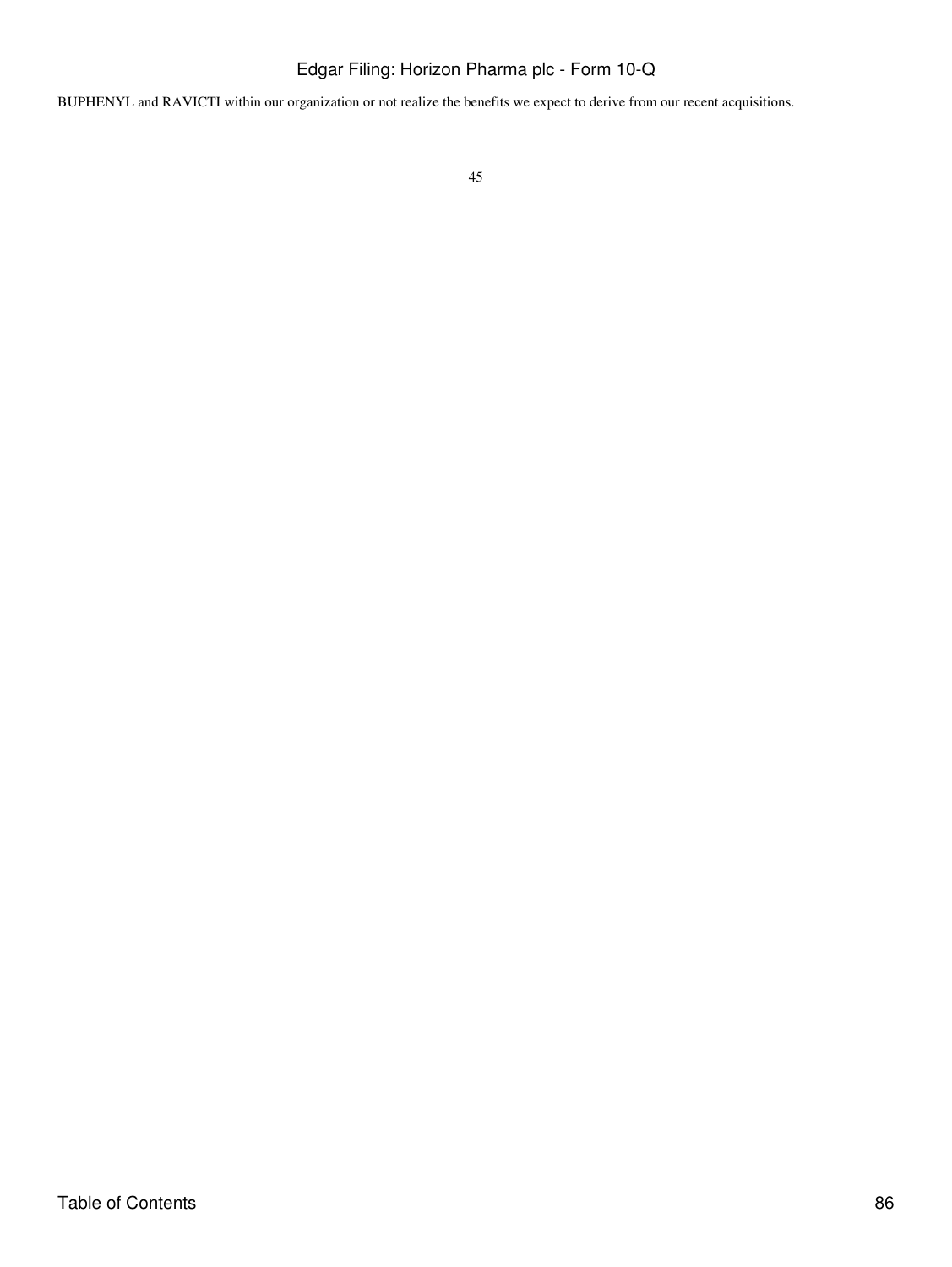BUPHENYL and RAVICTI within our organization or not realize the benefits we expect to derive from our recent acquisitions.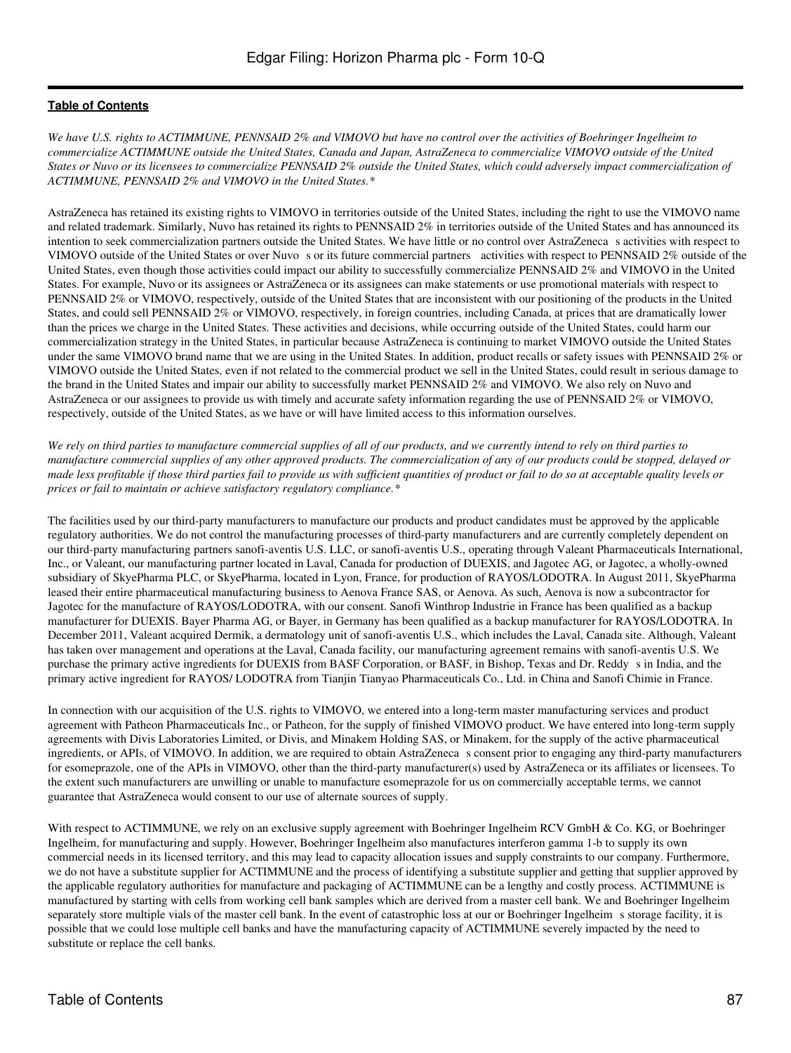*We have U.S. rights to ACTIMMUNE, PENNSAID 2% and VIMOVO but have no control over the activities of Boehringer Ingelheim to commercialize ACTIMMUNE outside the United States, Canada and Japan, AstraZeneca to commercialize VIMOVO outside of the United States or Nuvo or its licensees to commercialize PENNSAID 2% outside the United States, which could adversely impact commercialization of ACTIMMUNE, PENNSAID 2% and VIMOVO in the United States.**

AstraZeneca has retained its existing rights to VIMOVO in territories outside of the United States, including the right to use the VIMOVO name and related trademark. Similarly, Nuvo has retained its rights to PENNSAID 2% in territories outside of the United States and has announced its intention to seek commercialization partners outside the United States. We have little or no control over AstraZeneca s activities with respect to VIMOVO outside of the United States or over Nuvo s or its future commercial partners activities with respect to PENNSAID 2% outside of the United States, even though those activities could impact our ability to successfully commercialize PENNSAID 2% and VIMOVO in the United States. For example, Nuvo or its assignees or AstraZeneca or its assignees can make statements or use promotional materials with respect to PENNSAID 2% or VIMOVO, respectively, outside of the United States that are inconsistent with our positioning of the products in the United States, and could sell PENNSAID 2% or VIMOVO, respectively, in foreign countries, including Canada, at prices that are dramatically lower than the prices we charge in the United States. These activities and decisions, while occurring outside of the United States, could harm our commercialization strategy in the United States, in particular because AstraZeneca is continuing to market VIMOVO outside the United States under the same VIMOVO brand name that we are using in the United States. In addition, product recalls or safety issues with PENNSAID 2% or VIMOVO outside the United States, even if not related to the commercial product we sell in the United States, could result in serious damage to the brand in the United States and impair our ability to successfully market PENNSAID 2% and VIMOVO. We also rely on Nuvo and AstraZeneca or our assignees to provide us with timely and accurate safety information regarding the use of PENNSAID 2% or VIMOVO, respectively, outside of the United States, as we have or will have limited access to this information ourselves.

*We rely on third parties to manufacture commercial supplies of all of our products, and we currently intend to rely on third parties to manufacture commercial supplies of any other approved products. The commercialization of any of our products could be stopped, delayed or made less profitable if those third parties fail to provide us with sufficient quantities of product or fail to do so at acceptable quality levels or prices or fail to maintain or achieve satisfactory regulatory compliance.**

The facilities used by our third-party manufacturers to manufacture our products and product candidates must be approved by the applicable regulatory authorities. We do not control the manufacturing processes of third-party manufacturers and are currently completely dependent on our third-party manufacturing partners sanofi-aventis U.S. LLC, or sanofi-aventis U.S., operating through Valeant Pharmaceuticals International, Inc., or Valeant, our manufacturing partner located in Laval, Canada for production of DUEXIS, and Jagotec AG, or Jagotec, a wholly-owned subsidiary of SkyePharma PLC, or SkyePharma, located in Lyon, France, for production of RAYOS/LODOTRA. In August 2011, SkyePharma leased their entire pharmaceutical manufacturing business to Aenova France SAS, or Aenova. As such, Aenova is now a subcontractor for Jagotec for the manufacture of RAYOS/LODOTRA, with our consent. Sanofi Winthrop Industrie in France has been qualified as a backup manufacturer for DUEXIS. Bayer Pharma AG, or Bayer, in Germany has been qualified as a backup manufacturer for RAYOS/LODOTRA. In December 2011, Valeant acquired Dermik, a dermatology unit of sanofi-aventis U.S., which includes the Laval, Canada site. Although, Valeant has taken over management and operations at the Laval, Canada facility, our manufacturing agreement remains with sanofi-aventis U.S. We purchase the primary active ingredients for DUEXIS from BASF Corporation, or BASF, in Bishop, Texas and Dr. Reddy s in India, and the primary active ingredient for RAYOS/ LODOTRA from Tianjin Tianyao Pharmaceuticals Co., Ltd. in China and Sanofi Chimie in France.

In connection with our acquisition of the U.S. rights to VIMOVO, we entered into a long-term master manufacturing services and product agreement with Patheon Pharmaceuticals Inc., or Patheon, for the supply of finished VIMOVO product. We have entered into long-term supply agreements with Divis Laboratories Limited, or Divis, and Minakem Holding SAS, or Minakem, for the supply of the active pharmaceutical ingredients, or APIs, of VIMOVO. In addition, we are required to obtain AstraZeneca s consent prior to engaging any third-party manufacturers for esomeprazole, one of the APIs in VIMOVO, other than the third-party manufacturer(s) used by AstraZeneca or its affiliates or licensees. To the extent such manufacturers are unwilling or unable to manufacture esomeprazole for us on commercially acceptable terms, we cannot guarantee that AstraZeneca would consent to our use of alternate sources of supply.

With respect to ACTIMMUNE, we rely on an exclusive supply agreement with Boehringer Ingelheim RCV GmbH & Co. KG, or Boehringer Ingelheim, for manufacturing and supply. However, Boehringer Ingelheim also manufactures interferon gamma 1-b to supply its own commercial needs in its licensed territory, and this may lead to capacity allocation issues and supply constraints to our company. Furthermore, we do not have a substitute supplier for ACTIMMUNE and the process of identifying a substitute supplier and getting that supplier approved by the applicable regulatory authorities for manufacture and packaging of ACTIMMUNE can be a lengthy and costly process. ACTIMMUNE is manufactured by starting with cells from working cell bank samples which are derived from a master cell bank. We and Boehringer Ingelheim separately store multiple vials of the master cell bank. In the event of catastrophic loss at our or Boehringer Ingelheim s storage facility, it is possible that we could lose multiple cell banks and have the manufacturing capacity of ACTIMMUNE severely impacted by the need to substitute or replace the cell banks.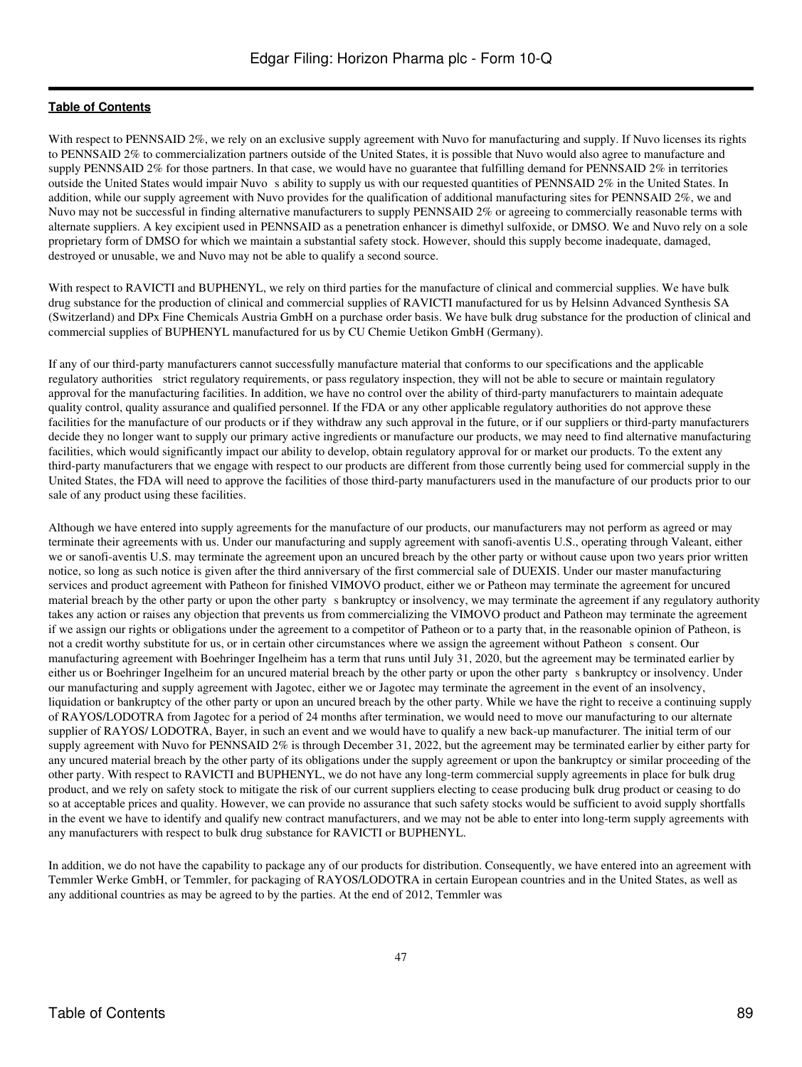With respect to PENNSAID 2%, we rely on an exclusive supply agreement with Nuvo for manufacturing and supply. If Nuvo licenses its rights to PENNSAID 2% to commercialization partners outside of the United States, it is possible that Nuvo would also agree to manufacture and supply PENNSAID 2% for those partners. In that case, we would have no guarantee that fulfilling demand for PENNSAID 2% in territories outside the United States would impair Nuvo s ability to supply us with our requested quantities of PENNSAID 2% in the United States. In addition, while our supply agreement with Nuvo provides for the qualification of additional manufacturing sites for PENNSAID 2%, we and Nuvo may not be successful in finding alternative manufacturers to supply PENNSAID 2% or agreeing to commercially reasonable terms with alternate suppliers. A key excipient used in PENNSAID as a penetration enhancer is dimethyl sulfoxide, or DMSO. We and Nuvo rely on a sole proprietary form of DMSO for which we maintain a substantial safety stock. However, should this supply become inadequate, damaged, destroyed or unusable, we and Nuvo may not be able to qualify a second source.

With respect to RAVICTI and BUPHENYL, we rely on third parties for the manufacture of clinical and commercial supplies. We have bulk drug substance for the production of clinical and commercial supplies of RAVICTI manufactured for us by Helsinn Advanced Synthesis SA (Switzerland) and DPx Fine Chemicals Austria GmbH on a purchase order basis. We have bulk drug substance for the production of clinical and commercial supplies of BUPHENYL manufactured for us by CU Chemie Uetikon GmbH (Germany).

If any of our third-party manufacturers cannot successfully manufacture material that conforms to our specifications and the applicable regulatory authorities strict regulatory requirements, or pass regulatory inspection, they will not be able to secure or maintain regulatory approval for the manufacturing facilities. In addition, we have no control over the ability of third-party manufacturers to maintain adequate quality control, quality assurance and qualified personnel. If the FDA or any other applicable regulatory authorities do not approve these facilities for the manufacture of our products or if they withdraw any such approval in the future, or if our suppliers or third-party manufacturers decide they no longer want to supply our primary active ingredients or manufacture our products, we may need to find alternative manufacturing facilities, which would significantly impact our ability to develop, obtain regulatory approval for or market our products. To the extent any third-party manufacturers that we engage with respect to our products are different from those currently being used for commercial supply in the United States, the FDA will need to approve the facilities of those third-party manufacturers used in the manufacture of our products prior to our sale of any product using these facilities.

Although we have entered into supply agreements for the manufacture of our products, our manufacturers may not perform as agreed or may terminate their agreements with us. Under our manufacturing and supply agreement with sanofi-aventis U.S., operating through Valeant, either we or sanofi-aventis U.S. may terminate the agreement upon an uncured breach by the other party or without cause upon two years prior written notice, so long as such notice is given after the third anniversary of the first commercial sale of DUEXIS. Under our master manufacturing services and product agreement with Patheon for finished VIMOVO product, either we or Patheon may terminate the agreement for uncured material breach by the other party or upon the other party s bankruptcy or insolvency, we may terminate the agreement if any regulatory authority takes any action or raises any objection that prevents us from commercializing the VIMOVO product and Patheon may terminate the agreement if we assign our rights or obligations under the agreement to a competitor of Patheon or to a party that, in the reasonable opinion of Patheon, is not a credit worthy substitute for us, or in certain other circumstances where we assign the agreement without Patheon s consent. Our manufacturing agreement with Boehringer Ingelheim has a term that runs until July 31, 2020, but the agreement may be terminated earlier by either us or Boehringer Ingelheim for an uncured material breach by the other party or upon the other party s bankruptcy or insolvency. Under our manufacturing and supply agreement with Jagotec, either we or Jagotec may terminate the agreement in the event of an insolvency, liquidation or bankruptcy of the other party or upon an uncured breach by the other party. While we have the right to receive a continuing supply of RAYOS/LODOTRA from Jagotec for a period of 24 months after termination, we would need to move our manufacturing to our alternate supplier of RAYOS/ LODOTRA, Bayer, in such an event and we would have to qualify a new back-up manufacturer. The initial term of our supply agreement with Nuvo for PENNSAID 2% is through December 31, 2022, but the agreement may be terminated earlier by either party for any uncured material breach by the other party of its obligations under the supply agreement or upon the bankruptcy or similar proceeding of the other party. With respect to RAVICTI and BUPHENYL, we do not have any long-term commercial supply agreements in place for bulk drug product, and we rely on safety stock to mitigate the risk of our current suppliers electing to cease producing bulk drug product or ceasing to do so at acceptable prices and quality. However, we can provide no assurance that such safety stocks would be sufficient to avoid supply shortfalls in the event we have to identify and qualify new contract manufacturers, and we may not be able to enter into long-term supply agreements with any manufacturers with respect to bulk drug substance for RAVICTI or BUPHENYL.

In addition, we do not have the capability to package any of our products for distribution. Consequently, we have entered into an agreement with Temmler Werke GmbH, or Temmler, for packaging of RAYOS/LODOTRA in certain European countries and in the United States, as well as any additional countries as may be agreed to by the parties. At the end of 2012, Temmler was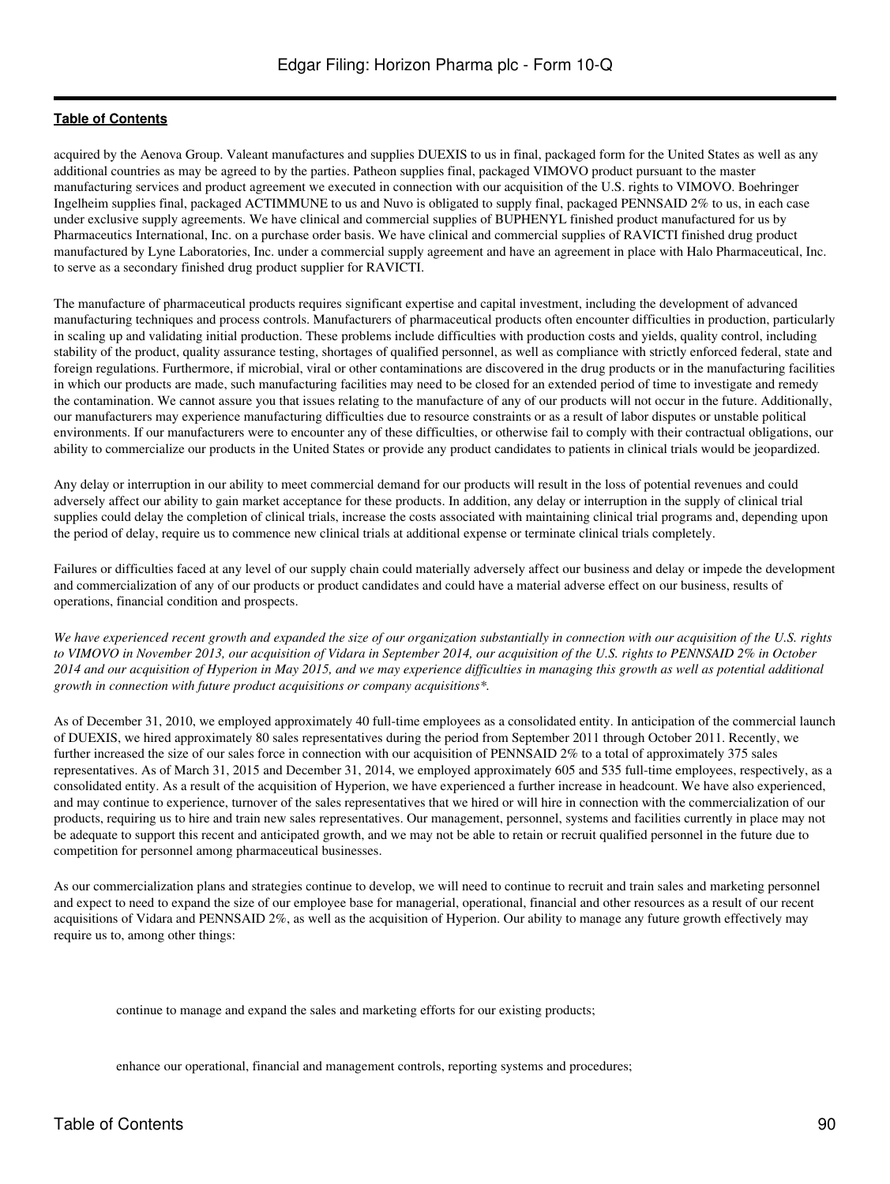acquired by the Aenova Group. Valeant manufactures and supplies DUEXIS to us in final, packaged form for the United States as well as any additional countries as may be agreed to by the parties. Patheon supplies final, packaged VIMOVO product pursuant to the master manufacturing services and product agreement we executed in connection with our acquisition of the U.S. rights to VIMOVO. Boehringer Ingelheim supplies final, packaged ACTIMMUNE to us and Nuvo is obligated to supply final, packaged PENNSAID 2% to us, in each case under exclusive supply agreements. We have clinical and commercial supplies of BUPHENYL finished product manufactured for us by Pharmaceutics International, Inc. on a purchase order basis. We have clinical and commercial supplies of RAVICTI finished drug product manufactured by Lyne Laboratories, Inc. under a commercial supply agreement and have an agreement in place with Halo Pharmaceutical, Inc. to serve as a secondary finished drug product supplier for RAVICTI.

The manufacture of pharmaceutical products requires significant expertise and capital investment, including the development of advanced manufacturing techniques and process controls. Manufacturers of pharmaceutical products often encounter difficulties in production, particularly in scaling up and validating initial production. These problems include difficulties with production costs and yields, quality control, including stability of the product, quality assurance testing, shortages of qualified personnel, as well as compliance with strictly enforced federal, state and foreign regulations. Furthermore, if microbial, viral or other contaminations are discovered in the drug products or in the manufacturing facilities in which our products are made, such manufacturing facilities may need to be closed for an extended period of time to investigate and remedy the contamination. We cannot assure you that issues relating to the manufacture of any of our products will not occur in the future. Additionally, our manufacturers may experience manufacturing difficulties due to resource constraints or as a result of labor disputes or unstable political environments. If our manufacturers were to encounter any of these difficulties, or otherwise fail to comply with their contractual obligations, our ability to commercialize our products in the United States or provide any product candidates to patients in clinical trials would be jeopardized.

Any delay or interruption in our ability to meet commercial demand for our products will result in the loss of potential revenues and could adversely affect our ability to gain market acceptance for these products. In addition, any delay or interruption in the supply of clinical trial supplies could delay the completion of clinical trials, increase the costs associated with maintaining clinical trial programs and, depending upon the period of delay, require us to commence new clinical trials at additional expense or terminate clinical trials completely.

Failures or difficulties faced at any level of our supply chain could materially adversely affect our business and delay or impede the development and commercialization of any of our products or product candidates and could have a material adverse effect on our business, results of operations, financial condition and prospects.

*We have experienced recent growth and expanded the size of our organization substantially in connection with our acquisition of the U.S. rights to VIMOVO in November 2013, our acquisition of Vidara in September 2014, our acquisition of the U.S. rights to PENNSAID 2% in October 2014 and our acquisition of Hyperion in May 2015, and we may experience difficulties in managing this growth as well as potential additional growth in connection with future product acquisitions or company acquisitions\*.*

As of December 31, 2010, we employed approximately 40 full-time employees as a consolidated entity. In anticipation of the commercial launch of DUEXIS, we hired approximately 80 sales representatives during the period from September 2011 through October 2011. Recently, we further increased the size of our sales force in connection with our acquisition of PENNSAID 2% to a total of approximately 375 sales representatives. As of March 31, 2015 and December 31, 2014, we employed approximately 605 and 535 full-time employees, respectively, as a consolidated entity. As a result of the acquisition of Hyperion, we have experienced a further increase in headcount. We have also experienced, and may continue to experience, turnover of the sales representatives that we hired or will hire in connection with the commercialization of our products, requiring us to hire and train new sales representatives. Our management, personnel, systems and facilities currently in place may not be adequate to support this recent and anticipated growth, and we may not be able to retain or recruit qualified personnel in the future due to competition for personnel among pharmaceutical businesses.

As our commercialization plans and strategies continue to develop, we will need to continue to recruit and train sales and marketing personnel and expect to need to expand the size of our employee base for managerial, operational, financial and other resources as a result of our recent acquisitions of Vidara and PENNSAID 2%, as well as the acquisition of Hyperion. Our ability to manage any future growth effectively may require us to, among other things:

- continue to manage and expand the sales and marketing efforts for our existing products;
- enhance our operational, financial and management controls, reporting systems and procedures;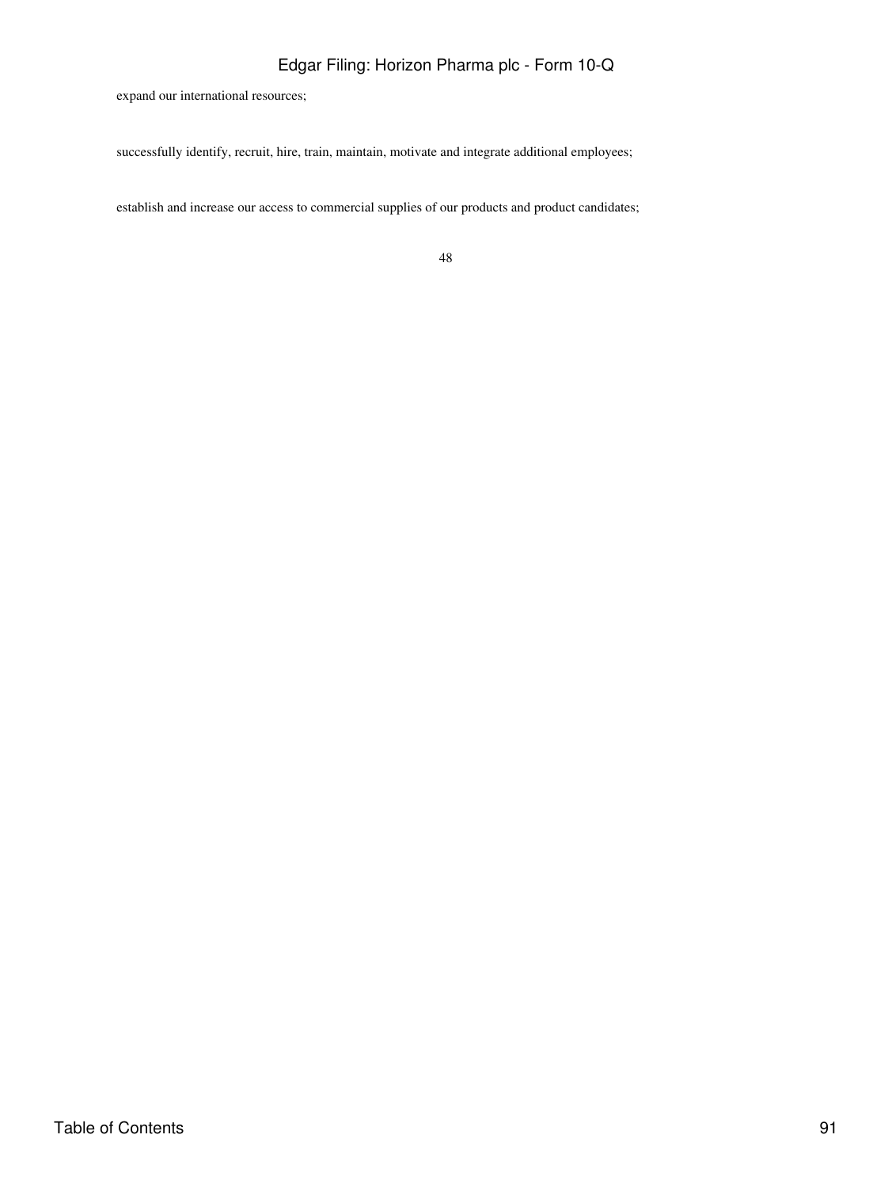expand our international resources;

successfully identify, recruit, hire, train, maintain, motivate and integrate additional employees;

establish and increase our access to commercial supplies of our products and product candidates;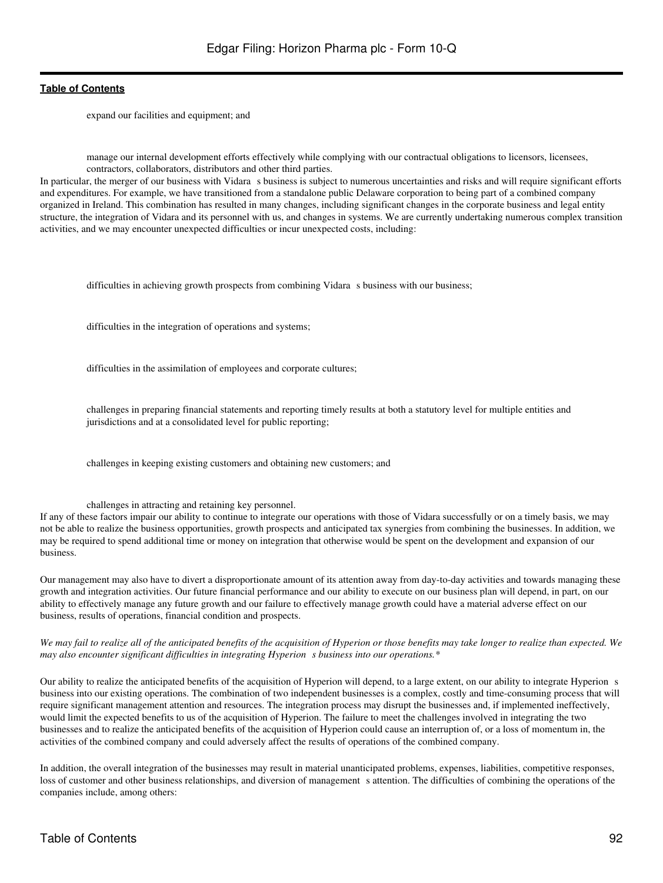- expand our facilities and equipment; and

- manage our internal development efforts effectively while complying with our contractual obligations to licensors, licensees, contractors, collaborators, distributors and other third parties.

In particular, the merger of our business with Vidara s business is subject to numerous uncertainties and risks and will require significant efforts and expenditures. For example, we have transitioned from a standalone public Delaware corporation to being part of a combined company organized in Ireland. This combination has resulted in many changes, including significant changes in the corporate business and legal entity structure, the integration of Vidara and its personnel with us, and changes in systems. We are currently undertaking numerous complex transition activities, and we may encounter unexpected difficulties or incur unexpected costs, including:

- difficulties in achieving growth prospects from combining Vidara s business with our business;

- difficulties in the integration of operations and systems;

- difficulties in the assimilation of employees and corporate cultures;

- challenges in preparing financial statements and reporting timely results at both a statutory level for multiple entities and jurisdictions and at a consolidated level for public reporting;

- challenges in keeping existing customers and obtaining new customers; and

- challenges in attracting and retaining key personnel.

If any of these factors impair our ability to continue to integrate our operations with those of Vidara successfully or on a timely basis, we may not be able to realize the business opportunities, growth prospects and anticipated tax synergies from combining the businesses. In addition, we may be required to spend additional time or money on integration that otherwise would be spent on the development and expansion of our business.

Our management may also have to divert a disproportionate amount of its attention away from day-to-day activities and towards managing these growth and integration activities. Our future financial performance and our ability to execute on our business plan will depend, in part, on our ability to effectively manage any future growth and our failure to effectively manage growth could have a material adverse effect on our business, results of operations, financial condition and prospects.

*We may fail to realize all of the anticipated benefits of the acquisition of Hyperion or those benefits may take longer to realize than expected. We may also encounter significant difficulties in integrating Hyperion s business into our operations.**

Our ability to realize the anticipated benefits of the acquisition of Hyperion will depend, to a large extent, on our ability to integrate Hyperion s business into our existing operations. The combination of two independent businesses is a complex, costly and time-consuming process that will require significant management attention and resources. The integration process may disrupt the businesses and, if implemented ineffectively, would limit the expected benefits to us of the acquisition of Hyperion. The failure to meet the challenges involved in integrating the two businesses and to realize the anticipated benefits of the acquisition of Hyperion could cause an interruption of, or a loss of momentum in, the activities of the combined company and could adversely affect the results of operations of the combined company.

In addition, the overall integration of the businesses may result in material unanticipated problems, expenses, liabilities, competitive responses, loss of customer and other business relationships, and diversion of management s attention. The difficulties of combining the operations of the companies include, among others: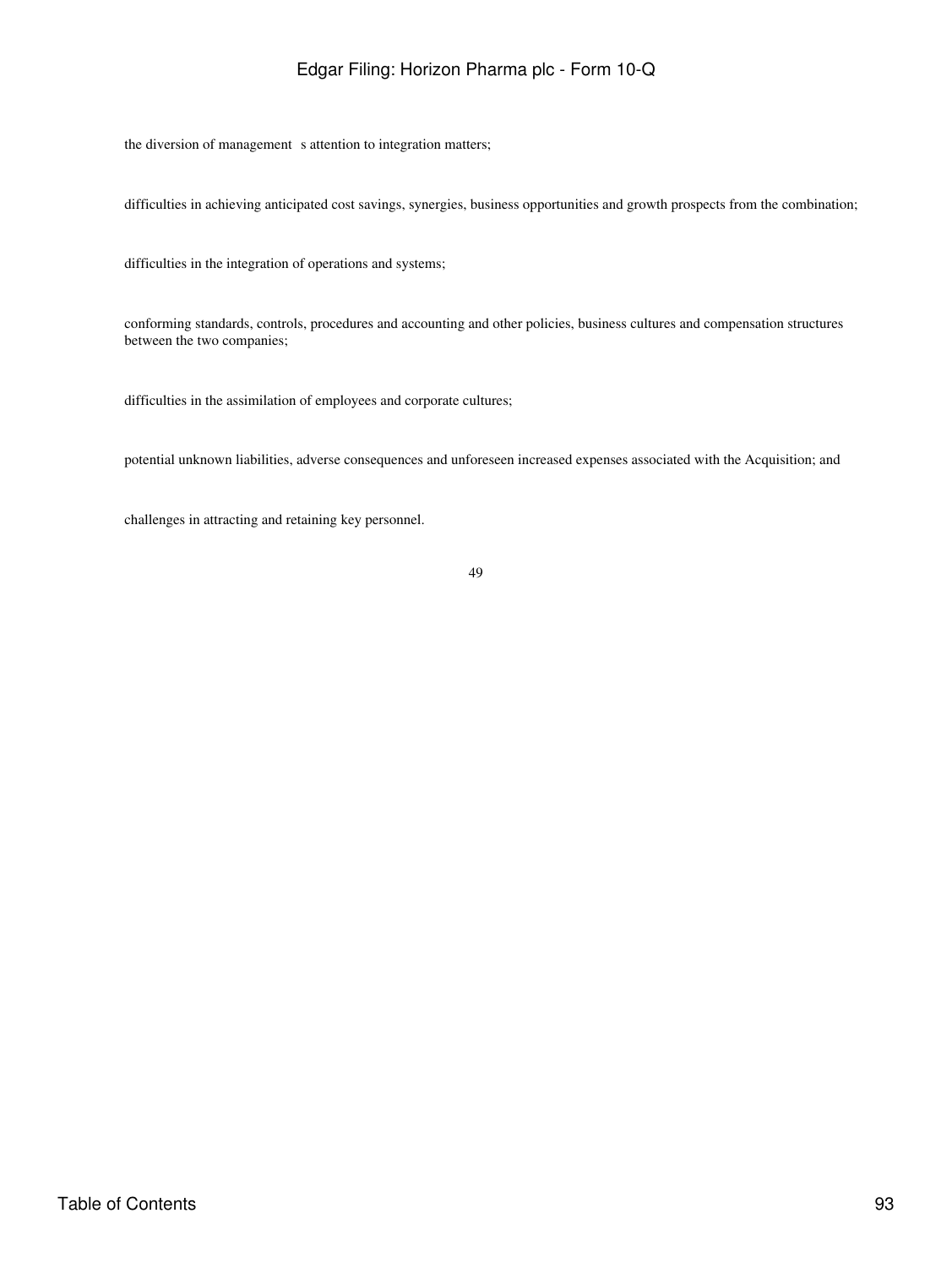- the diversion of management's attention to integration matters;
- difficulties in achieving anticipated cost savings, synergies, business opportunities and growth prospects from the combination;
- difficulties in the integration of operations and systems;
- conforming standards, controls, procedures and accounting and other policies, business cultures and compensation structures between the two companies;
- difficulties in the assimilation of employees and corporate cultures;
- potential unknown liabilities, adverse consequences and unforeseen increased expenses associated with the Acquisition; and
- challenges in attracting and retaining key personnel.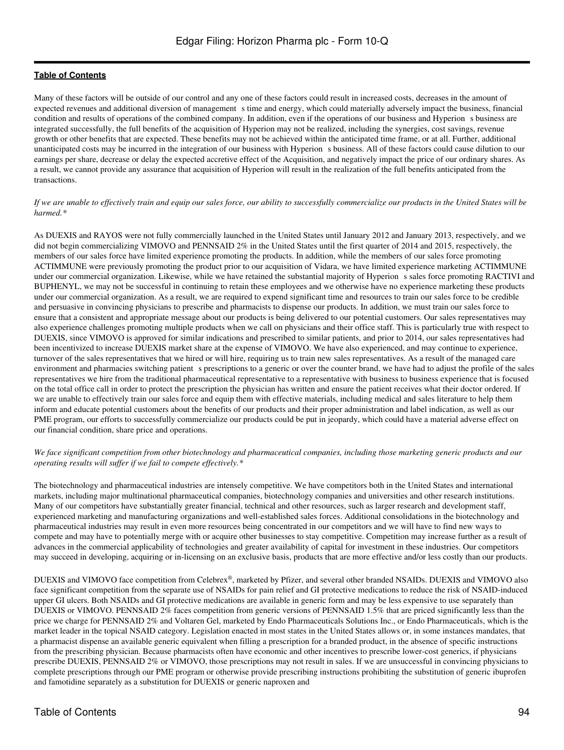Many of these factors will be outside of our control and any one of these factors could result in increased costs, decreases in the amount of expected revenues and additional diversion of management s time and energy, which could materially adversely impact the business, financial condition and results of operations of the combined company. In addition, even if the operations of our business and Hyperion s business are integrated successfully, the full benefits of the acquisition of Hyperion may not be realized, including the synergies, cost savings, revenue growth or other benefits that are expected. These benefits may not be achieved within the anticipated time frame, or at all. Further, additional unanticipated costs may be incurred in the integration of our business with Hyperion s business. All of these factors could cause dilution to our earnings per share, decrease or delay the expected accretive effect of the Acquisition, and negatively impact the price of our ordinary shares. As a result, we cannot provide any assurance that acquisition of Hyperion will result in the realization of the full benefits anticipated from the transactions.

*If we are unable to effectively train and equip our sales force, our ability to successfully commercialize our products in the United States will be harmed.**

As DUEXIS and RAYOS were not fully commercially launched in the United States until January 2012 and January 2013, respectively, and we did not begin commercializing VIMOVO and PENNSAID 2% in the United States until the first quarter of 2014 and 2015, respectively, the members of our sales force have limited experience promoting the products. In addition, while the members of our sales force promoting ACTIMMUNE were previously promoting the product prior to our acquisition of Vidara, we have limited experience marketing ACTIMMUNE under our commercial organization. Likewise, while we have retained the substantial majority of Hyperion s sales force promoting RACTIVI and BUPHENYL, we may not be successful in continuing to retain these employees and we otherwise have no experience marketing these products under our commercial organization. As a result, we are required to expend significant time and resources to train our sales force to be credible and persuasive in convincing physicians to prescribe and pharmacists to dispense our products. In addition, we must train our sales force to ensure that a consistent and appropriate message about our products is being delivered to our potential customers. Our sales representatives may also experience challenges promoting multiple products when we call on physicians and their office staff. This is particularly true with respect to DUEXIS, since VIMOVO is approved for similar indications and prescribed to similar patients, and prior to 2014, our sales representatives had been incentivized to increase DUEXIS market share at the expense of VIMOVO. We have also experienced, and may continue to experience, turnover of the sales representatives that we hired or will hire, requiring us to train new sales representatives. As a result of the managed care environment and pharmacies switching patient s prescriptions to a generic or over the counter brand, we have had to adjust the profile of the sales representatives we hire from the traditional pharmaceutical representative to a representative with business to business experience that is focused on the total office call in order to protect the prescription the physician has written and ensure the patient receives what their doctor ordered. If we are unable to effectively train our sales force and equip them with effective materials, including medical and sales literature to help them inform and educate potential customers about the benefits of our products and their proper administration and label indication, as well as our PME program, our efforts to successfully commercialize our products could be put in jeopardy, which could have a material adverse effect on our financial condition, share price and operations.

*We face significant competition from other biotechnology and pharmaceutical companies, including those marketing generic products and our operating results will suffer if we fail to compete effectively.**

The biotechnology and pharmaceutical industries are intensely competitive. We have competitors both in the United States and international markets, including major multinational pharmaceutical companies, biotechnology companies and universities and other research institutions. Many of our competitors have substantially greater financial, technical and other resources, such as larger research and development staff, experienced marketing and manufacturing organizations and well-established sales forces. Additional consolidations in the biotechnology and pharmaceutical industries may result in even more resources being concentrated in our competitors and we will have to find new ways to compete and may have to potentially merge with or acquire other businesses to stay competitive. Competition may increase further as a result of advances in the commercial applicability of technologies and greater availability of capital for investment in these industries. Our competitors may succeed in developing, acquiring or in-licensing on an exclusive basis, products that are more effective and/or less costly than our products.

DUEXIS and VIMOVO face competition from Celebrex®, marketed by Pfizer, and several other branded NSAIDs. DUEXIS and VIMOVO also face significant competition from the separate use of NSAIDs for pain relief and GI protective medications to reduce the risk of NSAID-induced upper GI ulcers. Both NSAIDs and GI protective medications are available in generic form and may be less expensive to use separately than DUEXIS or VIMOVO. PENNSAID 2% faces competition from generic versions of PENNSAID 1.5% that are priced significantly less than the price we charge for PENNSAID 2% and Voltaren Gel, marketed by Endo Pharmaceuticals Solutions Inc., or Endo Pharmaceuticals, which is the market leader in the topical NSAID category. Legislation enacted in most states in the United States allows or, in some instances mandates, that a pharmacist dispense an available generic equivalent when filling a prescription for a branded product, in the absence of specific instructions from the prescribing physician. Because pharmacists often have economic and other incentives to prescribe lower-cost generics, if physicians prescribe DUEXIS, PENNSAID 2% or VIMOVO, those prescriptions may not result in sales. If we are unsuccessful in convincing physicians to complete prescriptions through our PME program or otherwise provide prescribing instructions prohibiting the substitution of generic ibuprofen and famotidine separately as a substitution for DUEXIS or generic naproxen and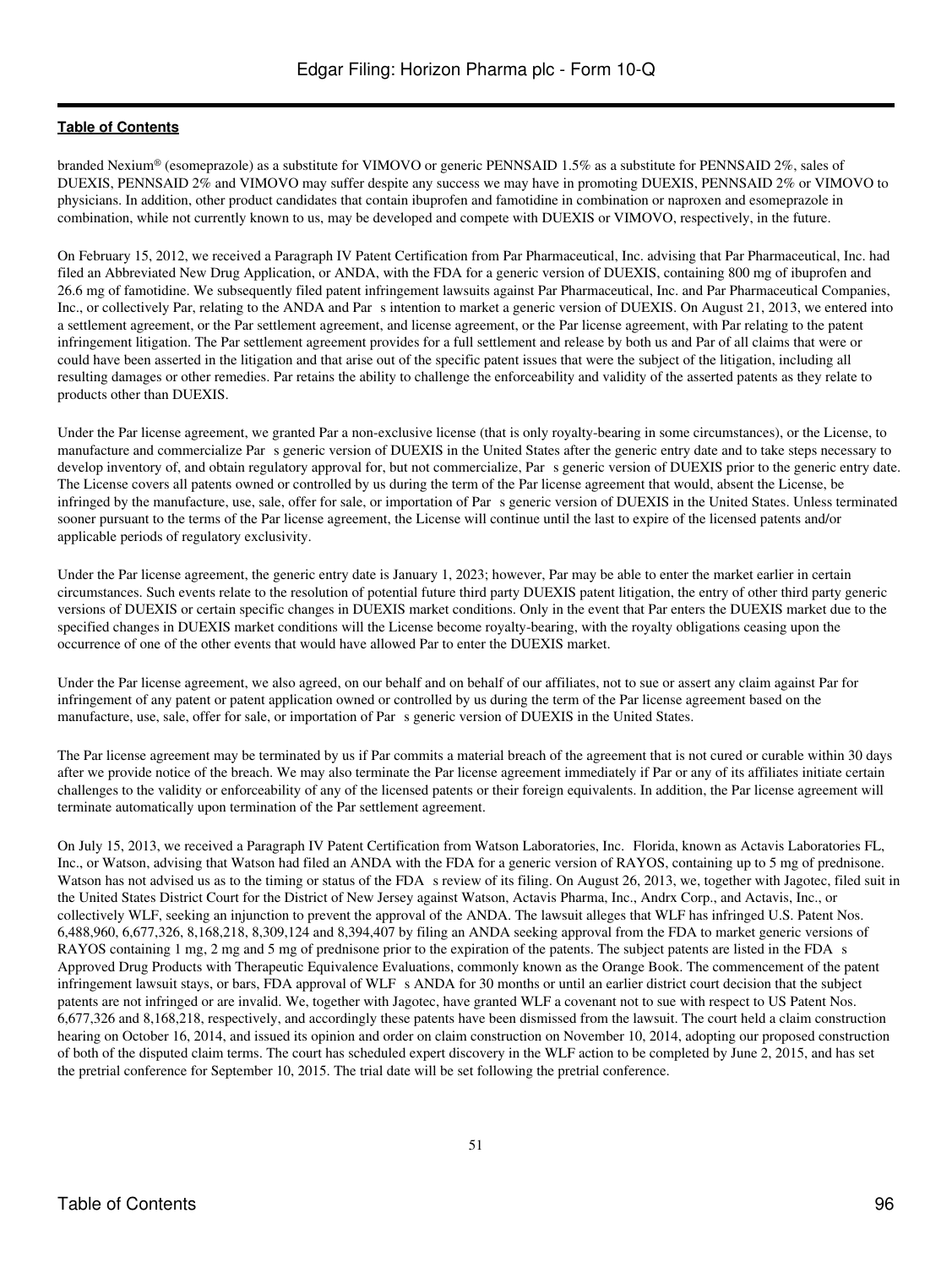branded Nexium® (esomeprazole) as a substitute for VIMOVO or generic PENNSAID 1.5% as a substitute for PENNSAID 2%, sales of DUEXIS, PENNSAID 2% and VIMOVO may suffer despite any success we may have in promoting DUEXIS, PENNSAID 2% or VIMOVO to physicians. In addition, other product candidates that contain ibuprofen and famotidine in combination or naproxen and esomeprazole in combination, while not currently known to us, may be developed and compete with DUEXIS or VIMOVO, respectively, in the future.

On February 15, 2012, we received a Paragraph IV Patent Certification from Par Pharmaceutical, Inc. advising that Par Pharmaceutical, Inc. had filed an Abbreviated New Drug Application, or ANDA, with the FDA for a generic version of DUEXIS, containing 800 mg of ibuprofen and 26.6 mg of famotidine. We subsequently filed patent infringement lawsuits against Par Pharmaceutical, Inc. and Par Pharmaceutical Companies, Inc., or collectively Par, relating to the ANDA and Par s intention to market a generic version of DUEXIS. On August 21, 2013, we entered into a settlement agreement, or the Par settlement agreement, and license agreement, or the Par license agreement, with Par relating to the patent infringement litigation. The Par settlement agreement provides for a full settlement and release by both us and Par of all claims that were or could have been asserted in the litigation and that arise out of the specific patent issues that were the subject of the litigation, including all resulting damages or other remedies. Par retains the ability to challenge the enforceability and validity of the asserted patents as they relate to products other than DUEXIS.

Under the Par license agreement, we granted Par a non-exclusive license (that is only royalty-bearing in some circumstances), or the License, to manufacture and commercialize Par s generic version of DUEXIS in the United States after the generic entry date and to take steps necessary to develop inventory of, and obtain regulatory approval for, but not commercialize, Par s generic version of DUEXIS prior to the generic entry date. The License covers all patents owned or controlled by us during the term of the Par license agreement that would, absent the License, be infringed by the manufacture, use, sale, offer for sale, or importation of Par s generic version of DUEXIS in the United States. Unless terminated sooner pursuant to the terms of the Par license agreement, the License will continue until the last to expire of the licensed patents and/or applicable periods of regulatory exclusivity.

Under the Par license agreement, the generic entry date is January 1, 2023; however, Par may be able to enter the market earlier in certain circumstances. Such events relate to the resolution of potential future third party DUEXIS patent litigation, the entry of other third party generic versions of DUEXIS or certain specific changes in DUEXIS market conditions. Only in the event that Par enters the DUEXIS market due to the specified changes in DUEXIS market conditions will the License become royalty-bearing, with the royalty obligations ceasing upon the occurrence of one of the other events that would have allowed Par to enter the DUEXIS market.

Under the Par license agreement, we also agreed, on our behalf and on behalf of our affiliates, not to sue or assert any claim against Par for infringement of any patent or patent application owned or controlled by us during the term of the Par license agreement based on the manufacture, use, sale, offer for sale, or importation of Par s generic version of DUEXIS in the United States.

The Par license agreement may be terminated by us if Par commits a material breach of the agreement that is not cured or curable within 30 days after we provide notice of the breach. We may also terminate the Par license agreement immediately if Par or any of its affiliates initiate certain challenges to the validity or enforceability of any of the licensed patents or their foreign equivalents. In addition, the Par license agreement will terminate automatically upon termination of the Par settlement agreement.

On July 15, 2013, we received a Paragraph IV Patent Certification from Watson Laboratories, Inc. Florida, known as Actavis Laboratories FL, Inc., or Watson, advising that Watson had filed an ANDA with the FDA for a generic version of RAYOS, containing up to 5 mg of prednisone. Watson has not advised us as to the timing or status of the FDA s review of its filing. On August 26, 2013, we, together with Jagotec, filed suit in the United States District Court for the District of New Jersey against Watson, Actavis Pharma, Inc., Andrx Corp., and Actavis, Inc., or collectively WLF, seeking an injunction to prevent the approval of the ANDA. The lawsuit alleges that WLF has infringed U.S. Patent Nos. 6,488,960, 6,677,326, 8,168,218, 8,309,124 and 8,394,407 by filing an ANDA seeking approval from the FDA to market generic versions of RAYOS containing 1 mg, 2 mg and 5 mg of prednisone prior to the expiration of the patents. The subject patents are listed in the FDA s Approved Drug Products with Therapeutic Equivalence Evaluations, commonly known as the Orange Book. The commencement of the patent infringement lawsuit stays, or bars, FDA approval of WLF s ANDA for 30 months or until an earlier district court decision that the subject patents are not infringed or are invalid. We, together with Jagotec, have granted WLF a covenant not to sue with respect to US Patent Nos. 6,677,326 and 8,168,218, respectively, and accordingly these patents have been dismissed from the lawsuit. The court held a claim construction hearing on October 16, 2014, and issued its opinion and order on claim construction on November 10, 2014, adopting our proposed construction of both of the disputed claim terms. The court has scheduled expert discovery in the WLF action to be completed by June 2, 2015, and has set the pretrial conference for September 10, 2015. The trial date will be set following the pretrial conference.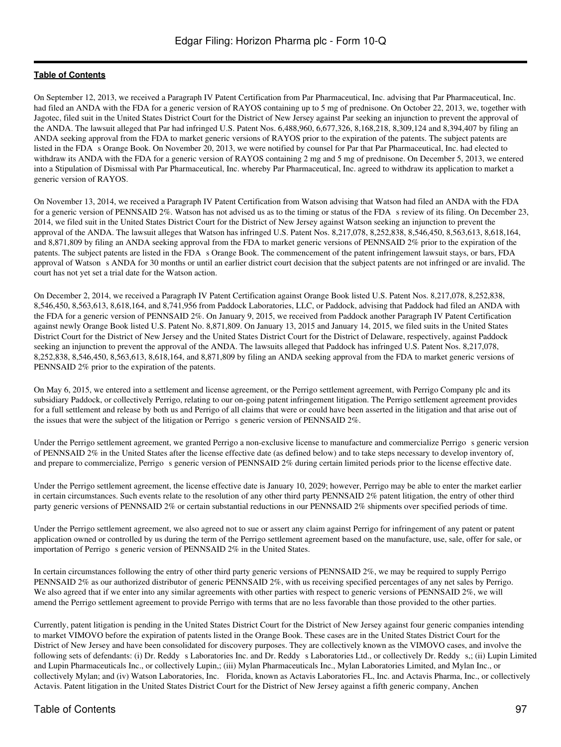On September 12, 2013, we received a Paragraph IV Patent Certification from Par Pharmaceutical, Inc. advising that Par Pharmaceutical, Inc. had filed an ANDA with the FDA for a generic version of RAYOS containing up to 5 mg of prednisone. On October 22, 2013, we, together with Jagotec, filed suit in the United States District Court for the District of New Jersey against Par seeking an injunction to prevent the approval of the ANDA. The lawsuit alleged that Par had infringed U.S. Patent Nos. 6,488,960, 6,677,326, 8,168,218, 8,309,124 and 8,394,407 by filing an ANDA seeking approval from the FDA to market generic versions of RAYOS prior to the expiration of the patents. The subject patents are listed in the FDA s Orange Book. On November 20, 2013, we were notified by counsel for Par that Par Pharmaceutical, Inc. had elected to withdraw its ANDA with the FDA for a generic version of RAYOS containing 2 mg and 5 mg of prednisone. On December 5, 2013, we entered into a Stipulation of Dismissal with Par Pharmaceutical, Inc. whereby Par Pharmaceutical, Inc. agreed to withdraw its application to market a generic version of RAYOS.

On November 13, 2014, we received a Paragraph IV Patent Certification from Watson advising that Watson had filed an ANDA with the FDA for a generic version of PENNSAID 2%. Watson has not advised us as to the timing or status of the FDA s review of its filing. On December 23, 2014, we filed suit in the United States District Court for the District of New Jersey against Watson seeking an injunction to prevent the approval of the ANDA. The lawsuit alleges that Watson has infringed U.S. Patent Nos. 8,217,078, 8,252,838, 8,546,450, 8,563,613, 8,618,164, and 8,871,809 by filing an ANDA seeking approval from the FDA to market generic versions of PENNSAID 2% prior to the expiration of the patents. The subject patents are listed in the FDA s Orange Book. The commencement of the patent infringement lawsuit stays, or bars, FDA approval of Watson s ANDA for 30 months or until an earlier district court decision that the subject patents are not infringed or are invalid. The court has not yet set a trial date for the Watson action.

On December 2, 2014, we received a Paragraph IV Patent Certification against Orange Book listed U.S. Patent Nos. 8,217,078, 8,252,838, 8,546,450, 8,563,613, 8,618,164, and 8,741,956 from Paddock Laboratories, LLC, or Paddock, advising that Paddock had filed an ANDA with the FDA for a generic version of PENNSAID 2%. On January 9, 2015, we received from Paddock another Paragraph IV Patent Certification against newly Orange Book listed U.S. Patent No. 8,871,809. On January 13, 2015 and January 14, 2015, we filed suits in the United States District Court for the District of New Jersey and the United States District Court for the District of Delaware, respectively, against Paddock seeking an injunction to prevent the approval of the ANDA. The lawsuits alleged that Paddock has infringed U.S. Patent Nos. 8,217,078, 8,252,838, 8,546,450, 8,563,613, 8,618,164, and 8,871,809 by filing an ANDA seeking approval from the FDA to market generic versions of PENNSAID 2% prior to the expiration of the patents.

On May 6, 2015, we entered into a settlement and license agreement, or the Perrigo settlement agreement, with Perrigo Company plc and its subsidiary Paddock, or collectively Perrigo, relating to our on-going patent infringement litigation. The Perrigo settlement agreement provides for a full settlement and release by both us and Perrigo of all claims that were or could have been asserted in the litigation and that arise out of the issues that were the subject of the litigation or Perrigo s generic version of PENNSAID 2%.

Under the Perrigo settlement agreement, we granted Perrigo a non-exclusive license to manufacture and commercialize Perrigo s generic version of PENNSAID 2% in the United States after the license effective date (as defined below) and to take steps necessary to develop inventory of, and prepare to commercialize, Perrigo s generic version of PENNSAID 2% during certain limited periods prior to the license effective date.

Under the Perrigo settlement agreement, the license effective date is January 10, 2029; however, Perrigo may be able to enter the market earlier in certain circumstances. Such events relate to the resolution of any other third party PENNSAID 2% patent litigation, the entry of other third party generic versions of PENNSAID 2% or certain substantial reductions in our PENNSAID 2% shipments over specified periods of time.

Under the Perrigo settlement agreement, we also agreed not to sue or assert any claim against Perrigo for infringement of any patent or patent application owned or controlled by us during the term of the Perrigo settlement agreement based on the manufacture, use, sale, offer for sale, or importation of Perrigo s generic version of PENNSAID 2% in the United States.

In certain circumstances following the entry of other third party generic versions of PENNSAID 2%, we may be required to supply Perrigo PENNSAID 2% as our authorized distributor of generic PENNSAID 2%, with us receiving specified percentages of any net sales by Perrigo. We also agreed that if we enter into any similar agreements with other parties with respect to generic versions of PENNSAID 2%, we will amend the Perrigo settlement agreement to provide Perrigo with terms that are no less favorable than those provided to the other parties.

Currently, patent litigation is pending in the United States District Court for the District of New Jersey against four generic companies intending to market VIMOVO before the expiration of patents listed in the Orange Book. These cases are in the United States District Court for the District of New Jersey and have been consolidated for discovery purposes. They are collectively known as the VIMOVO cases, and involve the following sets of defendants: (i) Dr. Reddy s Laboratories Inc. and Dr. Reddy s Laboratories Ltd., or collectively Dr. Reddy s,; (ii) Lupin Limited and Lupin Pharmaceuticals Inc., or collectively Lupin,; (iii) Mylan Pharmaceuticals Inc., Mylan Laboratories Limited, and Mylan Inc., or collectively Mylan; and (iv) Watson Laboratories, Inc. Florida, known as Actavis Laboratories FL, Inc. and Actavis Pharma, Inc., or collectively Actavis. Patent litigation in the United States District Court for the District of New Jersey against a fifth generic company, Anchen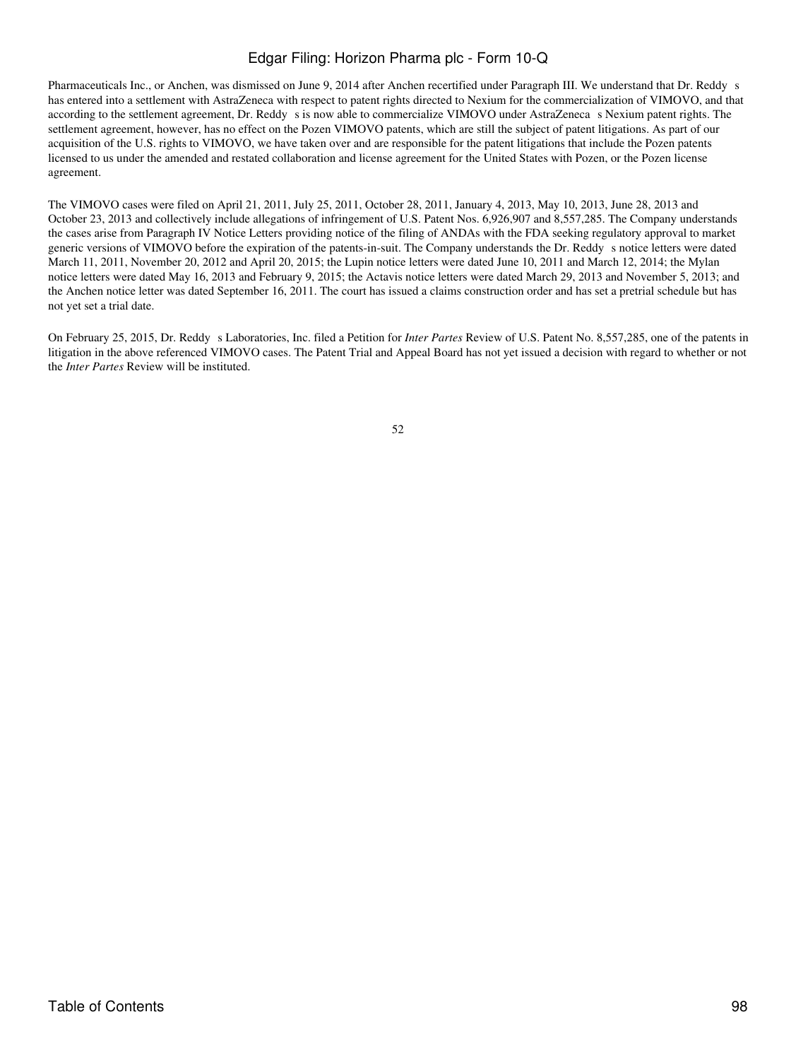Pharmaceuticals Inc., or Anchen, was dismissed on June 9, 2014 after Anchen recertified under Paragraph III. We understand that Dr. Reddy s has entered into a settlement with AstraZeneca with respect to patent rights directed to Nexium for the commercialization of VIMOVO, and that according to the settlement agreement, Dr. Reddy s is now able to commercialize VIMOVO under AstraZeneca s Nexium patent rights. The settlement agreement, however, has no effect on the Pozen VIMOVO patents, which are still the subject of patent litigations. As part of our acquisition of the U.S. rights to VIMOVO, we have taken over and are responsible for the patent litigations that include the Pozen patents licensed to us under the amended and restated collaboration and license agreement for the United States with Pozen, or the Pozen license agreement.

The VIMOVO cases were filed on April 21, 2011, July 25, 2011, October 28, 2011, January 4, 2013, May 10, 2013, June 28, 2013 and October 23, 2013 and collectively include allegations of infringement of U.S. Patent Nos. 6,926,907 and 8,557,285. The Company understands the cases arise from Paragraph IV Notice Letters providing notice of the filing of ANDAs with the FDA seeking regulatory approval to market generic versions of VIMOVO before the expiration of the patents-in-suit. The Company understands the Dr. Reddy s notice letters were dated March 11, 2011, November 20, 2012 and April 20, 2015; the Lupin notice letters were dated June 10, 2011 and March 12, 2014; the Mylan notice letters were dated May 16, 2013 and February 9, 2015; the Actavis notice letters were dated March 29, 2013 and November 5, 2013; and the Anchen notice letter was dated September 16, 2011. The court has issued a claims construction order and has set a pretrial schedule but has not yet set a trial date.

On February 25, 2015, Dr. Reddy s Laboratories, Inc. filed a Petition for *Inter Partes* Review of U.S. Patent No. 8,557,285, one of the patents in litigation in the above referenced VIMOVO cases. The Patent Trial and Appeal Board has not yet issued a decision with regard to whether or not the *Inter Partes* Review will be instituted.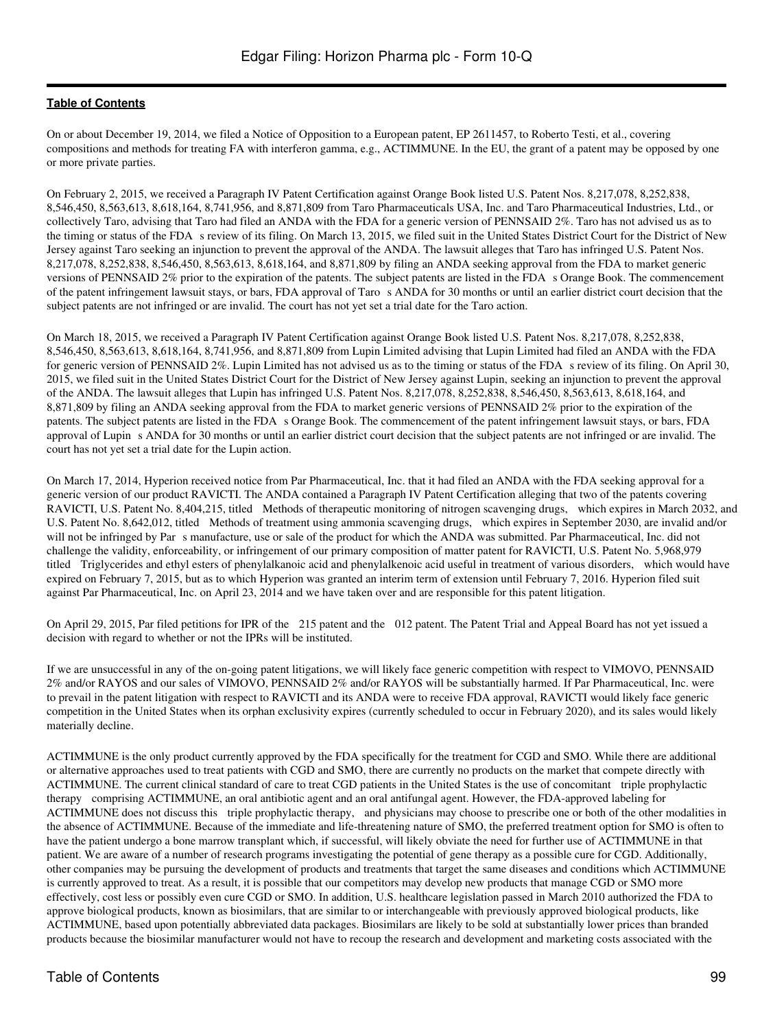On or about December 19, 2014, we filed a Notice of Opposition to a European patent, EP 2611457, to Roberto Testi, et al., covering compositions and methods for treating FA with interferon gamma, e.g., ACTIMMUNE. In the EU, the grant of a patent may be opposed by one or more private parties.

On February 2, 2015, we received a Paragraph IV Patent Certification against Orange Book listed U.S. Patent Nos. 8,217,078, 8,252,838, 8,546,450, 8,563,613, 8,618,164, 8,741,956, and 8,871,809 from Taro Pharmaceuticals USA, Inc. and Taro Pharmaceutical Industries, Ltd., or collectively Taro, advising that Taro had filed an ANDA with the FDA for a generic version of PENNSAID 2%. Taro has not advised us as to the timing or status of the FDA s review of its filing. On March 13, 2015, we filed suit in the United States District Court for the District of New Jersey against Taro seeking an injunction to prevent the approval of the ANDA. The lawsuit alleges that Taro has infringed U.S. Patent Nos. 8,217,078, 8,252,838, 8,546,450, 8,563,613, 8,618,164, and 8,871,809 by filing an ANDA seeking approval from the FDA to market generic versions of PENNSAID 2% prior to the expiration of the patents. The subject patents are listed in the FDA s Orange Book. The commencement of the patent infringement lawsuit stays, or bars, FDA approval of Taro s ANDA for 30 months or until an earlier district court decision that the subject patents are not infringed or are invalid. The court has not yet set a trial date for the Taro action.

On March 18, 2015, we received a Paragraph IV Patent Certification against Orange Book listed U.S. Patent Nos. 8,217,078, 8,252,838, 8,546,450, 8,563,613, 8,618,164, 8,741,956, and 8,871,809 from Lupin Limited advising that Lupin Limited had filed an ANDA with the FDA for generic version of PENNSAID 2%. Lupin Limited has not advised us as to the timing or status of the FDA s review of its filing. On April 30, 2015, we filed suit in the United States District Court for the District of New Jersey against Lupin, seeking an injunction to prevent the approval of the ANDA. The lawsuit alleges that Lupin has infringed U.S. Patent Nos. 8,217,078, 8,252,838, 8,546,450, 8,563,613, 8,618,164, and 8,871,809 by filing an ANDA seeking approval from the FDA to market generic versions of PENNSAID 2% prior to the expiration of the patents. The subject patents are listed in the FDA s Orange Book. The commencement of the patent infringement lawsuit stays, or bars, FDA approval of Lupin s ANDA for 30 months or until an earlier district court decision that the subject patents are not infringed or are invalid. The court has not yet set a trial date for the Lupin action.

On March 17, 2014, Hyperion received notice from Par Pharmaceutical, Inc. that it had filed an ANDA with the FDA seeking approval for a generic version of our product RAVICTI. The ANDA contained a Paragraph IV Patent Certification alleging that two of the patents covering RAVICTI, U.S. Patent No. 8,404,215, titled Methods of therapeutic monitoring of nitrogen scavenging drugs, which expires in March 2032, and U.S. Patent No. 8,642,012, titled Methods of treatment using ammonia scavenging drugs, which expires in September 2030, are invalid and/or will not be infringed by Par s manufacture, use or sale of the product for which the ANDA was submitted. Par Pharmaceutical, Inc. did not challenge the validity, enforceability, or infringement of our primary composition of matter patent for RAVICTI, U.S. Patent No. 5,968,979 titled Triglycerides and ethyl esters of phenylalkanoic acid and phenylalkenoic acid useful in treatment of various disorders, which would have expired on February 7, 2015, but as to which Hyperion was granted an interim term of extension until February 7, 2016. Hyperion filed suit against Par Pharmaceutical, Inc. on April 23, 2014 and we have taken over and are responsible for this patent litigation.

On April 29, 2015, Par filed petitions for IPR of the 215 patent and the 012 patent. The Patent Trial and Appeal Board has not yet issued a decision with regard to whether or not the IPRs will be instituted.

If we are unsuccessful in any of the on-going patent litigations, we will likely face generic competition with respect to VIMOVO, PENNSAID 2% and/or RAYOS and our sales of VIMOVO, PENNSAID 2% and/or RAYOS will be substantially harmed. If Par Pharmaceutical, Inc. were to prevail in the patent litigation with respect to RAVICTI and its ANDA were to receive FDA approval, RAVICTI would likely face generic competition in the United States when its orphan exclusivity expires (currently scheduled to occur in February 2020), and its sales would likely materially decline.

ACTIMMUNE is the only product currently approved by the FDA specifically for the treatment for CGD and SMO. While there are additional or alternative approaches used to treat patients with CGD and SMO, there are currently no products on the market that compete directly with ACTIMMUNE. The current clinical standard of care to treat CGD patients in the United States is the use of concomitant triple prophylactic therapy comprising ACTIMMUNE, an oral antibiotic agent and an oral antifungal agent. However, the FDA-approved labeling for ACTIMMUNE does not discuss this triple prophylactic therapy, and physicians may choose to prescribe one or both of the other modalities in the absence of ACTIMMUNE. Because of the immediate and life-threatening nature of SMO, the preferred treatment option for SMO is often to have the patient undergo a bone marrow transplant which, if successful, will likely obviate the need for further use of ACTIMMUNE in that patient. We are aware of a number of research programs investigating the potential of gene therapy as a possible cure for CGD. Additionally, other companies may be pursuing the development of products and treatments that target the same diseases and conditions which ACTIMMUNE is currently approved to treat. As a result, it is possible that our competitors may develop new products that manage CGD or SMO more effectively, cost less or possibly even cure CGD or SMO. In addition, U.S. healthcare legislation passed in March 2010 authorized the FDA to approve biological products, known as biosimilars, that are similar to or interchangeable with previously approved biological products, like ACTIMMUNE, based upon potentially abbreviated data packages. Biosimilars are likely to be sold at substantially lower prices than branded products because the biosimilar manufacturer would not have to recoup the research and development and marketing costs associated with the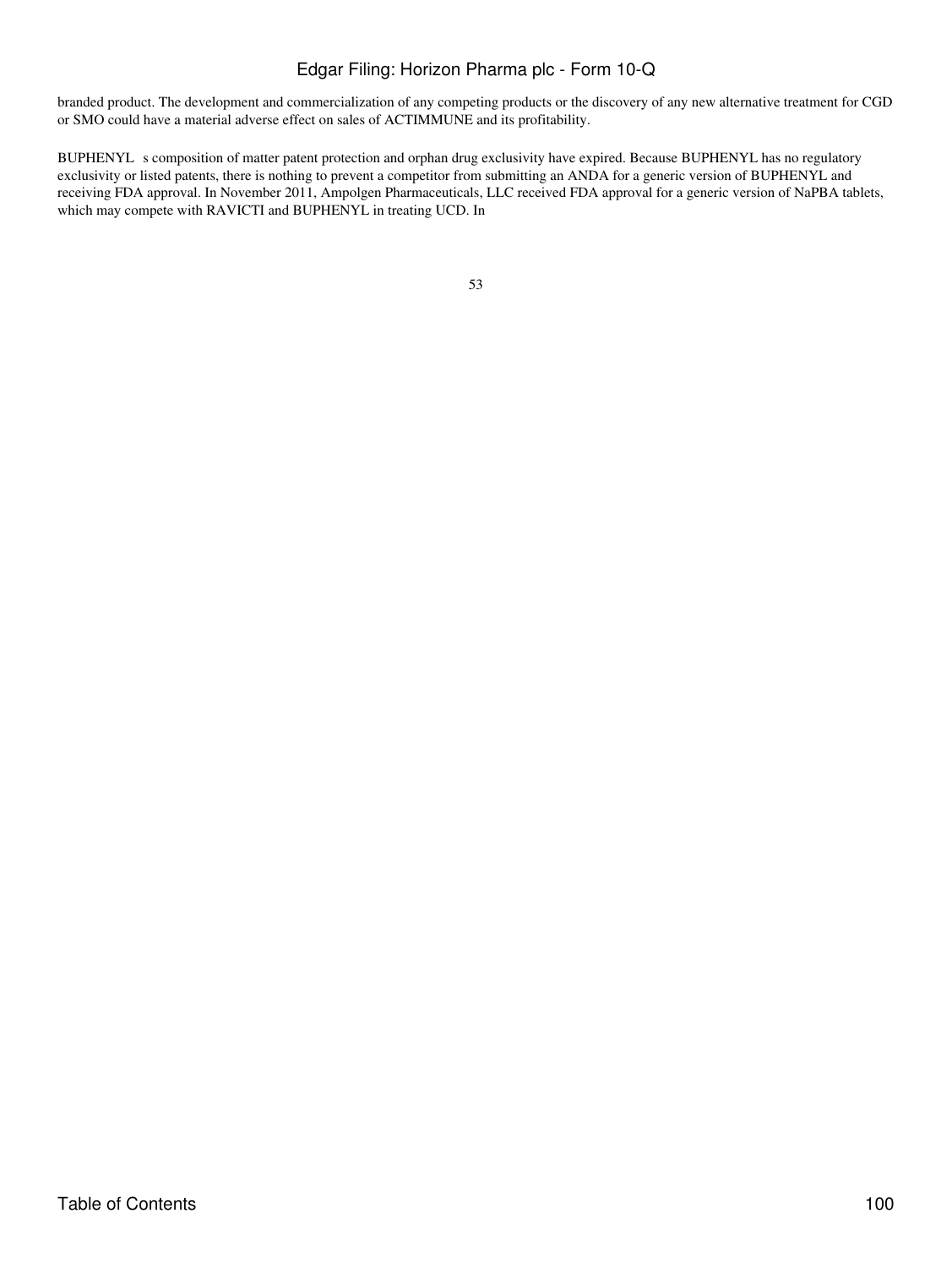branded product. The development and commercialization of any competing products or the discovery of any new alternative treatment for CGD or SMO could have a material adverse effect on sales of ACTIMMUNE and its profitability.

BUPHENYL s composition of matter patent protection and orphan drug exclusivity have expired. Because BUPHENYL has no regulatory exclusivity or listed patents, there is nothing to prevent a competitor from submitting an ANDA for a generic version of BUPHENYL and receiving FDA approval. In November 2011, Ampolgen Pharmaceuticals, LLC received FDA approval for a generic version of NaPBA tablets, which may compete with RAVICTI and BUPHENYL in treating UCD. In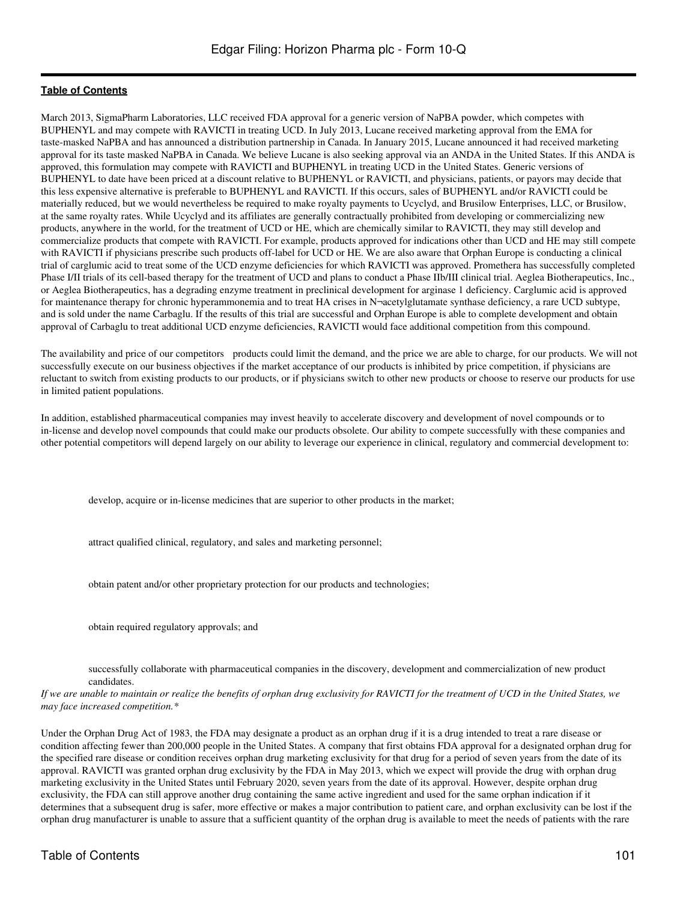March 2013, SigmaPharm Laboratories, LLC received FDA approval for a generic version of NaPBA powder, which competes with BUPHENYL and may compete with RAVICTI in treating UCD. In July 2013, Lucane received marketing approval from the EMA for taste-masked NaPBA and has announced a distribution partnership in Canada. In January 2015, Lucane announced it had received marketing approval for its taste masked NaPBA in Canada. We believe Lucane is also seeking approval via an ANDA in the United States. If this ANDA is approved, this formulation may compete with RAVICTI and BUPHENYL in treating UCD in the United States. Generic versions of BUPHENYL to date have been priced at a discount relative to BUPHENYL or RAVICTI, and physicians, patients, or payors may decide that this less expensive alternative is preferable to BUPHENYL and RAVICTI. If this occurs, sales of BUPHENYL and/or RAVICTI could be materially reduced, but we would nevertheless be required to make royalty payments to Ucyclyd, and Brusilow Enterprises, LLC, or Brusilow, at the same royalty rates. While Ucyclyd and its affiliates are generally contractually prohibited from developing or commercializing new products, anywhere in the world, for the treatment of UCD or HE, which are chemically similar to RAVICTI, they may still develop and commercialize products that compete with RAVICTI. For example, products approved for indications other than UCD and HE may still compete with RAVICTI if physicians prescribe such products off-label for UCD or HE. We are also aware that Orphan Europe is conducting a clinical trial of carglumic acid to treat some of the UCD enzyme deficiencies for which RAVICTI was approved. Promethera has successfully completed Phase I/II trials of its cell-based therapy for the treatment of UCD and plans to conduct a Phase IIb/III clinical trial. Aeglea Biotherapeutics, Inc., or Aeglea Biotherapeutics, has a degrading enzyme treatment in preclinical development for arginase 1 deficiency. Carglumic acid is approved for maintenance therapy for chronic hyperammonemia and to treat HA crises in N¬acetylglutamate synthase deficiency, a rare UCD subtype, and is sold under the name Carbaglu. If the results of this trial are successful and Orphan Europe is able to complete development and obtain approval of Carbaglu to treat additional UCD enzyme deficiencies, RAVICTI would face additional competition from this compound.

The availability and price of our competitors products could limit the demand, and the price we are able to charge, for our products. We will not successfully execute on our business objectives if the market acceptance of our products is inhibited by price competition, if physicians are reluctant to switch from existing products to our products, or if physicians switch to other new products or choose to reserve our products for use in limited patient populations.

In addition, established pharmaceutical companies may invest heavily to accelerate discovery and development of novel compounds or to in-license and develop novel compounds that could make our products obsolete. Our ability to compete successfully with these companies and other potential competitors will depend largely on our ability to leverage our experience in clinical, regulatory and commercial development to:

- develop, acquire or in-license medicines that are superior to other products in the market;
- attract qualified clinical, regulatory, and sales and marketing personnel;
- obtain patent and/or other proprietary protection for our products and technologies;
- obtain required regulatory approvals; and
- successfully collaborate with pharmaceutical companies in the discovery, development and commercialization of new product candidates.

*If we are unable to maintain or realize the benefits of orphan drug exclusivity for RAVICTI for the treatment of UCD in the United States, we may face increased competition.**

Under the Orphan Drug Act of 1983, the FDA may designate a product as an orphan drug if it is a drug intended to treat a rare disease or condition affecting fewer than 200,000 people in the United States. A company that first obtains FDA approval for a designated orphan drug for the specified rare disease or condition receives orphan drug marketing exclusivity for that drug for a period of seven years from the date of its approval. RAVICTI was granted orphan drug exclusivity by the FDA in May 2013, which we expect will provide the drug with orphan drug marketing exclusivity in the United States until February 2020, seven years from the date of its approval. However, despite orphan drug exclusivity, the FDA can still approve another drug containing the same active ingredient and used for the same orphan indication if it determines that a subsequent drug is safer, more effective or makes a major contribution to patient care, and orphan exclusivity can be lost if the orphan drug manufacturer is unable to assure that a sufficient quantity of the orphan drug is available to meet the needs of patients with the rare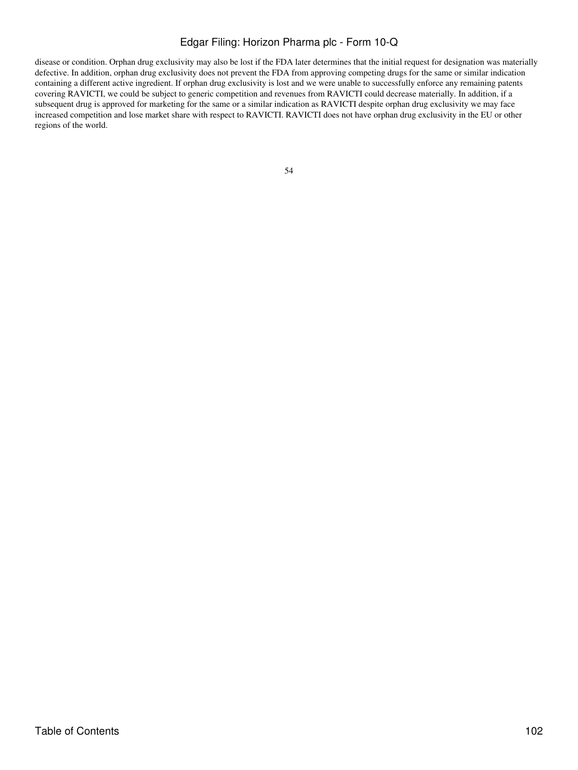disease or condition. Orphan drug exclusivity may also be lost if the FDA later determines that the initial request for designation was materially defective. In addition, orphan drug exclusivity does not prevent the FDA from approving competing drugs for the same or similar indication containing a different active ingredient. If orphan drug exclusivity is lost and we were unable to successfully enforce any remaining patents covering RAVICTI, we could be subject to generic competition and revenues from RAVICTI could decrease materially. In addition, if a subsequent drug is approved for marketing for the same or a similar indication as RAVICTI despite orphan drug exclusivity we may face increased competition and lose market share with respect to RAVICTI. RAVICTI does not have orphan drug exclusivity in the EU or other regions of the world.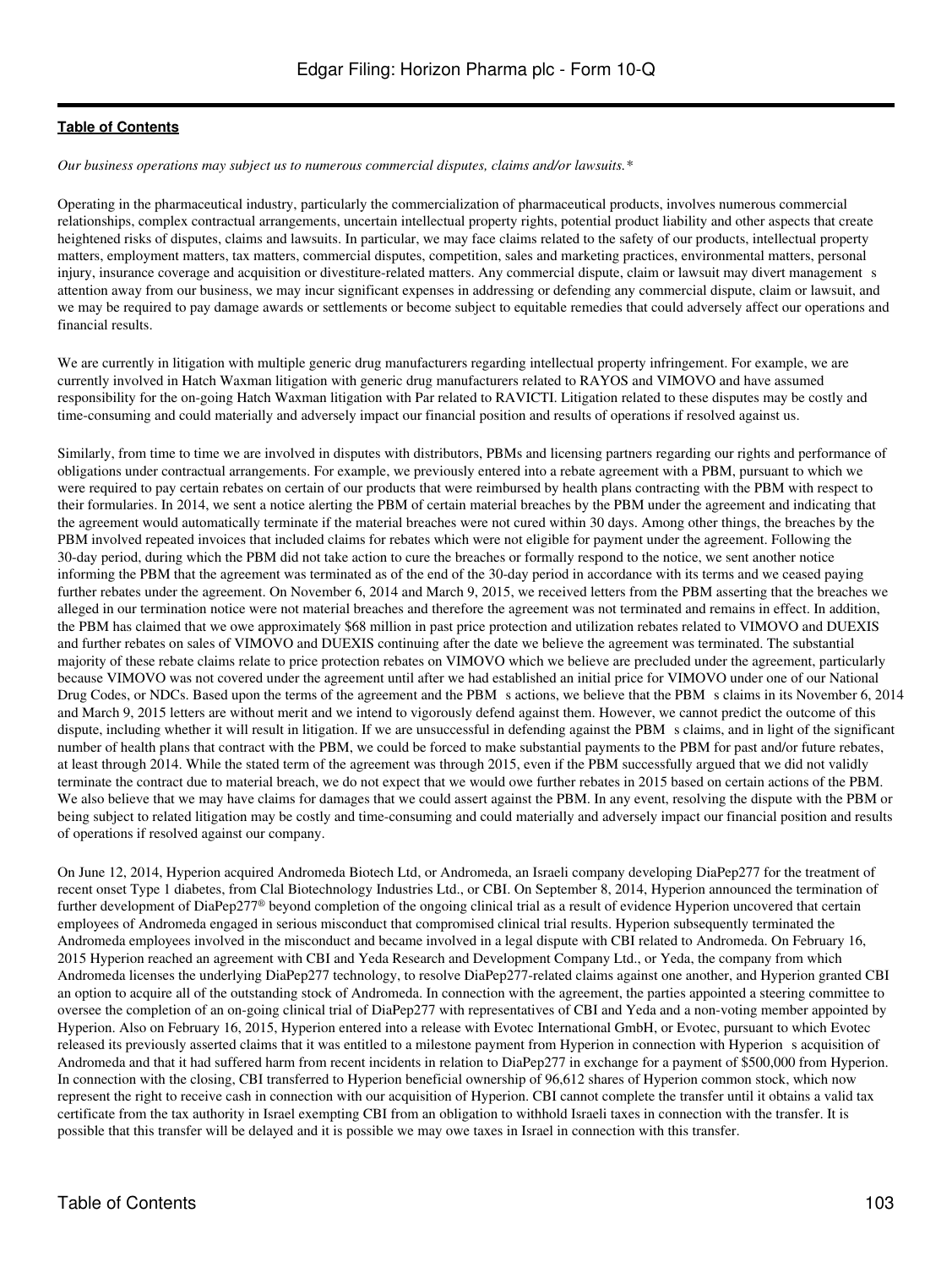**Table of Contents**

*Our business operations may subject us to numerous commercial disputes, claims and/or lawsuits.**

Operating in the pharmaceutical industry, particularly the commercialization of pharmaceutical products, involves numerous commercial relationships, complex contractual arrangements, uncertain intellectual property rights, potential product liability and other aspects that create heightened risks of disputes, claims and lawsuits. In particular, we may face claims related to the safety of our products, intellectual property matters, employment matters, tax matters, commercial disputes, competition, sales and marketing practices, environmental matters, personal injury, insurance coverage and acquisition or divestiture-related matters. Any commercial dispute, claim or lawsuit may divert management s attention away from our business, we may incur significant expenses in addressing or defending any commercial dispute, claim or lawsuit, and we may be required to pay damage awards or settlements or become subject to equitable remedies that could adversely affect our operations and financial results.

We are currently in litigation with multiple generic drug manufacturers regarding intellectual property infringement. For example, we are currently involved in Hatch Waxman litigation with generic drug manufacturers related to RAYOS and VIMOVO and have assumed responsibility for the on-going Hatch Waxman litigation with Par related to RAVICTI. Litigation related to these disputes may be costly and time-consuming and could materially and adversely impact our financial position and results of operations if resolved against us.

Similarly, from time to time we are involved in disputes with distributors, PBMs and licensing partners regarding our rights and performance of obligations under contractual arrangements. For example, we previously entered into a rebate agreement with a PBM, pursuant to which we were required to pay certain rebates on certain of our products that were reimbursed by health plans contracting with the PBM with respect to their formularies. In 2014, we sent a notice alerting the PBM of certain material breaches by the PBM under the agreement and indicating that the agreement would automatically terminate if the material breaches were not cured within 30 days. Among other things, the breaches by the PBM involved repeated invoices that included claims for rebates which were not eligible for payment under the agreement. Following the 30-day period, during which the PBM did not take action to cure the breaches or formally respond to the notice, we sent another notice informing the PBM that the agreement was terminated as of the end of the 30-day period in accordance with its terms and we ceased paying further rebates under the agreement. On November 6, 2014 and March 9, 2015, we received letters from the PBM asserting that the breaches we alleged in our termination notice were not material breaches and therefore the agreement was not terminated and remains in effect. In addition, the PBM has claimed that we owe approximately $68 million in past price protection and utilization rebates related to VIMOVO and DUEXIS and further rebates on sales of VIMOVO and DUEXIS continuing after the date we believe the agreement was terminated. The substantial majority of these rebate claims relate to price protection rebates on VIMOVO which we believe are precluded under the agreement, particularly because VIMOVO was not covered under the agreement until after we had established an initial price for VIMOVO under one of our National Drug Codes, or NDCs. Based upon the terms of the agreement and the PBM s actions, we believe that the PBM s claims in its November 6, 2014 and March 9, 2015 letters are without merit and we intend to vigorously defend against them. However, we cannot predict the outcome of this dispute, including whether it will result in litigation. If we are unsuccessful in defending against the PBM s claims, and in light of the significant number of health plans that contract with the PBM, we could be forced to make substantial payments to the PBM for past and/or future rebates, at least through 2014. While the stated term of the agreement was through 2015, even if the PBM successfully argued that we did not validly terminate the contract due to material breach, we do not expect that we would owe further rebates in 2015 based on certain actions of the PBM. We also believe that we may have claims for damages that we could assert against the PBM. In any event, resolving the dispute with the PBM or being subject to related litigation may be costly and time-consuming and could materially and adversely impact our financial position and results of operations if resolved against our company.

On June 12, 2014, Hyperion acquired Andromeda Biotech Ltd, or Andromeda, an Israeli company developing DiaPep277 for the treatment of recent onset Type 1 diabetes, from Clal Biotechnology Industries Ltd., or CBI. On September 8, 2014, Hyperion announced the termination of further development of DiaPep277® beyond completion of the ongoing clinical trial as a result of evidence Hyperion uncovered that certain employees of Andromeda engaged in serious misconduct that compromised clinical trial results. Hyperion subsequently terminated the Andromeda employees involved in the misconduct and became involved in a legal dispute with CBI related to Andromeda. On February 16, 2015 Hyperion reached an agreement with CBI and Yeda Research and Development Company Ltd., or Yeda, the company from which Andromeda licenses the underlying DiaPep277 technology, to resolve DiaPep277-related claims against one another, and Hyperion granted CBI an option to acquire all of the outstanding stock of Andromeda. In connection with the agreement, the parties appointed a steering committee to oversee the completion of an on-going clinical trial of DiaPep277 with representatives of CBI and Yeda and a non-voting member appointed by Hyperion. Also on February 16, 2015, Hyperion entered into a release with Evotec International GmbH, or Evotec, pursuant to which Evotec released its previously asserted claims that it was entitled to a milestone payment from Hyperion in connection with Hyperion s acquisition of Andromeda and that it had suffered harm from recent incidents in relation to DiaPep277 in exchange for a payment of $500,000 from Hyperion. In connection with the closing, CBI transferred to Hyperion beneficial ownership of 96,612 shares of Hyperion common stock, which now represent the right to receive cash in connection with our acquisition of Hyperion. CBI cannot complete the transfer until it obtains a valid tax certificate from the tax authority in Israel exempting CBI from an obligation to withhold Israeli taxes in connection with the transfer. It is possible that this transfer will be delayed and it is possible we may owe taxes in Israel in connection with this transfer.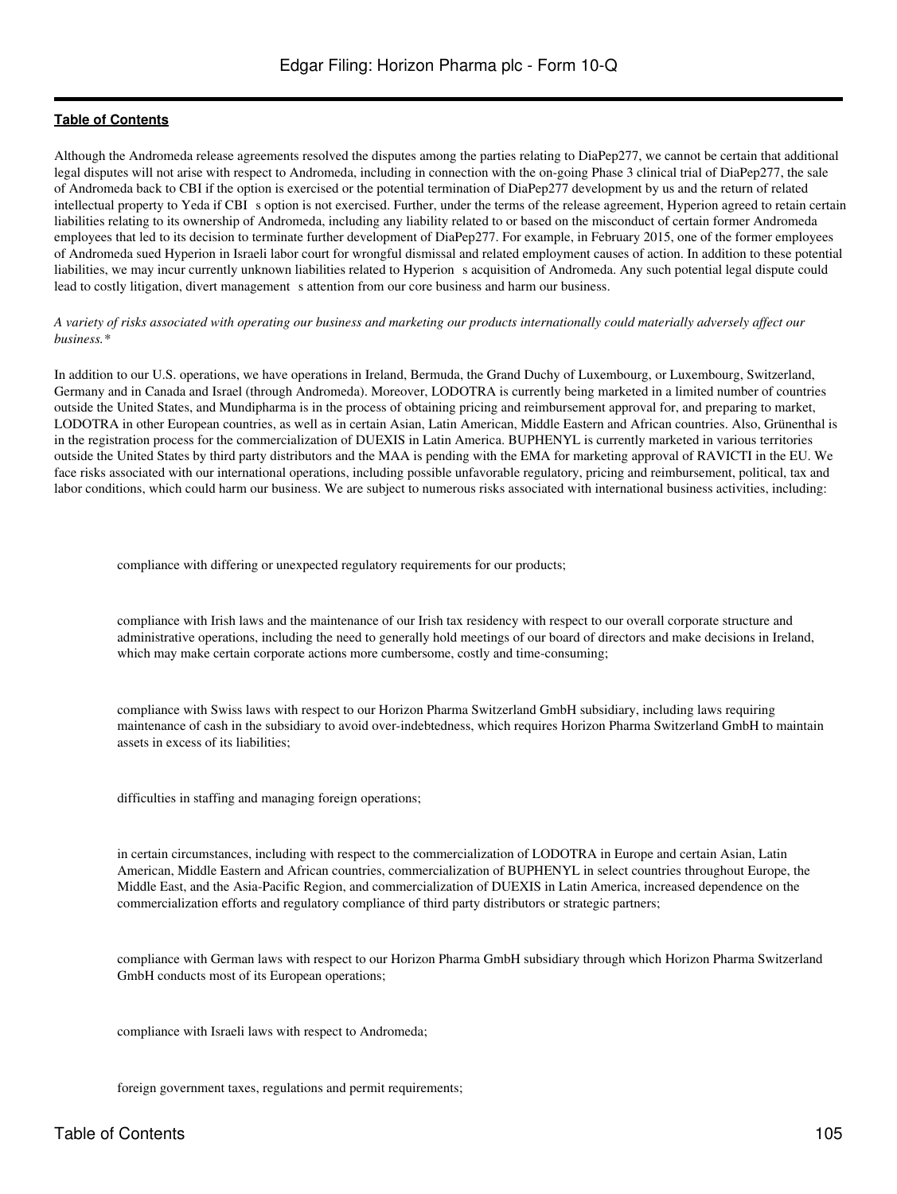Although the Andromeda release agreements resolved the disputes among the parties relating to DiaPep277, we cannot be certain that additional legal disputes will not arise with respect to Andromeda, including in connection with the on-going Phase 3 clinical trial of DiaPep277, the sale of Andromeda back to CBI if the option is exercised or the potential termination of DiaPep277 development by us and the return of related intellectual property to Yeda if CBI s option is not exercised. Further, under the terms of the release agreement, Hyperion agreed to retain certain liabilities relating to its ownership of Andromeda, including any liability related to or based on the misconduct of certain former Andromeda employees that led to its decision to terminate further development of DiaPep277. For example, in February 2015, one of the former employees of Andromeda sued Hyperion in Israeli labor court for wrongful dismissal and related employment causes of action. In addition to these potential liabilities, we may incur currently unknown liabilities related to Hyperion s acquisition of Andromeda. Any such potential legal dispute could lead to costly litigation, divert management s attention from our core business and harm our business.

*A variety of risks associated with operating our business and marketing our products internationally could materially adversely affect our business.**

In addition to our U.S. operations, we have operations in Ireland, Bermuda, the Grand Duchy of Luxembourg, or Luxembourg, Switzerland, Germany and in Canada and Israel (through Andromeda). Moreover, LODOTRA is currently being marketed in a limited number of countries outside the United States, and Mundipharma is in the process of obtaining pricing and reimbursement approval for, and preparing to market, LODOTRA in other European countries, as well as in certain Asian, Latin American, Middle Eastern and African countries. Also, Grünenthal is in the registration process for the commercialization of DUEXIS in Latin America. BUPHENYL is currently marketed in various territories outside the United States by third party distributors and the MAA is pending with the EMA for marketing approval of RAVICTI in the EU. We face risks associated with our international operations, including possible unfavorable regulatory, pricing and reimbursement, political, tax and labor conditions, which could harm our business. We are subject to numerous risks associated with international business activities, including:

- compliance with differing or unexpected regulatory requirements for our products;
- compliance with Irish laws and the maintenance of our Irish tax residency with respect to our overall corporate structure and administrative operations, including the need to generally hold meetings of our board of directors and make decisions in Ireland, which may make certain corporate actions more cumbersome, costly and time-consuming;
- compliance with Swiss laws with respect to our Horizon Pharma Switzerland GmbH subsidiary, including laws requiring maintenance of cash in the subsidiary to avoid over-indebtedness, which requires Horizon Pharma Switzerland GmbH to maintain assets in excess of its liabilities;
- difficulties in staffing and managing foreign operations;
- in certain circumstances, including with respect to the commercialization of LODOTRA in Europe and certain Asian, Latin American, Middle Eastern and African countries, commercialization of BUPHENYL in select countries throughout Europe, the Middle East, and the Asia-Pacific Region, and commercialization of DUEXIS in Latin America, increased dependence on the commercialization efforts and regulatory compliance of third party distributors or strategic partners;
- compliance with German laws with respect to our Horizon Pharma GmbH subsidiary through which Horizon Pharma Switzerland GmbH conducts most of its European operations;
- compliance with Israeli laws with respect to Andromeda;
- foreign government taxes, regulations and permit requirements;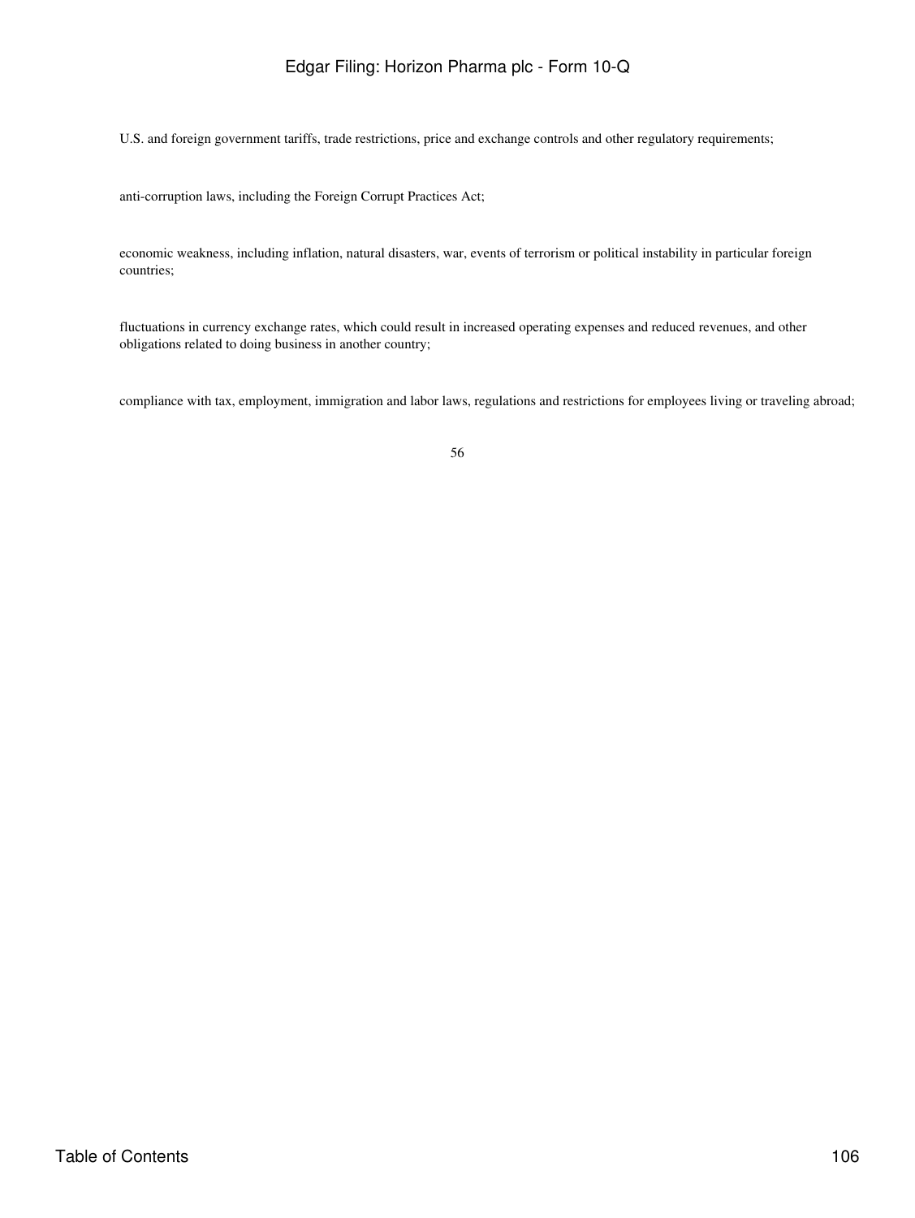- U.S. and foreign government tariffs, trade restrictions, price and exchange controls and other regulatory requirements;

- anti-corruption laws, including the Foreign Corrupt Practices Act;

- economic weakness, including inflation, natural disasters, war, events of terrorism or political instability in particular foreign countries;

- fluctuations in currency exchange rates, which could result in increased operating expenses and reduced revenues, and other obligations related to doing business in another country;

- compliance with tax, employment, immigration and labor laws, regulations and restrictions for employees living or traveling abroad;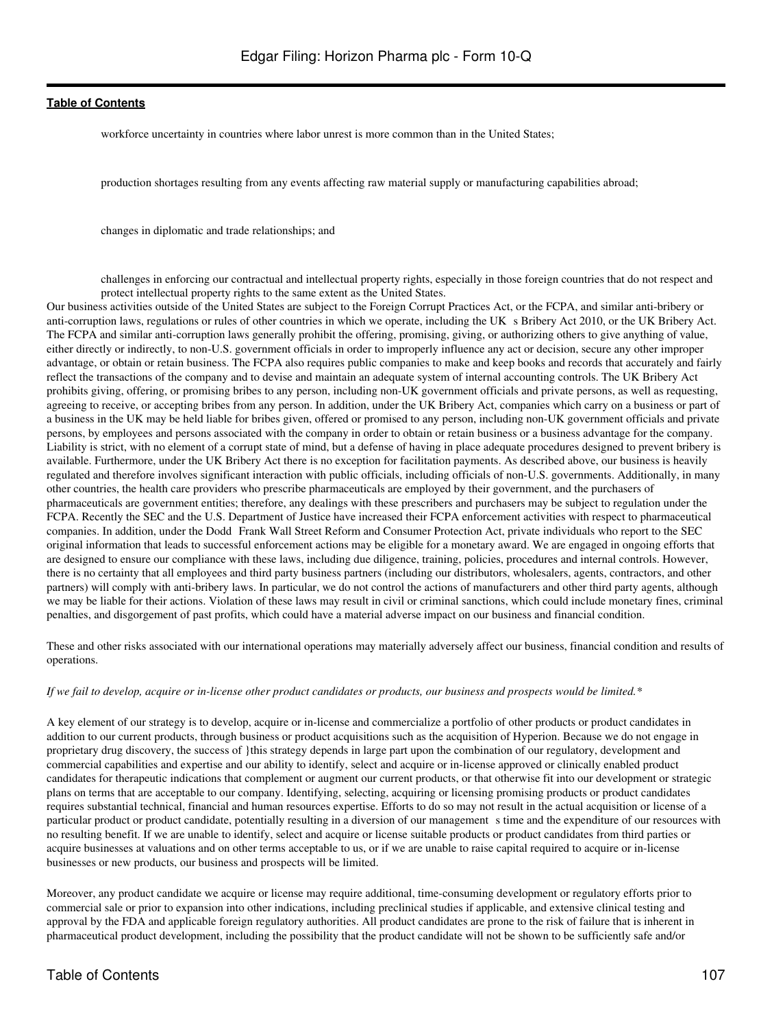- workforce uncertainty in countries where labor unrest is more common than in the United States;
- production shortages resulting from any events affecting raw material supply or manufacturing capabilities abroad;
- changes in diplomatic and trade relationships; and
- challenges in enforcing our contractual and intellectual property rights, especially in those foreign countries that do not respect and protect intellectual property rights to the same extent as the United States.

Our business activities outside of the United States are subject to the Foreign Corrupt Practices Act, or the FCPA, and similar anti-bribery or anti-corruption laws, regulations or rules of other countries in which we operate, including the UK s Bribery Act 2010, or the UK Bribery Act. The FCPA and similar anti-corruption laws generally prohibit the offering, promising, giving, or authorizing others to give anything of value, either directly or indirectly, to non-U.S. government officials in order to improperly influence any act or decision, secure any other improper advantage, or obtain or retain business. The FCPA also requires public companies to make and keep books and records that accurately and fairly reflect the transactions of the company and to devise and maintain an adequate system of internal accounting controls. The UK Bribery Act prohibits giving, offering, or promising bribes to any person, including non-UK government officials and private persons, as well as requesting, agreeing to receive, or accepting bribes from any person. In addition, under the UK Bribery Act, companies which carry on a business or part of a business in the UK may be held liable for bribes given, offered or promised to any person, including non-UK government officials and private persons, by employees and persons associated with the company in order to obtain or retain business or a business advantage for the company. Liability is strict, with no element of a corrupt state of mind, but a defense of having in place adequate procedures designed to prevent bribery is available. Furthermore, under the UK Bribery Act there is no exception for facilitation payments. As described above, our business is heavily regulated and therefore involves significant interaction with public officials, including officials of non-U.S. governments. Additionally, in many other countries, the health care providers who prescribe pharmaceuticals are employed by their government, and the purchasers of pharmaceuticals are government entities; therefore, any dealings with these prescribers and purchasers may be subject to regulation under the FCPA. Recently the SEC and the U.S. Department of Justice have increased their FCPA enforcement activities with respect to pharmaceutical companies. In addition, under the Dodd Frank Wall Street Reform and Consumer Protection Act, private individuals who report to the SEC original information that leads to successful enforcement actions may be eligible for a monetary award. We are engaged in ongoing efforts that are designed to ensure our compliance with these laws, including due diligence, training, policies, procedures and internal controls. However, there is no certainty that all employees and third party business partners (including our distributors, wholesalers, agents, contractors, and other partners) will comply with anti-bribery laws. In particular, we do not control the actions of manufacturers and other third party agents, although we may be liable for their actions. Violation of these laws may result in civil or criminal sanctions, which could include monetary fines, criminal penalties, and disgorgement of past profits, which could have a material adverse impact on our business and financial condition.

These and other risks associated with our international operations may materially adversely affect our business, financial condition and results of operations.

*If we fail to develop, acquire or in-license other product candidates or products, our business and prospects would be limited.**

A key element of our strategy is to develop, acquire or in-license and commercialize a portfolio of other products or product candidates in addition to our current products, through business or product acquisitions such as the acquisition of Hyperion. Because we do not engage in proprietary drug discovery, the success of }this strategy depends in large part upon the combination of our regulatory, development and commercial capabilities and expertise and our ability to identify, select and acquire or in-license approved or clinically enabled product candidates for therapeutic indications that complement or augment our current products, or that otherwise fit into our development or strategic plans on terms that are acceptable to our company. Identifying, selecting, acquiring or licensing promising products or product candidates requires substantial technical, financial and human resources expertise. Efforts to do so may not result in the actual acquisition or license of a particular product or product candidate, potentially resulting in a diversion of our management s time and the expenditure of our resources with no resulting benefit. If we are unable to identify, select and acquire or license suitable products or product candidates from third parties or acquire businesses at valuations and on other terms acceptable to us, or if we are unable to raise capital required to acquire or in-license businesses or new products, our business and prospects will be limited.

Moreover, any product candidate we acquire or license may require additional, time-consuming development or regulatory efforts prior to commercial sale or prior to expansion into other indications, including preclinical studies if applicable, and extensive clinical testing and approval by the FDA and applicable foreign regulatory authorities. All product candidates are prone to the risk of failure that is inherent in pharmaceutical product development, including the possibility that the product candidate will not be shown to be sufficiently safe and/or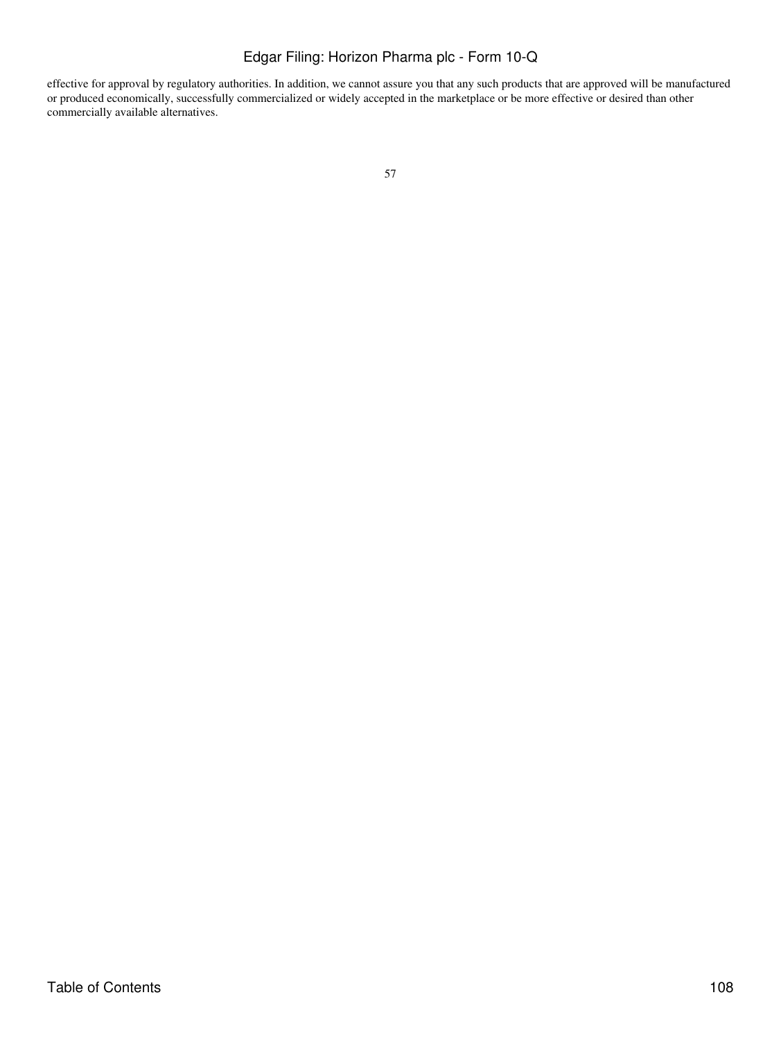effective for approval by regulatory authorities. In addition, we cannot assure you that any such products that are approved will be manufactured or produced economically, successfully commercialized or widely accepted in the marketplace or be more effective or desired than other commercially available alternatives.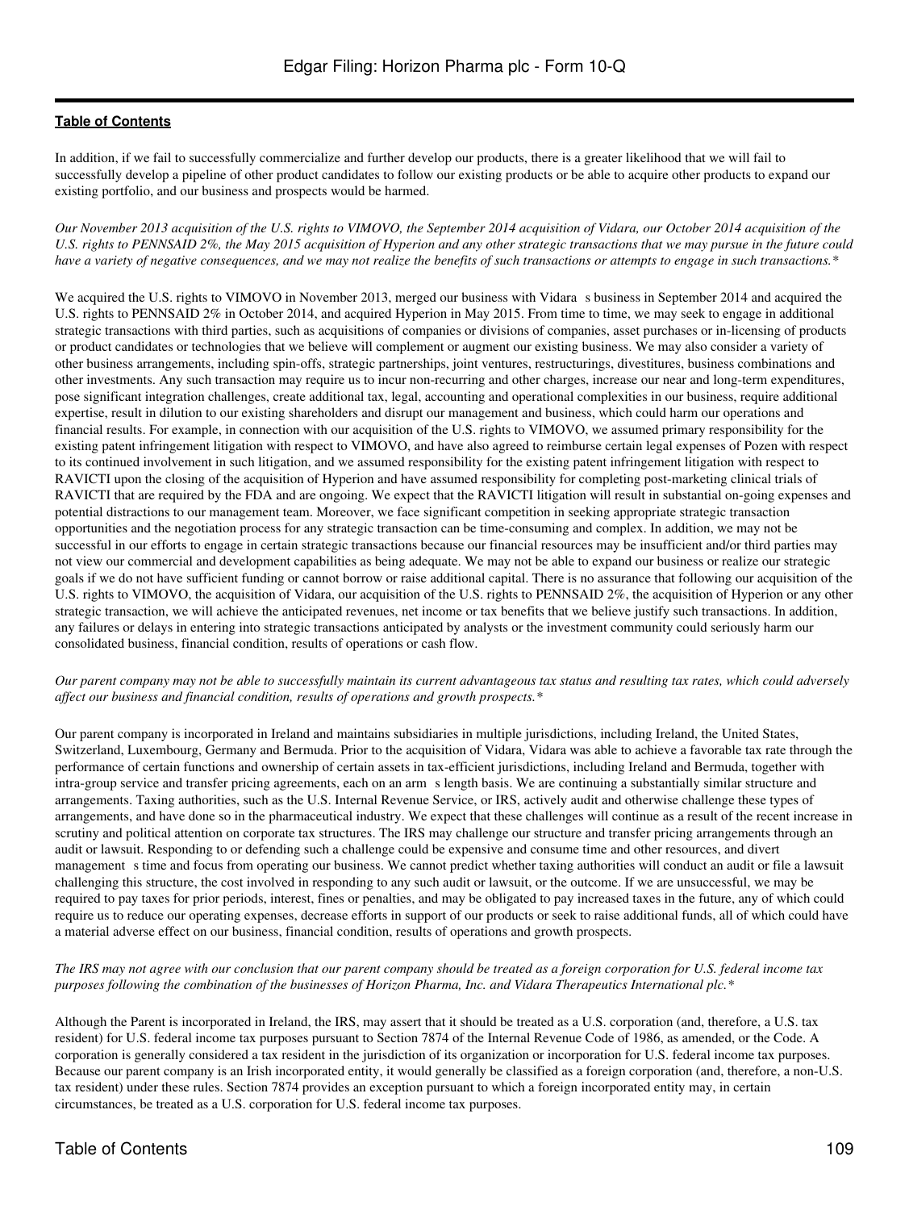In addition, if we fail to successfully commercialize and further develop our products, there is a greater likelihood that we will fail to successfully develop a pipeline of other product candidates to follow our existing products or be able to acquire other products to expand our existing portfolio, and our business and prospects would be harmed.

*Our November 2013 acquisition of the U.S. rights to VIMOVO, the September 2014 acquisition of Vidara, our October 2014 acquisition of the U.S. rights to PENNSAID 2%, the May 2015 acquisition of Hyperion and any other strategic transactions that we may pursue in the future could have a variety of negative consequences, and we may not realize the benefits of such transactions or attempts to engage in such transactions.**

We acquired the U.S. rights to VIMOVO in November 2013, merged our business with Vidara s business in September 2014 and acquired the U.S. rights to PENNSAID 2% in October 2014, and acquired Hyperion in May 2015. From time to time, we may seek to engage in additional strategic transactions with third parties, such as acquisitions of companies or divisions of companies, asset purchases or in-licensing of products or product candidates or technologies that we believe will complement or augment our existing business. We may also consider a variety of other business arrangements, including spin-offs, strategic partnerships, joint ventures, restructurings, divestitures, business combinations and other investments. Any such transaction may require us to incur non-recurring and other charges, increase our near and long-term expenditures, pose significant integration challenges, create additional tax, legal, accounting and operational complexities in our business, require additional expertise, result in dilution to our existing shareholders and disrupt our management and business, which could harm our operations and financial results. For example, in connection with our acquisition of the U.S. rights to VIMOVO, we assumed primary responsibility for the existing patent infringement litigation with respect to VIMOVO, and have also agreed to reimburse certain legal expenses of Pozen with respect to its continued involvement in such litigation, and we assumed responsibility for the existing patent infringement litigation with respect to RAVICTI upon the closing of the acquisition of Hyperion and have assumed responsibility for completing post-marketing clinical trials of RAVICTI that are required by the FDA and are ongoing. We expect that the RAVICTI litigation will result in substantial on-going expenses and potential distractions to our management team. Moreover, we face significant competition in seeking appropriate strategic transaction opportunities and the negotiation process for any strategic transaction can be time-consuming and complex. In addition, we may not be successful in our efforts to engage in certain strategic transactions because our financial resources may be insufficient and/or third parties may not view our commercial and development capabilities as being adequate. We may not be able to expand our business or realize our strategic goals if we do not have sufficient funding or cannot borrow or raise additional capital. There is no assurance that following our acquisition of the U.S. rights to VIMOVO, the acquisition of Vidara, our acquisition of the U.S. rights to PENNSAID 2%, the acquisition of Hyperion or any other strategic transaction, we will achieve the anticipated revenues, net income or tax benefits that we believe justify such transactions. In addition, any failures or delays in entering into strategic transactions anticipated by analysts or the investment community could seriously harm our consolidated business, financial condition, results of operations or cash flow.

*Our parent company may not be able to successfully maintain its current advantageous tax status and resulting tax rates, which could adversely affect our business and financial condition, results of operations and growth prospects.**

Our parent company is incorporated in Ireland and maintains subsidiaries in multiple jurisdictions, including Ireland, the United States, Switzerland, Luxembourg, Germany and Bermuda. Prior to the acquisition of Vidara, Vidara was able to achieve a favorable tax rate through the performance of certain functions and ownership of certain assets in tax-efficient jurisdictions, including Ireland and Bermuda, together with intra-group service and transfer pricing agreements, each on an arm s length basis. We are continuing a substantially similar structure and arrangements. Taxing authorities, such as the U.S. Internal Revenue Service, or IRS, actively audit and otherwise challenge these types of arrangements, and have done so in the pharmaceutical industry. We expect that these challenges will continue as a result of the recent increase in scrutiny and political attention on corporate tax structures. The IRS may challenge our structure and transfer pricing arrangements through an audit or lawsuit. Responding to or defending such a challenge could be expensive and consume time and other resources, and divert management s time and focus from operating our business. We cannot predict whether taxing authorities will conduct an audit or file a lawsuit challenging this structure, the cost involved in responding to any such audit or lawsuit, or the outcome. If we are unsuccessful, we may be required to pay taxes for prior periods, interest, fines or penalties, and may be obligated to pay increased taxes in the future, any of which could require us to reduce our operating expenses, decrease efforts in support of our products or seek to raise additional funds, all of which could have a material adverse effect on our business, financial condition, results of operations and growth prospects.

*The IRS may not agree with our conclusion that our parent company should be treated as a foreign corporation for U.S. federal income tax purposes following the combination of the businesses of Horizon Pharma, Inc. and Vidara Therapeutics International plc.**

Although the Parent is incorporated in Ireland, the IRS, may assert that it should be treated as a U.S. corporation (and, therefore, a U.S. tax resident) for U.S. federal income tax purposes pursuant to Section 7874 of the Internal Revenue Code of 1986, as amended, or the Code. A corporation is generally considered a tax resident in the jurisdiction of its organization or incorporation for U.S. federal income tax purposes. Because our parent company is an Irish incorporated entity, it would generally be classified as a foreign corporation (and, therefore, a non-U.S. tax resident) under these rules. Section 7874 provides an exception pursuant to which a foreign incorporated entity may, in certain circumstances, be treated as a U.S. corporation for U.S. federal income tax purposes.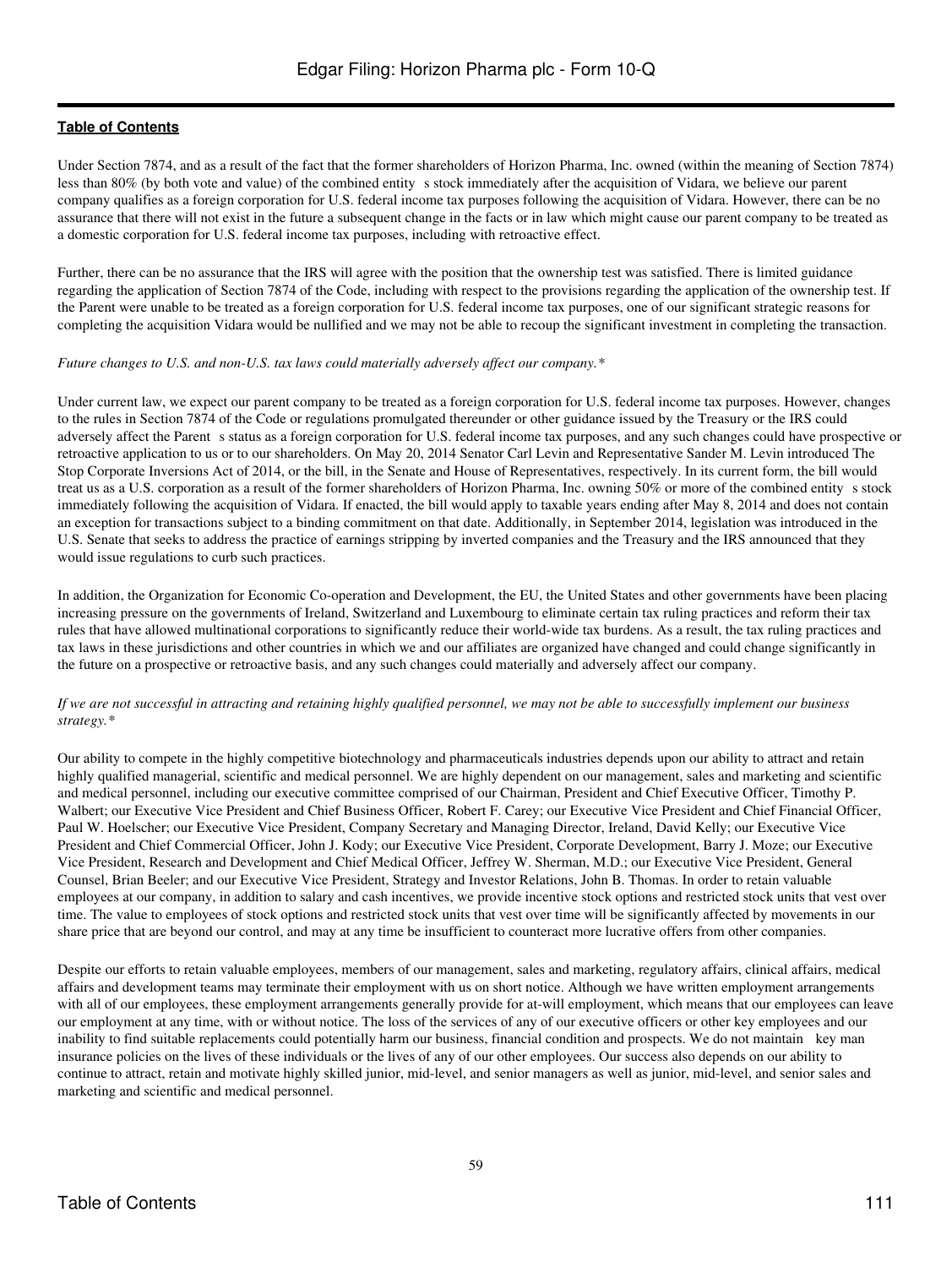Under Section 7874, and as a result of the fact that the former shareholders of Horizon Pharma, Inc. owned (within the meaning of Section 7874) less than 80% (by both vote and value) of the combined entity s stock immediately after the acquisition of Vidara, we believe our parent company qualifies as a foreign corporation for U.S. federal income tax purposes following the acquisition of Vidara. However, there can be no assurance that there will not exist in the future a subsequent change in the facts or in law which might cause our parent company to be treated as a domestic corporation for U.S. federal income tax purposes, including with retroactive effect.

Further, there can be no assurance that the IRS will agree with the position that the ownership test was satisfied. There is limited guidance regarding the application of Section 7874 of the Code, including with respect to the provisions regarding the application of the ownership test. If the Parent were unable to be treated as a foreign corporation for U.S. federal income tax purposes, one of our significant strategic reasons for completing the acquisition Vidara would be nullified and we may not be able to recoup the significant investment in completing the transaction.

*Future changes to U.S. and non-U.S. tax laws could materially adversely affect our company.**

Under current law, we expect our parent company to be treated as a foreign corporation for U.S. federal income tax purposes. However, changes to the rules in Section 7874 of the Code or regulations promulgated thereunder or other guidance issued by the Treasury or the IRS could adversely affect the Parent s status as a foreign corporation for U.S. federal income tax purposes, and any such changes could have prospective or retroactive application to us or to our shareholders. On May 20, 2014 Senator Carl Levin and Representative Sander M. Levin introduced The Stop Corporate Inversions Act of 2014, or the bill, in the Senate and House of Representatives, respectively. In its current form, the bill would treat us as a U.S. corporation as a result of the former shareholders of Horizon Pharma, Inc. owning 50% or more of the combined entity s stock immediately following the acquisition of Vidara. If enacted, the bill would apply to taxable years ending after May 8, 2014 and does not contain an exception for transactions subject to a binding commitment on that date. Additionally, in September 2014, legislation was introduced in the U.S. Senate that seeks to address the practice of earnings stripping by inverted companies and the Treasury and the IRS announced that they would issue regulations to curb such practices.

In addition, the Organization for Economic Co-operation and Development, the EU, the United States and other governments have been placing increasing pressure on the governments of Ireland, Switzerland and Luxembourg to eliminate certain tax ruling practices and reform their tax rules that have allowed multinational corporations to significantly reduce their world-wide tax burdens. As a result, the tax ruling practices and tax laws in these jurisdictions and other countries in which we and our affiliates are organized have changed and could change significantly in the future on a prospective or retroactive basis, and any such changes could materially and adversely affect our company.

*If we are not successful in attracting and retaining highly qualified personnel, we may not be able to successfully implement our business strategy.**

Our ability to compete in the highly competitive biotechnology and pharmaceuticals industries depends upon our ability to attract and retain highly qualified managerial, scientific and medical personnel. We are highly dependent on our management, sales and marketing and scientific and medical personnel, including our executive committee comprised of our Chairman, President and Chief Executive Officer, Timothy P. Walbert; our Executive Vice President and Chief Business Officer, Robert F. Carey; our Executive Vice President and Chief Financial Officer, Paul W. Hoelscher; our Executive Vice President, Company Secretary and Managing Director, Ireland, David Kelly; our Executive Vice President and Chief Commercial Officer, John J. Kody; our Executive Vice President, Corporate Development, Barry J. Moze; our Executive Vice President, Research and Development and Chief Medical Officer, Jeffrey W. Sherman, M.D.; our Executive Vice President, General Counsel, Brian Beeler; and our Executive Vice President, Strategy and Investor Relations, John B. Thomas. In order to retain valuable employees at our company, in addition to salary and cash incentives, we provide incentive stock options and restricted stock units that vest over time. The value to employees of stock options and restricted stock units that vest over time will be significantly affected by movements in our share price that are beyond our control, and may at any time be insufficient to counteract more lucrative offers from other companies.

Despite our efforts to retain valuable employees, members of our management, sales and marketing, regulatory affairs, clinical affairs, medical affairs and development teams may terminate their employment with us on short notice. Although we have written employment arrangements with all of our employees, these employment arrangements generally provide for at-will employment, which means that our employees can leave our employment at any time, with or without notice. The loss of the services of any of our executive officers or other key employees and our inability to find suitable replacements could potentially harm our business, financial condition and prospects. We do not maintain key man insurance policies on the lives of these individuals or the lives of any of our other employees. Our success also depends on our ability to continue to attract, retain and motivate highly skilled junior, mid-level, and senior managers as well as junior, mid-level, and senior sales and marketing and scientific and medical personnel.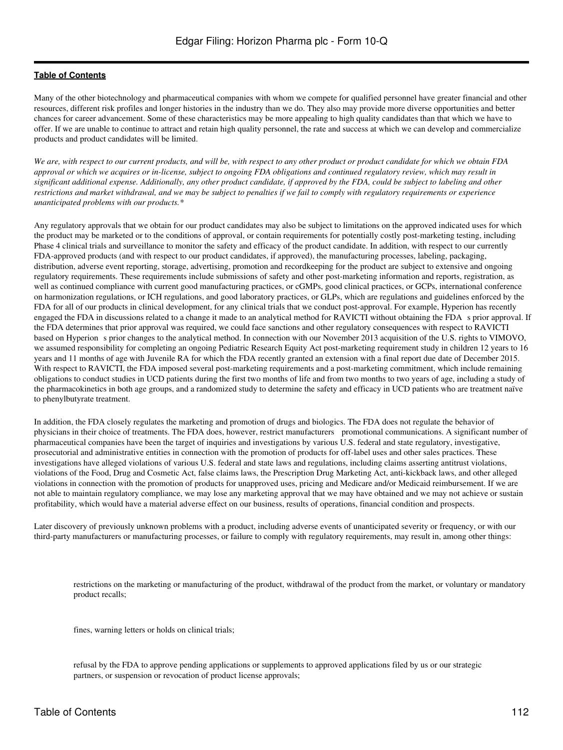Many of the other biotechnology and pharmaceutical companies with whom we compete for qualified personnel have greater financial and other resources, different risk profiles and longer histories in the industry than we do. They also may provide more diverse opportunities and better chances for career advancement. Some of these characteristics may be more appealing to high quality candidates than that which we have to offer. If we are unable to continue to attract and retain high quality personnel, the rate and success at which we can develop and commercialize products and product candidates will be limited.

*We are, with respect to our current products, and will be, with respect to any other product or product candidate for which we obtain FDA approval or which we acquires or in-license, subject to ongoing FDA obligations and continued regulatory review, which may result in significant additional expense. Additionally, any other product candidate, if approved by the FDA, could be subject to labeling and other restrictions and market withdrawal, and we may be subject to penalties if we fail to comply with regulatory requirements or experience unanticipated problems with our products.**

Any regulatory approvals that we obtain for our product candidates may also be subject to limitations on the approved indicated uses for which the product may be marketed or to the conditions of approval, or contain requirements for potentially costly post-marketing testing, including Phase 4 clinical trials and surveillance to monitor the safety and efficacy of the product candidate. In addition, with respect to our currently FDA-approved products (and with respect to our product candidates, if approved), the manufacturing processes, labeling, packaging, distribution, adverse event reporting, storage, advertising, promotion and recordkeeping for the product are subject to extensive and ongoing regulatory requirements. These requirements include submissions of safety and other post-marketing information and reports, registration, as well as continued compliance with current good manufacturing practices, or cGMPs, good clinical practices, or GCPs, international conference on harmonization regulations, or ICH regulations, and good laboratory practices, or GLPs, which are regulations and guidelines enforced by the FDA for all of our products in clinical development, for any clinical trials that we conduct post-approval. For example, Hyperion has recently engaged the FDA in discussions related to a change it made to an analytical method for RAVICTI without obtaining the FDA s prior approval. If the FDA determines that prior approval was required, we could face sanctions and other regulatory consequences with respect to RAVICTI based on Hyperion s prior changes to the analytical method. In connection with our November 2013 acquisition of the U.S. rights to VIMOVO, we assumed responsibility for completing an ongoing Pediatric Research Equity Act post-marketing requirement study in children 12 years to 16 years and 11 months of age with Juvenile RA for which the FDA recently granted an extension with a final report due date of December 2015. With respect to RAVICTI, the FDA imposed several post-marketing requirements and a post-marketing commitment, which include remaining obligations to conduct studies in UCD patients during the first two months of life and from two months to two years of age, including a study of the pharmacokinetics in both age groups, and a randomized study to determine the safety and efficacy in UCD patients who are treatment naïve to phenylbutyrate treatment.

In addition, the FDA closely regulates the marketing and promotion of drugs and biologics. The FDA does not regulate the behavior of physicians in their choice of treatments. The FDA does, however, restrict manufacturers promotional communications. A significant number of pharmaceutical companies have been the target of inquiries and investigations by various U.S. federal and state regulatory, investigative, prosecutorial and administrative entities in connection with the promotion of products for off-label uses and other sales practices. These investigations have alleged violations of various U.S. federal and state laws and regulations, including claims asserting antitrust violations, violations of the Food, Drug and Cosmetic Act, false claims laws, the Prescription Drug Marketing Act, anti-kickback laws, and other alleged violations in connection with the promotion of products for unapproved uses, pricing and Medicare and/or Medicaid reimbursement. If we are not able to maintain regulatory compliance, we may lose any marketing approval that we may have obtained and we may not achieve or sustain profitability, which would have a material adverse effect on our business, results of operations, financial condition and prospects.

Later discovery of previously unknown problems with a product, including adverse events of unanticipated severity or frequency, or with our third-party manufacturers or manufacturing processes, or failure to comply with regulatory requirements, may result in, among other things:

- restrictions on the marketing or manufacturing of the product, withdrawal of the product from the market, or voluntary or mandatory product recalls;
- fines, warning letters or holds on clinical trials;
- refusal by the FDA to approve pending applications or supplements to approved applications filed by us or our strategic partners, or suspension or revocation of product license approvals;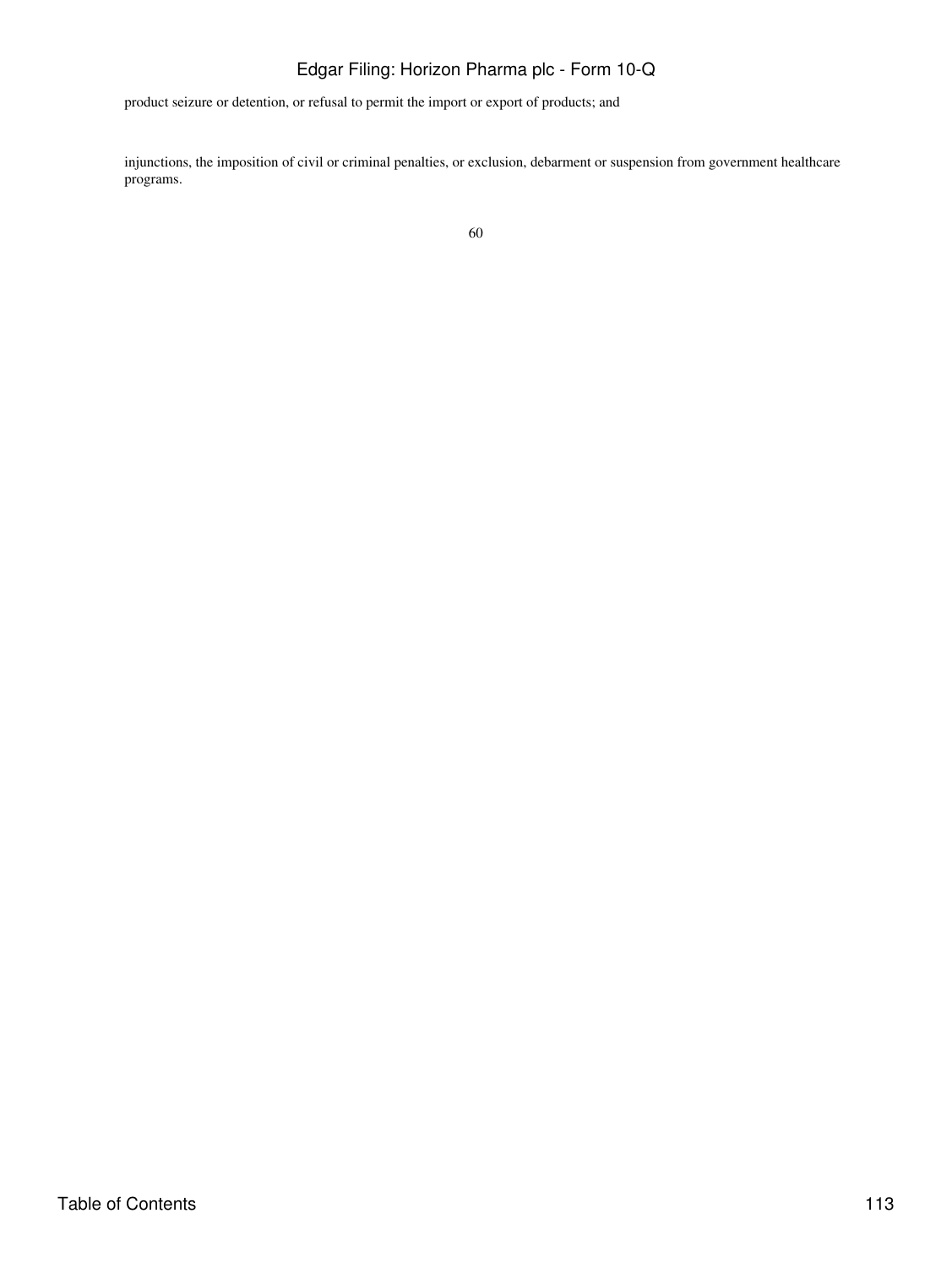- product seizure or detention, or refusal to permit the import or export of products; and
- injunctions, the imposition of civil or criminal penalties, or exclusion, debarment or suspension from government healthcare programs.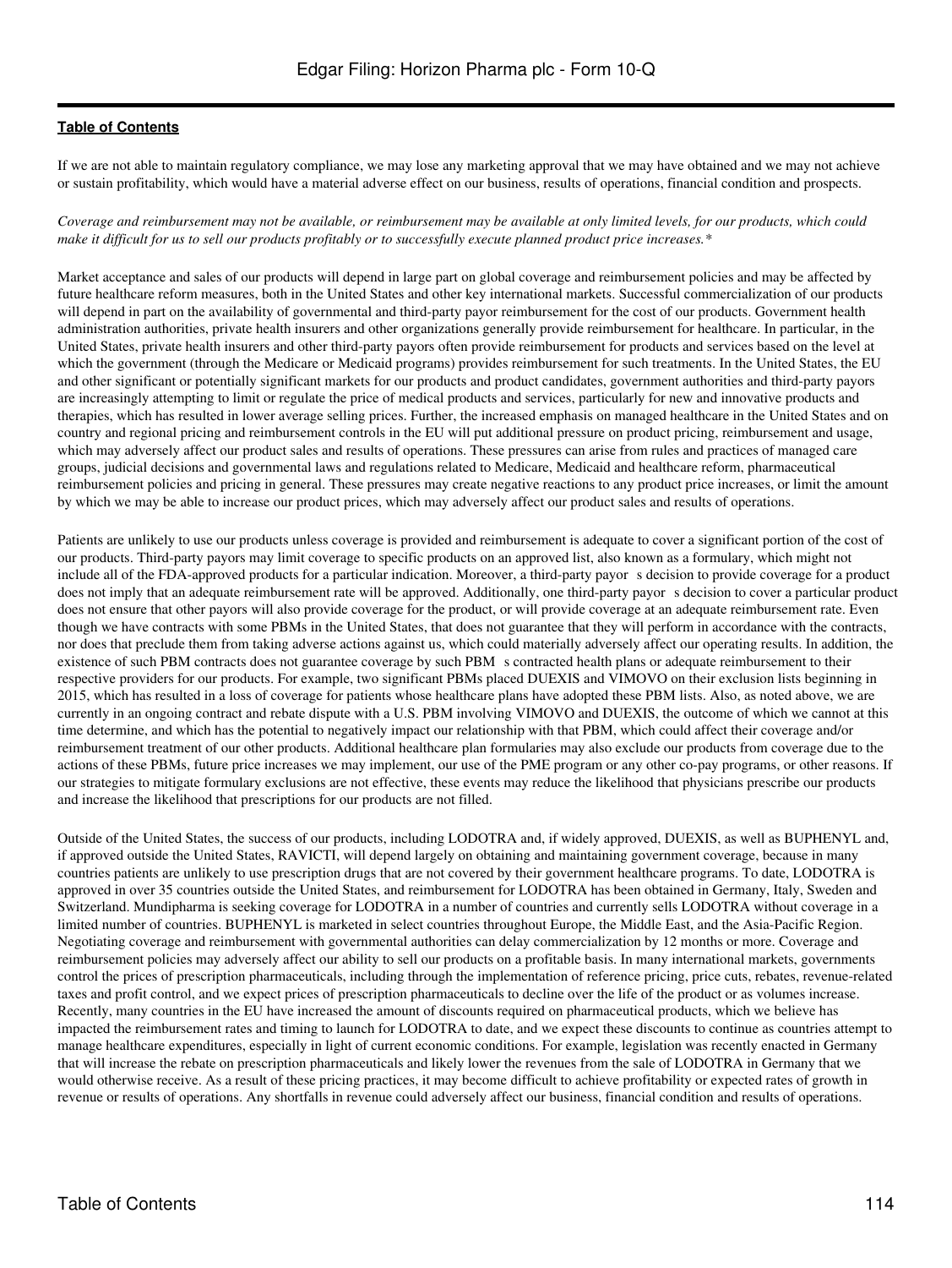If we are not able to maintain regulatory compliance, we may lose any marketing approval that we may have obtained and we may not achieve or sustain profitability, which would have a material adverse effect on our business, results of operations, financial condition and prospects.

*Coverage and reimbursement may not be available, or reimbursement may be available at only limited levels, for our products, which could make it difficult for us to sell our products profitably or to successfully execute planned product price increases.**

Market acceptance and sales of our products will depend in large part on global coverage and reimbursement policies and may be affected by future healthcare reform measures, both in the United States and other key international markets. Successful commercialization of our products will depend in part on the availability of governmental and third-party payor reimbursement for the cost of our products. Government health administration authorities, private health insurers and other organizations generally provide reimbursement for healthcare. In particular, in the United States, private health insurers and other third-party payors often provide reimbursement for products and services based on the level at which the government (through the Medicare or Medicaid programs) provides reimbursement for such treatments. In the United States, the EU and other significant or potentially significant markets for our products and product candidates, government authorities and third-party payors are increasingly attempting to limit or regulate the price of medical products and services, particularly for new and innovative products and therapies, which has resulted in lower average selling prices. Further, the increased emphasis on managed healthcare in the United States and on country and regional pricing and reimbursement controls in the EU will put additional pressure on product pricing, reimbursement and usage, which may adversely affect our product sales and results of operations. These pressures can arise from rules and practices of managed care groups, judicial decisions and governmental laws and regulations related to Medicare, Medicaid and healthcare reform, pharmaceutical reimbursement policies and pricing in general. These pressures may create negative reactions to any product price increases, or limit the amount by which we may be able to increase our product prices, which may adversely affect our product sales and results of operations.

Patients are unlikely to use our products unless coverage is provided and reimbursement is adequate to cover a significant portion of the cost of our products. Third-party payors may limit coverage to specific products on an approved list, also known as a formulary, which might not include all of the FDA-approved products for a particular indication. Moreover, a third-party payor s decision to provide coverage for a product does not imply that an adequate reimbursement rate will be approved. Additionally, one third-party payor s decision to cover a particular product does not ensure that other payors will also provide coverage for the product, or will provide coverage at an adequate reimbursement rate. Even though we have contracts with some PBMs in the United States, that does not guarantee that they will perform in accordance with the contracts, nor does that preclude them from taking adverse actions against us, which could materially adversely affect our operating results. In addition, the existence of such PBM contracts does not guarantee coverage by such PBM s contracted health plans or adequate reimbursement to their respective providers for our products. For example, two significant PBMs placed DUEXIS and VIMOVO on their exclusion lists beginning in 2015, which has resulted in a loss of coverage for patients whose healthcare plans have adopted these PBM lists. Also, as noted above, we are currently in an ongoing contract and rebate dispute with a U.S. PBM involving VIMOVO and DUEXIS, the outcome of which we cannot at this time determine, and which has the potential to negatively impact our relationship with that PBM, which could affect their coverage and/or reimbursement treatment of our other products. Additional healthcare plan formularies may also exclude our products from coverage due to the actions of these PBMs, future price increases we may implement, our use of the PME program or any other co-pay programs, or other reasons. If our strategies to mitigate formulary exclusions are not effective, these events may reduce the likelihood that physicians prescribe our products and increase the likelihood that prescriptions for our products are not filled.

Outside of the United States, the success of our products, including LODOTRA and, if widely approved, DUEXIS, as well as BUPHENYL and, if approved outside the United States, RAVICTI, will depend largely on obtaining and maintaining government coverage, because in many countries patients are unlikely to use prescription drugs that are not covered by their government healthcare programs. To date, LODOTRA is approved in over 35 countries outside the United States, and reimbursement for LODOTRA has been obtained in Germany, Italy, Sweden and Switzerland. Mundipharma is seeking coverage for LODOTRA in a number of countries and currently sells LODOTRA without coverage in a limited number of countries. BUPHENYL is marketed in select countries throughout Europe, the Middle East, and the Asia-Pacific Region. Negotiating coverage and reimbursement with governmental authorities can delay commercialization by 12 months or more. Coverage and reimbursement policies may adversely affect our ability to sell our products on a profitable basis. In many international markets, governments control the prices of prescription pharmaceuticals, including through the implementation of reference pricing, price cuts, rebates, revenue-related taxes and profit control, and we expect prices of prescription pharmaceuticals to decline over the life of the product or as volumes increase. Recently, many countries in the EU have increased the amount of discounts required on pharmaceutical products, which we believe has impacted the reimbursement rates and timing to launch for LODOTRA to date, and we expect these discounts to continue as countries attempt to manage healthcare expenditures, especially in light of current economic conditions. For example, legislation was recently enacted in Germany that will increase the rebate on prescription pharmaceuticals and likely lower the revenues from the sale of LODOTRA in Germany that we would otherwise receive. As a result of these pricing practices, it may become difficult to achieve profitability or expected rates of growth in revenue or results of operations. Any shortfalls in revenue could adversely affect our business, financial condition and results of operations.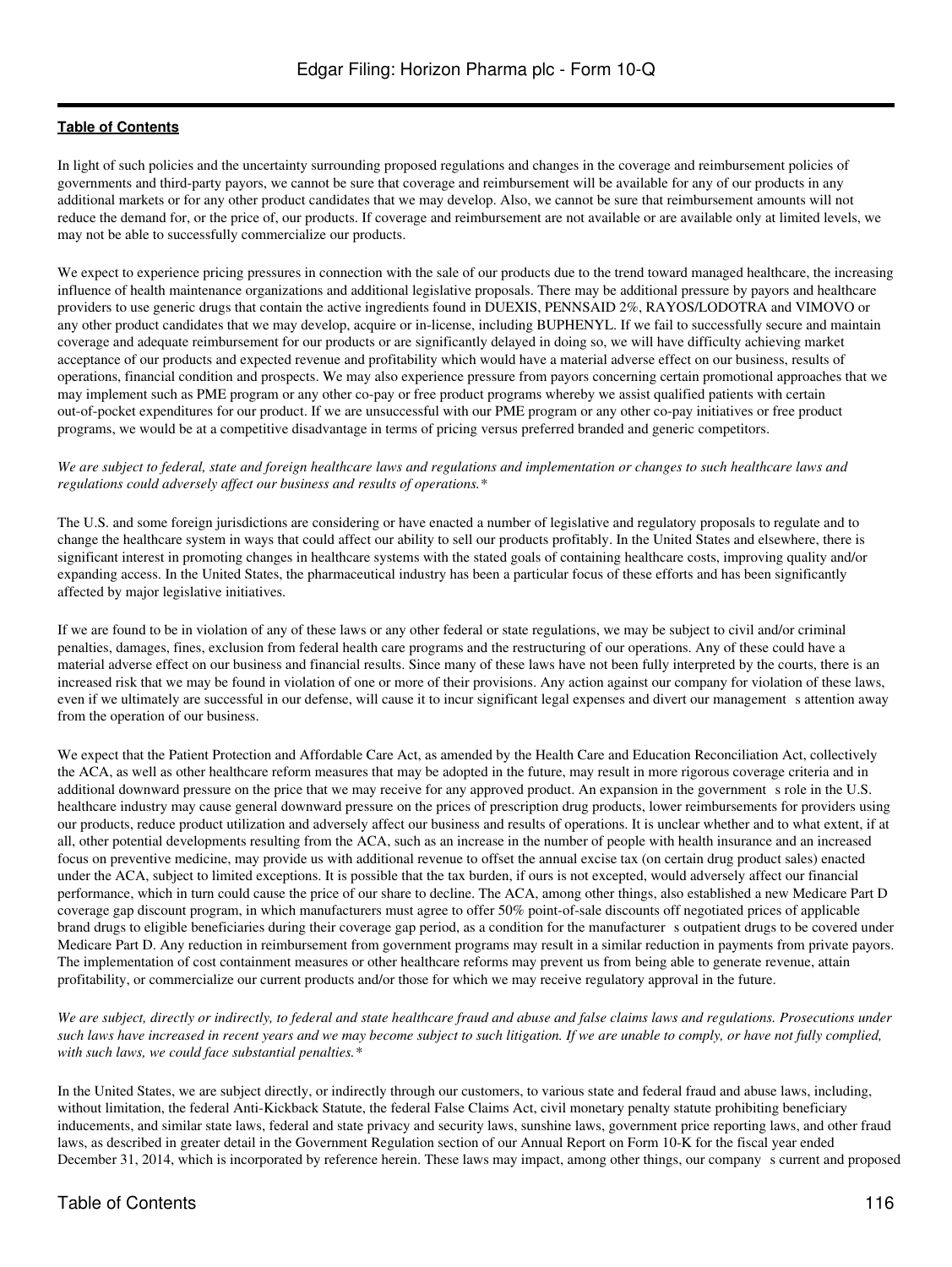In light of such policies and the uncertainty surrounding proposed regulations and changes in the coverage and reimbursement policies of governments and third-party payors, we cannot be sure that coverage and reimbursement will be available for any of our products in any additional markets or for any other product candidates that we may develop. Also, we cannot be sure that reimbursement amounts will not reduce the demand for, or the price of, our products. If coverage and reimbursement are not available or are available only at limited levels, we may not be able to successfully commercialize our products.

We expect to experience pricing pressures in connection with the sale of our products due to the trend toward managed healthcare, the increasing influence of health maintenance organizations and additional legislative proposals. There may be additional pressure by payors and healthcare providers to use generic drugs that contain the active ingredients found in DUEXIS, PENNSAID 2%, RAYOS/LODOTRA and VIMOVO or any other product candidates that we may develop, acquire or in-license, including BUPHENYL. If we fail to successfully secure and maintain coverage and adequate reimbursement for our products or are significantly delayed in doing so, we will have difficulty achieving market acceptance of our products and expected revenue and profitability which would have a material adverse effect on our business, results of operations, financial condition and prospects. We may also experience pressure from payors concerning certain promotional approaches that we may implement such as PME program or any other co-pay or free product programs whereby we assist qualified patients with certain out-of-pocket expenditures for our product. If we are unsuccessful with our PME program or any other co-pay initiatives or free product programs, we would be at a competitive disadvantage in terms of pricing versus preferred branded and generic competitors.

*We are subject to federal, state and foreign healthcare laws and regulations and implementation or changes to such healthcare laws and regulations could adversely affect our business and results of operations.\**

The U.S. and some foreign jurisdictions are considering or have enacted a number of legislative and regulatory proposals to regulate and to change the healthcare system in ways that could affect our ability to sell our products profitably. In the United States and elsewhere, there is significant interest in promoting changes in healthcare systems with the stated goals of containing healthcare costs, improving quality and/or expanding access. In the United States, the pharmaceutical industry has been a particular focus of these efforts and has been significantly affected by major legislative initiatives.

If we are found to be in violation of any of these laws or any other federal or state regulations, we may be subject to civil and/or criminal penalties, damages, fines, exclusion from federal health care programs and the restructuring of our operations. Any of these could have a material adverse effect on our business and financial results. Since many of these laws have not been fully interpreted by the courts, there is an increased risk that we may be found in violation of one or more of their provisions. Any action against our company for violation of these laws, even if we ultimately are successful in our defense, will cause it to incur significant legal expenses and divert our management s attention away from the operation of our business.

We expect that the Patient Protection and Affordable Care Act, as amended by the Health Care and Education Reconciliation Act, collectively the ACA, as well as other healthcare reform measures that may be adopted in the future, may result in more rigorous coverage criteria and in additional downward pressure on the price that we may receive for any approved product. An expansion in the government s role in the U.S. healthcare industry may cause general downward pressure on the prices of prescription drug products, lower reimbursements for providers using our products, reduce product utilization and adversely affect our business and results of operations. It is unclear whether and to what extent, if at all, other potential developments resulting from the ACA, such as an increase in the number of people with health insurance and an increased focus on preventive medicine, may provide us with additional revenue to offset the annual excise tax (on certain drug product sales) enacted under the ACA, subject to limited exceptions. It is possible that the tax burden, if ours is not excepted, would adversely affect our financial performance, which in turn could cause the price of our share to decline. The ACA, among other things, also established a new Medicare Part D coverage gap discount program, in which manufacturers must agree to offer 50% point-of-sale discounts off negotiated prices of applicable brand drugs to eligible beneficiaries during their coverage gap period, as a condition for the manufacturer s outpatient drugs to be covered under Medicare Part D. Any reduction in reimbursement from government programs may result in a similar reduction in payments from private payors. The implementation of cost containment measures or other healthcare reforms may prevent us from being able to generate revenue, attain profitability, or commercialize our current products and/or those for which we may receive regulatory approval in the future.

*We are subject, directly or indirectly, to federal and state healthcare fraud and abuse and false claims laws and regulations. Prosecutions under such laws have increased in recent years and we may become subject to such litigation. If we are unable to comply, or have not fully complied, with such laws, we could face substantial penalties.\**

In the United States, we are subject directly, or indirectly through our customers, to various state and federal fraud and abuse laws, including, without limitation, the federal Anti-Kickback Statute, the federal False Claims Act, civil monetary penalty statute prohibiting beneficiary inducements, and similar state laws, federal and state privacy and security laws, sunshine laws, government price reporting laws, and other fraud laws, as described in greater detail in the Government Regulation section of our Annual Report on Form 10-K for the fiscal year ended December 31, 2014, which is incorporated by reference herein. These laws may impact, among other things, our company s current and proposed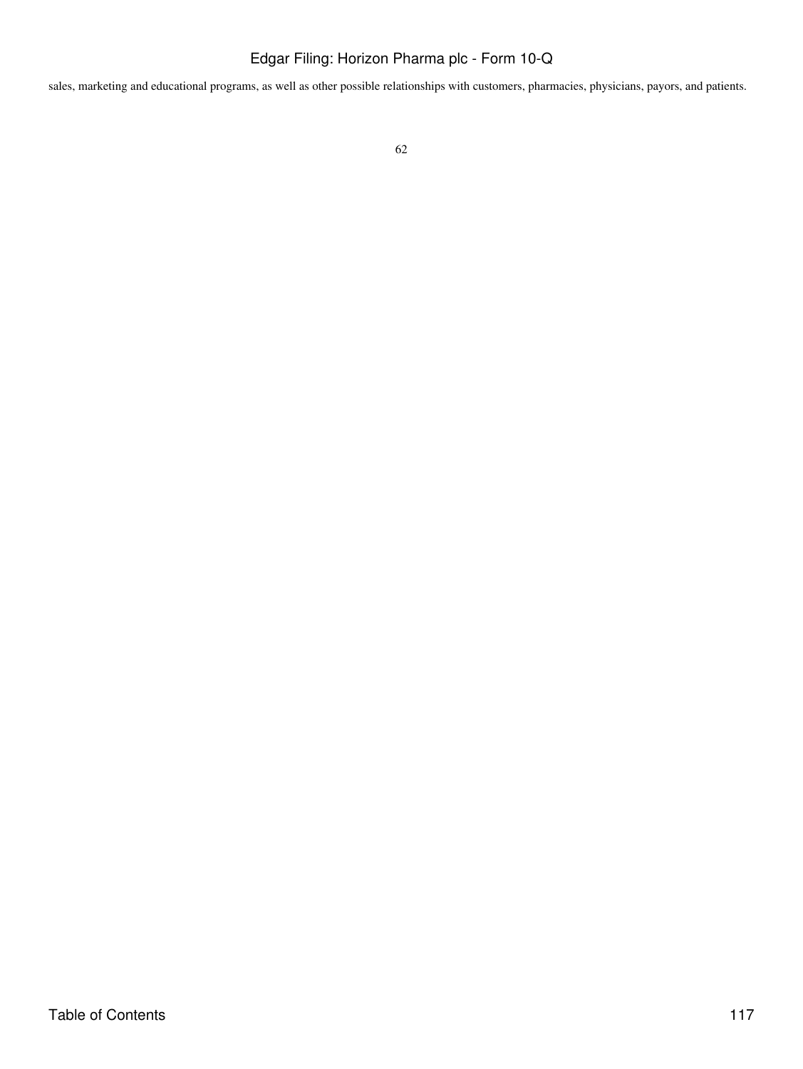sales, marketing and educational programs, as well as other possible relationships with customers, pharmacies, physicians, payors, and patients.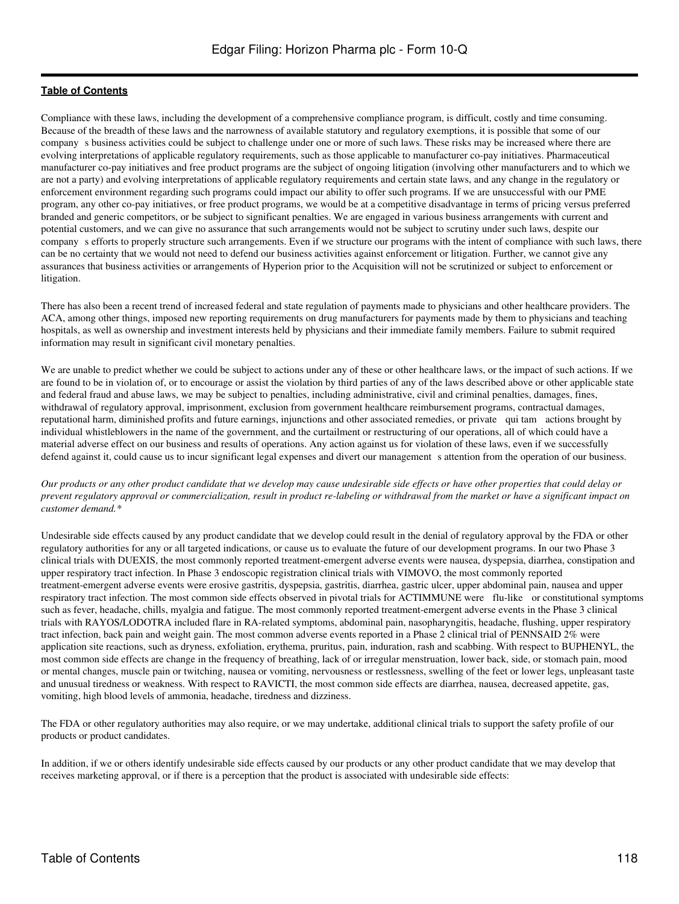Compliance with these laws, including the development of a comprehensive compliance program, is difficult, costly and time consuming. Because of the breadth of these laws and the narrowness of available statutory and regulatory exemptions, it is possible that some of our company s business activities could be subject to challenge under one or more of such laws. These risks may be increased where there are evolving interpretations of applicable regulatory requirements, such as those applicable to manufacturer co-pay initiatives. Pharmaceutical manufacturer co-pay initiatives and free product programs are the subject of ongoing litigation (involving other manufacturers and to which we are not a party) and evolving interpretations of applicable regulatory requirements and certain state laws, and any change in the regulatory or enforcement environment regarding such programs could impact our ability to offer such programs. If we are unsuccessful with our PME program, any other co-pay initiatives, or free product programs, we would be at a competitive disadvantage in terms of pricing versus preferred branded and generic competitors, or be subject to significant penalties. We are engaged in various business arrangements with current and potential customers, and we can give no assurance that such arrangements would not be subject to scrutiny under such laws, despite our company s efforts to properly structure such arrangements. Even if we structure our programs with the intent of compliance with such laws, there can be no certainty that we would not need to defend our business activities against enforcement or litigation. Further, we cannot give any assurances that business activities or arrangements of Hyperion prior to the Acquisition will not be scrutinized or subject to enforcement or litigation.

There has also been a recent trend of increased federal and state regulation of payments made to physicians and other healthcare providers. The ACA, among other things, imposed new reporting requirements on drug manufacturers for payments made by them to physicians and teaching hospitals, as well as ownership and investment interests held by physicians and their immediate family members. Failure to submit required information may result in significant civil monetary penalties.

We are unable to predict whether we could be subject to actions under any of these or other healthcare laws, or the impact of such actions. If we are found to be in violation of, or to encourage or assist the violation by third parties of any of the laws described above or other applicable state and federal fraud and abuse laws, we may be subject to penalties, including administrative, civil and criminal penalties, damages, fines, withdrawal of regulatory approval, imprisonment, exclusion from government healthcare reimbursement programs, contractual damages, reputational harm, diminished profits and future earnings, injunctions and other associated remedies, or private qui tam actions brought by individual whistleblowers in the name of the government, and the curtailment or restructuring of our operations, all of which could have a material adverse effect on our business and results of operations. Any action against us for violation of these laws, even if we successfully defend against it, could cause us to incur significant legal expenses and divert our management s attention from the operation of our business.

*Our products or any other product candidate that we develop may cause undesirable side effects or have other properties that could delay or prevent regulatory approval or commercialization, result in product re-labeling or withdrawal from the market or have a significant impact on customer demand.**

Undesirable side effects caused by any product candidate that we develop could result in the denial of regulatory approval by the FDA or other regulatory authorities for any or all targeted indications, or cause us to evaluate the future of our development programs. In our two Phase 3 clinical trials with DUEXIS, the most commonly reported treatment-emergent adverse events were nausea, dyspepsia, diarrhea, constipation and upper respiratory tract infection. In Phase 3 endoscopic registration clinical trials with VIMOVO, the most commonly reported treatment-emergent adverse events were erosive gastritis, dyspepsia, gastritis, diarrhea, gastric ulcer, upper abdominal pain, nausea and upper respiratory tract infection. The most common side effects observed in pivotal trials for ACTIMMUNE were flu-like or constitutional symptoms such as fever, headache, chills, myalgia and fatigue. The most commonly reported treatment-emergent adverse events in the Phase 3 clinical trials with RAYOS/LODOTRA included flare in RA-related symptoms, abdominal pain, nasopharyngitis, headache, flushing, upper respiratory tract infection, back pain and weight gain. The most common adverse events reported in a Phase 2 clinical trial of PENNSAID 2% were application site reactions, such as dryness, exfoliation, erythema, pruritus, pain, induration, rash and scabbing. With respect to BUPHENYL, the most common side effects are change in the frequency of breathing, lack of or irregular menstruation, lower back, side, or stomach pain, mood or mental changes, muscle pain or twitching, nausea or vomiting, nervousness or restlessness, swelling of the feet or lower legs, unpleasant taste and unusual tiredness or weakness. With respect to RAVICTI, the most common side effects are diarrhea, nausea, decreased appetite, gas, vomiting, high blood levels of ammonia, headache, tiredness and dizziness.

The FDA or other regulatory authorities may also require, or we may undertake, additional clinical trials to support the safety profile of our products or product candidates.

In addition, if we or others identify undesirable side effects caused by our products or any other product candidate that we may develop that receives marketing approval, or if there is a perception that the product is associated with undesirable side effects: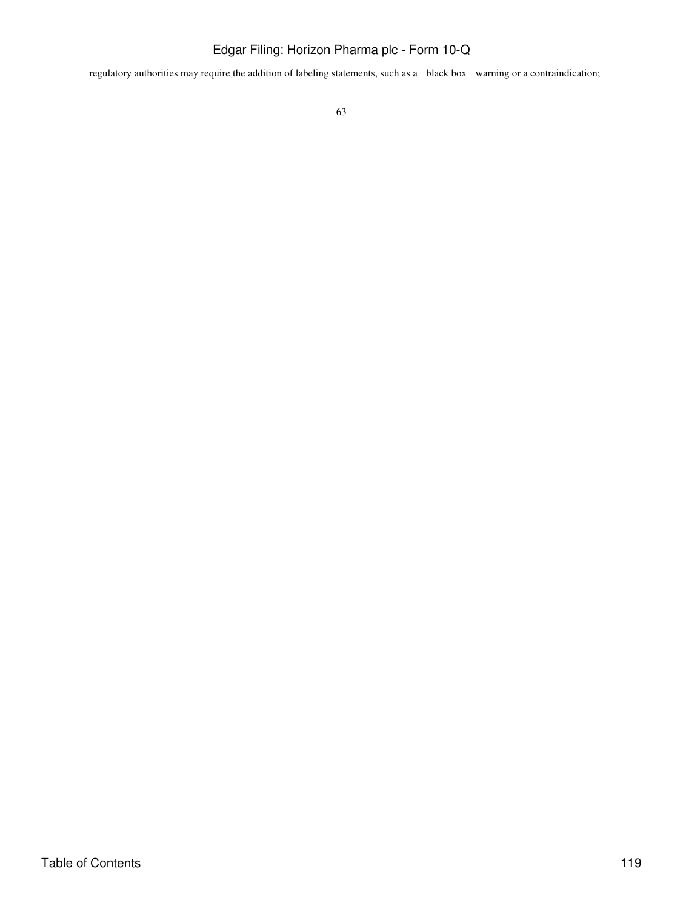regulatory authorities may require the addition of labeling statements, such as a "black box" warning or a contraindication;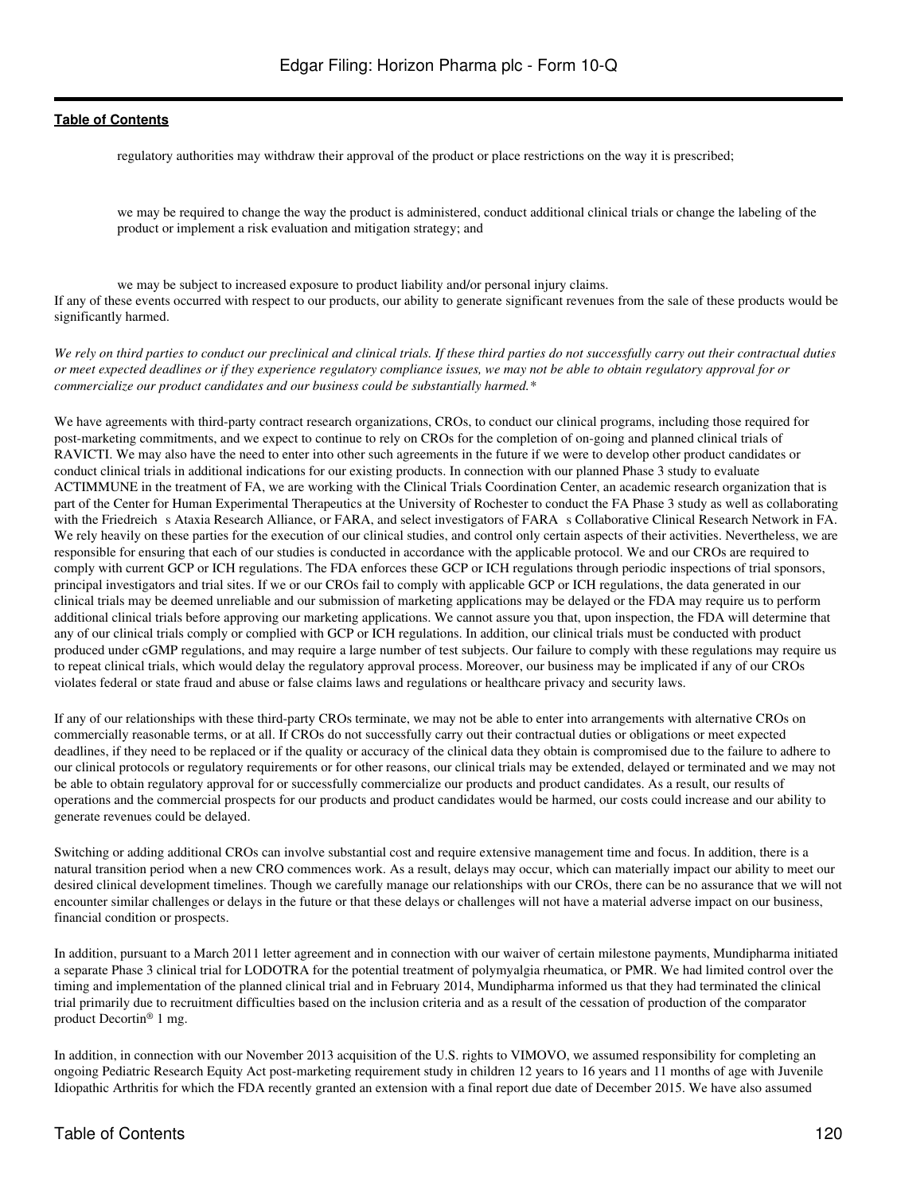- regulatory authorities may withdraw their approval of the product or place restrictions on the way it is prescribed;
- we may be required to change the way the product is administered, conduct additional clinical trials or change the labeling of the product or implement a risk evaluation and mitigation strategy; and
- we may be subject to increased exposure to product liability and/or personal injury claims.

If any of these events occurred with respect to our products, our ability to generate significant revenues from the sale of these products would be significantly harmed.

*We rely on third parties to conduct our preclinical and clinical trials. If these third parties do not successfully carry out their contractual duties or meet expected deadlines or if they experience regulatory compliance issues, we may not be able to obtain regulatory approval for or commercialize our product candidates and our business could be substantially harmed.**

We have agreements with third-party contract research organizations, CROs, to conduct our clinical programs, including those required for post-marketing commitments, and we expect to continue to rely on CROs for the completion of on-going and planned clinical trials of RAVICTI. We may also have the need to enter into other such agreements in the future if we were to develop other product candidates or conduct clinical trials in additional indications for our existing products. In connection with our planned Phase 3 study to evaluate ACTIMMUNE in the treatment of FA, we are working with the Clinical Trials Coordination Center, an academic research organization that is part of the Center for Human Experimental Therapeutics at the University of Rochester to conduct the FA Phase 3 study as well as collaborating with the Friedreich s Ataxia Research Alliance, or FARA, and select investigators of FARA s Collaborative Clinical Research Network in FA. We rely heavily on these parties for the execution of our clinical studies, and control only certain aspects of their activities. Nevertheless, we are responsible for ensuring that each of our studies is conducted in accordance with the applicable protocol. We and our CROs are required to comply with current GCP or ICH regulations. The FDA enforces these GCP or ICH regulations through periodic inspections of trial sponsors, principal investigators and trial sites. If we or our CROs fail to comply with applicable GCP or ICH regulations, the data generated in our clinical trials may be deemed unreliable and our submission of marketing applications may be delayed or the FDA may require us to perform additional clinical trials before approving our marketing applications. We cannot assure you that, upon inspection, the FDA will determine that any of our clinical trials comply or complied with GCP or ICH regulations. In addition, our clinical trials must be conducted with product produced under cGMP regulations, and may require a large number of test subjects. Our failure to comply with these regulations may require us to repeat clinical trials, which would delay the regulatory approval process. Moreover, our business may be implicated if any of our CROs violates federal or state fraud and abuse or false claims laws and regulations or healthcare privacy and security laws.

If any of our relationships with these third-party CROs terminate, we may not be able to enter into arrangements with alternative CROs on commercially reasonable terms, or at all. If CROs do not successfully carry out their contractual duties or obligations or meet expected deadlines, if they need to be replaced or if the quality or accuracy of the clinical data they obtain is compromised due to the failure to adhere to our clinical protocols or regulatory requirements or for other reasons, our clinical trials may be extended, delayed or terminated and we may not be able to obtain regulatory approval for or successfully commercialize our products and product candidates. As a result, our results of operations and the commercial prospects for our products and product candidates would be harmed, our costs could increase and our ability to generate revenues could be delayed.

Switching or adding additional CROs can involve substantial cost and require extensive management time and focus. In addition, there is a natural transition period when a new CRO commences work. As a result, delays may occur, which can materially impact our ability to meet our desired clinical development timelines. Though we carefully manage our relationships with our CROs, there can be no assurance that we will not encounter similar challenges or delays in the future or that these delays or challenges will not have a material adverse impact on our business, financial condition or prospects.

In addition, pursuant to a March 2011 letter agreement and in connection with our waiver of certain milestone payments, Mundipharma initiated a separate Phase 3 clinical trial for LODOTRA for the potential treatment of polymyalgia rheumatica, or PMR. We had limited control over the timing and implementation of the planned clinical trial and in February 2014, Mundipharma informed us that they had terminated the clinical trial primarily due to recruitment difficulties based on the inclusion criteria and as a result of the cessation of production of the comparator product Decortin® 1 mg.

In addition, in connection with our November 2013 acquisition of the U.S. rights to VIMOVO, we assumed responsibility for completing an ongoing Pediatric Research Equity Act post-marketing requirement study in children 12 years to 16 years and 11 months of age with Juvenile Idiopathic Arthritis for which the FDA recently granted an extension with a final report due date of December 2015. We have also assumed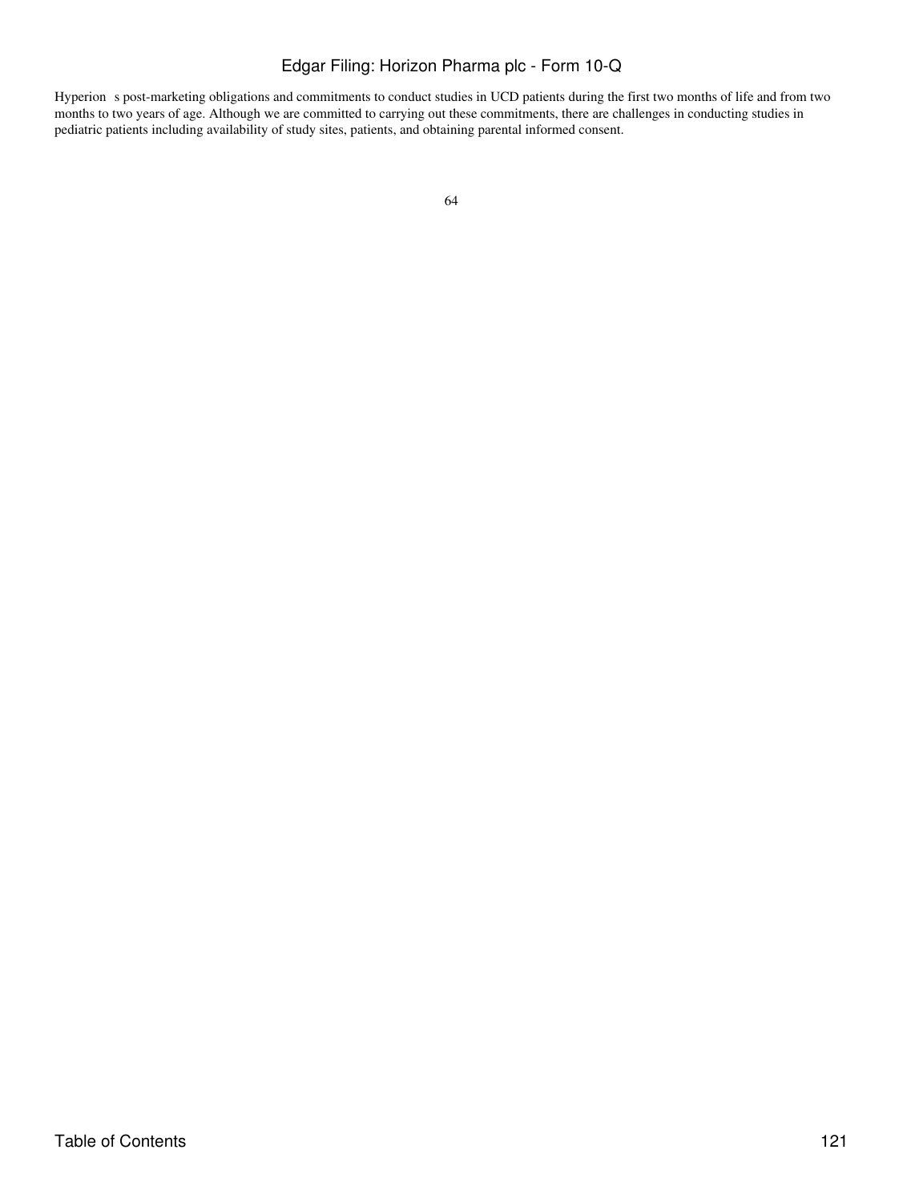Hyperion s post-marketing obligations and commitments to conduct studies in UCD patients during the first two months of life and from two months to two years of age. Although we are committed to carrying out these commitments, there are challenges in conducting studies in pediatric patients including availability of study sites, patients, and obtaining parental informed consent.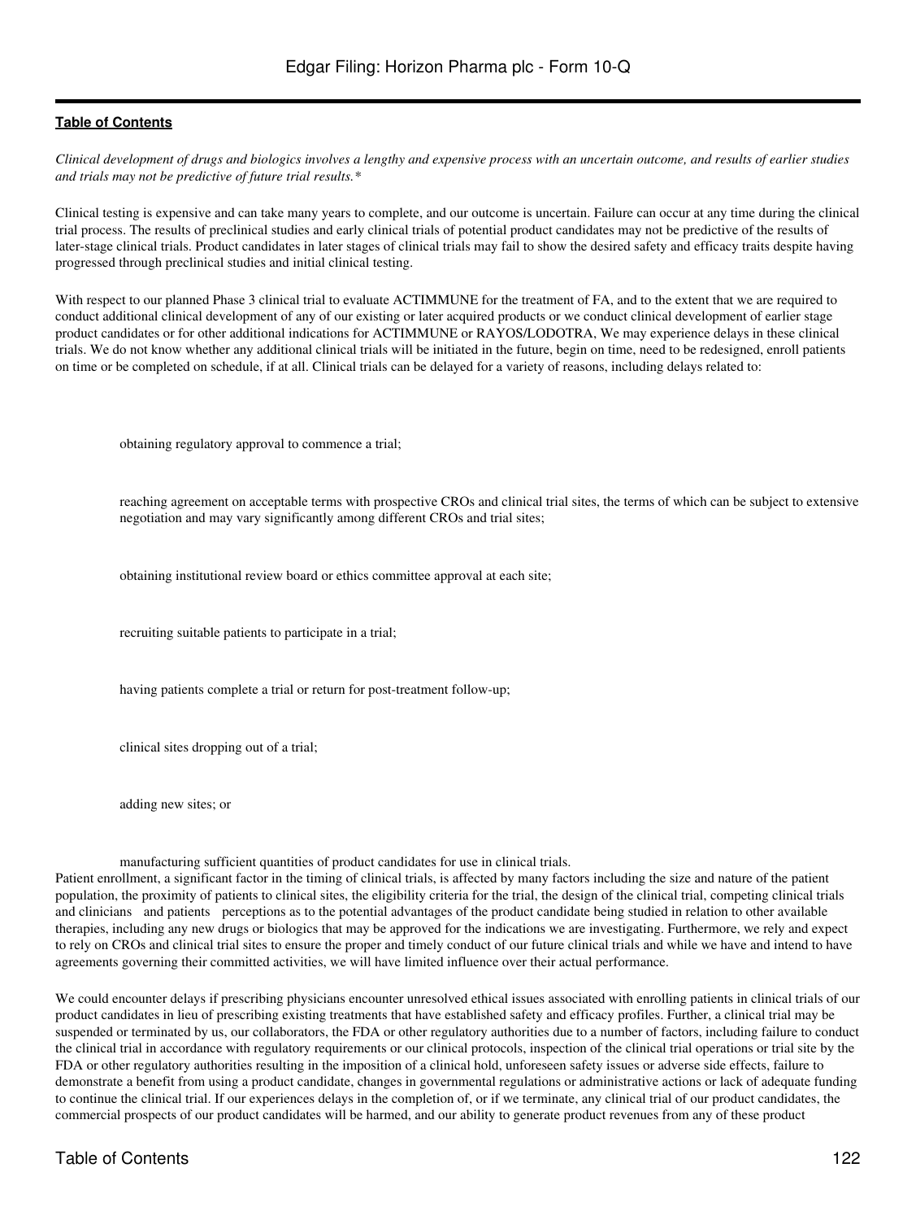*Clinical development of drugs and biologics involves a lengthy and expensive process with an uncertain outcome, and results of earlier studies and trials may not be predictive of future trial results.**

Clinical testing is expensive and can take many years to complete, and our outcome is uncertain. Failure can occur at any time during the clinical trial process. The results of preclinical studies and early clinical trials of potential product candidates may not be predictive of the results of later-stage clinical trials. Product candidates in later stages of clinical trials may fail to show the desired safety and efficacy traits despite having progressed through preclinical studies and initial clinical testing.

With respect to our planned Phase 3 clinical trial to evaluate ACTIMMUNE for the treatment of FA, and to the extent that we are required to conduct additional clinical development of any of our existing or later acquired products or we conduct clinical development of earlier stage product candidates or for other additional indications for ACTIMMUNE or RAYOS/LODOTRA, We may experience delays in these clinical trials. We do not know whether any additional clinical trials will be initiated in the future, begin on time, need to be redesigned, enroll patients on time or be completed on schedule, if at all. Clinical trials can be delayed for a variety of reasons, including delays related to:

- obtaining regulatory approval to commence a trial;
- reaching agreement on acceptable terms with prospective CROs and clinical trial sites, the terms of which can be subject to extensive negotiation and may vary significantly among different CROs and trial sites;
- obtaining institutional review board or ethics committee approval at each site;
- recruiting suitable patients to participate in a trial;
- having patients complete a trial or return for post-treatment follow-up;
- clinical sites dropping out of a trial;
- adding new sites; or
- manufacturing sufficient quantities of product candidates for use in clinical trials.

Patient enrollment, a significant factor in the timing of clinical trials, is affected by many factors including the size and nature of the patient population, the proximity of patients to clinical sites, the eligibility criteria for the trial, the design of the clinical trial, competing clinical trials and clinicians and patients perceptions as to the potential advantages of the product candidate being studied in relation to other available therapies, including any new drugs or biologics that may be approved for the indications we are investigating. Furthermore, we rely and expect to rely on CROs and clinical trial sites to ensure the proper and timely conduct of our future clinical trials and while we have and intend to have agreements governing their committed activities, we will have limited influence over their actual performance.

We could encounter delays if prescribing physicians encounter unresolved ethical issues associated with enrolling patients in clinical trials of our product candidates in lieu of prescribing existing treatments that have established safety and efficacy profiles. Further, a clinical trial may be suspended or terminated by us, our collaborators, the FDA or other regulatory authorities due to a number of factors, including failure to conduct the clinical trial in accordance with regulatory requirements or our clinical protocols, inspection of the clinical trial operations or trial site by the FDA or other regulatory authorities resulting in the imposition of a clinical hold, unforeseen safety issues or adverse side effects, failure to demonstrate a benefit from using a product candidate, changes in governmental regulations or administrative actions or lack of adequate funding to continue the clinical trial. If our experiences delays in the completion of, or if we terminate, any clinical trial of our product candidates, the commercial prospects of our product candidates will be harmed, and our ability to generate product revenues from any of these product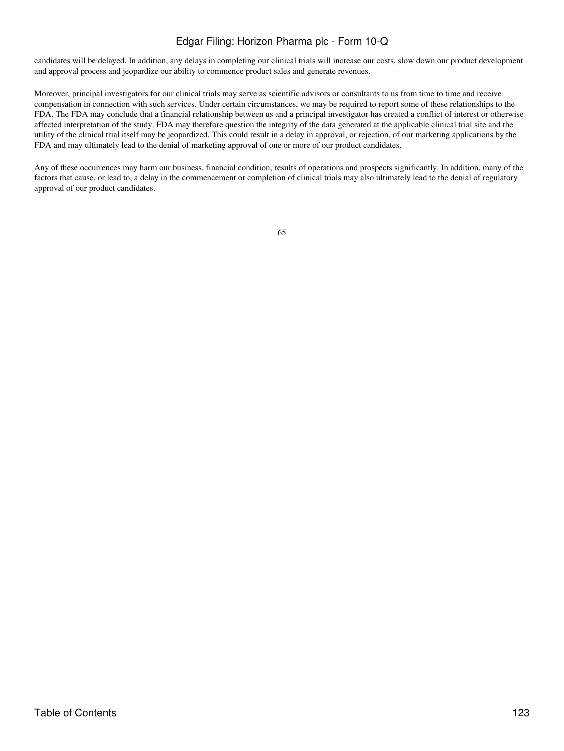candidates will be delayed. In addition, any delays in completing our clinical trials will increase our costs, slow down our product development and approval process and jeopardize our ability to commence product sales and generate revenues.

Moreover, principal investigators for our clinical trials may serve as scientific advisors or consultants to us from time to time and receive compensation in connection with such services. Under certain circumstances, we may be required to report some of these relationships to the FDA. The FDA may conclude that a financial relationship between us and a principal investigator has created a conflict of interest or otherwise affected interpretation of the study. FDA may therefore question the integrity of the data generated at the applicable clinical trial site and the utility of the clinical trial itself may be jeopardized. This could result in a delay in approval, or rejection, of our marketing applications by the FDA and may ultimately lead to the denial of marketing approval of one or more of our product candidates.

Any of these occurrences may harm our business, financial condition, results of operations and prospects significantly. In addition, many of the factors that cause, or lead to, a delay in the commencement or completion of clinical trials may also ultimately lead to the denial of regulatory approval of our product candidates.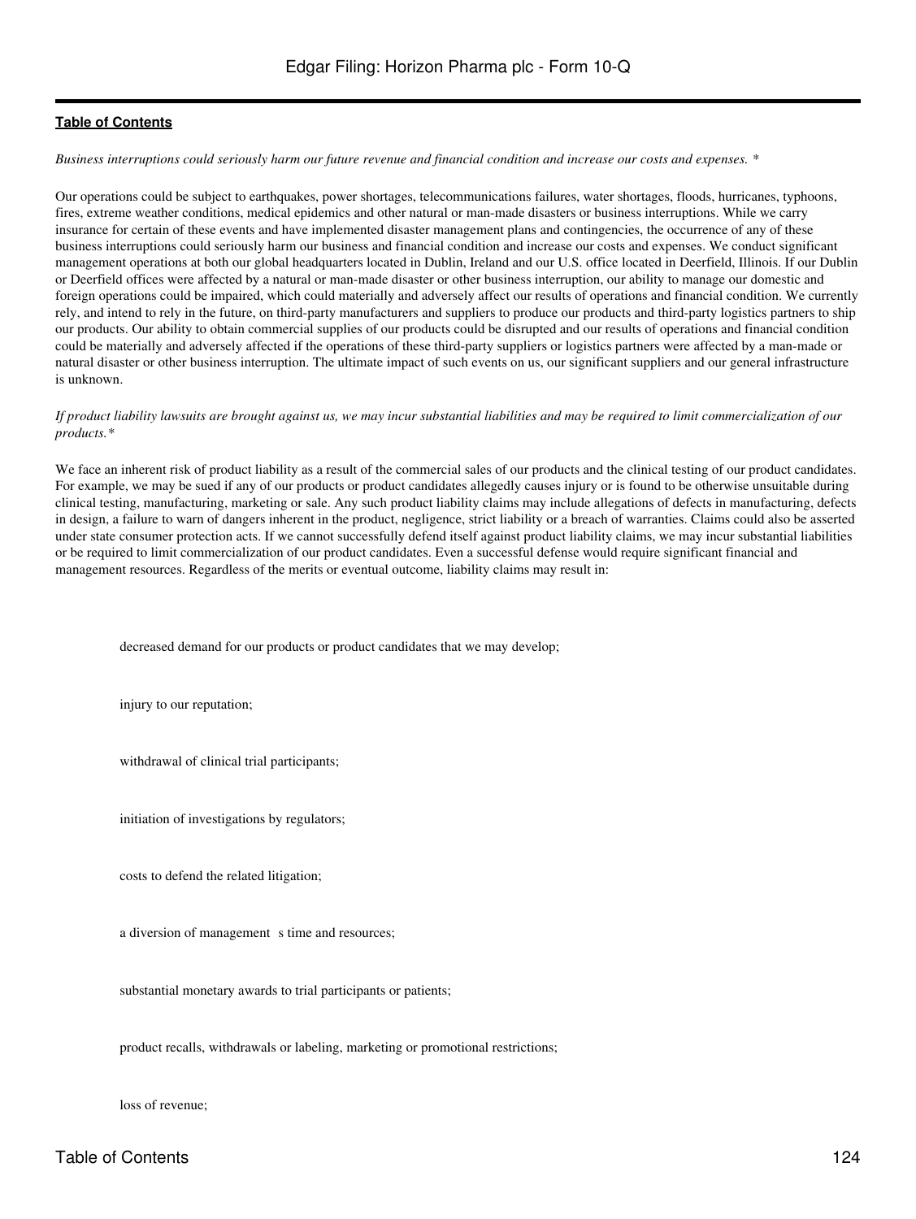*Business interruptions could seriously harm our future revenue and financial condition and increase our costs and expenses. **

Our operations could be subject to earthquakes, power shortages, telecommunications failures, water shortages, floods, hurricanes, typhoons, fires, extreme weather conditions, medical epidemics and other natural or man-made disasters or business interruptions. While we carry insurance for certain of these events and have implemented disaster management plans and contingencies, the occurrence of any of these business interruptions could seriously harm our business and financial condition and increase our costs and expenses. We conduct significant management operations at both our global headquarters located in Dublin, Ireland and our U.S. office located in Deerfield, Illinois. If our Dublin or Deerfield offices were affected by a natural or man-made disaster or other business interruption, our ability to manage our domestic and foreign operations could be impaired, which could materially and adversely affect our results of operations and financial condition. We currently rely, and intend to rely in the future, on third-party manufacturers and suppliers to produce our products and third-party logistics partners to ship our products. Our ability to obtain commercial supplies of our products could be disrupted and our results of operations and financial condition could be materially and adversely affected if the operations of these third-party suppliers or logistics partners were affected by a man-made or natural disaster or other business interruption. The ultimate impact of such events on us, our significant suppliers and our general infrastructure is unknown.

*If product liability lawsuits are brought against us, we may incur substantial liabilities and may be required to limit commercialization of our products.**

We face an inherent risk of product liability as a result of the commercial sales of our products and the clinical testing of our product candidates. For example, we may be sued if any of our products or product candidates allegedly causes injury or is found to be otherwise unsuitable during clinical testing, manufacturing, marketing or sale. Any such product liability claims may include allegations of defects in manufacturing, defects in design, a failure to warn of dangers inherent in the product, negligence, strict liability or a breach of warranties. Claims could also be asserted under state consumer protection acts. If we cannot successfully defend itself against product liability claims, we may incur substantial liabilities or be required to limit commercialization of our product candidates. Even a successful defense would require significant financial and management resources. Regardless of the merits or eventual outcome, liability claims may result in:

- decreased demand for our products or product candidates that we may develop;
- injury to our reputation;
- withdrawal of clinical trial participants;
- initiation of investigations by regulators;
- costs to defend the related litigation;
- a diversion of management s time and resources;
- substantial monetary awards to trial participants or patients;
- product recalls, withdrawals or labeling, marketing or promotional restrictions;
- loss of revenue;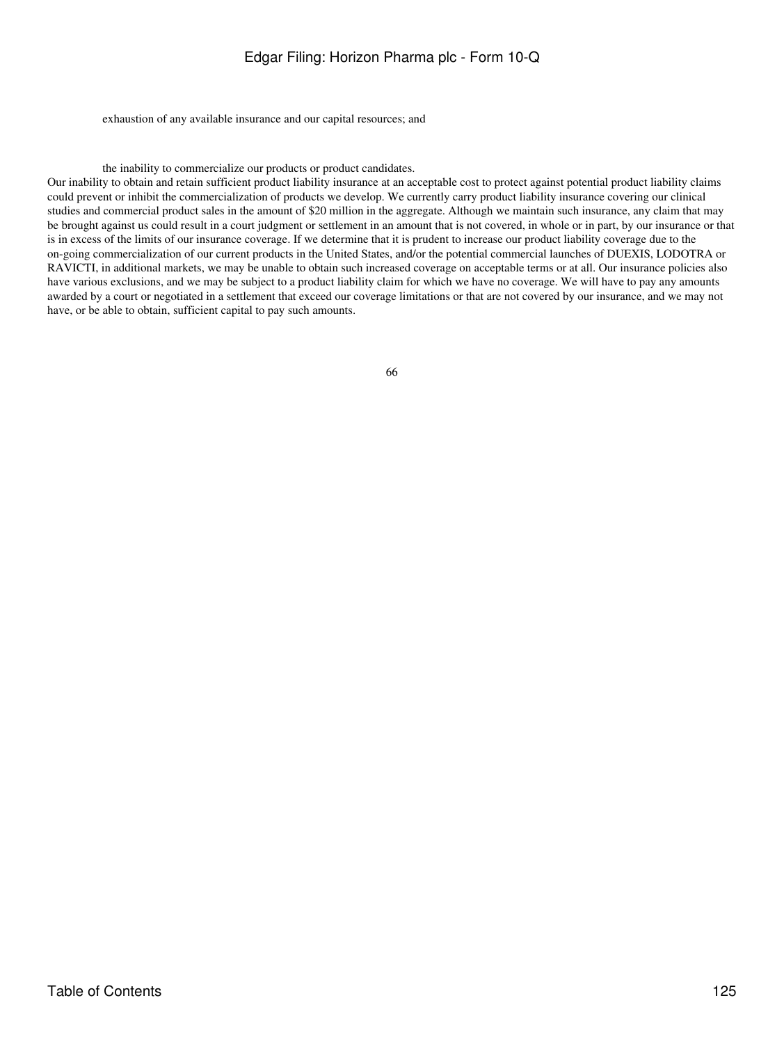- exhaustion of any available insurance and our capital resources; and
- the inability to commercialize our products or product candidates.

Our inability to obtain and retain sufficient product liability insurance at an acceptable cost to protect against potential product liability claims could prevent or inhibit the commercialization of products we develop. We currently carry product liability insurance covering our clinical studies and commercial product sales in the amount of $20 million in the aggregate. Although we maintain such insurance, any claim that may be brought against us could result in a court judgment or settlement in an amount that is not covered, in whole or in part, by our insurance or that is in excess of the limits of our insurance coverage. If we determine that it is prudent to increase our product liability coverage due to the on-going commercialization of our current products in the United States, and/or the potential commercial launches of DUEXIS, LODOTRA or RAVICTI, in additional markets, we may be unable to obtain such increased coverage on acceptable terms or at all. Our insurance policies also have various exclusions, and we may be subject to a product liability claim for which we have no coverage. We will have to pay any amounts awarded by a court or negotiated in a settlement that exceed our coverage limitations or that are not covered by our insurance, and we may not have, or be able to obtain, sufficient capital to pay such amounts.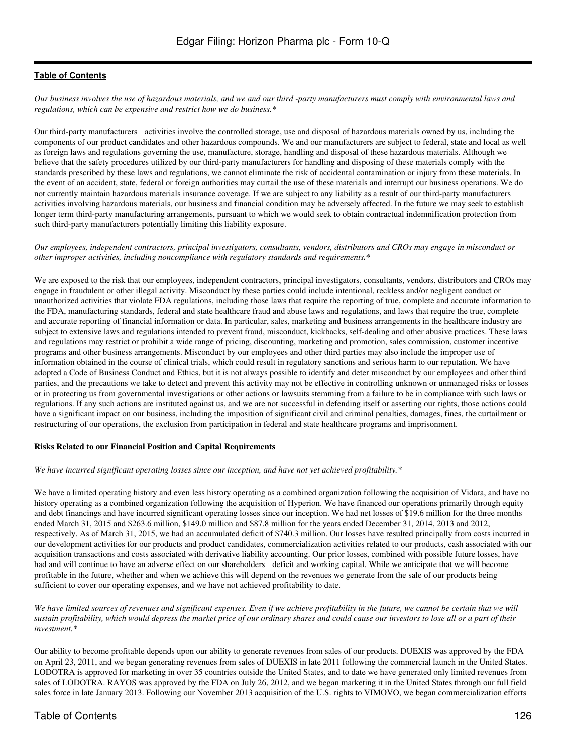*Our business involves the use of hazardous materials, and we and our third -party manufacturers must comply with environmental laws and regulations, which can be expensive and restrict how we do business.**

Our third-party manufacturers activities involve the controlled storage, use and disposal of hazardous materials owned by us, including the components of our product candidates and other hazardous compounds. We and our manufacturers are subject to federal, state and local as well as foreign laws and regulations governing the use, manufacture, storage, handling and disposal of these hazardous materials. Although we believe that the safety procedures utilized by our third-party manufacturers for handling and disposing of these materials comply with the standards prescribed by these laws and regulations, we cannot eliminate the risk of accidental contamination or injury from these materials. In the event of an accident, state, federal or foreign authorities may curtail the use of these materials and interrupt our business operations. We do not currently maintain hazardous materials insurance coverage. If we are subject to any liability as a result of our third-party manufacturers activities involving hazardous materials, our business and financial condition may be adversely affected. In the future we may seek to establish longer term third-party manufacturing arrangements, pursuant to which we would seek to obtain contractual indemnification protection from such third-party manufacturers potentially limiting this liability exposure.

*Our employees, independent contractors, principal investigators, consultants, vendors, distributors and CROs may engage in misconduct or other improper activities, including noncompliance with regulatory standards and requirements.**

We are exposed to the risk that our employees, independent contractors, principal investigators, consultants, vendors, distributors and CROs may engage in fraudulent or other illegal activity. Misconduct by these parties could include intentional, reckless and/or negligent conduct or unauthorized activities that violate FDA regulations, including those laws that require the reporting of true, complete and accurate information to the FDA, manufacturing standards, federal and state healthcare fraud and abuse laws and regulations, and laws that require the true, complete and accurate reporting of financial information or data. In particular, sales, marketing and business arrangements in the healthcare industry are subject to extensive laws and regulations intended to prevent fraud, misconduct, kickbacks, self-dealing and other abusive practices. These laws and regulations may restrict or prohibit a wide range of pricing, discounting, marketing and promotion, sales commission, customer incentive programs and other business arrangements. Misconduct by our employees and other third parties may also include the improper use of information obtained in the course of clinical trials, which could result in regulatory sanctions and serious harm to our reputation. We have adopted a Code of Business Conduct and Ethics, but it is not always possible to identify and deter misconduct by our employees and other third parties, and the precautions we take to detect and prevent this activity may not be effective in controlling unknown or unmanaged risks or losses or in protecting us from governmental investigations or other actions or lawsuits stemming from a failure to be in compliance with such laws or regulations. If any such actions are instituted against us, and we are not successful in defending itself or asserting our rights, those actions could have a significant impact on our business, including the imposition of significant civil and criminal penalties, damages, fines, the curtailment or restructuring of our operations, the exclusion from participation in federal and state healthcare programs and imprisonment.

**Risks Related to our Financial Position and Capital Requirements**

*We have incurred significant operating losses since our inception, and have not yet achieved profitability.**

We have a limited operating history and even less history operating as a combined organization following the acquisition of Vidara, and have no history operating as a combined organization following the acquisition of Hyperion. We have financed our operations primarily through equity and debt financings and have incurred significant operating losses since our inception. We had net losses of $19.6 million for the three months ended March 31, 2015 and $263.6 million, $149.0 million and $87.8 million for the years ended December 31, 2014, 2013 and 2012, respectively. As of March 31, 2015, we had an accumulated deficit of $740.3 million. Our losses have resulted principally from costs incurred in our development activities for our products and product candidates, commercialization activities related to our products, cash associated with our acquisition transactions and costs associated with derivative liability accounting. Our prior losses, combined with possible future losses, have had and will continue to have an adverse effect on our shareholders deficit and working capital. While we anticipate that we will become profitable in the future, whether and when we achieve this will depend on the revenues we generate from the sale of our products being sufficient to cover our operating expenses, and we have not achieved profitability to date.

*We have limited sources of revenues and significant expenses. Even if we achieve profitability in the future, we cannot be certain that we will sustain profitability, which would depress the market price of our ordinary shares and could cause our investors to lose all or a part of their investment.**

Our ability to become profitable depends upon our ability to generate revenues from sales of our products. DUEXIS was approved by the FDA on April 23, 2011, and we began generating revenues from sales of DUEXIS in late 2011 following the commercial launch in the United States. LODOTRA is approved for marketing in over 35 countries outside the United States, and to date we have generated only limited revenues from sales of LODOTRA. RAYOS was approved by the FDA on July 26, 2012, and we began marketing it in the United States through our full field sales force in late January 2013. Following our November 2013 acquisition of the U.S. rights to VIMOVO, we began commercialization efforts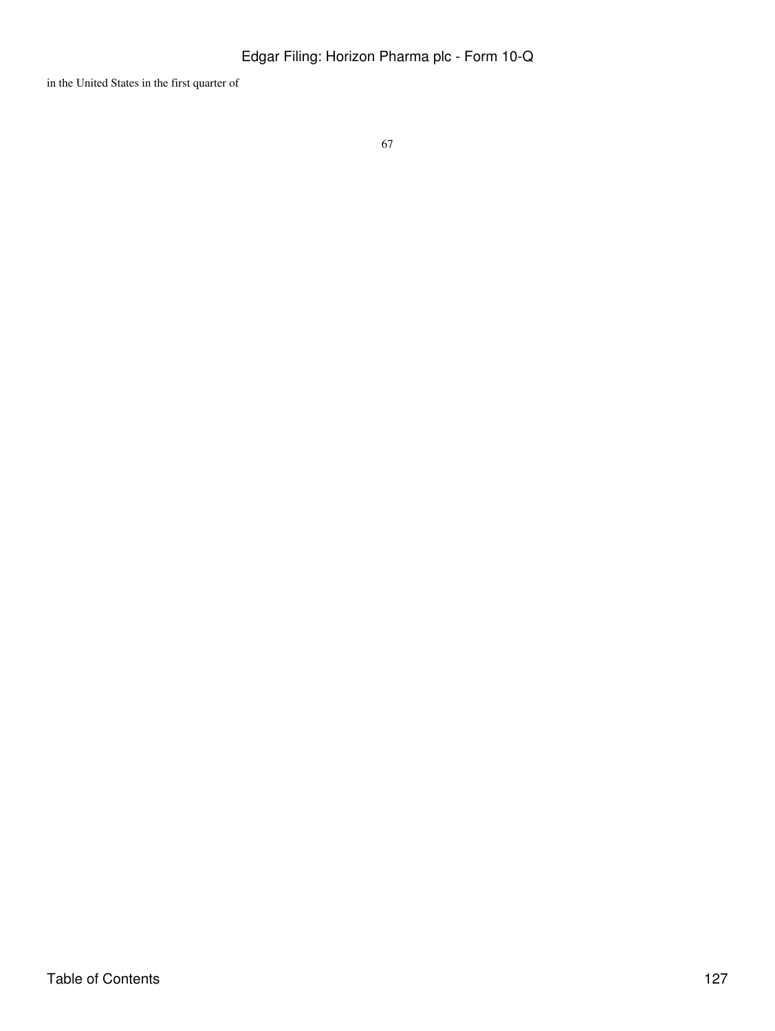in the United States in the first quarter of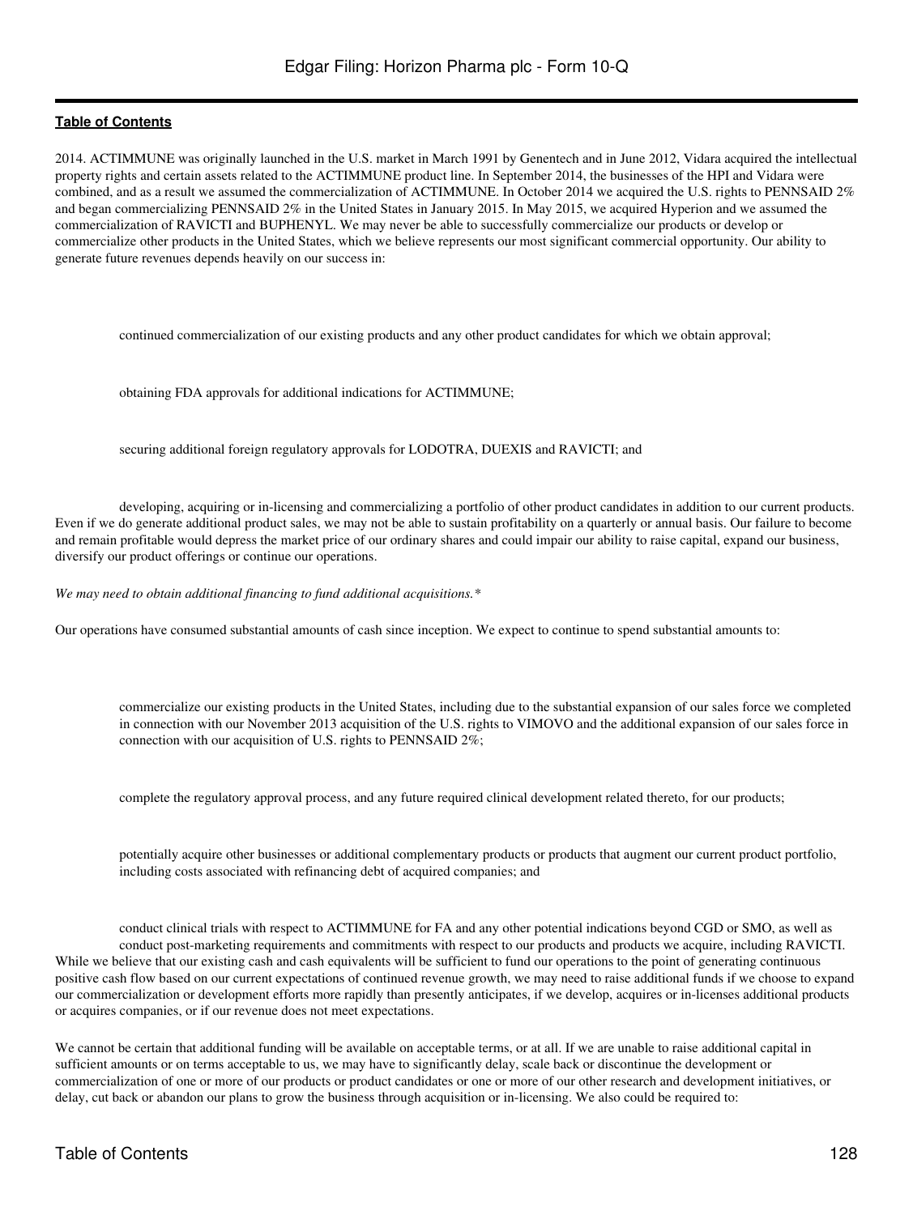2014. ACTIMMUNE was originally launched in the U.S. market in March 1991 by Genentech and in June 2012, Vidara acquired the intellectual property rights and certain assets related to the ACTIMMUNE product line. In September 2014, the businesses of the HPI and Vidara were combined, and as a result we assumed the commercialization of ACTIMMUNE. In October 2014 we acquired the U.S. rights to PENNSAID 2% and began commercializing PENNSAID 2% in the United States in January 2015. In May 2015, we acquired Hyperion and we assumed the commercialization of RAVICTI and BUPHENYL. We may never be able to successfully commercialize our products or develop or commercialize other products in the United States, which we believe represents our most significant commercial opportunity. Our ability to generate future revenues depends heavily on our success in:

- continued commercialization of our existing products and any other product candidates for which we obtain approval;
- obtaining FDA approvals for additional indications for ACTIMMUNE;
- securing additional foreign regulatory approvals for LODOTRA, DUEXIS and RAVICTI; and
- developing, acquiring or in-licensing and commercializing a portfolio of other product candidates in addition to our current products.

Even if we do generate additional product sales, we may not be able to sustain profitability on a quarterly or annual basis. Our failure to become and remain profitable would depress the market price of our ordinary shares and could impair our ability to raise capital, expand our business, diversify our product offerings or continue our operations.

*We may need to obtain additional financing to fund additional acquisitions.\**

Our operations have consumed substantial amounts of cash since inception. We expect to continue to spend substantial amounts to:

- commercialize our existing products in the United States, including due to the substantial expansion of our sales force we completed in connection with our November 2013 acquisition of the U.S. rights to VIMOVO and the additional expansion of our sales force in connection with our acquisition of U.S. rights to PENNSAID 2%;
- complete the regulatory approval process, and any future required clinical development related thereto, for our products;
- potentially acquire other businesses or additional complementary products or products that augment our current product portfolio, including costs associated with refinancing debt of acquired companies; and
- conduct clinical trials with respect to ACTIMMUNE for FA and any other potential indications beyond CGD or SMO, as well as conduct post-marketing requirements and commitments with respect to our products and products we acquire, including RAVICTI.

While we believe that our existing cash and cash equivalents will be sufficient to fund our operations to the point of generating continuous positive cash flow based on our current expectations of continued revenue growth, we may need to raise additional funds if we choose to expand our commercialization or development efforts more rapidly than presently anticipates, if we develop, acquires or in-licenses additional products or acquires companies, or if our revenue does not meet expectations.

We cannot be certain that additional funding will be available on acceptable terms, or at all. If we are unable to raise additional capital in sufficient amounts or on terms acceptable to us, we may have to significantly delay, scale back or discontinue the development or commercialization of one or more of our products or product candidates or one or more of our other research and development initiatives, or delay, cut back or abandon our plans to grow the business through acquisition or in-licensing. We also could be required to: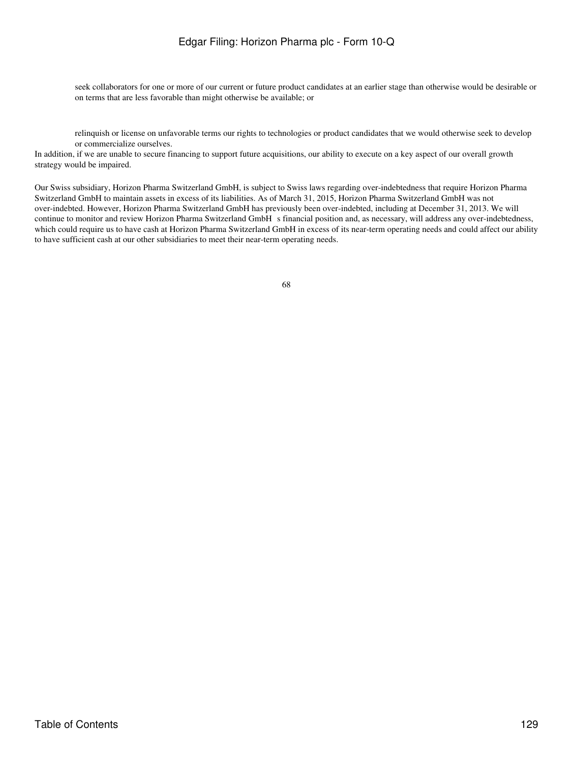- seek collaborators for one or more of our current or future product candidates at an earlier stage than otherwise would be desirable or on terms that are less favorable than might otherwise be available; or

- relinquish or license on unfavorable terms our rights to technologies or product candidates that we would otherwise seek to develop or commercialize ourselves.

In addition, if we are unable to secure financing to support future acquisitions, our ability to execute on a key aspect of our overall growth strategy would be impaired.

Our Swiss subsidiary, Horizon Pharma Switzerland GmbH, is subject to Swiss laws regarding over-indebtedness that require Horizon Pharma Switzerland GmbH to maintain assets in excess of its liabilities. As of March 31, 2015, Horizon Pharma Switzerland GmbH was not over-indebted. However, Horizon Pharma Switzerland GmbH has previously been over-indebted, including at December 31, 2013. We will continue to monitor and review Horizon Pharma Switzerland GmbH s financial position and, as necessary, will address any over-indebtedness, which could require us to have cash at Horizon Pharma Switzerland GmbH in excess of its near-term operating needs and could affect our ability to have sufficient cash at our other subsidiaries to meet their near-term operating needs.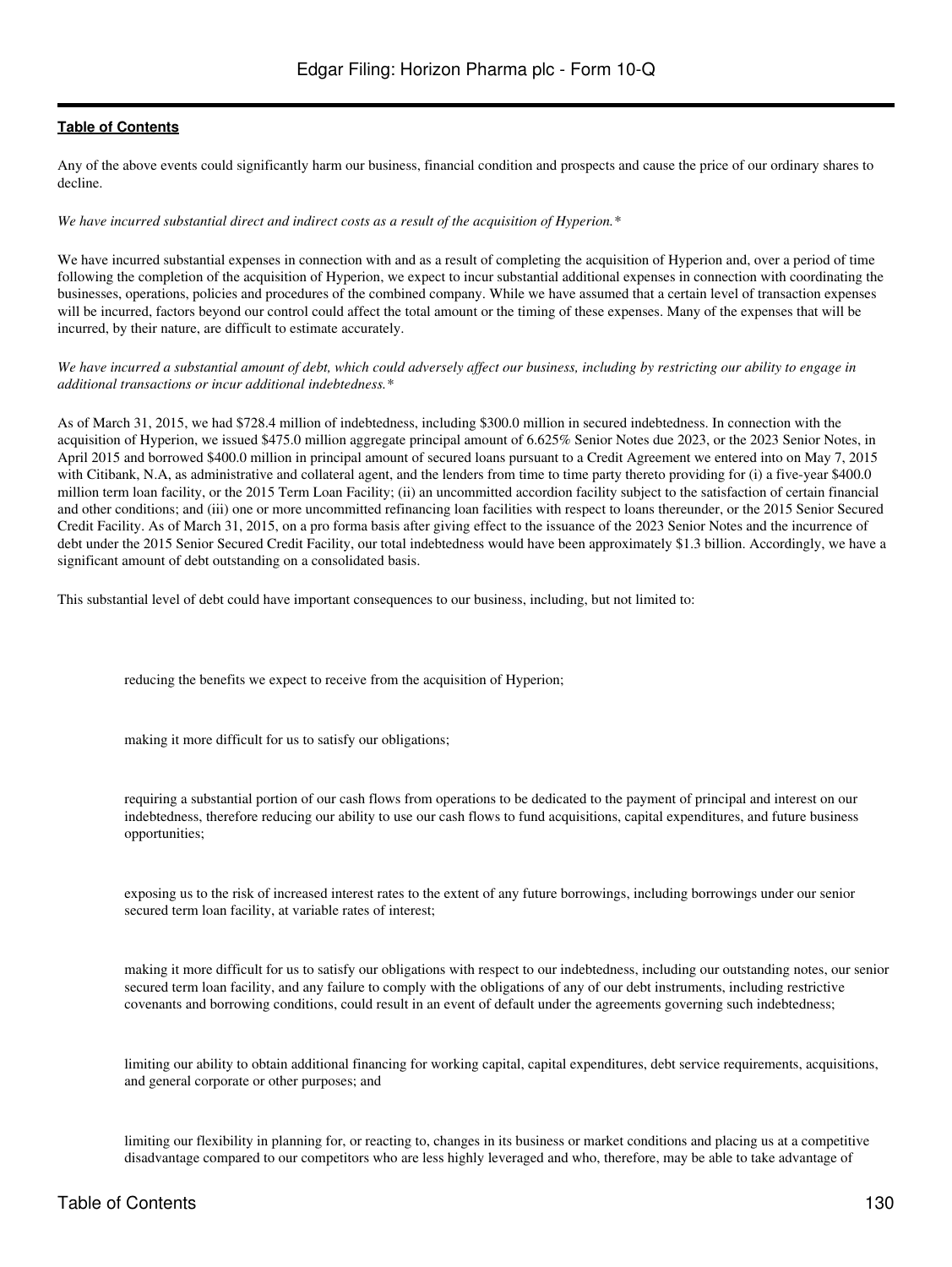Any of the above events could significantly harm our business, financial condition and prospects and cause the price of our ordinary shares to decline.

*We have incurred substantial direct and indirect costs as a result of the acquisition of Hyperion.**

We have incurred substantial expenses in connection with and as a result of completing the acquisition of Hyperion and, over a period of time following the completion of the acquisition of Hyperion, we expect to incur substantial additional expenses in connection with coordinating the businesses, operations, policies and procedures of the combined company. While we have assumed that a certain level of transaction expenses will be incurred, factors beyond our control could affect the total amount or the timing of these expenses. Many of the expenses that will be incurred, by their nature, are difficult to estimate accurately.

*We have incurred a substantial amount of debt, which could adversely affect our business, including by restricting our ability to engage in additional transactions or incur additional indebtedness.**

As of March 31, 2015, we had $728.4 million of indebtedness, including $300.0 million in secured indebtedness. In connection with the acquisition of Hyperion, we issued $475.0 million aggregate principal amount of 6.625% Senior Notes due 2023, or the 2023 Senior Notes, in April 2015 and borrowed $400.0 million in principal amount of secured loans pursuant to a Credit Agreement we entered into on May 7, 2015 with Citibank, N.A, as administrative and collateral agent, and the lenders from time to time party thereto providing for (i) a five-year $400.0 million term loan facility, or the 2015 Term Loan Facility; (ii) an uncommitted accordion facility subject to the satisfaction of certain financial and other conditions; and (iii) one or more uncommitted refinancing loan facilities with respect to loans thereunder, or the 2015 Senior Secured Credit Facility. As of March 31, 2015, on a pro forma basis after giving effect to the issuance of the 2023 Senior Notes and the incurrence of debt under the 2015 Senior Secured Credit Facility, our total indebtedness would have been approximately $1.3 billion. Accordingly, we have a significant amount of debt outstanding on a consolidated basis.

This substantial level of debt could have important consequences to our business, including, but not limited to:

- reducing the benefits we expect to receive from the acquisition of Hyperion;
- making it more difficult for us to satisfy our obligations;
- requiring a substantial portion of our cash flows from operations to be dedicated to the payment of principal and interest on our indebtedness, therefore reducing our ability to use our cash flows to fund acquisitions, capital expenditures, and future business opportunities;
- exposing us to the risk of increased interest rates to the extent of any future borrowings, including borrowings under our senior secured term loan facility, at variable rates of interest;
- making it more difficult for us to satisfy our obligations with respect to our indebtedness, including our outstanding notes, our senior secured term loan facility, and any failure to comply with the obligations of any of our debt instruments, including restrictive covenants and borrowing conditions, could result in an event of default under the agreements governing such indebtedness;
- limiting our ability to obtain additional financing for working capital, capital expenditures, debt service requirements, acquisitions, and general corporate or other purposes; and
- limiting our flexibility in planning for, or reacting to, changes in its business or market conditions and placing us at a competitive disadvantage compared to our competitors who are less highly leveraged and who, therefore, may be able to take advantage of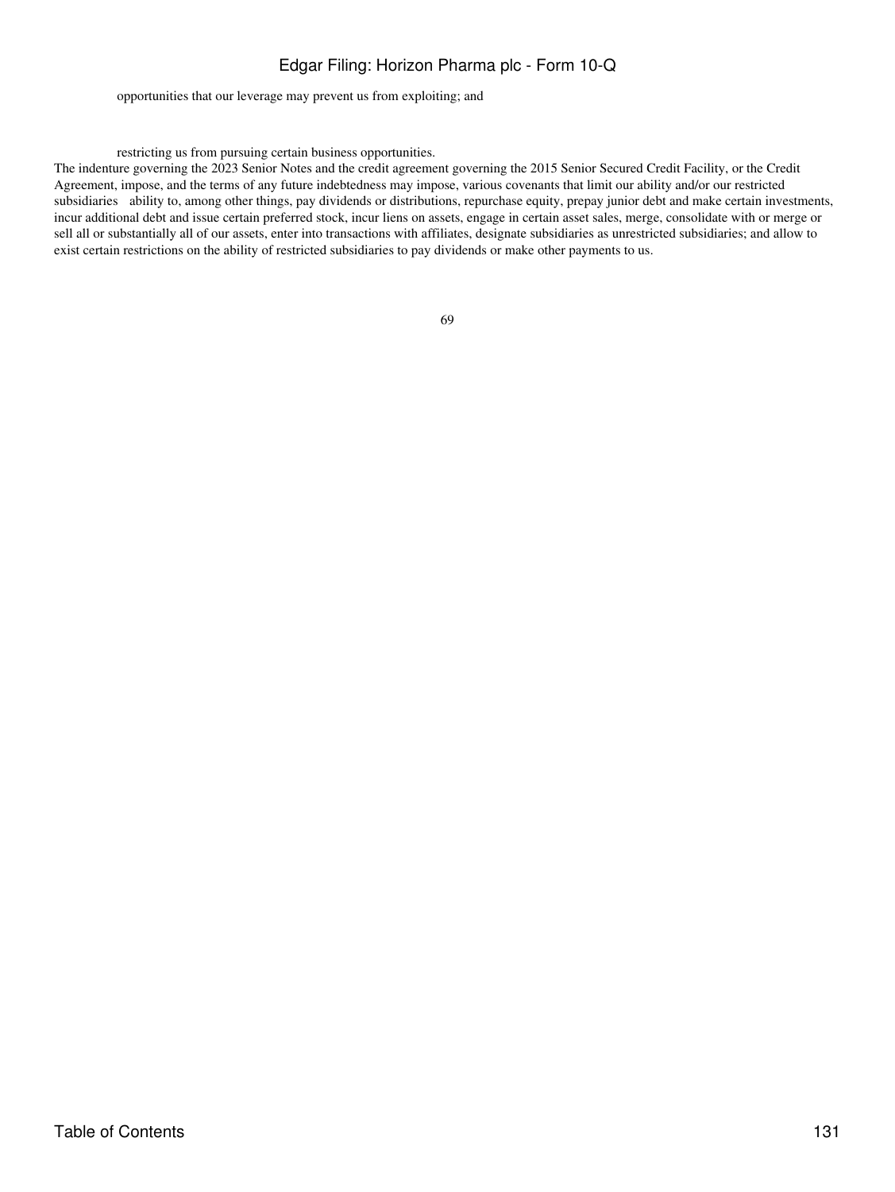- opportunities that our leverage may prevent us from exploiting; and

- restricting us from pursuing certain business opportunities.

The indenture governing the 2023 Senior Notes and the credit agreement governing the 2015 Senior Secured Credit Facility, or the Credit Agreement, impose, and the terms of any future indebtedness may impose, various covenants that limit our ability and/or our restricted subsidiaries ability to, among other things, pay dividends or distributions, repurchase equity, prepay junior debt and make certain investments, incur additional debt and issue certain preferred stock, incur liens on assets, engage in certain asset sales, merge, consolidate with or merge or sell all or substantially all of our assets, enter into transactions with affiliates, designate subsidiaries as unrestricted subsidiaries; and allow to exist certain restrictions on the ability of restricted subsidiaries to pay dividends or make other payments to us.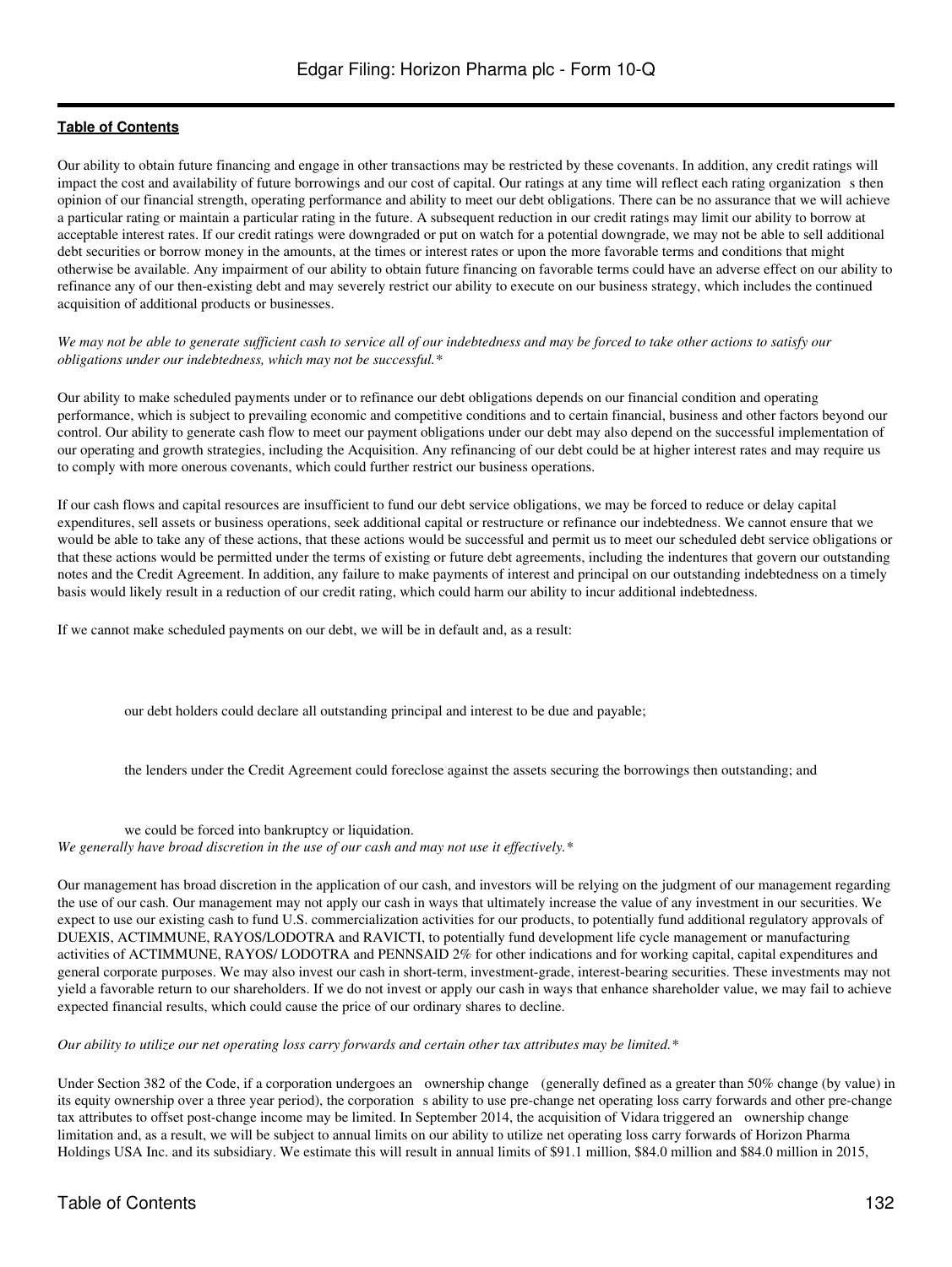Our ability to obtain future financing and engage in other transactions may be restricted by these covenants. In addition, any credit ratings will impact the cost and availability of future borrowings and our cost of capital. Our ratings at any time will reflect each rating organization s then opinion of our financial strength, operating performance and ability to meet our debt obligations. There can be no assurance that we will achieve a particular rating or maintain a particular rating in the future. A subsequent reduction in our credit ratings may limit our ability to borrow at acceptable interest rates. If our credit ratings were downgraded or put on watch for a potential downgrade, we may not be able to sell additional debt securities or borrow money in the amounts, at the times or interest rates or upon the more favorable terms and conditions that might otherwise be available. Any impairment of our ability to obtain future financing on favorable terms could have an adverse effect on our ability to refinance any of our then-existing debt and may severely restrict our ability to execute on our business strategy, which includes the continued acquisition of additional products or businesses.

*We may not be able to generate sufficient cash to service all of our indebtedness and may be forced to take other actions to satisfy our obligations under our indebtedness, which may not be successful.**

Our ability to make scheduled payments under or to refinance our debt obligations depends on our financial condition and operating performance, which is subject to prevailing economic and competitive conditions and to certain financial, business and other factors beyond our control. Our ability to generate cash flow to meet our payment obligations under our debt may also depend on the successful implementation of our operating and growth strategies, including the Acquisition. Any refinancing of our debt could be at higher interest rates and may require us to comply with more onerous covenants, which could further restrict our business operations.

If our cash flows and capital resources are insufficient to fund our debt service obligations, we may be forced to reduce or delay capital expenditures, sell assets or business operations, seek additional capital or restructure or refinance our indebtedness. We cannot ensure that we would be able to take any of these actions, that these actions would be successful and permit us to meet our scheduled debt service obligations or that these actions would be permitted under the terms of existing or future debt agreements, including the indentures that govern our outstanding notes and the Credit Agreement. In addition, any failure to make payments of interest and principal on our outstanding indebtedness on a timely basis would likely result in a reduction of our credit rating, which could harm our ability to incur additional indebtedness.

If we cannot make scheduled payments on our debt, we will be in default and, as a result:

- our debt holders could declare all outstanding principal and interest to be due and payable;
- the lenders under the Credit Agreement could foreclose against the assets securing the borrowings then outstanding; and
- we could be forced into bankruptcy or liquidation.

*We generally have broad discretion in the use of our cash and may not use it effectively.**

Our management has broad discretion in the application of our cash, and investors will be relying on the judgment of our management regarding the use of our cash. Our management may not apply our cash in ways that ultimately increase the value of any investment in our securities. We expect to use our existing cash to fund U.S. commercialization activities for our products, to potentially fund additional regulatory approvals of DUEXIS, ACTIMMUNE, RAYOS/LODOTRA and RAVICTI, to potentially fund development life cycle management or manufacturing activities of ACTIMMUNE, RAYOS/ LODOTRA and PENNSAID 2% for other indications and for working capital, capital expenditures and general corporate purposes. We may also invest our cash in short-term, investment-grade, interest-bearing securities. These investments may not yield a favorable return to our shareholders. If we do not invest or apply our cash in ways that enhance shareholder value, we may fail to achieve expected financial results, which could cause the price of our ordinary shares to decline.

*Our ability to utilize our net operating loss carry forwards and certain other tax attributes may be limited.**

Under Section 382 of the Code, if a corporation undergoes an ownership change (generally defined as a greater than 50% change (by value) in its equity ownership over a three year period), the corporation s ability to use pre-change net operating loss carry forwards and other pre-change tax attributes to offset post-change income may be limited. In September 2014, the acquisition of Vidara triggered an ownership change limitation and, as a result, we will be subject to annual limits on our ability to utilize net operating loss carry forwards of Horizon Pharma Holdings USA Inc. and its subsidiary. We estimate this will result in annual limits of $91.1 million, $84.0 million and $84.0 million in 2015,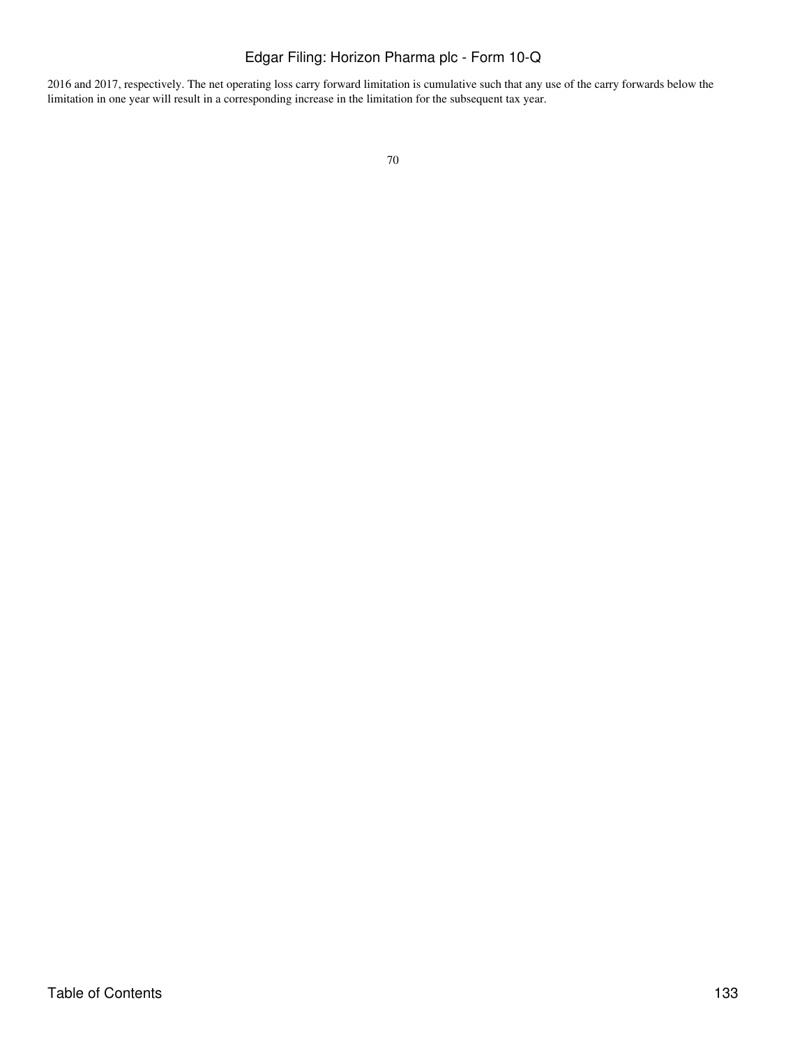2016 and 2017, respectively. The net operating loss carry forward limitation is cumulative such that any use of the carry forwards below the limitation in one year will result in a corresponding increase in the limitation for the subsequent tax year.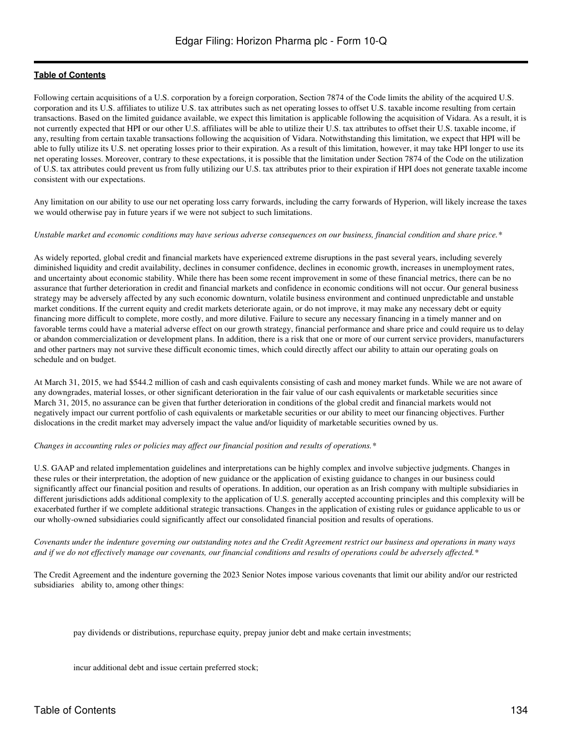Following certain acquisitions of a U.S. corporation by a foreign corporation, Section 7874 of the Code limits the ability of the acquired U.S. corporation and its U.S. affiliates to utilize U.S. tax attributes such as net operating losses to offset U.S. taxable income resulting from certain transactions. Based on the limited guidance available, we expect this limitation is applicable following the acquisition of Vidara. As a result, it is not currently expected that HPI or our other U.S. affiliates will be able to utilize their U.S. tax attributes to offset their U.S. taxable income, if any, resulting from certain taxable transactions following the acquisition of Vidara. Notwithstanding this limitation, we expect that HPI will be able to fully utilize its U.S. net operating losses prior to their expiration. As a result of this limitation, however, it may take HPI longer to use its net operating losses. Moreover, contrary to these expectations, it is possible that the limitation under Section 7874 of the Code on the utilization of U.S. tax attributes could prevent us from fully utilizing our U.S. tax attributes prior to their expiration if HPI does not generate taxable income consistent with our expectations.

Any limitation on our ability to use our net operating loss carry forwards, including the carry forwards of Hyperion, will likely increase the taxes we would otherwise pay in future years if we were not subject to such limitations.

*Unstable market and economic conditions may have serious adverse consequences on our business, financial condition and share price.**

As widely reported, global credit and financial markets have experienced extreme disruptions in the past several years, including severely diminished liquidity and credit availability, declines in consumer confidence, declines in economic growth, increases in unemployment rates, and uncertainty about economic stability. While there has been some recent improvement in some of these financial metrics, there can be no assurance that further deterioration in credit and financial markets and confidence in economic conditions will not occur. Our general business strategy may be adversely affected by any such economic downturn, volatile business environment and continued unpredictable and unstable market conditions. If the current equity and credit markets deteriorate again, or do not improve, it may make any necessary debt or equity financing more difficult to complete, more costly, and more dilutive. Failure to secure any necessary financing in a timely manner and on favorable terms could have a material adverse effect on our growth strategy, financial performance and share price and could require us to delay or abandon commercialization or development plans. In addition, there is a risk that one or more of our current service providers, manufacturers and other partners may not survive these difficult economic times, which could directly affect our ability to attain our operating goals on schedule and on budget.

At March 31, 2015, we had $544.2 million of cash and cash equivalents consisting of cash and money market funds. While we are not aware of any downgrades, material losses, or other significant deterioration in the fair value of our cash equivalents or marketable securities since March 31, 2015, no assurance can be given that further deterioration in conditions of the global credit and financial markets would not negatively impact our current portfolio of cash equivalents or marketable securities or our ability to meet our financing objectives. Further dislocations in the credit market may adversely impact the value and/or liquidity of marketable securities owned by us.

*Changes in accounting rules or policies may affect our financial position and results of operations.**

U.S. GAAP and related implementation guidelines and interpretations can be highly complex and involve subjective judgments. Changes in these rules or their interpretation, the adoption of new guidance or the application of existing guidance to changes in our business could significantly affect our financial position and results of operations. In addition, our operation as an Irish company with multiple subsidiaries in different jurisdictions adds additional complexity to the application of U.S. generally accepted accounting principles and this complexity will be exacerbated further if we complete additional strategic transactions. Changes in the application of existing rules or guidance applicable to us or our wholly-owned subsidiaries could significantly affect our consolidated financial position and results of operations.

*Covenants under the indenture governing our outstanding notes and the Credit Agreement restrict our business and operations in many ways and if we do not effectively manage our covenants, our financial conditions and results of operations could be adversely affected.**

The Credit Agreement and the indenture governing the 2023 Senior Notes impose various covenants that limit our ability and/or our restricted subsidiaries ability to, among other things:

- pay dividends or distributions, repurchase equity, prepay junior debt and make certain investments;
- incur additional debt and issue certain preferred stock;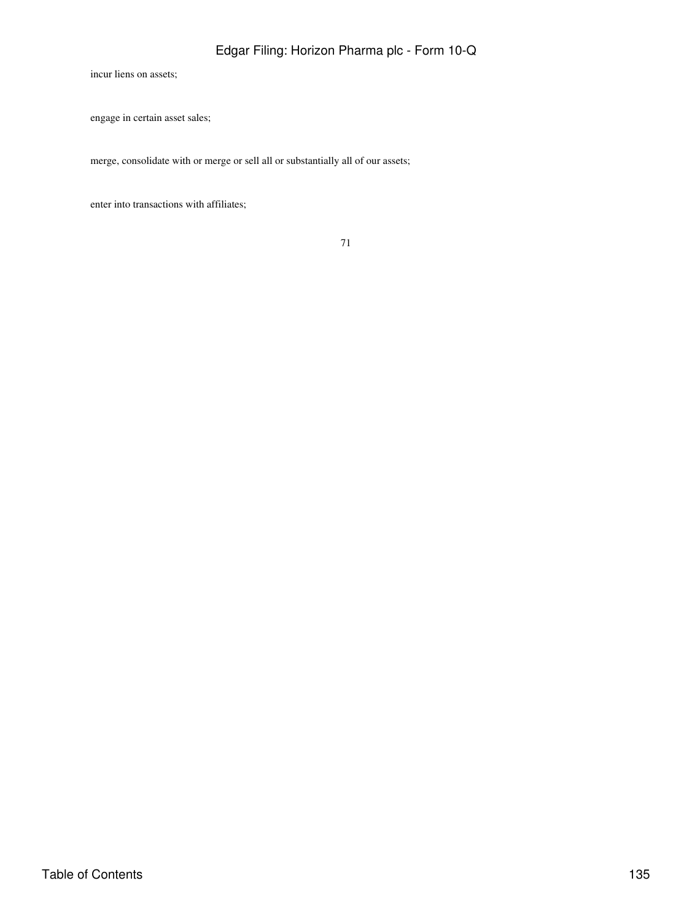- incur liens on assets;
- engage in certain asset sales;
- merge, consolidate with or merge or sell all or substantially all of our assets;
- enter into transactions with affiliates;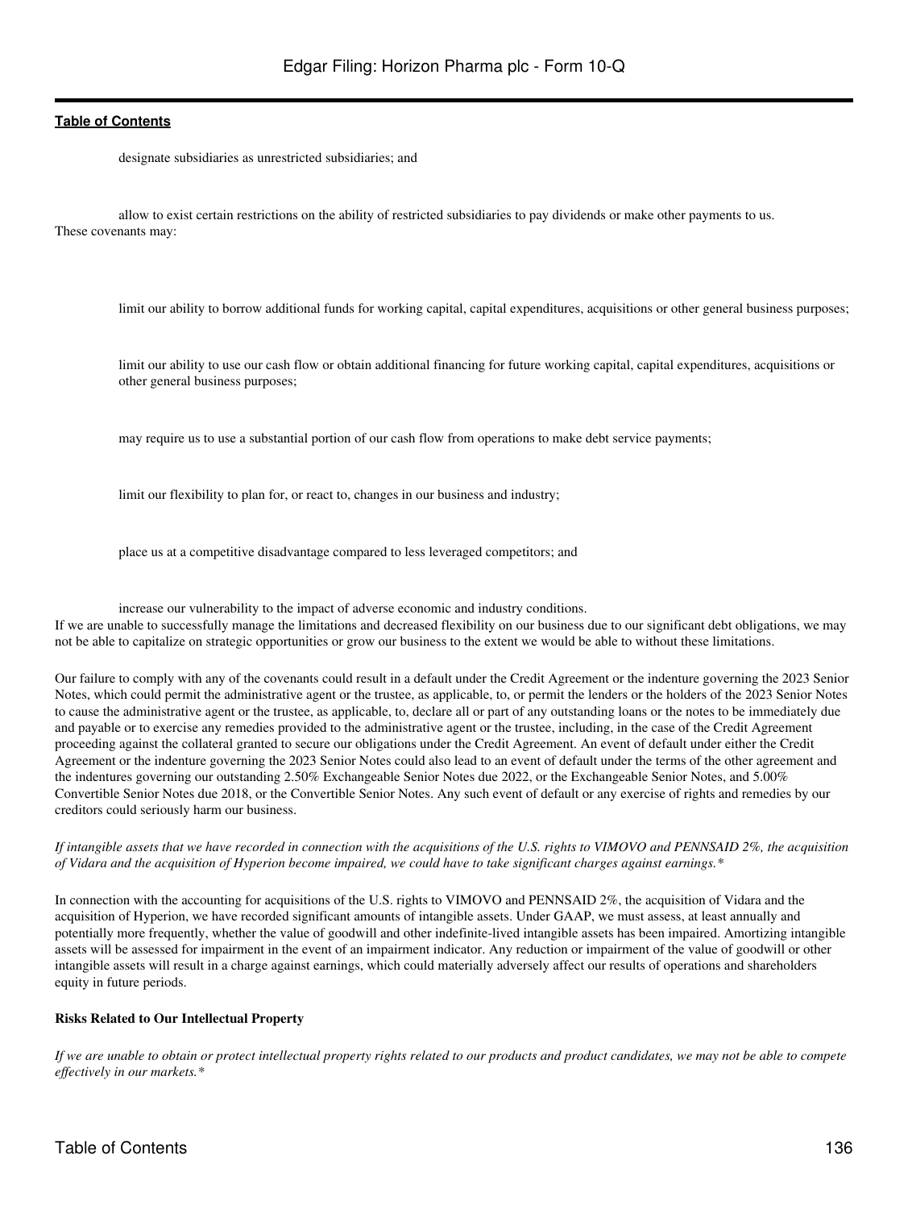- designate subsidiaries as unrestricted subsidiaries; and
- allow to exist certain restrictions on the ability of restricted subsidiaries to pay dividends or make other payments to us.

These covenants may:

- limit our ability to borrow additional funds for working capital, capital expenditures, acquisitions or other general business purposes;
- limit our ability to use our cash flow or obtain additional financing for future working capital, capital expenditures, acquisitions or other general business purposes;
- may require us to use a substantial portion of our cash flow from operations to make debt service payments;
- limit our flexibility to plan for, or react to, changes in our business and industry;
- place us at a competitive disadvantage compared to less leveraged competitors; and
- increase our vulnerability to the impact of adverse economic and industry conditions.

If we are unable to successfully manage the limitations and decreased flexibility on our business due to our significant debt obligations, we may not be able to capitalize on strategic opportunities or grow our business to the extent we would be able to without these limitations.

Our failure to comply with any of the covenants could result in a default under the Credit Agreement or the indenture governing the 2023 Senior Notes, which could permit the administrative agent or the trustee, as applicable, to, or permit the lenders or the holders of the 2023 Senior Notes to cause the administrative agent or the trustee, as applicable, to, declare all or part of any outstanding loans or the notes to be immediately due and payable or to exercise any remedies provided to the administrative agent or the trustee, including, in the case of the Credit Agreement proceeding against the collateral granted to secure our obligations under the Credit Agreement. An event of default under either the Credit Agreement or the indenture governing the 2023 Senior Notes could also lead to an event of default under the terms of the other agreement and the indentures governing our outstanding 2.50% Exchangeable Senior Notes due 2022, or the Exchangeable Senior Notes, and 5.00% Convertible Senior Notes due 2018, or the Convertible Senior Notes. Any such event of default or any exercise of rights and remedies by our creditors could seriously harm our business.

*If intangible assets that we have recorded in connection with the acquisitions of the U.S. rights to VIMOVO and PENNSAID 2%, the acquisition of Vidara and the acquisition of Hyperion become impaired, we could have to take significant charges against earnings.**

In connection with the accounting for acquisitions of the U.S. rights to VIMOVO and PENNSAID 2%, the acquisition of Vidara and the acquisition of Hyperion, we have recorded significant amounts of intangible assets. Under GAAP, we must assess, at least annually and potentially more frequently, whether the value of goodwill and other indefinite-lived intangible assets has been impaired. Amortizing intangible assets will be assessed for impairment in the event of an impairment indicator. Any reduction or impairment of the value of goodwill or other intangible assets will result in a charge against earnings, which could materially adversely affect our results of operations and shareholders equity in future periods.

**Risks Related to Our Intellectual Property**

*If we are unable to obtain or protect intellectual property rights related to our products and product candidates, we may not be able to compete effectively in our markets.**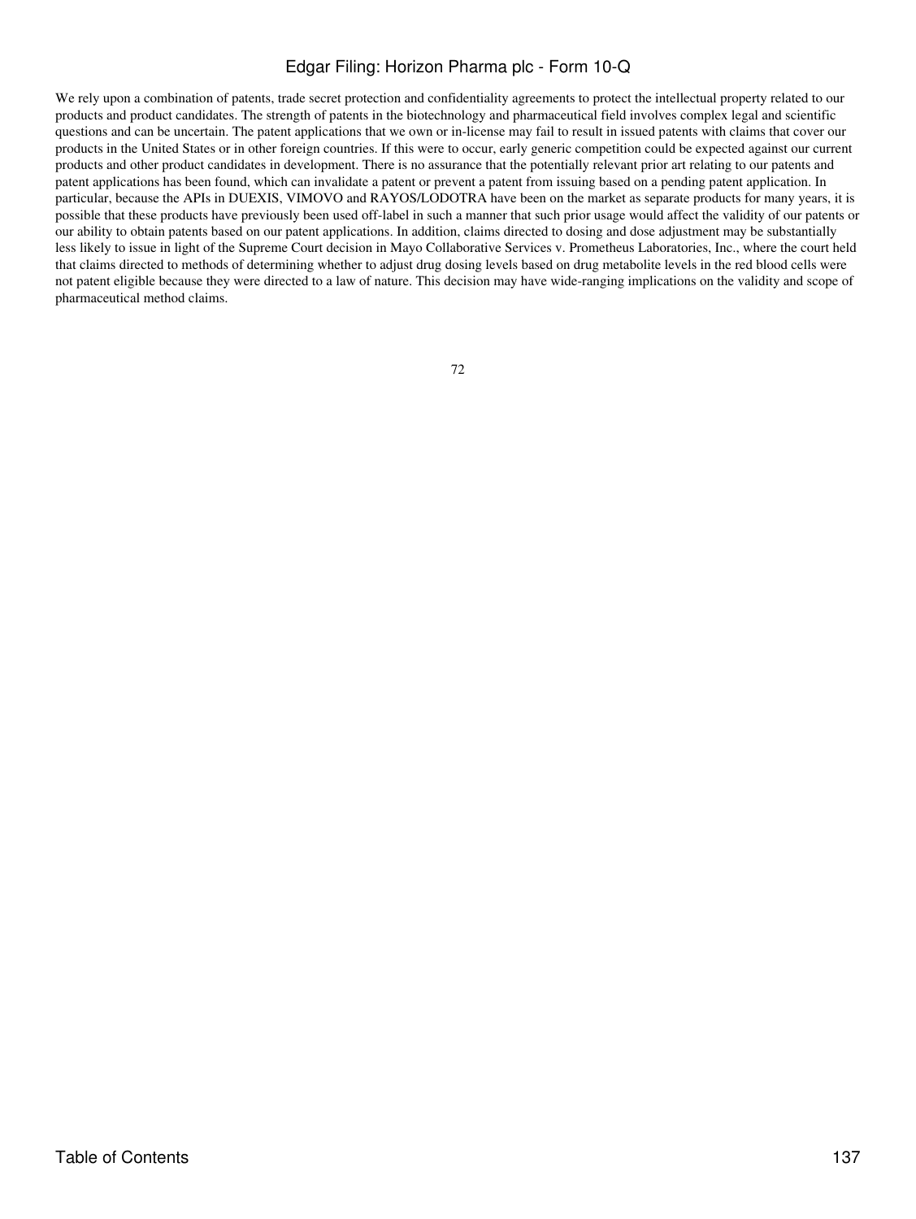We rely upon a combination of patents, trade secret protection and confidentiality agreements to protect the intellectual property related to our products and product candidates. The strength of patents in the biotechnology and pharmaceutical field involves complex legal and scientific questions and can be uncertain. The patent applications that we own or in-license may fail to result in issued patents with claims that cover our products in the United States or in other foreign countries. If this were to occur, early generic competition could be expected against our current products and other product candidates in development. There is no assurance that the potentially relevant prior art relating to our patents and patent applications has been found, which can invalidate a patent or prevent a patent from issuing based on a pending patent application. In particular, because the APIs in DUEXIS, VIMOVO and RAYOS/LODOTRA have been on the market as separate products for many years, it is possible that these products have previously been used off-label in such a manner that such prior usage would affect the validity of our patents or our ability to obtain patents based on our patent applications. In addition, claims directed to dosing and dose adjustment may be substantially less likely to issue in light of the Supreme Court decision in Mayo Collaborative Services v. Prometheus Laboratories, Inc., where the court held that claims directed to methods of determining whether to adjust drug dosing levels based on drug metabolite levels in the red blood cells were not patent eligible because they were directed to a law of nature. This decision may have wide-ranging implications on the validity and scope of pharmaceutical method claims.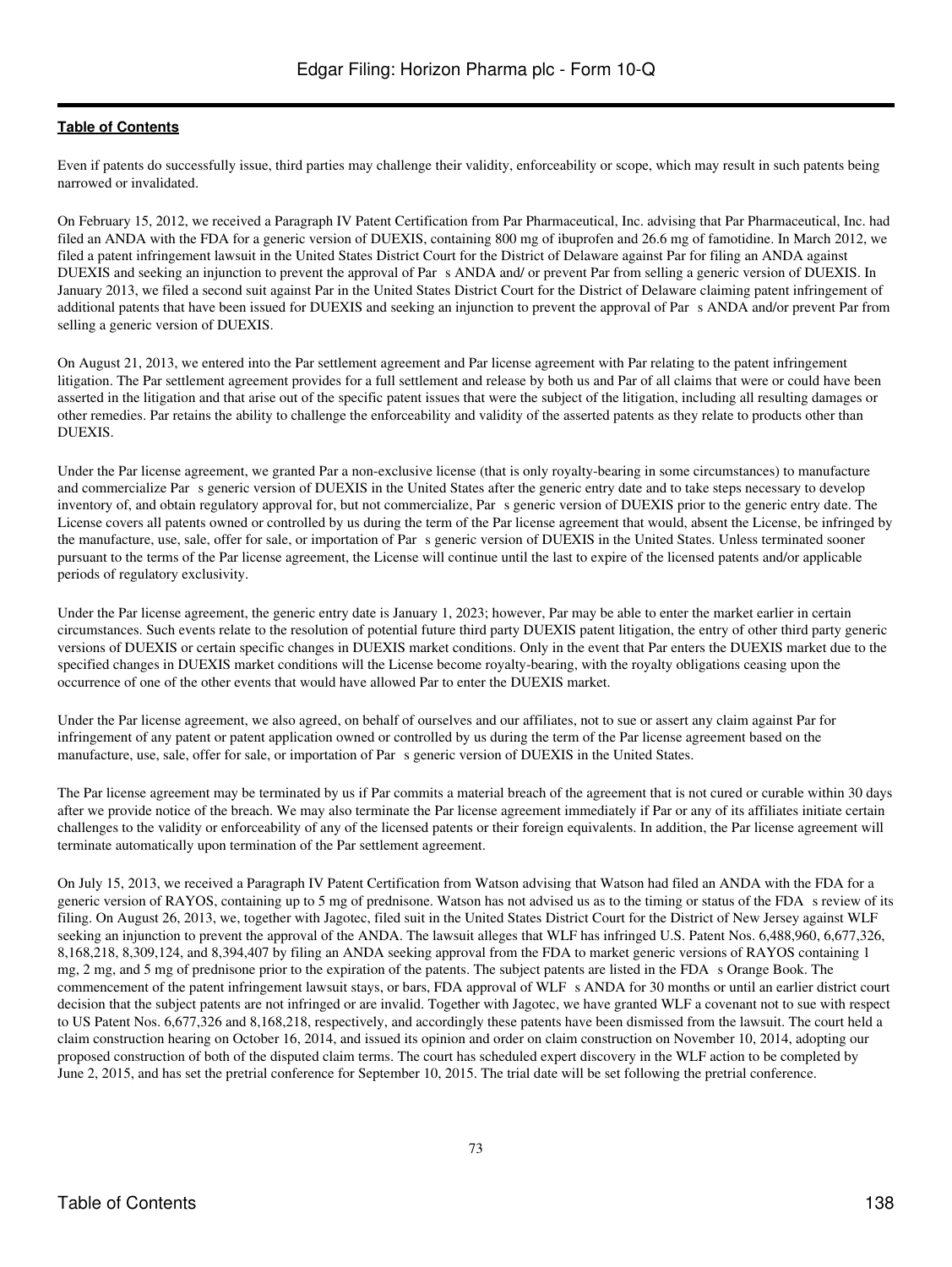Even if patents do successfully issue, third parties may challenge their validity, enforceability or scope, which may result in such patents being narrowed or invalidated.

On February 15, 2012, we received a Paragraph IV Patent Certification from Par Pharmaceutical, Inc. advising that Par Pharmaceutical, Inc. had filed an ANDA with the FDA for a generic version of DUEXIS, containing 800 mg of ibuprofen and 26.6 mg of famotidine. In March 2012, we filed a patent infringement lawsuit in the United States District Court for the District of Delaware against Par for filing an ANDA against DUEXIS and seeking an injunction to prevent the approval of Par s ANDA and/ or prevent Par from selling a generic version of DUEXIS. In January 2013, we filed a second suit against Par in the United States District Court for the District of Delaware claiming patent infringement of additional patents that have been issued for DUEXIS and seeking an injunction to prevent the approval of Par s ANDA and/or prevent Par from selling a generic version of DUEXIS.

On August 21, 2013, we entered into the Par settlement agreement and Par license agreement with Par relating to the patent infringement litigation. The Par settlement agreement provides for a full settlement and release by both us and Par of all claims that were or could have been asserted in the litigation and that arise out of the specific patent issues that were the subject of the litigation, including all resulting damages or other remedies. Par retains the ability to challenge the enforceability and validity of the asserted patents as they relate to products other than DUEXIS.

Under the Par license agreement, we granted Par a non-exclusive license (that is only royalty-bearing in some circumstances) to manufacture and commercialize Par s generic version of DUEXIS in the United States after the generic entry date and to take steps necessary to develop inventory of, and obtain regulatory approval for, but not commercialize, Par s generic version of DUEXIS prior to the generic entry date. The License covers all patents owned or controlled by us during the term of the Par license agreement that would, absent the License, be infringed by the manufacture, use, sale, offer for sale, or importation of Par s generic version of DUEXIS in the United States. Unless terminated sooner pursuant to the terms of the Par license agreement, the License will continue until the last to expire of the licensed patents and/or applicable periods of regulatory exclusivity.

Under the Par license agreement, the generic entry date is January 1, 2023; however, Par may be able to enter the market earlier in certain circumstances. Such events relate to the resolution of potential future third party DUEXIS patent litigation, the entry of other third party generic versions of DUEXIS or certain specific changes in DUEXIS market conditions. Only in the event that Par enters the DUEXIS market due to the specified changes in DUEXIS market conditions will the License become royalty-bearing, with the royalty obligations ceasing upon the occurrence of one of the other events that would have allowed Par to enter the DUEXIS market.

Under the Par license agreement, we also agreed, on behalf of ourselves and our affiliates, not to sue or assert any claim against Par for infringement of any patent or patent application owned or controlled by us during the term of the Par license agreement based on the manufacture, use, sale, offer for sale, or importation of Par s generic version of DUEXIS in the United States.

The Par license agreement may be terminated by us if Par commits a material breach of the agreement that is not cured or curable within 30 days after we provide notice of the breach. We may also terminate the Par license agreement immediately if Par or any of its affiliates initiate certain challenges to the validity or enforceability of any of the licensed patents or their foreign equivalents. In addition, the Par license agreement will terminate automatically upon termination of the Par settlement agreement.

On July 15, 2013, we received a Paragraph IV Patent Certification from Watson advising that Watson had filed an ANDA with the FDA for a generic version of RAYOS, containing up to 5 mg of prednisone. Watson has not advised us as to the timing or status of the FDA s review of its filing. On August 26, 2013, we, together with Jagotec, filed suit in the United States District Court for the District of New Jersey against WLF seeking an injunction to prevent the approval of the ANDA. The lawsuit alleges that WLF has infringed U.S. Patent Nos. 6,488,960, 6,677,326, 8,168,218, 8,309,124, and 8,394,407 by filing an ANDA seeking approval from the FDA to market generic versions of RAYOS containing 1 mg, 2 mg, and 5 mg of prednisone prior to the expiration of the patents. The subject patents are listed in the FDA s Orange Book. The commencement of the patent infringement lawsuit stays, or bars, FDA approval of WLF s ANDA for 30 months or until an earlier district court decision that the subject patents are not infringed or are invalid. Together with Jagotec, we have granted WLF a covenant not to sue with respect to US Patent Nos. 6,677,326 and 8,168,218, respectively, and accordingly these patents have been dismissed from the lawsuit. The court held a claim construction hearing on October 16, 2014, and issued its opinion and order on claim construction on November 10, 2014, adopting our proposed construction of both of the disputed claim terms. The court has scheduled expert discovery in the WLF action to be completed by June 2, 2015, and has set the pretrial conference for September 10, 2015. The trial date will be set following the pretrial conference.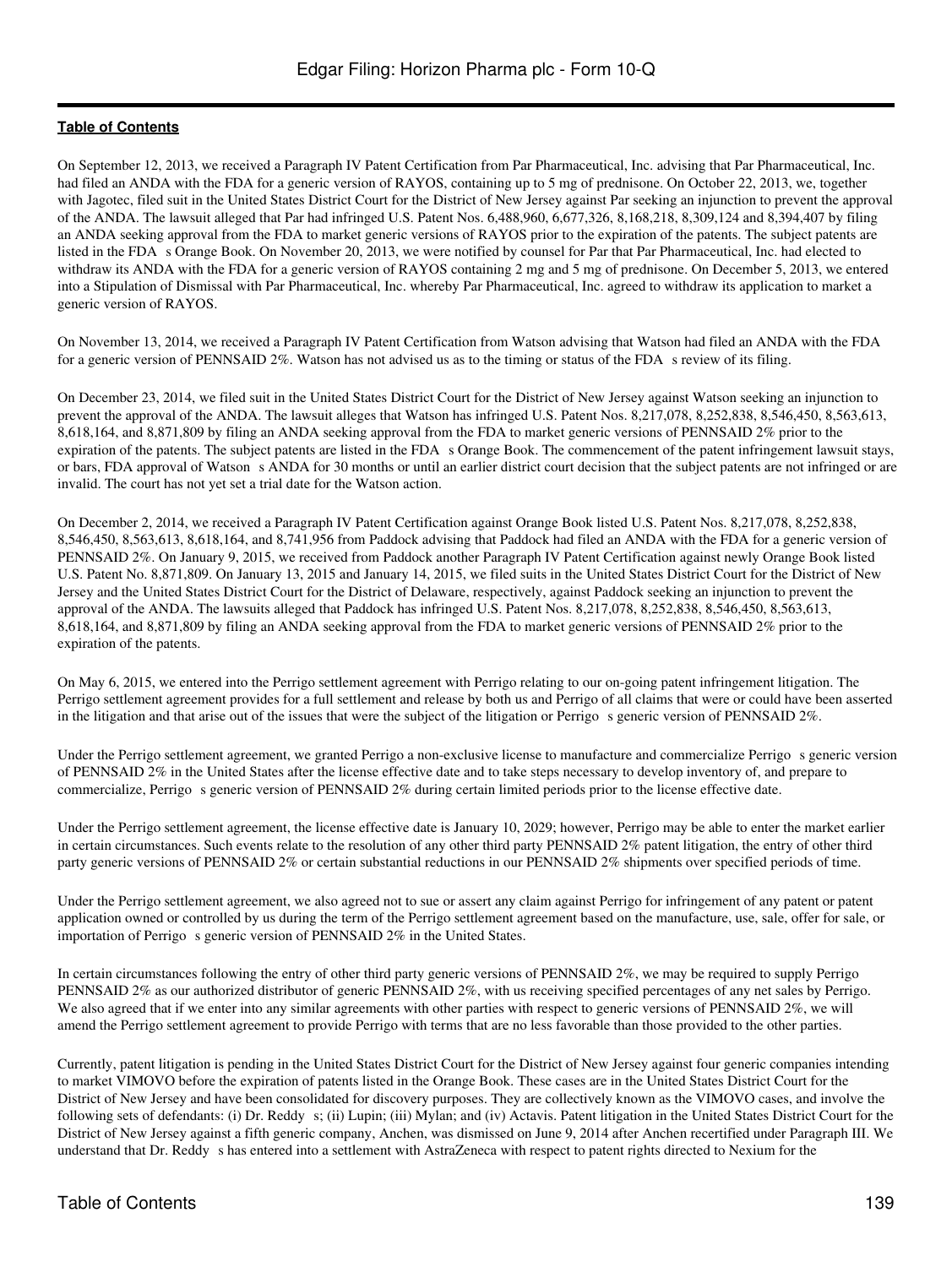On September 12, 2013, we received a Paragraph IV Patent Certification from Par Pharmaceutical, Inc. advising that Par Pharmaceutical, Inc. had filed an ANDA with the FDA for a generic version of RAYOS, containing up to 5 mg of prednisone. On October 22, 2013, we, together with Jagotec, filed suit in the United States District Court for the District of New Jersey against Par seeking an injunction to prevent the approval of the ANDA. The lawsuit alleged that Par had infringed U.S. Patent Nos. 6,488,960, 6,677,326, 8,168,218, 8,309,124 and 8,394,407 by filing an ANDA seeking approval from the FDA to market generic versions of RAYOS prior to the expiration of the patents. The subject patents are listed in the FDA s Orange Book. On November 20, 2013, we were notified by counsel for Par that Par Pharmaceutical, Inc. had elected to withdraw its ANDA with the FDA for a generic version of RAYOS containing 2 mg and 5 mg of prednisone. On December 5, 2013, we entered into a Stipulation of Dismissal with Par Pharmaceutical, Inc. whereby Par Pharmaceutical, Inc. agreed to withdraw its application to market a generic version of RAYOS.

On November 13, 2014, we received a Paragraph IV Patent Certification from Watson advising that Watson had filed an ANDA with the FDA for a generic version of PENNSAID 2%. Watson has not advised us as to the timing or status of the FDA s review of its filing.

On December 23, 2014, we filed suit in the United States District Court for the District of New Jersey against Watson seeking an injunction to prevent the approval of the ANDA. The lawsuit alleges that Watson has infringed U.S. Patent Nos. 8,217,078, 8,252,838, 8,546,450, 8,563,613, 8,618,164, and 8,871,809 by filing an ANDA seeking approval from the FDA to market generic versions of PENNSAID 2% prior to the expiration of the patents. The subject patents are listed in the FDA s Orange Book. The commencement of the patent infringement lawsuit stays, or bars, FDA approval of Watson s ANDA for 30 months or until an earlier district court decision that the subject patents are not infringed or are invalid. The court has not yet set a trial date for the Watson action.

On December 2, 2014, we received a Paragraph IV Patent Certification against Orange Book listed U.S. Patent Nos. 8,217,078, 8,252,838, 8,546,450, 8,563,613, 8,618,164, and 8,741,956 from Paddock advising that Paddock had filed an ANDA with the FDA for a generic version of PENNSAID 2%. On January 9, 2015, we received from Paddock another Paragraph IV Patent Certification against newly Orange Book listed U.S. Patent No. 8,871,809. On January 13, 2015 and January 14, 2015, we filed suits in the United States District Court for the District of New Jersey and the United States District Court for the District of Delaware, respectively, against Paddock seeking an injunction to prevent the approval of the ANDA. The lawsuits alleged that Paddock has infringed U.S. Patent Nos. 8,217,078, 8,252,838, 8,546,450, 8,563,613, 8,618,164, and 8,871,809 by filing an ANDA seeking approval from the FDA to market generic versions of PENNSAID 2% prior to the expiration of the patents.

On May 6, 2015, we entered into the Perrigo settlement agreement with Perrigo relating to our on-going patent infringement litigation. The Perrigo settlement agreement provides for a full settlement and release by both us and Perrigo of all claims that were or could have been asserted in the litigation and that arise out of the issues that were the subject of the litigation or Perrigo s generic version of PENNSAID 2%.

Under the Perrigo settlement agreement, we granted Perrigo a non-exclusive license to manufacture and commercialize Perrigo s generic version of PENNSAID 2% in the United States after the license effective date and to take steps necessary to develop inventory of, and prepare to commercialize, Perrigo s generic version of PENNSAID 2% during certain limited periods prior to the license effective date.

Under the Perrigo settlement agreement, the license effective date is January 10, 2029; however, Perrigo may be able to enter the market earlier in certain circumstances. Such events relate to the resolution of any other third party PENNSAID 2% patent litigation, the entry of other third party generic versions of PENNSAID 2% or certain substantial reductions in our PENNSAID 2% shipments over specified periods of time.

Under the Perrigo settlement agreement, we also agreed not to sue or assert any claim against Perrigo for infringement of any patent or patent application owned or controlled by us during the term of the Perrigo settlement agreement based on the manufacture, use, sale, offer for sale, or importation of Perrigo s generic version of PENNSAID 2% in the United States.

In certain circumstances following the entry of other third party generic versions of PENNSAID 2%, we may be required to supply Perrigo PENNSAID 2% as our authorized distributor of generic PENNSAID 2%, with us receiving specified percentages of any net sales by Perrigo. We also agreed that if we enter into any similar agreements with other parties with respect to generic versions of PENNSAID 2%, we will amend the Perrigo settlement agreement to provide Perrigo with terms that are no less favorable than those provided to the other parties.

Currently, patent litigation is pending in the United States District Court for the District of New Jersey against four generic companies intending to market VIMOVO before the expiration of patents listed in the Orange Book. These cases are in the United States District Court for the District of New Jersey and have been consolidated for discovery purposes. They are collectively known as the VIMOVO cases, and involve the following sets of defendants: (i) Dr. Reddy s; (ii) Lupin; (iii) Mylan; and (iv) Actavis. Patent litigation in the United States District Court for the District of New Jersey against a fifth generic company, Anchen, was dismissed on June 9, 2014 after Anchen recertified under Paragraph III. We understand that Dr. Reddy s has entered into a settlement with AstraZeneca with respect to patent rights directed to Nexium for the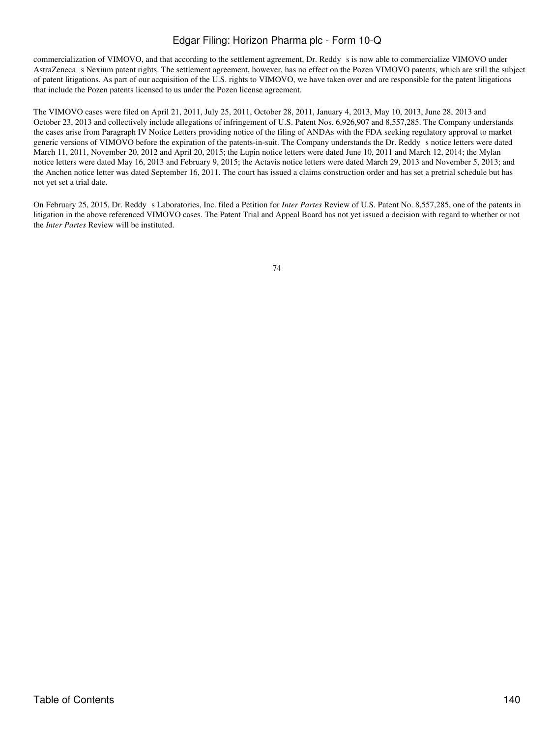commercialization of VIMOVO, and that according to the settlement agreement, Dr. Reddy s is now able to commercialize VIMOVO under AstraZeneca s Nexium patent rights. The settlement agreement, however, has no effect on the Pozen VIMOVO patents, which are still the subject of patent litigations. As part of our acquisition of the U.S. rights to VIMOVO, we have taken over and are responsible for the patent litigations that include the Pozen patents licensed to us under the Pozen license agreement.

The VIMOVO cases were filed on April 21, 2011, July 25, 2011, October 28, 2011, January 4, 2013, May 10, 2013, June 28, 2013 and October 23, 2013 and collectively include allegations of infringement of U.S. Patent Nos. 6,926,907 and 8,557,285. The Company understands the cases arise from Paragraph IV Notice Letters providing notice of the filing of ANDAs with the FDA seeking regulatory approval to market generic versions of VIMOVO before the expiration of the patents-in-suit. The Company understands the Dr. Reddy s notice letters were dated March 11, 2011, November 20, 2012 and April 20, 2015; the Lupin notice letters were dated June 10, 2011 and March 12, 2014; the Mylan notice letters were dated May 16, 2013 and February 9, 2015; the Actavis notice letters were dated March 29, 2013 and November 5, 2013; and the Anchen notice letter was dated September 16, 2011. The court has issued a claims construction order and has set a pretrial schedule but has not yet set a trial date.

On February 25, 2015, Dr. Reddy s Laboratories, Inc. filed a Petition for *Inter Partes* Review of U.S. Patent No. 8,557,285, one of the patents in litigation in the above referenced VIMOVO cases. The Patent Trial and Appeal Board has not yet issued a decision with regard to whether or not the *Inter Partes* Review will be instituted.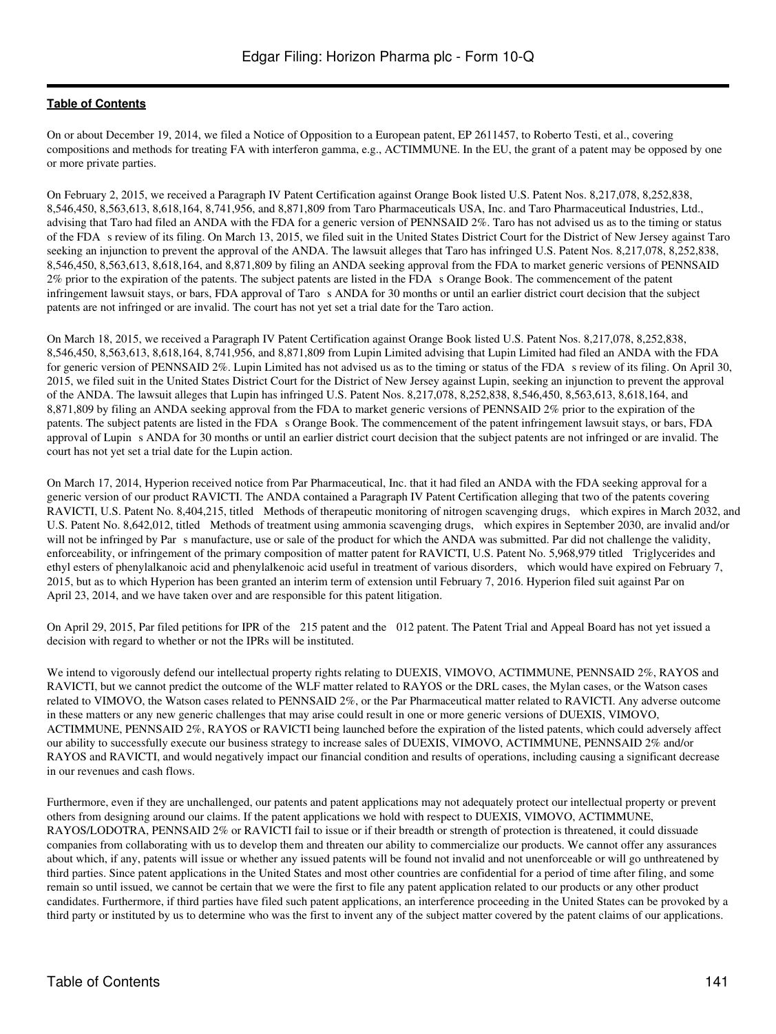On or about December 19, 2014, we filed a Notice of Opposition to a European patent, EP 2611457, to Roberto Testi, et al., covering compositions and methods for treating FA with interferon gamma, e.g., ACTIMMUNE. In the EU, the grant of a patent may be opposed by one or more private parties.

On February 2, 2015, we received a Paragraph IV Patent Certification against Orange Book listed U.S. Patent Nos. 8,217,078, 8,252,838, 8,546,450, 8,563,613, 8,618,164, 8,741,956, and 8,871,809 from Taro Pharmaceuticals USA, Inc. and Taro Pharmaceutical Industries, Ltd., advising that Taro had filed an ANDA with the FDA for a generic version of PENNSAID 2%. Taro has not advised us as to the timing or status of the FDA s review of its filing. On March 13, 2015, we filed suit in the United States District Court for the District of New Jersey against Taro seeking an injunction to prevent the approval of the ANDA. The lawsuit alleges that Taro has infringed U.S. Patent Nos. 8,217,078, 8,252,838, 8,546,450, 8,563,613, 8,618,164, and 8,871,809 by filing an ANDA seeking approval from the FDA to market generic versions of PENNSAID 2% prior to the expiration of the patents. The subject patents are listed in the FDA s Orange Book. The commencement of the patent infringement lawsuit stays, or bars, FDA approval of Taro s ANDA for 30 months or until an earlier district court decision that the subject patents are not infringed or are invalid. The court has not yet set a trial date for the Taro action.

On March 18, 2015, we received a Paragraph IV Patent Certification against Orange Book listed U.S. Patent Nos. 8,217,078, 8,252,838, 8,546,450, 8,563,613, 8,618,164, 8,741,956, and 8,871,809 from Lupin Limited advising that Lupin Limited had filed an ANDA with the FDA for generic version of PENNSAID 2%. Lupin Limited has not advised us as to the timing or status of the FDA s review of its filing. On April 30, 2015, we filed suit in the United States District Court for the District of New Jersey against Lupin, seeking an injunction to prevent the approval of the ANDA. The lawsuit alleges that Lupin has infringed U.S. Patent Nos. 8,217,078, 8,252,838, 8,546,450, 8,563,613, 8,618,164, and 8,871,809 by filing an ANDA seeking approval from the FDA to market generic versions of PENNSAID 2% prior to the expiration of the patents. The subject patents are listed in the FDA s Orange Book. The commencement of the patent infringement lawsuit stays, or bars, FDA approval of Lupin s ANDA for 30 months or until an earlier district court decision that the subject patents are not infringed or are invalid. The court has not yet set a trial date for the Lupin action.

On March 17, 2014, Hyperion received notice from Par Pharmaceutical, Inc. that it had filed an ANDA with the FDA seeking approval for a generic version of our product RAVICTI. The ANDA contained a Paragraph IV Patent Certification alleging that two of the patents covering RAVICTI, U.S. Patent No. 8,404,215, titled Methods of therapeutic monitoring of nitrogen scavenging drugs, which expires in March 2032, and U.S. Patent No. 8,642,012, titled Methods of treatment using ammonia scavenging drugs, which expires in September 2030, are invalid and/or will not be infringed by Par s manufacture, use or sale of the product for which the ANDA was submitted. Par did not challenge the validity, enforceability, or infringement of the primary composition of matter patent for RAVICTI, U.S. Patent No. 5,968,979 titled Triglycerides and ethyl esters of phenylalkanoic acid and phenylalkenoic acid useful in treatment of various disorders, which would have expired on February 7, 2015, but as to which Hyperion has been granted an interim term of extension until February 7, 2016. Hyperion filed suit against Par on April 23, 2014, and we have taken over and are responsible for this patent litigation.

On April 29, 2015, Par filed petitions for IPR of the 215 patent and the 012 patent. The Patent Trial and Appeal Board has not yet issued a decision with regard to whether or not the IPRs will be instituted.

We intend to vigorously defend our intellectual property rights relating to DUEXIS, VIMOVO, ACTIMMUNE, PENNSAID 2%, RAYOS and RAVICTI, but we cannot predict the outcome of the WLF matter related to RAYOS or the DRL cases, the Mylan cases, or the Watson cases related to VIMOVO, the Watson cases related to PENNSAID 2%, or the Par Pharmaceutical matter related to RAVICTI. Any adverse outcome in these matters or any new generic challenges that may arise could result in one or more generic versions of DUEXIS, VIMOVO, ACTIMMUNE, PENNSAID 2%, RAYOS or RAVICTI being launched before the expiration of the listed patents, which could adversely affect our ability to successfully execute our business strategy to increase sales of DUEXIS, VIMOVO, ACTIMMUNE, PENNSAID 2% and/or RAYOS and RAVICTI, and would negatively impact our financial condition and results of operations, including causing a significant decrease in our revenues and cash flows.

Furthermore, even if they are unchallenged, our patents and patent applications may not adequately protect our intellectual property or prevent others from designing around our claims. If the patent applications we hold with respect to DUEXIS, VIMOVO, ACTIMMUNE, RAYOS/LODOTRA, PENNSAID 2% or RAVICTI fail to issue or if their breadth or strength of protection is threatened, it could dissuade companies from collaborating with us to develop them and threaten our ability to commercialize our products. We cannot offer any assurances about which, if any, patents will issue or whether any issued patents will be found not invalid and not unenforceable or will go unthreatened by third parties. Since patent applications in the United States and most other countries are confidential for a period of time after filing, and some remain so until issued, we cannot be certain that we were the first to file any patent application related to our products or any other product candidates. Furthermore, if third parties have filed such patent applications, an interference proceeding in the United States can be provoked by a third party or instituted by us to determine who was the first to invent any of the subject matter covered by the patent claims of our applications.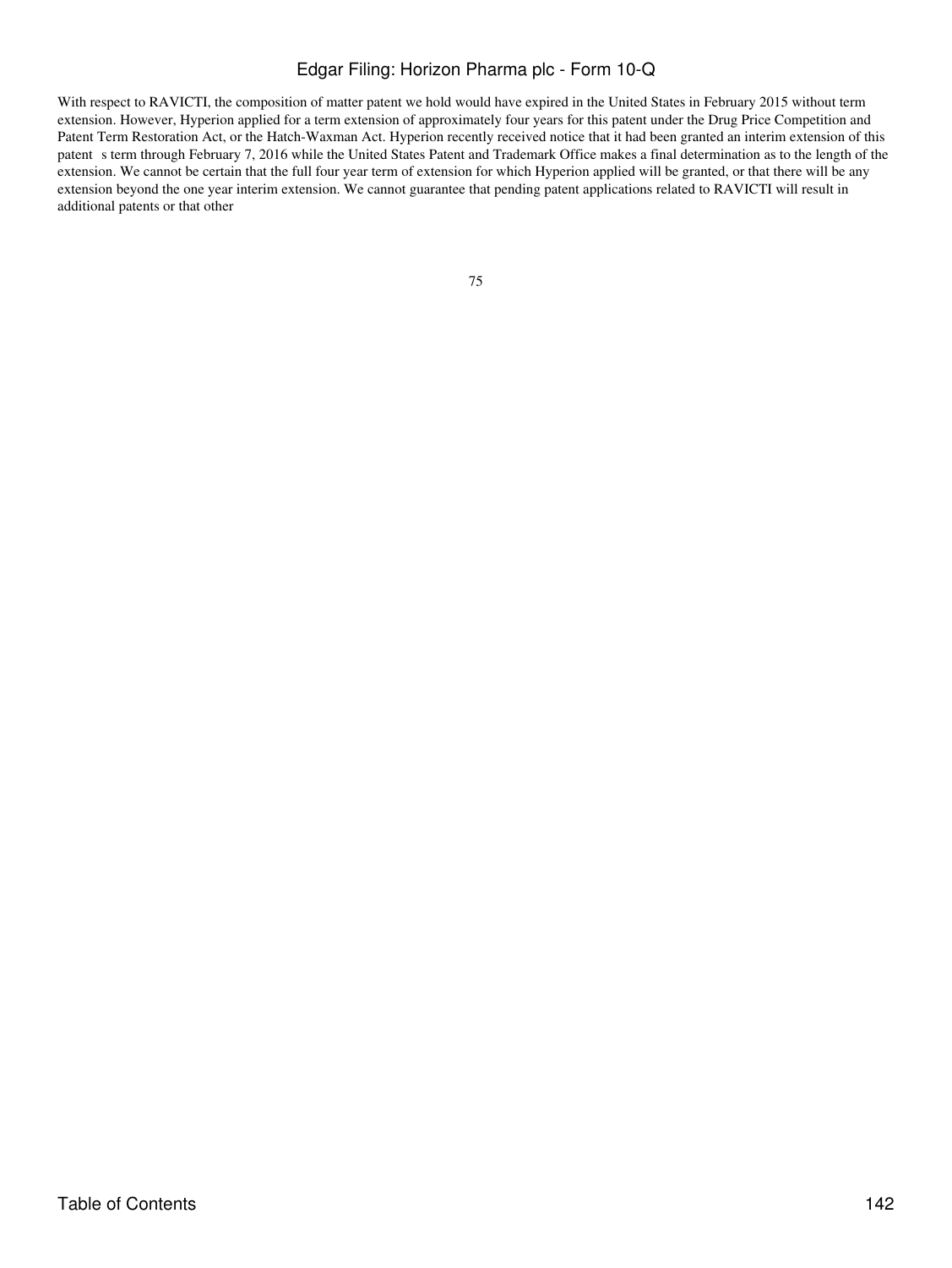With respect to RAVICTI, the composition of matter patent we hold would have expired in the United States in February 2015 without term extension. However, Hyperion applied for a term extension of approximately four years for this patent under the Drug Price Competition and Patent Term Restoration Act, or the Hatch-Waxman Act. Hyperion recently received notice that it had been granted an interim extension of this patent s term through February 7, 2016 while the United States Patent and Trademark Office makes a final determination as to the length of the extension. We cannot be certain that the full four year term of extension for which Hyperion applied will be granted, or that there will be any extension beyond the one year interim extension. We cannot guarantee that pending patent applications related to RAVICTI will result in additional patents or that other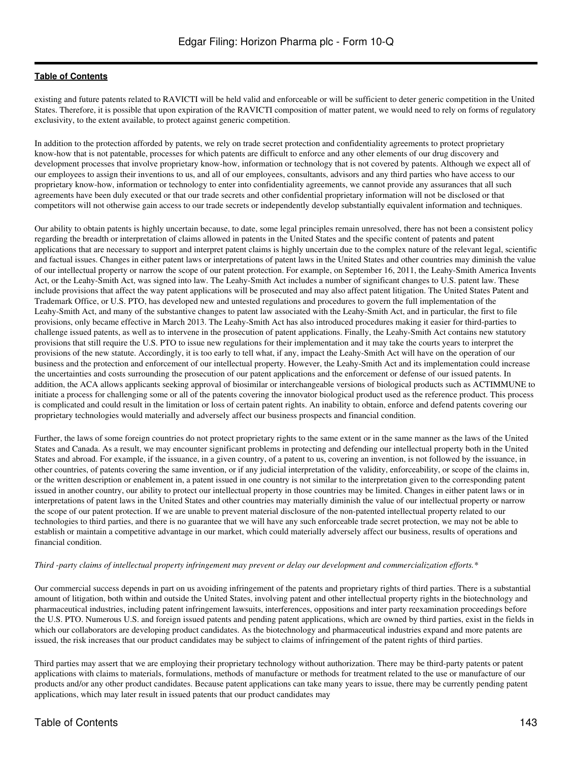existing and future patents related to RAVICTI will be held valid and enforceable or will be sufficient to deter generic competition in the United States. Therefore, it is possible that upon expiration of the RAVICTI composition of matter patent, we would need to rely on forms of regulatory exclusivity, to the extent available, to protect against generic competition.

In addition to the protection afforded by patents, we rely on trade secret protection and confidentiality agreements to protect proprietary know-how that is not patentable, processes for which patents are difficult to enforce and any other elements of our drug discovery and development processes that involve proprietary know-how, information or technology that is not covered by patents. Although we expect all of our employees to assign their inventions to us, and all of our employees, consultants, advisors and any third parties who have access to our proprietary know-how, information or technology to enter into confidentiality agreements, we cannot provide any assurances that all such agreements have been duly executed or that our trade secrets and other confidential proprietary information will not be disclosed or that competitors will not otherwise gain access to our trade secrets or independently develop substantially equivalent information and techniques.

Our ability to obtain patents is highly uncertain because, to date, some legal principles remain unresolved, there has not been a consistent policy regarding the breadth or interpretation of claims allowed in patents in the United States and the specific content of patents and patent applications that are necessary to support and interpret patent claims is highly uncertain due to the complex nature of the relevant legal, scientific and factual issues. Changes in either patent laws or interpretations of patent laws in the United States and other countries may diminish the value of our intellectual property or narrow the scope of our patent protection. For example, on September 16, 2011, the Leahy-Smith America Invents Act, or the Leahy-Smith Act, was signed into law. The Leahy-Smith Act includes a number of significant changes to U.S. patent law. These include provisions that affect the way patent applications will be prosecuted and may also affect patent litigation. The United States Patent and Trademark Office, or U.S. PTO, has developed new and untested regulations and procedures to govern the full implementation of the Leahy-Smith Act, and many of the substantive changes to patent law associated with the Leahy-Smith Act, and in particular, the first to file provisions, only became effective in March 2013. The Leahy-Smith Act has also introduced procedures making it easier for third-parties to challenge issued patents, as well as to intervene in the prosecution of patent applications. Finally, the Leahy-Smith Act contains new statutory provisions that still require the U.S. PTO to issue new regulations for their implementation and it may take the courts years to interpret the provisions of the new statute. Accordingly, it is too early to tell what, if any, impact the Leahy-Smith Act will have on the operation of our business and the protection and enforcement of our intellectual property. However, the Leahy-Smith Act and its implementation could increase the uncertainties and costs surrounding the prosecution of our patent applications and the enforcement or defense of our issued patents. In addition, the ACA allows applicants seeking approval of biosimilar or interchangeable versions of biological products such as ACTIMMUNE to initiate a process for challenging some or all of the patents covering the innovator biological product used as the reference product. This process is complicated and could result in the limitation or loss of certain patent rights. An inability to obtain, enforce and defend patents covering our proprietary technologies would materially and adversely affect our business prospects and financial condition.

Further, the laws of some foreign countries do not protect proprietary rights to the same extent or in the same manner as the laws of the United States and Canada. As a result, we may encounter significant problems in protecting and defending our intellectual property both in the United States and abroad. For example, if the issuance, in a given country, of a patent to us, covering an invention, is not followed by the issuance, in other countries, of patents covering the same invention, or if any judicial interpretation of the validity, enforceability, or scope of the claims in, or the written description or enablement in, a patent issued in one country is not similar to the interpretation given to the corresponding patent issued in another country, our ability to protect our intellectual property in those countries may be limited. Changes in either patent laws or in interpretations of patent laws in the United States and other countries may materially diminish the value of our intellectual property or narrow the scope of our patent protection. If we are unable to prevent material disclosure of the non-patented intellectual property related to our technologies to third parties, and there is no guarantee that we will have any such enforceable trade secret protection, we may not be able to establish or maintain a competitive advantage in our market, which could materially adversely affect our business, results of operations and financial condition.

*Third -party claims of intellectual property infringement may prevent or delay our development and commercialization efforts.**

Our commercial success depends in part on us avoiding infringement of the patents and proprietary rights of third parties. There is a substantial amount of litigation, both within and outside the United States, involving patent and other intellectual property rights in the biotechnology and pharmaceutical industries, including patent infringement lawsuits, interferences, oppositions and inter party reexamination proceedings before the U.S. PTO. Numerous U.S. and foreign issued patents and pending patent applications, which are owned by third parties, exist in the fields in which our collaborators are developing product candidates. As the biotechnology and pharmaceutical industries expand and more patents are issued, the risk increases that our product candidates may be subject to claims of infringement of the patent rights of third parties.

Third parties may assert that we are employing their proprietary technology without authorization. There may be third-party patents or patent applications with claims to materials, formulations, methods of manufacture or methods for treatment related to the use or manufacture of our products and/or any other product candidates. Because patent applications can take many years to issue, there may be currently pending patent applications, which may later result in issued patents that our product candidates may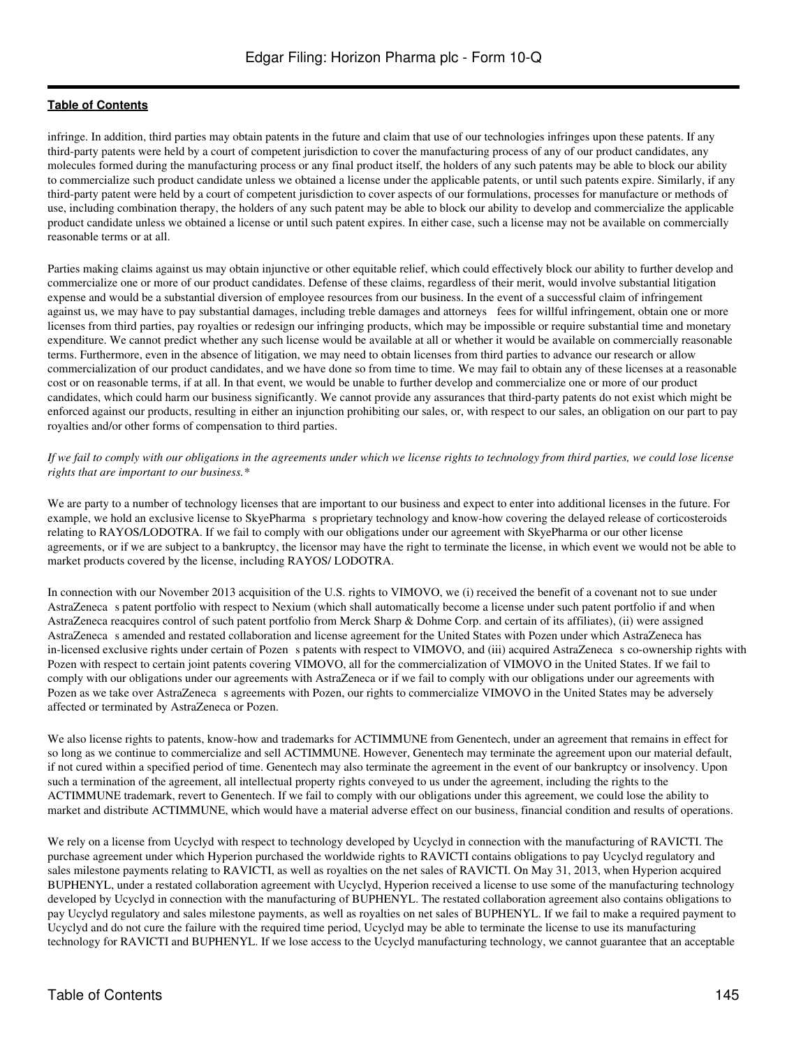infringe. In addition, third parties may obtain patents in the future and claim that use of our technologies infringes upon these patents. If any third-party patents were held by a court of competent jurisdiction to cover the manufacturing process of any of our product candidates, any molecules formed during the manufacturing process or any final product itself, the holders of any such patents may be able to block our ability to commercialize such product candidate unless we obtained a license under the applicable patents, or until such patents expire. Similarly, if any third-party patent were held by a court of competent jurisdiction to cover aspects of our formulations, processes for manufacture or methods of use, including combination therapy, the holders of any such patent may be able to block our ability to develop and commercialize the applicable product candidate unless we obtained a license or until such patent expires. In either case, such a license may not be available on commercially reasonable terms or at all.

Parties making claims against us may obtain injunctive or other equitable relief, which could effectively block our ability to further develop and commercialize one or more of our product candidates. Defense of these claims, regardless of their merit, would involve substantial litigation expense and would be a substantial diversion of employee resources from our business. In the event of a successful claim of infringement against us, we may have to pay substantial damages, including treble damages and attorneys fees for willful infringement, obtain one or more licenses from third parties, pay royalties or redesign our infringing products, which may be impossible or require substantial time and monetary expenditure. We cannot predict whether any such license would be available at all or whether it would be available on commercially reasonable terms. Furthermore, even in the absence of litigation, we may need to obtain licenses from third parties to advance our research or allow commercialization of our product candidates, and we have done so from time to time. We may fail to obtain any of these licenses at a reasonable cost or on reasonable terms, if at all. In that event, we would be unable to further develop and commercialize one or more of our product candidates, which could harm our business significantly. We cannot provide any assurances that third-party patents do not exist which might be enforced against our products, resulting in either an injunction prohibiting our sales, or, with respect to our sales, an obligation on our part to pay royalties and/or other forms of compensation to third parties.

*If we fail to comply with our obligations in the agreements under which we license rights to technology from third parties, we could lose license rights that are important to our business.**

We are party to a number of technology licenses that are important to our business and expect to enter into additional licenses in the future. For example, we hold an exclusive license to SkyePharma s proprietary technology and know-how covering the delayed release of corticosteroids relating to RAYOS/LODOTRA. If we fail to comply with our obligations under our agreement with SkyePharma or our other license agreements, or if we are subject to a bankruptcy, the licensor may have the right to terminate the license, in which event we would not be able to market products covered by the license, including RAYOS/ LODOTRA.

In connection with our November 2013 acquisition of the U.S. rights to VIMOVO, we (i) received the benefit of a covenant not to sue under AstraZeneca s patent portfolio with respect to Nexium (which shall automatically become a license under such patent portfolio if and when AstraZeneca reacquires control of such patent portfolio from Merck Sharp & Dohme Corp. and certain of its affiliates), (ii) were assigned AstraZeneca s amended and restated collaboration and license agreement for the United States with Pozen under which AstraZeneca has in-licensed exclusive rights under certain of Pozen s patents with respect to VIMOVO, and (iii) acquired AstraZeneca s co-ownership rights with Pozen with respect to certain joint patents covering VIMOVO, all for the commercialization of VIMOVO in the United States. If we fail to comply with our obligations under our agreements with AstraZeneca or if we fail to comply with our obligations under our agreements with Pozen as we take over AstraZeneca s agreements with Pozen, our rights to commercialize VIMOVO in the United States may be adversely affected or terminated by AstraZeneca or Pozen.

We also license rights to patents, know-how and trademarks for ACTIMMUNE from Genentech, under an agreement that remains in effect for so long as we continue to commercialize and sell ACTIMMUNE. However, Genentech may terminate the agreement upon our material default, if not cured within a specified period of time. Genentech may also terminate the agreement in the event of our bankruptcy or insolvency. Upon such a termination of the agreement, all intellectual property rights conveyed to us under the agreement, including the rights to the ACTIMMUNE trademark, revert to Genentech. If we fail to comply with our obligations under this agreement, we could lose the ability to market and distribute ACTIMMUNE, which would have a material adverse effect on our business, financial condition and results of operations.

We rely on a license from Ucyclyd with respect to technology developed by Ucyclyd in connection with the manufacturing of RAVICTI. The purchase agreement under which Hyperion purchased the worldwide rights to RAVICTI contains obligations to pay Ucyclyd regulatory and sales milestone payments relating to RAVICTI, as well as royalties on the net sales of RAVICTI. On May 31, 2013, when Hyperion acquired BUPHENYL, under a restated collaboration agreement with Ucyclyd, Hyperion received a license to use some of the manufacturing technology developed by Ucyclyd in connection with the manufacturing of BUPHENYL. The restated collaboration agreement also contains obligations to pay Ucyclyd regulatory and sales milestone payments, as well as royalties on net sales of BUPHENYL. If we fail to make a required payment to Ucyclyd and do not cure the failure with the required time period, Ucyclyd may be able to terminate the license to use its manufacturing technology for RAVICTI and BUPHENYL. If we lose access to the Ucyclyd manufacturing technology, we cannot guarantee that an acceptable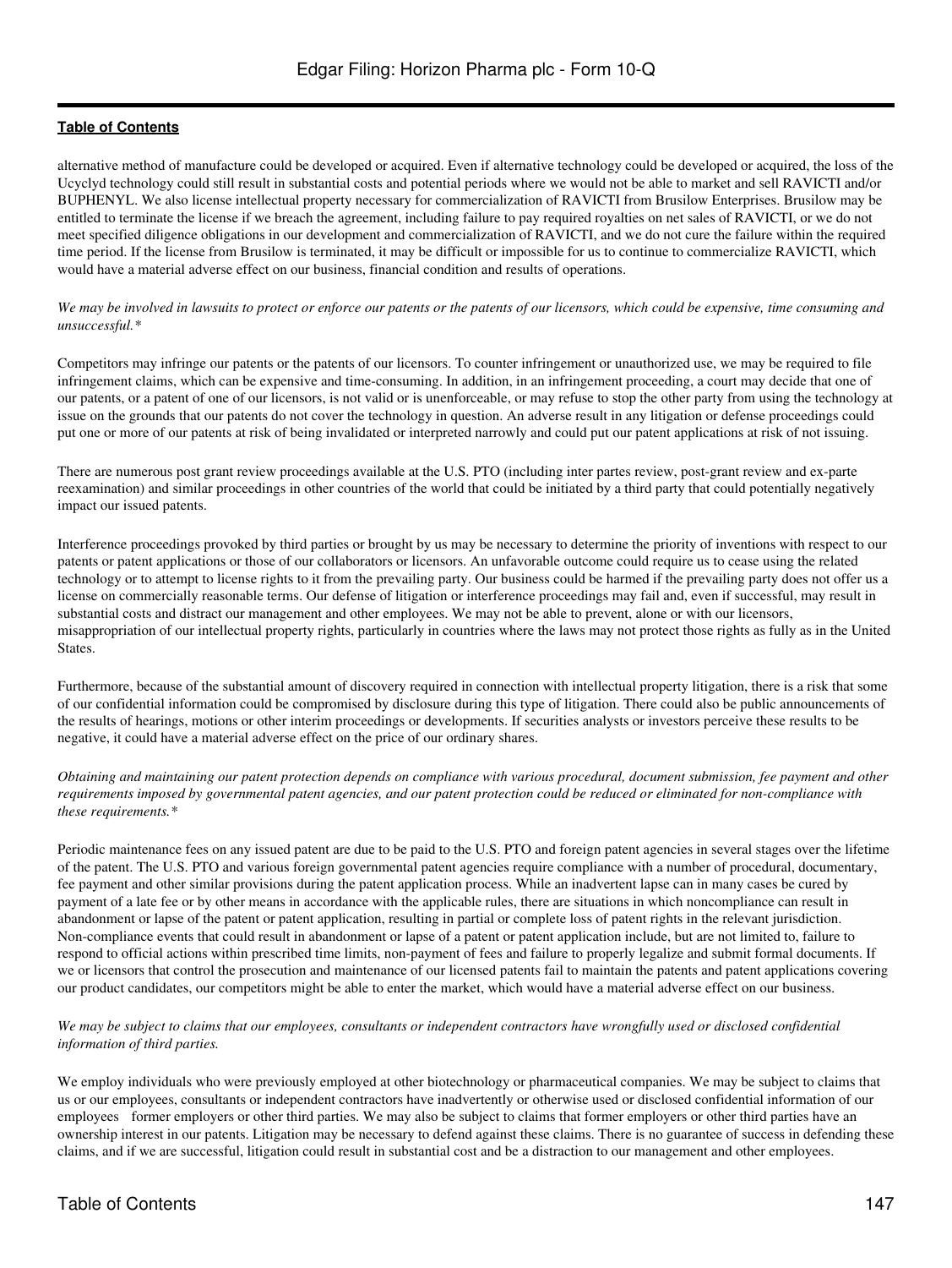alternative method of manufacture could be developed or acquired. Even if alternative technology could be developed or acquired, the loss of the Ucyclyd technology could still result in substantial costs and potential periods where we would not be able to market and sell RAVICTI and/or BUPHENYL. We also license intellectual property necessary for commercialization of RAVICTI from Brusilow Enterprises. Brusilow may be entitled to terminate the license if we breach the agreement, including failure to pay required royalties on net sales of RAVICTI, or we do not meet specified diligence obligations in our development and commercialization of RAVICTI, and we do not cure the failure within the required time period. If the license from Brusilow is terminated, it may be difficult or impossible for us to continue to commercialize RAVICTI, which would have a material adverse effect on our business, financial condition and results of operations.

*We may be involved in lawsuits to protect or enforce our patents or the patents of our licensors, which could be expensive, time consuming and unsuccessful.**

Competitors may infringe our patents or the patents of our licensors. To counter infringement or unauthorized use, we may be required to file infringement claims, which can be expensive and time-consuming. In addition, in an infringement proceeding, a court may decide that one of our patents, or a patent of one of our licensors, is not valid or is unenforceable, or may refuse to stop the other party from using the technology at issue on the grounds that our patents do not cover the technology in question. An adverse result in any litigation or defense proceedings could put one or more of our patents at risk of being invalidated or interpreted narrowly and could put our patent applications at risk of not issuing.

There are numerous post grant review proceedings available at the U.S. PTO (including inter partes review, post-grant review and ex-parte reexamination) and similar proceedings in other countries of the world that could be initiated by a third party that could potentially negatively impact our issued patents.

Interference proceedings provoked by third parties or brought by us may be necessary to determine the priority of inventions with respect to our patents or patent applications or those of our collaborators or licensors. An unfavorable outcome could require us to cease using the related technology or to attempt to license rights to it from the prevailing party. Our business could be harmed if the prevailing party does not offer us a license on commercially reasonable terms. Our defense of litigation or interference proceedings may fail and, even if successful, may result in substantial costs and distract our management and other employees. We may not be able to prevent, alone or with our licensors, misappropriation of our intellectual property rights, particularly in countries where the laws may not protect those rights as fully as in the United States.

Furthermore, because of the substantial amount of discovery required in connection with intellectual property litigation, there is a risk that some of our confidential information could be compromised by disclosure during this type of litigation. There could also be public announcements of the results of hearings, motions or other interim proceedings or developments. If securities analysts or investors perceive these results to be negative, it could have a material adverse effect on the price of our ordinary shares.

*Obtaining and maintaining our patent protection depends on compliance with various procedural, document submission, fee payment and other requirements imposed by governmental patent agencies, and our patent protection could be reduced or eliminated for non-compliance with these requirements.**

Periodic maintenance fees on any issued patent are due to be paid to the U.S. PTO and foreign patent agencies in several stages over the lifetime of the patent. The U.S. PTO and various foreign governmental patent agencies require compliance with a number of procedural, documentary, fee payment and other similar provisions during the patent application process. While an inadvertent lapse can in many cases be cured by payment of a late fee or by other means in accordance with the applicable rules, there are situations in which noncompliance can result in abandonment or lapse of the patent or patent application, resulting in partial or complete loss of patent rights in the relevant jurisdiction. Non-compliance events that could result in abandonment or lapse of a patent or patent application include, but are not limited to, failure to respond to official actions within prescribed time limits, non-payment of fees and failure to properly legalize and submit formal documents. If we or licensors that control the prosecution and maintenance of our licensed patents fail to maintain the patents and patent applications covering our product candidates, our competitors might be able to enter the market, which would have a material adverse effect on our business.

*We may be subject to claims that our employees, consultants or independent contractors have wrongfully used or disclosed confidential information of third parties.*

We employ individuals who were previously employed at other biotechnology or pharmaceutical companies. We may be subject to claims that us or our employees, consultants or independent contractors have inadvertently or otherwise used or disclosed confidential information of our employees former employers or other third parties. We may also be subject to claims that former employers or other third parties have an ownership interest in our patents. Litigation may be necessary to defend against these claims. There is no guarantee of success in defending these claims, and if we are successful, litigation could result in substantial cost and be a distraction to our management and other employees.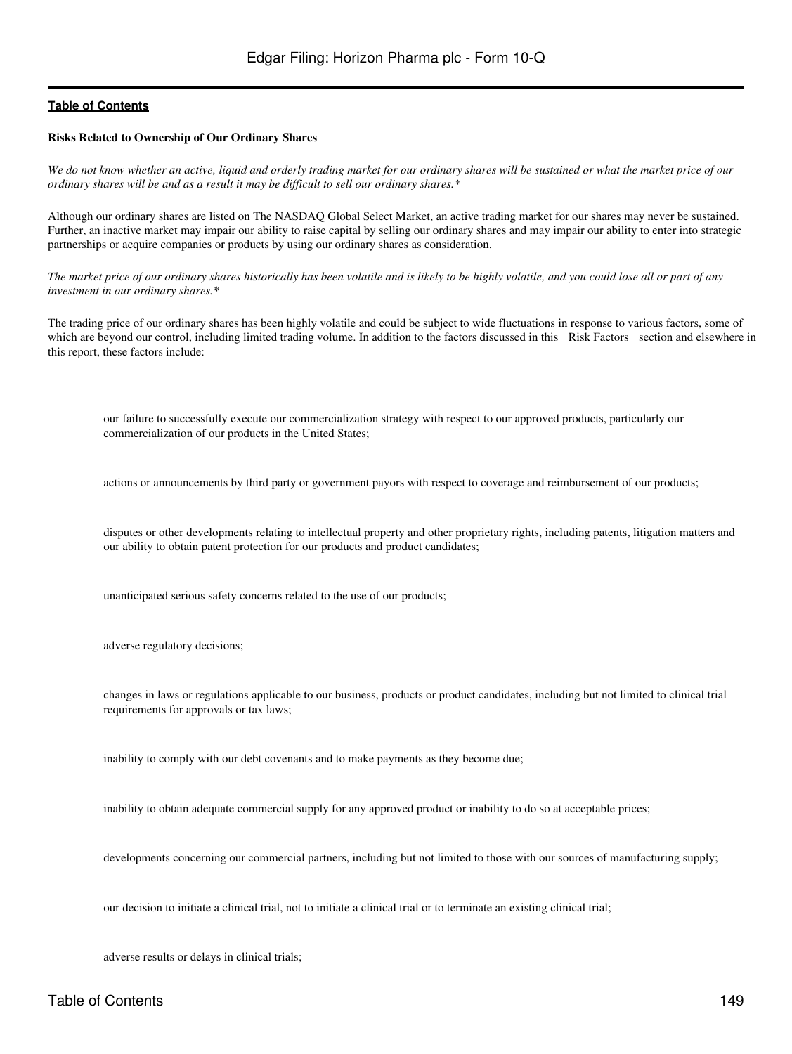[Table of Contents](#)

**Risks Related to Ownership of Our Ordinary Shares**

*We do not know whether an active, liquid and orderly trading market for our ordinary shares will be sustained or what the market price of our ordinary shares will be and as a result it may be difficult to sell our ordinary shares.**

Although our ordinary shares are listed on The NASDAQ Global Select Market, an active trading market for our shares may never be sustained. Further, an inactive market may impair our ability to raise capital by selling our ordinary shares and may impair our ability to enter into strategic partnerships or acquire companies or products by using our ordinary shares as consideration.

*The market price of our ordinary shares historically has been volatile and is likely to be highly volatile, and you could lose all or part of any investment in our ordinary shares.**

The trading price of our ordinary shares has been highly volatile and could be subject to wide fluctuations in response to various factors, some of which are beyond our control, including limited trading volume. In addition to the factors discussed in this Risk Factors section and elsewhere in this report, these factors include:

- our failure to successfully execute our commercialization strategy with respect to our approved products, particularly our commercialization of our products in the United States;
- actions or announcements by third party or government payors with respect to coverage and reimbursement of our products;
- disputes or other developments relating to intellectual property and other proprietary rights, including patents, litigation matters and our ability to obtain patent protection for our products and product candidates;
- unanticipated serious safety concerns related to the use of our products;
- adverse regulatory decisions;
- changes in laws or regulations applicable to our business, products or product candidates, including but not limited to clinical trial requirements for approvals or tax laws;
- inability to comply with our debt covenants and to make payments as they become due;
- inability to obtain adequate commercial supply for any approved product or inability to do so at acceptable prices;
- developments concerning our commercial partners, including but not limited to those with our sources of manufacturing supply;
- our decision to initiate a clinical trial, not to initiate a clinical trial or to terminate an existing clinical trial;
- adverse results or delays in clinical trials;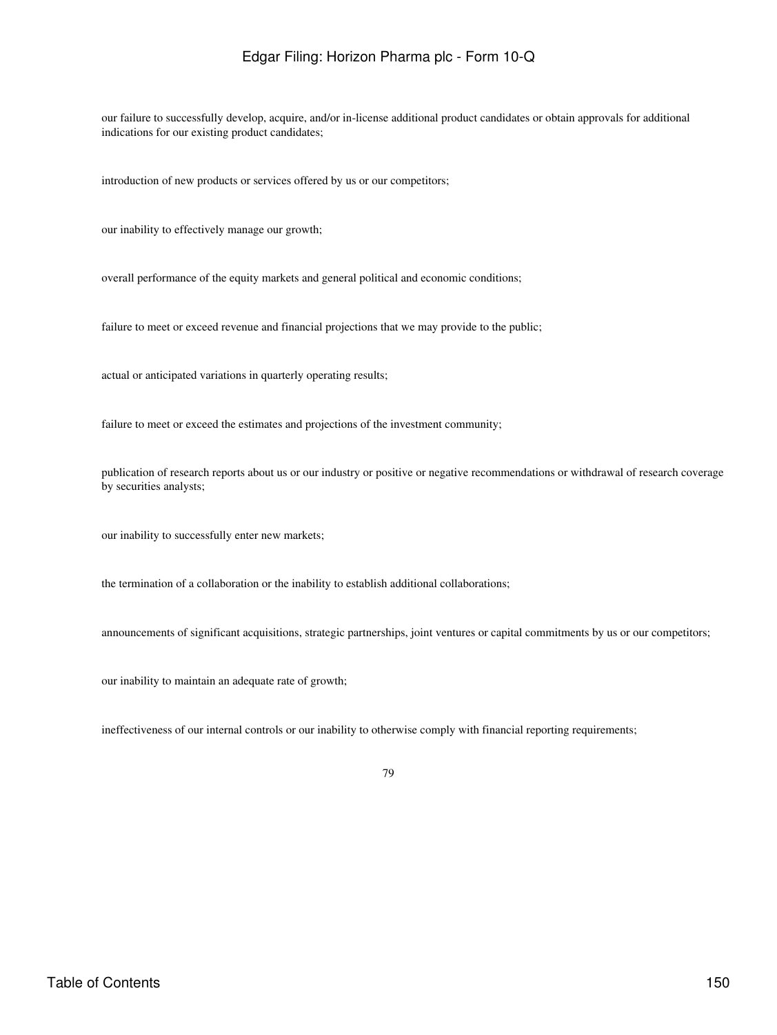our failure to successfully develop, acquire, and/or in-license additional product candidates or obtain approvals for additional indications for our existing product candidates;

introduction of new products or services offered by us or our competitors;

our inability to effectively manage our growth;

overall performance of the equity markets and general political and economic conditions;

failure to meet or exceed revenue and financial projections that we may provide to the public;

actual or anticipated variations in quarterly operating results;

failure to meet or exceed the estimates and projections of the investment community;

publication of research reports about us or our industry or positive or negative recommendations or withdrawal of research coverage by securities analysts;

our inability to successfully enter new markets;

the termination of a collaboration or the inability to establish additional collaborations;

announcements of significant acquisitions, strategic partnerships, joint ventures or capital commitments by us or our competitors;

our inability to maintain an adequate rate of growth;

ineffectiveness of our internal controls or our inability to otherwise comply with financial reporting requirements;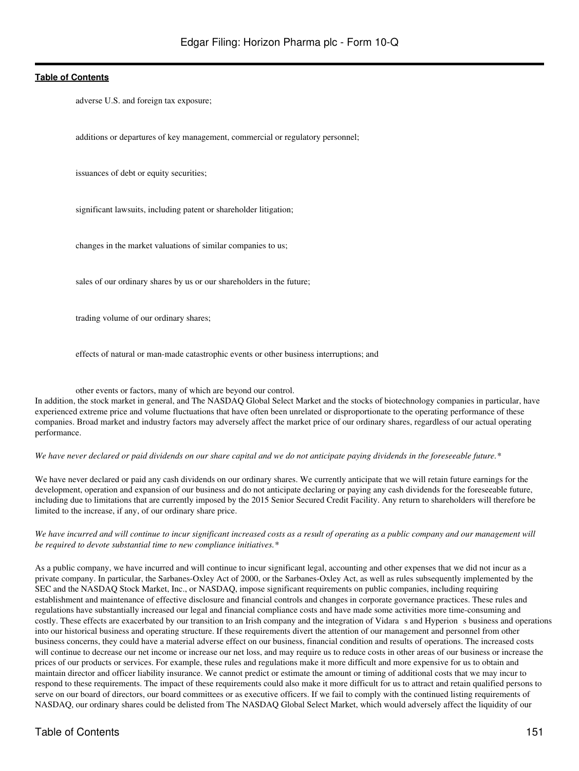- adverse U.S. and foreign tax exposure;
- additions or departures of key management, commercial or regulatory personnel;
- issuances of debt or equity securities;
- significant lawsuits, including patent or shareholder litigation;
- changes in the market valuations of similar companies to us;
- sales of our ordinary shares by us or our shareholders in the future;
- trading volume of our ordinary shares;
- effects of natural or man-made catastrophic events or other business interruptions; and
- other events or factors, many of which are beyond our control.

In addition, the stock market in general, and The NASDAQ Global Select Market and the stocks of biotechnology companies in particular, have experienced extreme price and volume fluctuations that have often been unrelated or disproportionate to the operating performance of these companies. Broad market and industry factors may adversely affect the market price of our ordinary shares, regardless of our actual operating performance.

*We have never declared or paid dividends on our share capital and we do not anticipate paying dividends in the foreseeable future.**

We have never declared or paid any cash dividends on our ordinary shares. We currently anticipate that we will retain future earnings for the development, operation and expansion of our business and do not anticipate declaring or paying any cash dividends for the foreseeable future, including due to limitations that are currently imposed by the 2015 Senior Secured Credit Facility. Any return to shareholders will therefore be limited to the increase, if any, of our ordinary share price.

*We have incurred and will continue to incur significant increased costs as a result of operating as a public company and our management will be required to devote substantial time to new compliance initiatives.**

As a public company, we have incurred and will continue to incur significant legal, accounting and other expenses that we did not incur as a private company. In particular, the Sarbanes-Oxley Act of 2000, or the Sarbanes-Oxley Act, as well as rules subsequently implemented by the SEC and the NASDAQ Stock Market, Inc., or NASDAQ, impose significant requirements on public companies, including requiring establishment and maintenance of effective disclosure and financial controls and changes in corporate governance practices. These rules and regulations have substantially increased our legal and financial compliance costs and have made some activities more time-consuming and costly. These effects are exacerbated by our transition to an Irish company and the integration of Vidara s and Hyperion s business and operations into our historical business and operating structure. If these requirements divert the attention of our management and personnel from other business concerns, they could have a material adverse effect on our business, financial condition and results of operations. The increased costs will continue to decrease our net income or increase our net loss, and may require us to reduce costs in other areas of our business or increase the prices of our products or services. For example, these rules and regulations make it more difficult and more expensive for us to obtain and maintain director and officer liability insurance. We cannot predict or estimate the amount or timing of additional costs that we may incur to respond to these requirements. The impact of these requirements could also make it more difficult for us to attract and retain qualified persons to serve on our board of directors, our board committees or as executive officers. If we fail to comply with the continued listing requirements of NASDAQ, our ordinary shares could be delisted from The NASDAQ Global Select Market, which would adversely affect the liquidity of our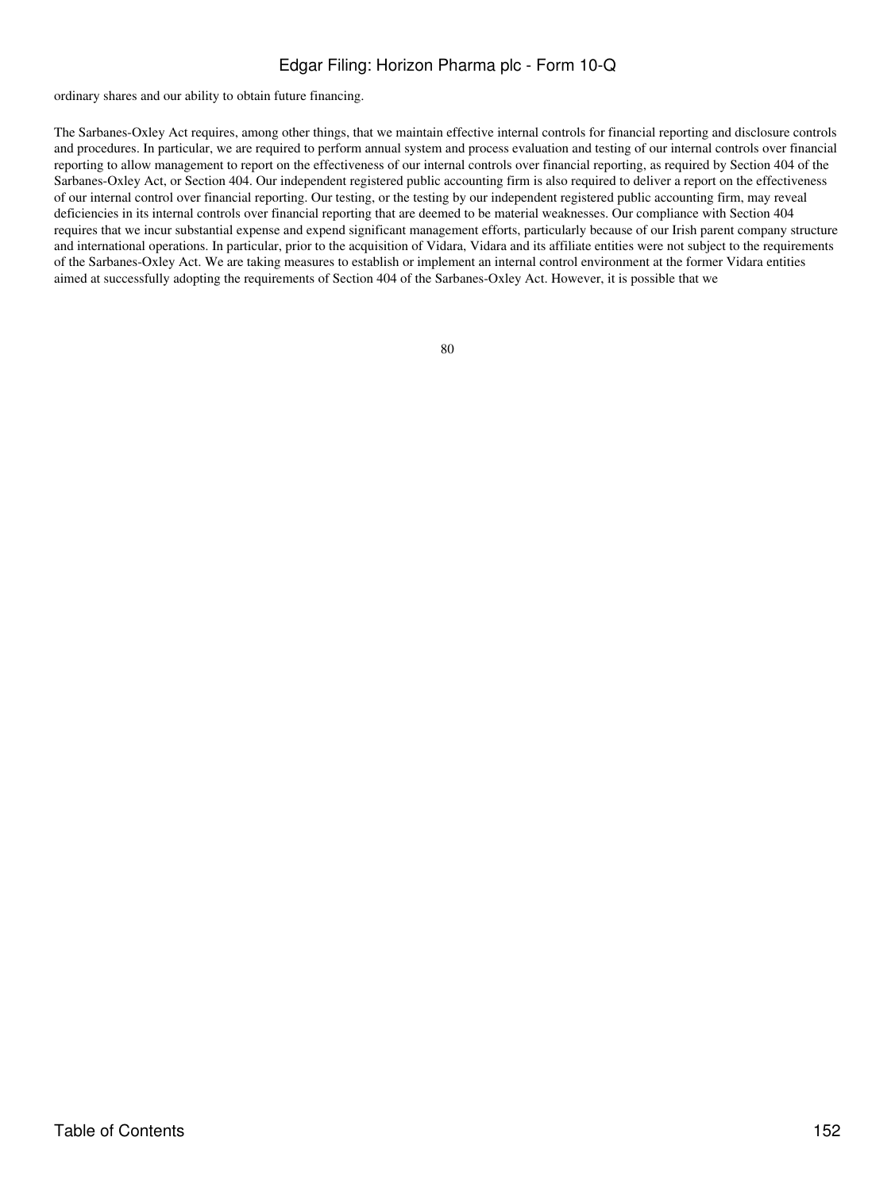ordinary shares and our ability to obtain future financing.

The Sarbanes-Oxley Act requires, among other things, that we maintain effective internal controls for financial reporting and disclosure controls and procedures. In particular, we are required to perform annual system and process evaluation and testing of our internal controls over financial reporting to allow management to report on the effectiveness of our internal controls over financial reporting, as required by Section 404 of the Sarbanes-Oxley Act, or Section 404. Our independent registered public accounting firm is also required to deliver a report on the effectiveness of our internal control over financial reporting. Our testing, or the testing by our independent registered public accounting firm, may reveal deficiencies in its internal controls over financial reporting that are deemed to be material weaknesses. Our compliance with Section 404 requires that we incur substantial expense and expend significant management efforts, particularly because of our Irish parent company structure and international operations. In particular, prior to the acquisition of Vidara, Vidara and its affiliate entities were not subject to the requirements of the Sarbanes-Oxley Act. We are taking measures to establish or implement an internal control environment at the former Vidara entities aimed at successfully adopting the requirements of Section 404 of the Sarbanes-Oxley Act. However, it is possible that we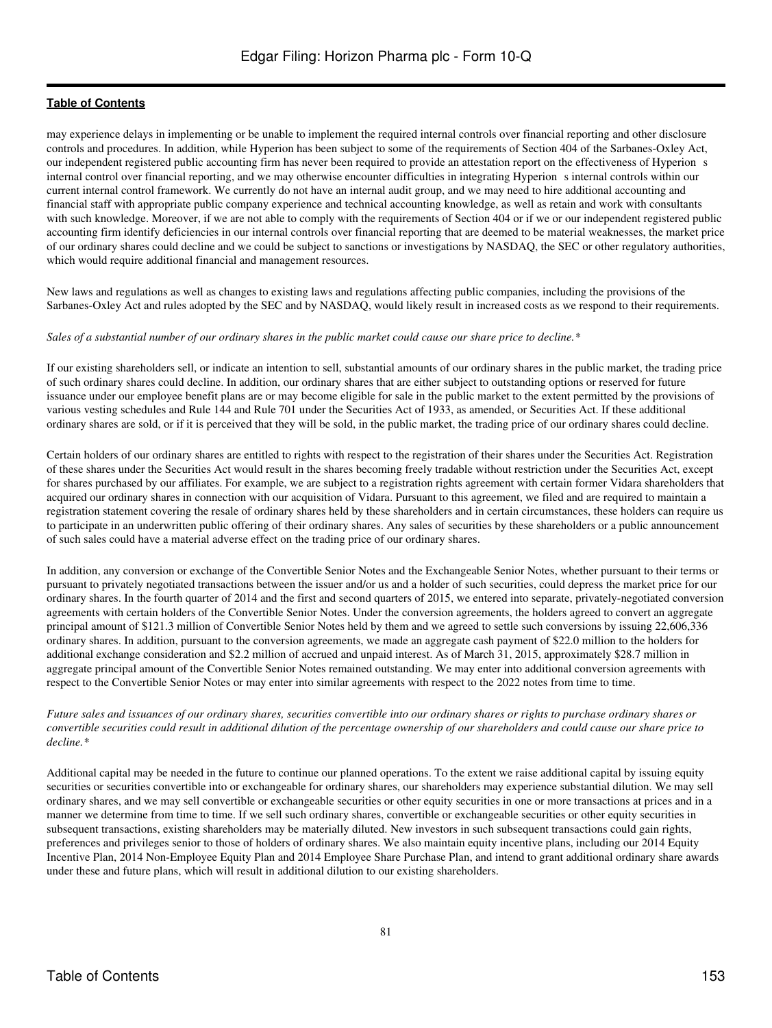may experience delays in implementing or be unable to implement the required internal controls over financial reporting and other disclosure controls and procedures. In addition, while Hyperion has been subject to some of the requirements of Section 404 of the Sarbanes-Oxley Act, our independent registered public accounting firm has never been required to provide an attestation report on the effectiveness of Hyperion s internal control over financial reporting, and we may otherwise encounter difficulties in integrating Hyperion s internal controls within our current internal control framework. We currently do not have an internal audit group, and we may need to hire additional accounting and financial staff with appropriate public company experience and technical accounting knowledge, as well as retain and work with consultants with such knowledge. Moreover, if we are not able to comply with the requirements of Section 404 or if we or our independent registered public accounting firm identify deficiencies in our internal controls over financial reporting that are deemed to be material weaknesses, the market price of our ordinary shares could decline and we could be subject to sanctions or investigations by NASDAQ, the SEC or other regulatory authorities, which would require additional financial and management resources.

New laws and regulations as well as changes to existing laws and regulations affecting public companies, including the provisions of the Sarbanes-Oxley Act and rules adopted by the SEC and by NASDAQ, would likely result in increased costs as we respond to their requirements.

*Sales of a substantial number of our ordinary shares in the public market could cause our share price to decline.**

If our existing shareholders sell, or indicate an intention to sell, substantial amounts of our ordinary shares in the public market, the trading price of such ordinary shares could decline. In addition, our ordinary shares that are either subject to outstanding options or reserved for future issuance under our employee benefit plans are or may become eligible for sale in the public market to the extent permitted by the provisions of various vesting schedules and Rule 144 and Rule 701 under the Securities Act of 1933, as amended, or Securities Act. If these additional ordinary shares are sold, or if it is perceived that they will be sold, in the public market, the trading price of our ordinary shares could decline.

Certain holders of our ordinary shares are entitled to rights with respect to the registration of their shares under the Securities Act. Registration of these shares under the Securities Act would result in the shares becoming freely tradable without restriction under the Securities Act, except for shares purchased by our affiliates. For example, we are subject to a registration rights agreement with certain former Vidara shareholders that acquired our ordinary shares in connection with our acquisition of Vidara. Pursuant to this agreement, we filed and are required to maintain a registration statement covering the resale of ordinary shares held by these shareholders and in certain circumstances, these holders can require us to participate in an underwritten public offering of their ordinary shares. Any sales of securities by these shareholders or a public announcement of such sales could have a material adverse effect on the trading price of our ordinary shares.

In addition, any conversion or exchange of the Convertible Senior Notes and the Exchangeable Senior Notes, whether pursuant to their terms or pursuant to privately negotiated transactions between the issuer and/or us and a holder of such securities, could depress the market price for our ordinary shares. In the fourth quarter of 2014 and the first and second quarters of 2015, we entered into separate, privately-negotiated conversion agreements with certain holders of the Convertible Senior Notes. Under the conversion agreements, the holders agreed to convert an aggregate principal amount of $121.3 million of Convertible Senior Notes held by them and we agreed to settle such conversions by issuing 22,606,336 ordinary shares. In addition, pursuant to the conversion agreements, we made an aggregate cash payment of $22.0 million to the holders for additional exchange consideration and $2.2 million of accrued and unpaid interest. As of March 31, 2015, approximately $28.7 million in aggregate principal amount of the Convertible Senior Notes remained outstanding. We may enter into additional conversion agreements with respect to the Convertible Senior Notes or may enter into similar agreements with respect to the 2022 notes from time to time.

*Future sales and issuances of our ordinary shares, securities convertible into our ordinary shares or rights to purchase ordinary shares or convertible securities could result in additional dilution of the percentage ownership of our shareholders and could cause our share price to decline.**

Additional capital may be needed in the future to continue our planned operations. To the extent we raise additional capital by issuing equity securities or securities convertible into or exchangeable for ordinary shares, our shareholders may experience substantial dilution. We may sell ordinary shares, and we may sell convertible or exchangeable securities or other equity securities in one or more transactions at prices and in a manner we determine from time to time. If we sell such ordinary shares, convertible or exchangeable securities or other equity securities in subsequent transactions, existing shareholders may be materially diluted. New investors in such subsequent transactions could gain rights, preferences and privileges senior to those of holders of ordinary shares. We also maintain equity incentive plans, including our 2014 Equity Incentive Plan, 2014 Non-Employee Equity Plan and 2014 Employee Share Purchase Plan, and intend to grant additional ordinary share awards under these and future plans, which will result in additional dilution to our existing shareholders.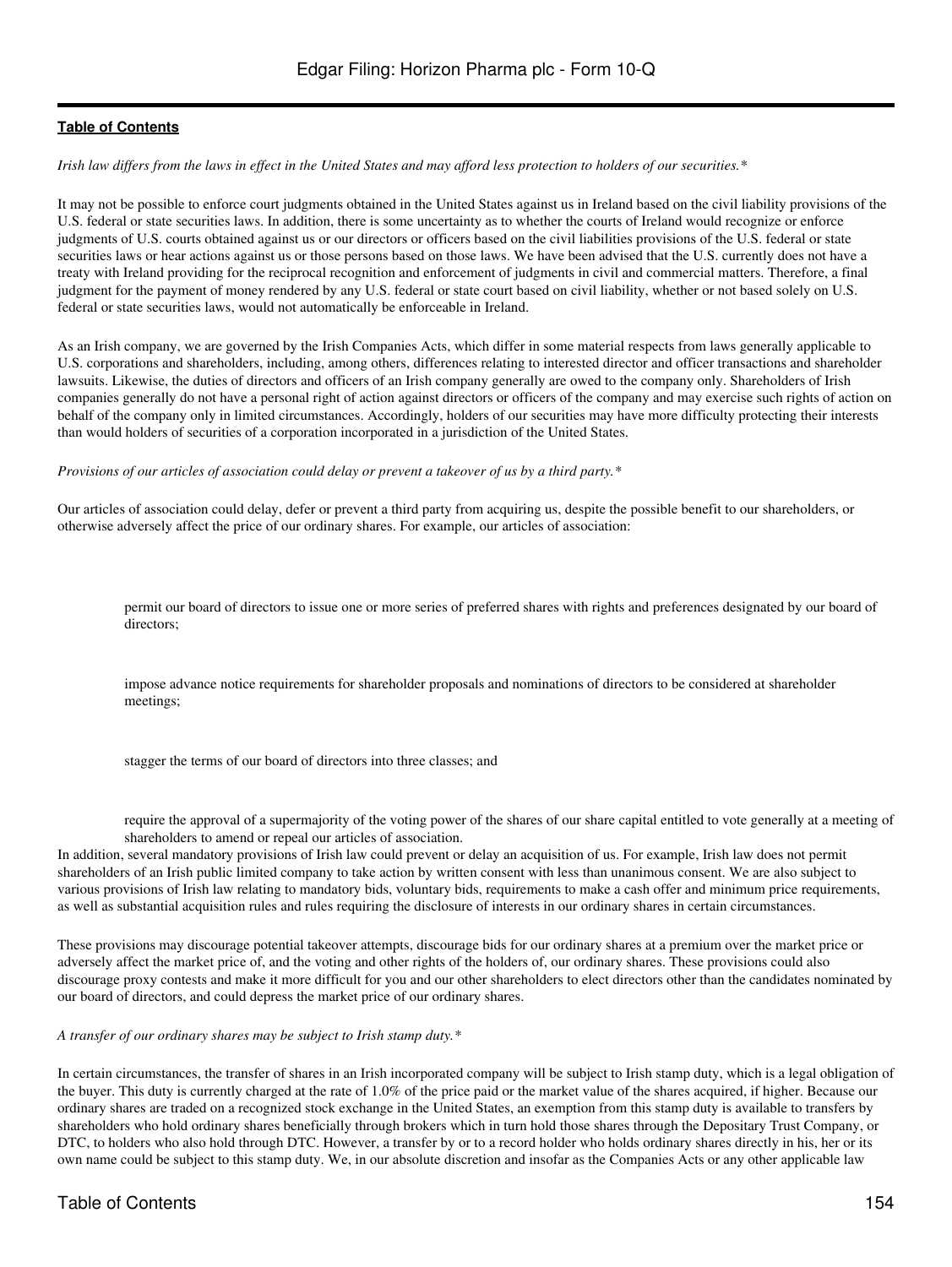*Irish law differs from the laws in effect in the United States and may afford less protection to holders of our securities.**

It may not be possible to enforce court judgments obtained in the United States against us in Ireland based on the civil liability provisions of the U.S. federal or state securities laws. In addition, there is some uncertainty as to whether the courts of Ireland would recognize or enforce judgments of U.S. courts obtained against us or our directors or officers based on the civil liabilities provisions of the U.S. federal or state securities laws or hear actions against us or those persons based on those laws. We have been advised that the U.S. currently does not have a treaty with Ireland providing for the reciprocal recognition and enforcement of judgments in civil and commercial matters. Therefore, a final judgment for the payment of money rendered by any U.S. federal or state court based on civil liability, whether or not based solely on U.S. federal or state securities laws, would not automatically be enforceable in Ireland.

As an Irish company, we are governed by the Irish Companies Acts, which differ in some material respects from laws generally applicable to U.S. corporations and shareholders, including, among others, differences relating to interested director and officer transactions and shareholder lawsuits. Likewise, the duties of directors and officers of an Irish company generally are owed to the company only. Shareholders of Irish companies generally do not have a personal right of action against directors or officers of the company and may exercise such rights of action on behalf of the company only in limited circumstances. Accordingly, holders of our securities may have more difficulty protecting their interests than would holders of securities of a corporation incorporated in a jurisdiction of the United States.

*Provisions of our articles of association could delay or prevent a takeover of us by a third party.**

Our articles of association could delay, defer or prevent a third party from acquiring us, despite the possible benefit to our shareholders, or otherwise adversely affect the price of our ordinary shares. For example, our articles of association:

- permit our board of directors to issue one or more series of preferred shares with rights and preferences designated by our board of directors;
- impose advance notice requirements for shareholder proposals and nominations of directors to be considered at shareholder meetings;
- stagger the terms of our board of directors into three classes; and
- require the approval of a supermajority of the voting power of the shares of our share capital entitled to vote generally at a meeting of shareholders to amend or repeal our articles of association.

In addition, several mandatory provisions of Irish law could prevent or delay an acquisition of us. For example, Irish law does not permit shareholders of an Irish public limited company to take action by written consent with less than unanimous consent. We are also subject to various provisions of Irish law relating to mandatory bids, voluntary bids, requirements to make a cash offer and minimum price requirements, as well as substantial acquisition rules and rules requiring the disclosure of interests in our ordinary shares in certain circumstances.

These provisions may discourage potential takeover attempts, discourage bids for our ordinary shares at a premium over the market price or adversely affect the market price of, and the voting and other rights of the holders of, our ordinary shares. These provisions could also discourage proxy contests and make it more difficult for you and our other shareholders to elect directors other than the candidates nominated by our board of directors, and could depress the market price of our ordinary shares.

*A transfer of our ordinary shares may be subject to Irish stamp duty.**

In certain circumstances, the transfer of shares in an Irish incorporated company will be subject to Irish stamp duty, which is a legal obligation of the buyer. This duty is currently charged at the rate of 1.0% of the price paid or the market value of the shares acquired, if higher. Because our ordinary shares are traded on a recognized stock exchange in the United States, an exemption from this stamp duty is available to transfers by shareholders who hold ordinary shares beneficially through brokers which in turn hold those shares through the Depositary Trust Company, or DTC, to holders who also hold through DTC. However, a transfer by or to a record holder who holds ordinary shares directly in his, her or its own name could be subject to this stamp duty. We, in our absolute discretion and insofar as the Companies Acts or any other applicable law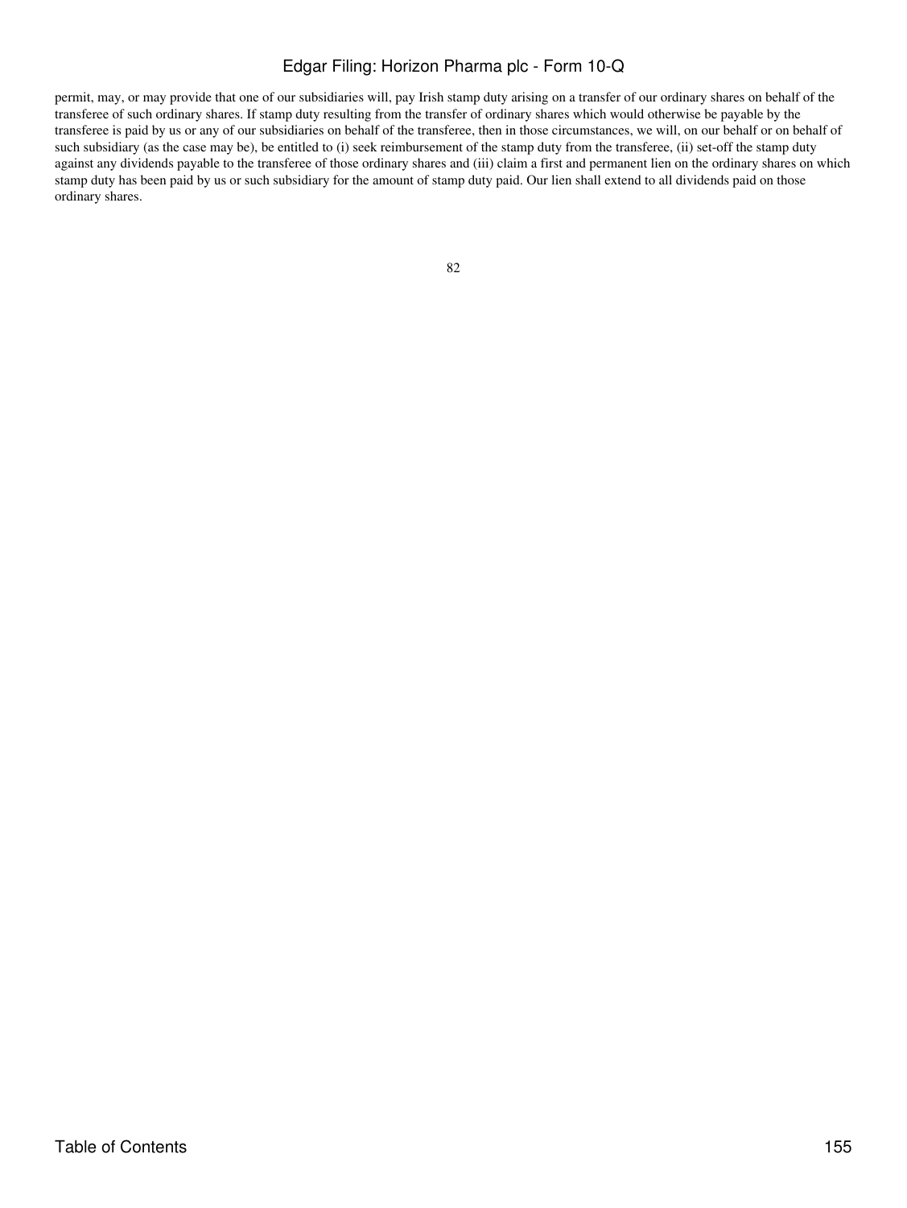permit, may, or may provide that one of our subsidiaries will, pay Irish stamp duty arising on a transfer of our ordinary shares on behalf of the transferee of such ordinary shares. If stamp duty resulting from the transfer of ordinary shares which would otherwise be payable by the transferee is paid by us or any of our subsidiaries on behalf of the transferee, then in those circumstances, we will, on our behalf or on behalf of such subsidiary (as the case may be), be entitled to (i) seek reimbursement of the stamp duty from the transferee, (ii) set-off the stamp duty against any dividends payable to the transferee of those ordinary shares and (iii) claim a first and permanent lien on the ordinary shares on which stamp duty has been paid by us or such subsidiary for the amount of stamp duty paid. Our lien shall extend to all dividends paid on those ordinary shares.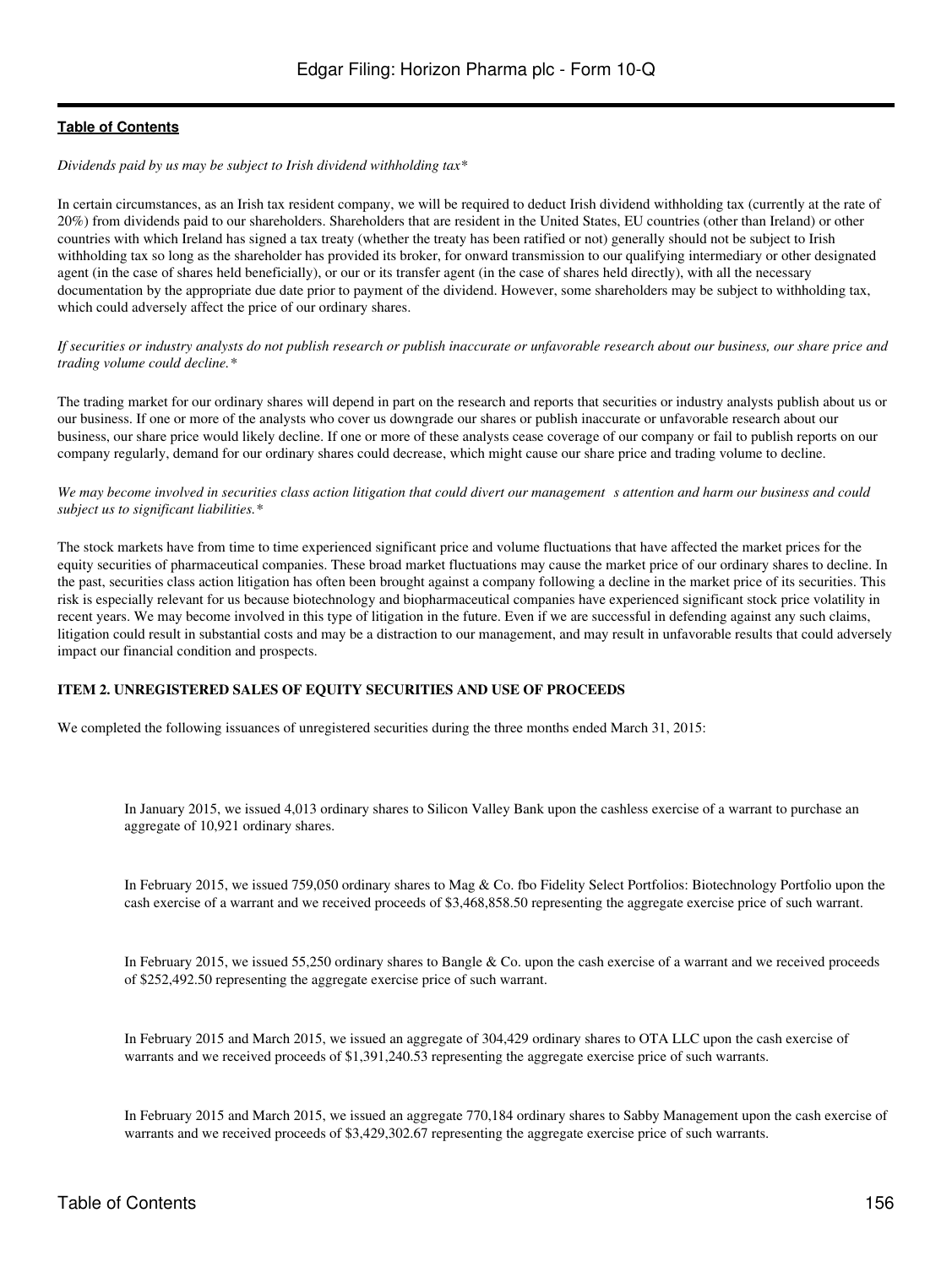*Dividends paid by us may be subject to Irish dividend withholding tax**

In certain circumstances, as an Irish tax resident company, we will be required to deduct Irish dividend withholding tax (currently at the rate of 20%) from dividends paid to our shareholders. Shareholders that are resident in the United States, EU countries (other than Ireland) or other countries with which Ireland has signed a tax treaty (whether the treaty has been ratified or not) generally should not be subject to Irish withholding tax so long as the shareholder has provided its broker, for onward transmission to our qualifying intermediary or other designated agent (in the case of shares held beneficially), or our or its transfer agent (in the case of shares held directly), with all the necessary documentation by the appropriate due date prior to payment of the dividend. However, some shareholders may be subject to withholding tax, which could adversely affect the price of our ordinary shares.

*If securities or industry analysts do not publish research or publish inaccurate or unfavorable research about our business, our share price and trading volume could decline.**

The trading market for our ordinary shares will depend in part on the research and reports that securities or industry analysts publish about us or our business. If one or more of the analysts who cover us downgrade our shares or publish inaccurate or unfavorable research about our business, our share price would likely decline. If one or more of these analysts cease coverage of our company or fail to publish reports on our company regularly, demand for our ordinary shares could decrease, which might cause our share price and trading volume to decline.

*We may become involved in securities class action litigation that could divert our management s attention and harm our business and could subject us to significant liabilities.**

The stock markets have from time to time experienced significant price and volume fluctuations that have affected the market prices for the equity securities of pharmaceutical companies. These broad market fluctuations may cause the market price of our ordinary shares to decline. In the past, securities class action litigation has often been brought against a company following a decline in the market price of its securities. This risk is especially relevant for us because biotechnology and biopharmaceutical companies have experienced significant stock price volatility in recent years. We may become involved in this type of litigation in the future. Even if we are successful in defending against any such claims, litigation could result in substantial costs and may be a distraction to our management, and may result in unfavorable results that could adversely impact our financial condition and prospects.

**ITEM 2. UNREGISTERED SALES OF EQUITY SECURITIES AND USE OF PROCEEDS**

We completed the following issuances of unregistered securities during the three months ended March 31, 2015:

- In January 2015, we issued 4,013 ordinary shares to Silicon Valley Bank upon the cashless exercise of a warrant to purchase an aggregate of 10,921 ordinary shares.

- In February 2015, we issued 759,050 ordinary shares to Mag & Co. fbo Fidelity Select Portfolios: Biotechnology Portfolio upon the cash exercise of a warrant and we received proceeds of $3,468,858.50 representing the aggregate exercise price of such warrant.

- In February 2015, we issued 55,250 ordinary shares to Bangle & Co. upon the cash exercise of a warrant and we received proceeds of $252,492.50 representing the aggregate exercise price of such warrant.

- In February 2015 and March 2015, we issued an aggregate of 304,429 ordinary shares to OTA LLC upon the cash exercise of warrants and we received proceeds of $1,391,240.53 representing the aggregate exercise price of such warrants.

- In February 2015 and March 2015, we issued an aggregate 770,184 ordinary shares to Sabby Management upon the cash exercise of warrants and we received proceeds of $3,429,302.67 representing the aggregate exercise price of such warrants.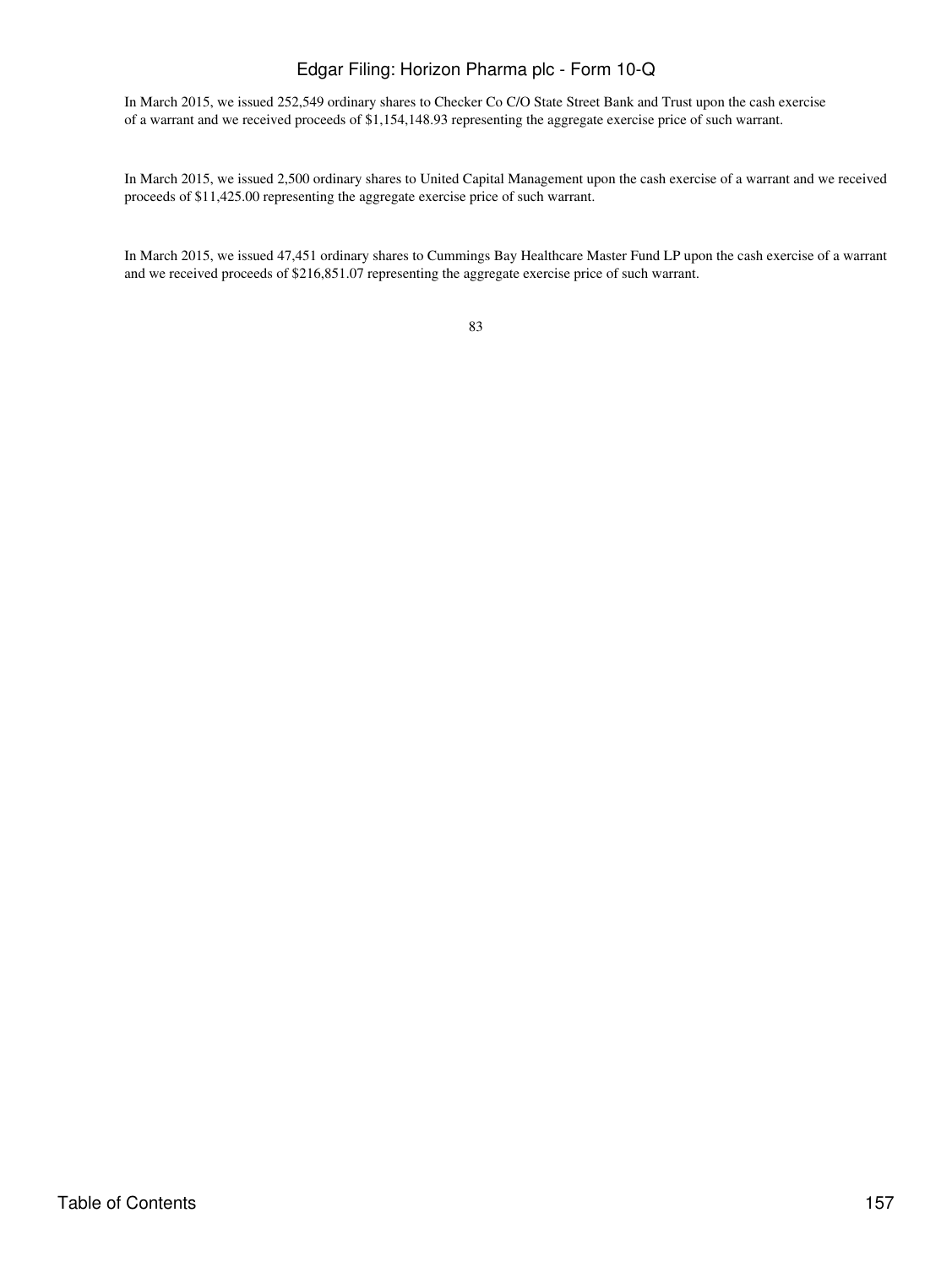In March 2015, we issued 252,549 ordinary shares to Checker Co C/O State Street Bank and Trust upon the cash exercise of a warrant and we received proceeds of $1,154,148.93 representing the aggregate exercise price of such warrant.

In March 2015, we issued 2,500 ordinary shares to United Capital Management upon the cash exercise of a warrant and we received proceeds of $11,425.00 representing the aggregate exercise price of such warrant.

In March 2015, we issued 47,451 ordinary shares to Cummings Bay Healthcare Master Fund LP upon the cash exercise of a warrant and we received proceeds of $216,851.07 representing the aggregate exercise price of such warrant.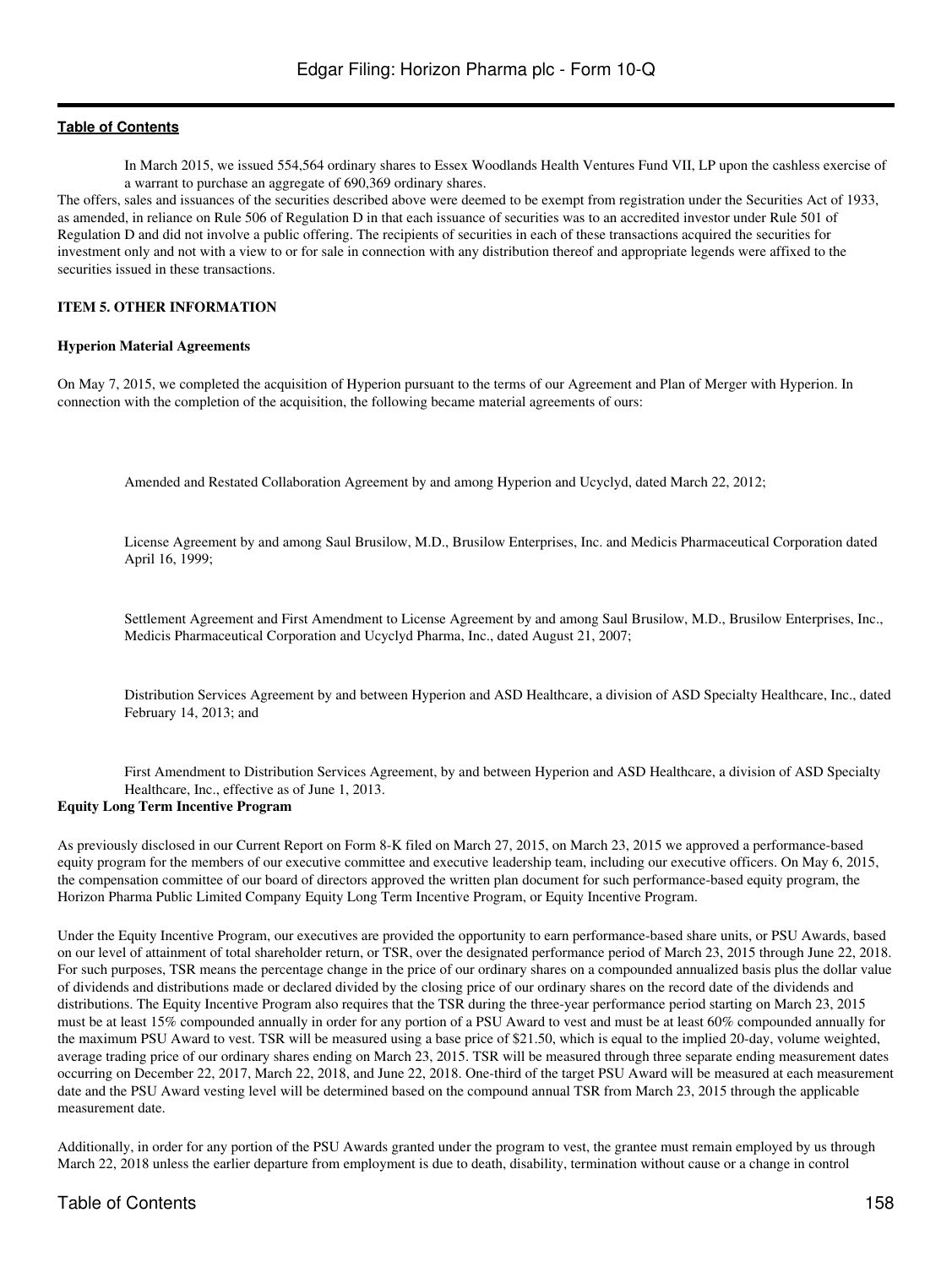In March 2015, we issued 554,564 ordinary shares to Essex Woodlands Health Ventures Fund VII, LP upon the cashless exercise of a warrant to purchase an aggregate of 690,369 ordinary shares.

The offers, sales and issuances of the securities described above were deemed to be exempt from registration under the Securities Act of 1933, as amended, in reliance on Rule 506 of Regulation D in that each issuance of securities was to an accredited investor under Rule 501 of Regulation D and did not involve a public offering. The recipients of securities in each of these transactions acquired the securities for investment only and not with a view to or for sale in connection with any distribution thereof and appropriate legends were affixed to the securities issued in these transactions.

**ITEM 5. OTHER INFORMATION**

**Hyperion Material Agreements**

On May 7, 2015, we completed the acquisition of Hyperion pursuant to the terms of our Agreement and Plan of Merger with Hyperion. In connection with the completion of the acquisition, the following became material agreements of ours:

- Amended and Restated Collaboration Agreement by and among Hyperion and Ucyclyd, dated March 22, 2012;
- License Agreement by and among Saul Brusilow, M.D., Brusilow Enterprises, Inc. and Medicis Pharmaceutical Corporation dated April 16, 1999;
- Settlement Agreement and First Amendment to License Agreement by and among Saul Brusilow, M.D., Brusilow Enterprises, Inc., Medicis Pharmaceutical Corporation and Ucyclyd Pharma, Inc., dated August 21, 2007;
- Distribution Services Agreement by and between Hyperion and ASD Healthcare, a division of ASD Specialty Healthcare, Inc., dated February 14, 2013; and
- First Amendment to Distribution Services Agreement, by and between Hyperion and ASD Healthcare, a division of ASD Specialty Healthcare, Inc., effective as of June 1, 2013.

**Equity Long Term Incentive Program**

As previously disclosed in our Current Report on Form 8-K filed on March 27, 2015, on March 23, 2015 we approved a performance-based equity program for the members of our executive committee and executive leadership team, including our executive officers. On May 6, 2015, the compensation committee of our board of directors approved the written plan document for such performance-based equity program, the Horizon Pharma Public Limited Company Equity Long Term Incentive Program, or Equity Incentive Program.

Under the Equity Incentive Program, our executives are provided the opportunity to earn performance-based share units, or PSU Awards, based on our level of attainment of total shareholder return, or TSR, over the designated performance period of March 23, 2015 through June 22, 2018. For such purposes, TSR means the percentage change in the price of our ordinary shares on a compounded annualized basis plus the dollar value of dividends and distributions made or declared divided by the closing price of our ordinary shares on the record date of the dividends and distributions. The Equity Incentive Program also requires that the TSR during the three-year performance period starting on March 23, 2015 must be at least 15% compounded annually in order for any portion of a PSU Award to vest and must be at least 60% compounded annually for the maximum PSU Award to vest. TSR will be measured using a base price of $21.50, which is equal to the implied 20-day, volume weighted, average trading price of our ordinary shares ending on March 23, 2015. TSR will be measured through three separate ending measurement dates occurring on December 22, 2017, March 22, 2018, and June 22, 2018. One-third of the target PSU Award will be measured at each measurement date and the PSU Award vesting level will be determined based on the compound annual TSR from March 23, 2015 through the applicable measurement date.

Additionally, in order for any portion of the PSU Awards granted under the program to vest, the grantee must remain employed by us through March 22, 2018 unless the earlier departure from employment is due to death, disability, termination without cause or a change in control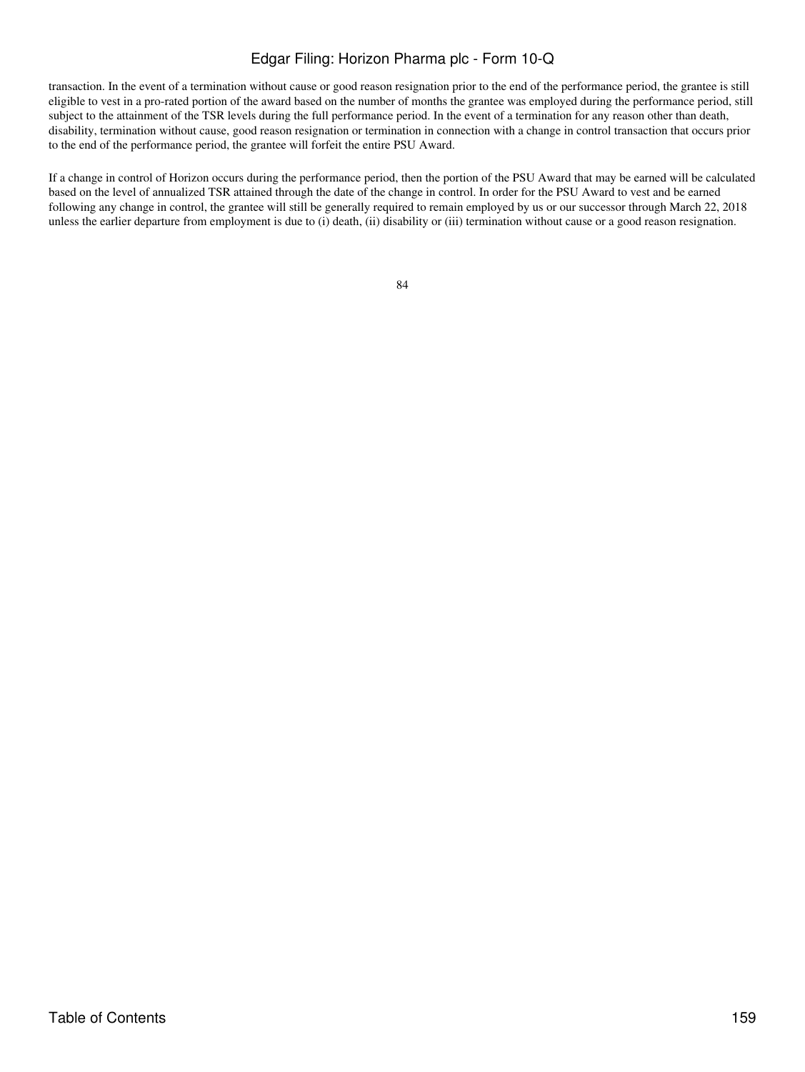transaction. In the event of a termination without cause or good reason resignation prior to the end of the performance period, the grantee is still eligible to vest in a pro-rated portion of the award based on the number of months the grantee was employed during the performance period, still subject to the attainment of the TSR levels during the full performance period. In the event of a termination for any reason other than death, disability, termination without cause, good reason resignation or termination in connection with a change in control transaction that occurs prior to the end of the performance period, the grantee will forfeit the entire PSU Award.

If a change in control of Horizon occurs during the performance period, then the portion of the PSU Award that may be earned will be calculated based on the level of annualized TSR attained through the date of the change in control. In order for the PSU Award to vest and be earned following any change in control, the grantee will still be generally required to remain employed by us or our successor through March 22, 2018 unless the earlier departure from employment is due to (i) death, (ii) disability or (iii) termination without cause or a good reason resignation.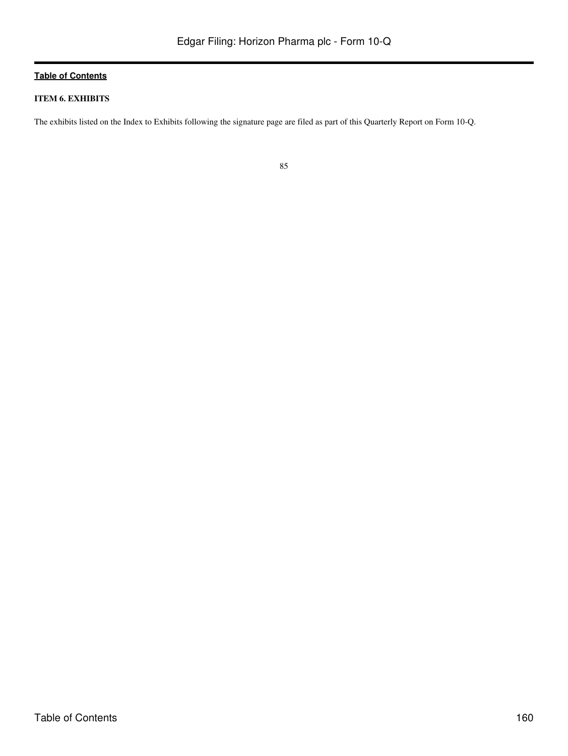**ITEM 6. EXHIBITS**

The exhibits listed on the Index to Exhibits following the signature page are filed as part of this Quarterly Report on Form 10-Q.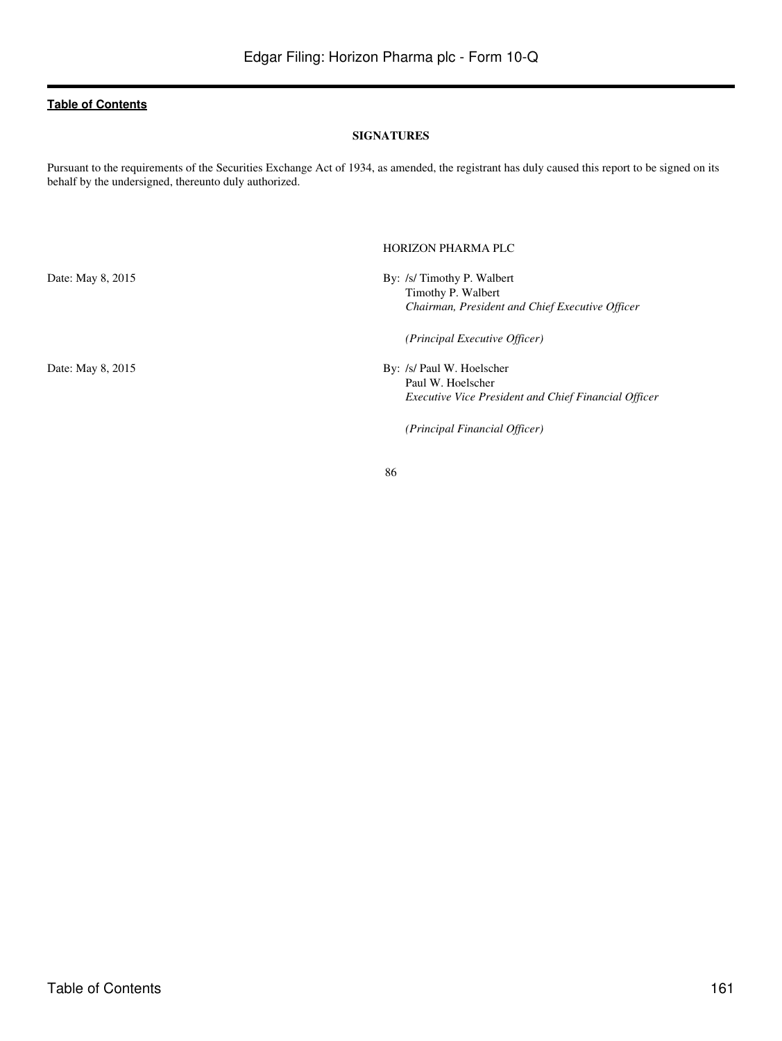**SIGNATURES**

Pursuant to the requirements of the Securities Exchange Act of 1934, as amended, the registrant has duly caused this report to be signed on its behalf by the undersigned, thereunto duly authorized.

HORIZON PHARMA PLC

Date: May 8, 2015

By: /s/ Timothy P. Walbert
Timothy P. Walbert
*Chairman, President and Chief Executive Officer*

*(Principal Executive Officer)*

Date: May 8, 2015

By: /s/ Paul W. Hoelscher
Paul W. Hoelscher
*Executive Vice President and Chief Financial Officer*

*(Principal Financial Officer)*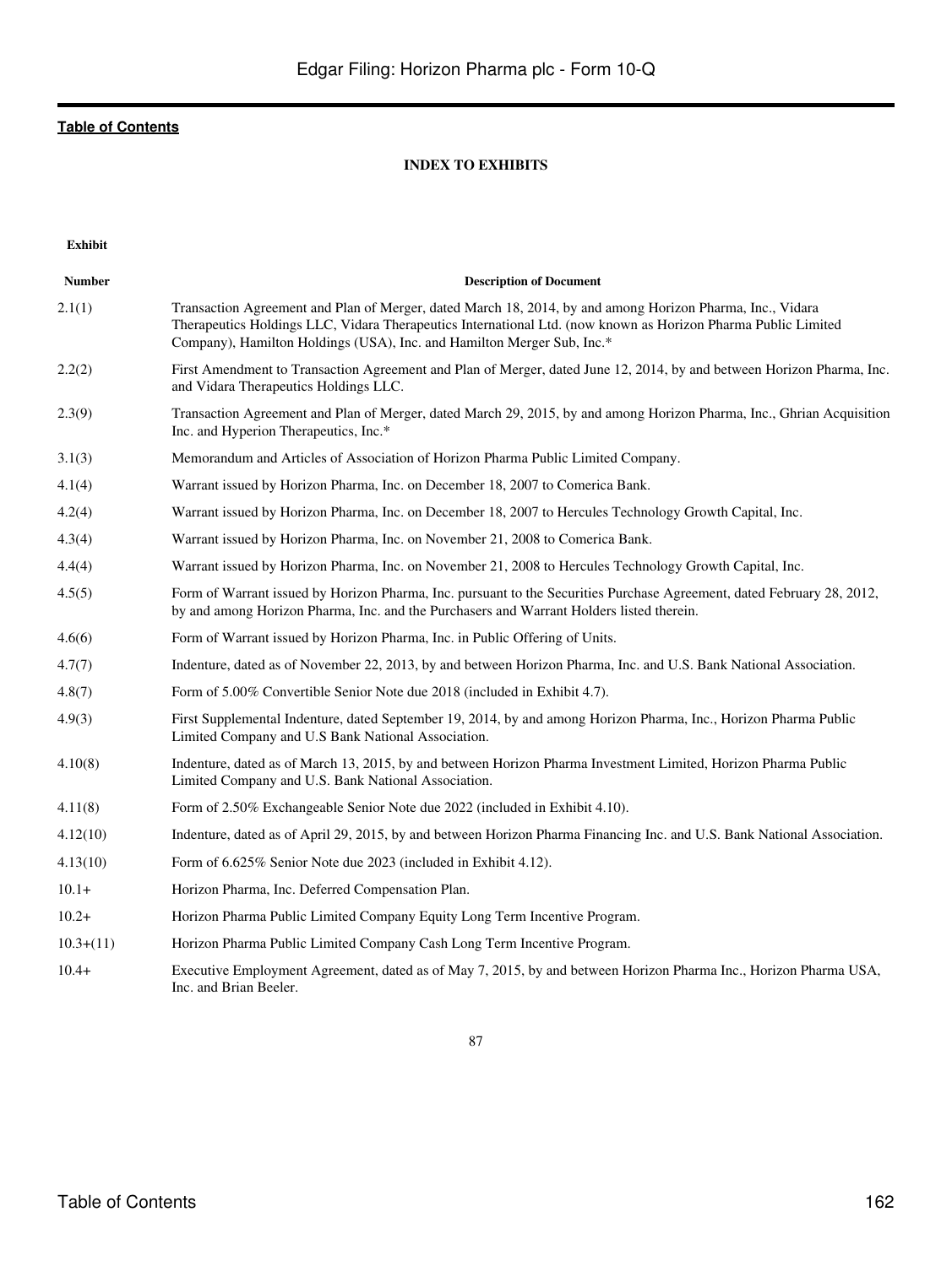[Table of Contents](#)

**INDEX TO EXHIBITS**

| Exhibit Number | Description of Document |
|---|---|
| 2.1(1) | Transaction Agreement and Plan of Merger, dated March 18, 2014, by and among Horizon Pharma, Inc., Vidara Therapeutics Holdings LLC, Vidara Therapeutics International Ltd. (now known as Horizon Pharma Public Limited Company), Hamilton Holdings (USA), Inc. and Hamilton Merger Sub, Inc.* |
| 2.2(2) | First Amendment to Transaction Agreement and Plan of Merger, dated June 12, 2014, by and between Horizon Pharma, Inc. and Vidara Therapeutics Holdings LLC. |
| 2.3(9) | Transaction Agreement and Plan of Merger, dated March 29, 2015, by and among Horizon Pharma, Inc., Ghrian Acquisition Inc. and Hyperion Therapeutics, Inc.* |
| 3.1(3) | Memorandum and Articles of Association of Horizon Pharma Public Limited Company. |
| 4.1(4) | Warrant issued by Horizon Pharma, Inc. on December 18, 2007 to Comerica Bank. |
| 4.2(4) | Warrant issued by Horizon Pharma, Inc. on December 18, 2007 to Hercules Technology Growth Capital, Inc. |
| 4.3(4) | Warrant issued by Horizon Pharma, Inc. on November 21, 2008 to Comerica Bank. |
| 4.4(4) | Warrant issued by Horizon Pharma, Inc. on November 21, 2008 to Hercules Technology Growth Capital, Inc. |
| 4.5(5) | Form of Warrant issued by Horizon Pharma, Inc. pursuant to the Securities Purchase Agreement, dated February 28, 2012, by and among Horizon Pharma, Inc. and the Purchasers and Warrant Holders listed therein. |
| 4.6(6) | Form of Warrant issued by Horizon Pharma, Inc. in Public Offering of Units. |
| 4.7(7) | Indenture, dated as of November 22, 2013, by and between Horizon Pharma, Inc. and U.S. Bank National Association. |
| 4.8(7) | Form of 5.00% Convertible Senior Note due 2018 (included in Exhibit 4.7). |
| 4.9(3) | First Supplemental Indenture, dated September 19, 2014, by and among Horizon Pharma, Inc., Horizon Pharma Public Limited Company and U.S Bank National Association. |
| 4.10(8) | Indenture, dated as of March 13, 2015, by and between Horizon Pharma Investment Limited, Horizon Pharma Public Limited Company and U.S. Bank National Association. |
| 4.11(8) | Form of 2.50% Exchangeable Senior Note due 2022 (included in Exhibit 4.10). |
| 4.12(10) | Indenture, dated as of April 29, 2015, by and between Horizon Pharma Financing Inc. and U.S. Bank National Association. |
| 4.13(10) | Form of 6.625% Senior Note due 2023 (included in Exhibit 4.12). |
| 10.1+ | Horizon Pharma, Inc. Deferred Compensation Plan. |
| 10.2+ | Horizon Pharma Public Limited Company Equity Long Term Incentive Program. |
| 10.3+(11) | Horizon Pharma Public Limited Company Cash Long Term Incentive Program. |
| 10.4+ | Executive Employment Agreement, dated as of May 7, 2015, by and between Horizon Pharma Inc., Horizon Pharma USA, Inc. and Brian Beeler. |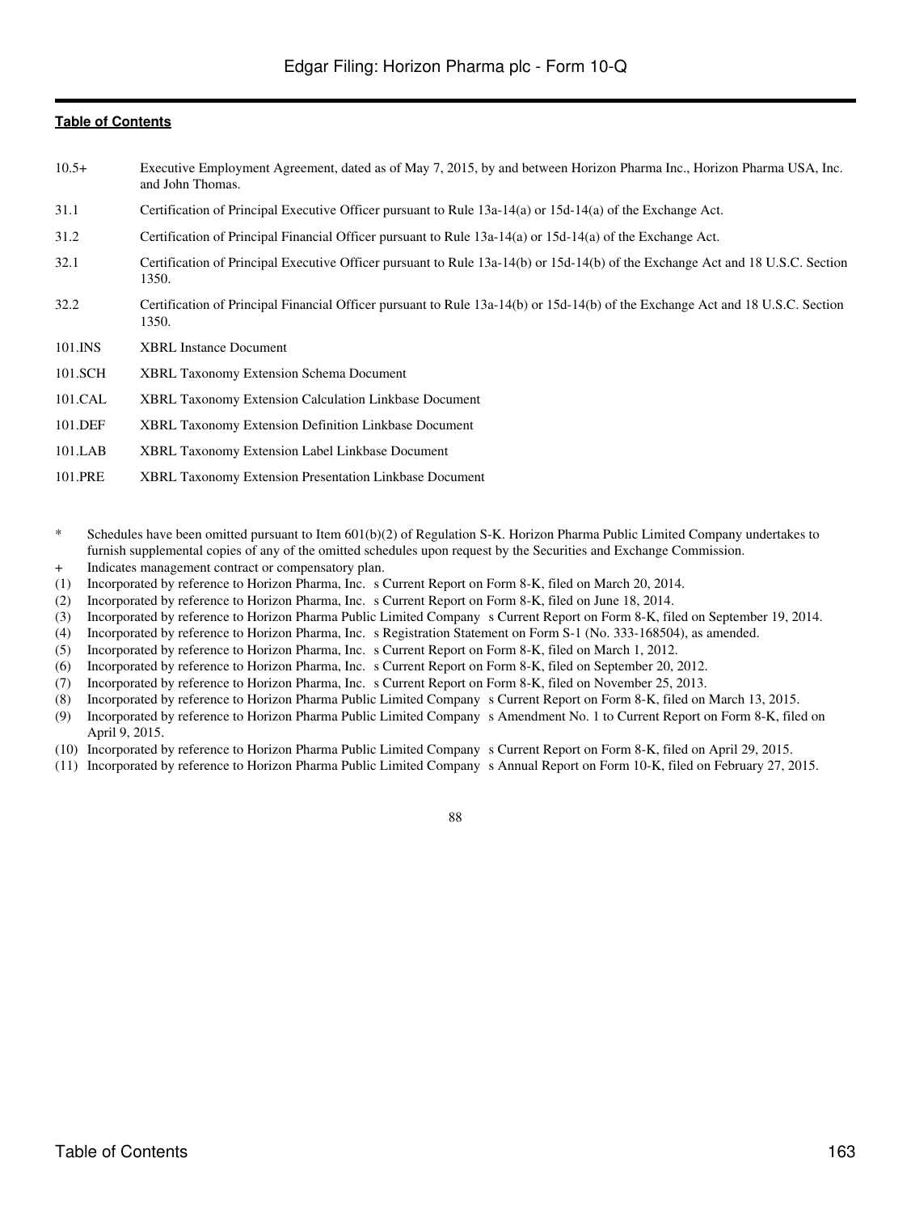**Table of Contents**

| | |
|---|---|
| 10.5+ | Executive Employment Agreement, dated as of May 7, 2015, by and between Horizon Pharma Inc., Horizon Pharma USA, Inc. and John Thomas. |
| 31.1 | Certification of Principal Executive Officer pursuant to Rule 13a-14(a) or 15d-14(a) of the Exchange Act. |
| 31.2 | Certification of Principal Financial Officer pursuant to Rule 13a-14(a) or 15d-14(a) of the Exchange Act. |
| 32.1 | Certification of Principal Executive Officer pursuant to Rule 13a-14(b) or 15d-14(b) of the Exchange Act and 18 U.S.C. Section 1350. |
| 32.2 | Certification of Principal Financial Officer pursuant to Rule 13a-14(b) or 15d-14(b) of the Exchange Act and 18 U.S.C. Section 1350. |
| 101.INS | XBRL Instance Document |
| 101.SCH | XBRL Taxonomy Extension Schema Document |
| 101.CAL | XBRL Taxonomy Extension Calculation Linkbase Document |
| 101.DEF | XBRL Taxonomy Extension Definition Linkbase Document |
| 101.LAB | XBRL Taxonomy Extension Label Linkbase Document |
| 101.PRE | XBRL Taxonomy Extension Presentation Linkbase Document |

\* Schedules have been omitted pursuant to Item 601(b)(2) of Regulation S-K. Horizon Pharma Public Limited Company undertakes to furnish supplemental copies of any of the omitted schedules upon request by the Securities and Exchange Commission.

\+ Indicates management contract or compensatory plan.

(1) Incorporated by reference to Horizon Pharma, Inc. s Current Report on Form 8-K, filed on March 20, 2014.

(2) Incorporated by reference to Horizon Pharma, Inc. s Current Report on Form 8-K, filed on June 18, 2014.

(3) Incorporated by reference to Horizon Pharma Public Limited Company s Current Report on Form 8-K, filed on September 19, 2014.

(4) Incorporated by reference to Horizon Pharma, Inc. s Registration Statement on Form S-1 (No. 333-168504), as amended.

(5) Incorporated by reference to Horizon Pharma, Inc. s Current Report on Form 8-K, filed on March 1, 2012.

(6) Incorporated by reference to Horizon Pharma, Inc. s Current Report on Form 8-K, filed on September 20, 2012.

(7) Incorporated by reference to Horizon Pharma, Inc. s Current Report on Form 8-K, filed on November 25, 2013.

(8) Incorporated by reference to Horizon Pharma Public Limited Company s Current Report on Form 8-K, filed on March 13, 2015.

(9) Incorporated by reference to Horizon Pharma Public Limited Company s Amendment No. 1 to Current Report on Form 8-K, filed on April 9, 2015.

(10) Incorporated by reference to Horizon Pharma Public Limited Company s Current Report on Form 8-K, filed on April 29, 2015.

(11) Incorporated by reference to Horizon Pharma Public Limited Company s Annual Report on Form 10-K, filed on February 27, 2015.